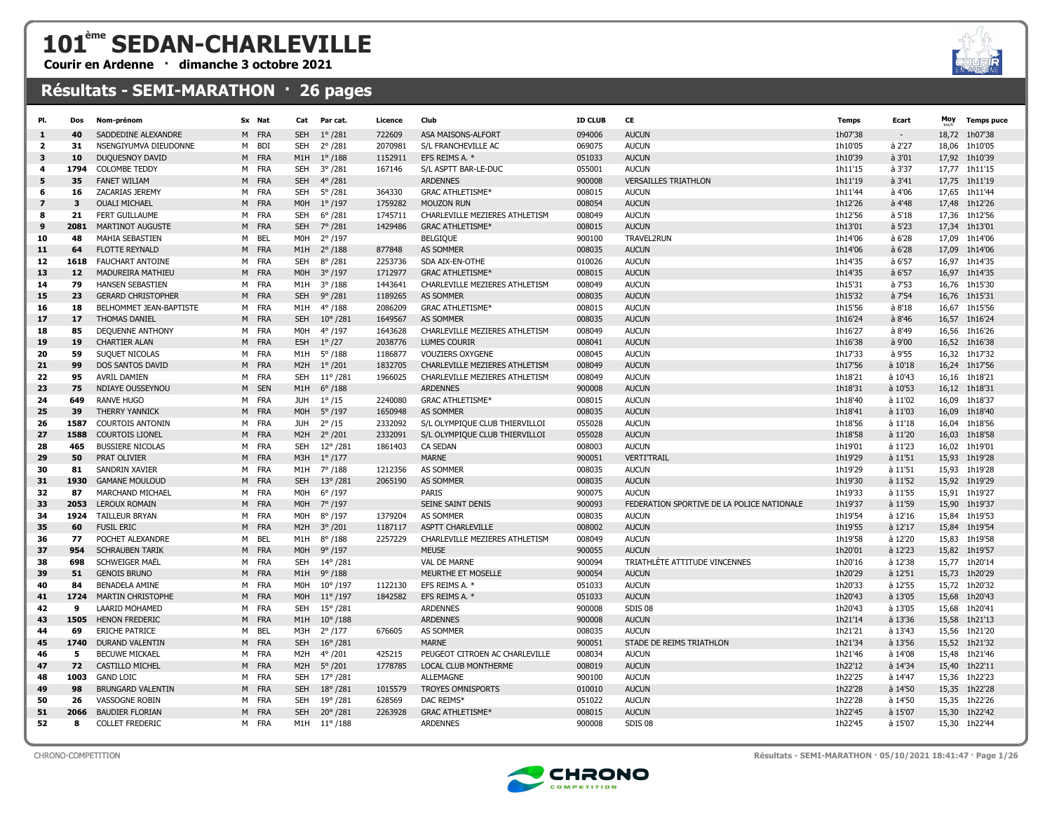# 101ème SEDAN-CHARLEVILLE

**Courir en Ardenne · dimanche 3 octobre 2021**

## Résultats - SEMI-MARATHON · 26 pages

| Pl. | Dos | Nom-prénom | Sx | Nat | Cat | Par cat. | Licence | Club | ID CLUB | CE | Temps | Ecart | Moy km/h | Temps puce |
|---|---|---|---|---|---|---|---|---|---|---|---|---|---|---|
| 1 | 40 | SADDEDINE ALEXANDRE | M | FRA | SEH | 1° /281 | 722609 | ASA MAISONS-ALFORT | 094006 | AUCUN | 1h07'38 | - | 18,72 | 1h07'38 |
| 2 | 31 | NSENGIYUMVA DIEUDONNE | M | BDI | SEH | 2° /281 | 2070981 | S/L FRANCHEVILLE AC | 069075 | AUCUN | 1h10'05 | à 2'27 | 18,06 | 1h10'05 |
| 3 | 10 | DUQUESNOY DAVID | M | FRA | M1H | 1° /188 | 1152911 | EFS REIMS A. * | 051033 | AUCUN | 1h10'39 | à 3'01 | 17,92 | 1h10'39 |
| 4 | 1794 | COLOMBE TEDDY | M | FRA | SEH | 3° /281 | 167146 | S/L ASPTT BAR-LE-DUC | 055001 | AUCUN | 1h11'15 | à 3'37 | 17,77 | 1h11'15 |
| 5 | 35 | FANET WILIAM | M | FRA | SEH | 4° /281 | | ARDENNES | 900008 | VERSAILLES TRIATHLON | 1h11'19 | à 3'41 | 17,75 | 1h11'19 |
| 6 | 16 | ZACARIAS JEREMY | M | FRA | SEH | 5° /281 | 364330 | GRAC ATHLETISME* | 008015 | AUCUN | 1h11'44 | à 4'06 | 17,65 | 1h11'44 |
| 7 | 3 | OUALI MICHAEL | M | FRA | M0H | 1° /197 | 1759282 | MOUZON RUN | 008054 | AUCUN | 1h12'26 | à 4'48 | 17,48 | 1h12'26 |
| 8 | 21 | FERT GUILLAUME | M | FRA | SEH | 6° /281 | 1745711 | CHARLEVILLE MEZIERES ATHLETISM | 008049 | AUCUN | 1h12'56 | à 5'18 | 17,36 | 1h12'56 |
| 9 | 2081 | MARTINOT AUGUSTE | M | FRA | SEH | 7° /281 | 1429486 | GRAC ATHLETISME* | 008015 | AUCUN | 1h13'01 | à 5'23 | 17,34 | 1h13'01 |
| 10 | 48 | MAHIA SEBASTIEN | M | BEL | M0H | 2° /197 | | BELGIQUE | 900100 | TRAVEL2RUN | 1h14'06 | à 6'28 | 17,09 | 1h14'06 |
| 11 | 64 | FLOTTE REYNALD | M | FRA | M1H | 2° /188 | 877848 | AS SOMMER | 008035 | AUCUN | 1h14'06 | à 6'28 | 17,09 | 1h14'06 |
| 12 | 1618 | FAUCHART ANTOINE | M | FRA | SEH | 8° /281 | 2253736 | SDA AIX-EN-OTHE | 010026 | AUCUN | 1h14'35 | à 6'57 | 16,97 | 1h14'35 |
| 13 | 12 | MADUREIRA MATHIEU | M | FRA | M0H | 3° /197 | 1712977 | GRAC ATHLETISME* | 008015 | AUCUN | 1h14'35 | à 6'57 | 16,97 | 1h14'35 |
| 14 | 79 | HANSEN SEBASTIEN | M | FRA | M1H | 3° /188 | 1443641 | CHARLEVILLE MEZIERES ATHLETISM | 008049 | AUCUN | 1h15'31 | à 7'53 | 16,76 | 1h15'30 |
| 15 | 23 | GERARD CHRISTOPHER | M | FRA | SEH | 9° /281 | 1189265 | AS SOMMER | 008035 | AUCUN | 1h15'32 | à 7'54 | 16,76 | 1h15'31 |
| 16 | 18 | BELHOMMET JEAN-BAPTISTE | M | FRA | M1H | 4° /188 | 2086209 | GRAC ATHLETISME* | 008015 | AUCUN | 1h15'56 | à 8'18 | 16,67 | 1h15'56 |
| 17 | 17 | THOMAS DANIEL | M | FRA | SEH | 10° /281 | 1649567 | AS SOMMER | 008035 | AUCUN | 1h16'24 | à 8'46 | 16,57 | 1h16'24 |
| 18 | 85 | DEQUENNE ANTHONY | M | FRA | M0H | 4° /197 | 1643628 | CHARLEVILLE MEZIERES ATHLETISM | 008049 | AUCUN | 1h16'27 | à 8'49 | 16,56 | 1h16'26 |
| 19 | 19 | CHARTIER ALAN | M | FRA | ESH | 1° /27 | 2038776 | LUMES COURIR | 008041 | AUCUN | 1h16'38 | à 9'00 | 16,52 | 1h16'38 |
| 20 | 59 | SUQUET NICOLAS | M | FRA | M1H | 5° /188 | 1186877 | VOUZIERS OXYGENE | 008045 | AUCUN | 1h17'33 | à 9'55 | 16,32 | 1h17'32 |
| 21 | 99 | DOS SANTOS DAVID | M | FRA | M2H | 1° /201 | 1832705 | CHARLEVILLE MEZIERES ATHLETISM | 008049 | AUCUN | 1h17'56 | à 10'18 | 16,24 | 1h17'56 |
| 22 | 95 | AVRIL DAMIEN | M | FRA | SEH | 11° /281 | 1966025 | CHARLEVILLE MEZIERES ATHLETISM | 008049 | AUCUN | 1h18'21 | à 10'43 | 16,16 | 1h18'21 |
| 23 | 75 | NDIAYE OUSSEYNOU | M | SEN | M1H | 6° /188 | | ARDENNES | 900008 | AUCUN | 1h18'31 | à 10'53 | 16,12 | 1h18'31 |
| 24 | 649 | RANVE HUGO | M | FRA | JUH | 1° /15 | 2240080 | GRAC ATHLETISME* | 008015 | AUCUN | 1h18'40 | à 11'02 | 16,09 | 1h18'37 |
| 25 | 39 | THERRY YANNICK | M | FRA | M0H | 5° /197 | 1650948 | AS SOMMER | 008035 | AUCUN | 1h18'41 | à 11'03 | 16,09 | 1h18'40 |
| 26 | 1587 | COURTOIS ANTONIN | M | FRA | JUH | 2° /15 | 2332092 | S/L OLYMPIQUE CLUB THIERVILLOI | 055028 | AUCUN | 1h18'56 | à 11'18 | 16,04 | 1h18'56 |
| 27 | 1588 | COURTOIS LIONEL | M | FRA | M2H | 2° /201 | 2332091 | S/L OLYMPIQUE CLUB THIERVILLOI | 055028 | AUCUN | 1h18'58 | à 11'20 | 16,03 | 1h18'58 |
| 28 | 465 | BUSSIERE NICOLAS | M | FRA | SEH | 12° /281 | 1861403 | CA SEDAN | 008003 | AUCUN | 1h19'01 | à 11'23 | 16,02 | 1h19'01 |
| 29 | 50 | PRAT OLIVIER | M | FRA | M3H | 1° /177 | | MARNE | 900051 | VERTI'TRAIL | 1h19'29 | à 11'51 | 15,93 | 1h19'28 |
| 30 | 81 | SANDRIN XAVIER | M | FRA | M1H | 7° /188 | 1212356 | AS SOMMER | 008035 | AUCUN | 1h19'29 | à 11'51 | 15,93 | 1h19'28 |
| 31 | 1930 | GAMANE MOULOUD | M | FRA | SEH | 13° /281 | 2065190 | AS SOMMER | 008035 | AUCUN | 1h19'30 | à 11'52 | 15,92 | 1h19'29 |
| 32 | 87 | MARCHAND MICHAEL | M | FRA | M0H | 6° /197 | | PARIS | 900075 | AUCUN | 1h19'33 | à 11'55 | 15,91 | 1h19'27 |
| 33 | 2053 | LEROUX ROMAIN | M | FRA | M0H | 7° /197 | | SEINE SAINT DENIS | 900093 | FEDERATION SPORTIVE DE LA POLICE NATIONALE | 1h19'37 | à 11'59 | 15,90 | 1h19'37 |
| 34 | 1924 | TAILLEUR BRYAN | M | FRA | M0H | 8° /197 | 1379204 | AS SOMMER | 008035 | AUCUN | 1h19'54 | à 12'16 | 15,84 | 1h19'53 |
| 35 | 60 | FUSIL ERIC | M | FRA | M2H | 3° /201 | 1187117 | ASPTT CHARLEVILLE | 008002 | AUCUN | 1h19'55 | à 12'17 | 15,84 | 1h19'54 |
| 36 | 77 | POCHET ALEXANDRE | M | BEL | M1H | 8° /188 | 2257229 | CHARLEVILLE MEZIERES ATHLETISM | 008049 | AUCUN | 1h19'58 | à 12'20 | 15,83 | 1h19'58 |
| 37 | 954 | SCHRAUBEN TARIK | M | FRA | M0H | 9° /197 | | MEUSE | 900055 | AUCUN | 1h20'01 | à 12'23 | 15,82 | 1h19'57 |
| 38 | 698 | SCHWEIGER MAËL | M | FRA | SEH | 14° /281 | | VAL DE MARNE | 900094 | TRIATHLÈTE ATTITUDE VINCENNES | 1h20'16 | à 12'38 | 15,77 | 1h20'14 |
| 39 | 51 | GENOIS BRUNO | M | FRA | M1H | 9° /188 | | MEURTHE ET MOSELLE | 900054 | AUCUN | 1h20'29 | à 12'51 | 15,73 | 1h20'29 |
| 40 | 84 | BENADELA AMINE | M | FRA | M0H | 10° /197 | 1122130 | EFS REIMS A. * | 051033 | AUCUN | 1h20'33 | à 12'55 | 15,72 | 1h20'32 |
| 41 | 1724 | MARTIN CHRISTOPHE | M | FRA | M0H | 11° /197 | 1842582 | EFS REIMS A. * | 051033 | AUCUN | 1h20'43 | à 13'05 | 15,68 | 1h20'43 |
| 42 | 9 | LAARID MOHAMED | M | FRA | SEH | 15° /281 | | ARDENNES | 900008 | SDIS 08 | 1h20'43 | à 13'05 | 15,68 | 1h20'41 |
| 43 | 1505 | HENON FREDERIC | M | FRA | M1H | 10° /188 | | ARDENNES | 900008 | AUCUN | 1h21'14 | à 13'36 | 15,58 | 1h21'13 |
| 44 | 69 | ERICHE PATRICE | M | BEL | M3H | 2° /177 | 676605 | AS SOMMER | 008035 | AUCUN | 1h21'21 | à 13'43 | 15,56 | 1h21'20 |
| 45 | 1740 | DURAND VALENTIN | M | FRA | SEH | 16° /281 | | MARNE | 900051 | STADE DE REIMS TRIATHLON | 1h21'34 | à 13'56 | 15,52 | 1h21'32 |
| 46 | 5 | BECUWE MICKAEL | M | FRA | M2H | 4° /201 | 425215 | PEUGEOT CITROEN AC CHARLEVILLE | 008034 | AUCUN | 1h21'46 | à 14'08 | 15,48 | 1h21'46 |
| 47 | 72 | CASTILLO MICHEL | M | FRA | M2H | 5° /201 | 1778785 | LOCAL CLUB MONTHERME | 008019 | AUCUN | 1h22'12 | à 14'34 | 15,40 | 1h22'11 |
| 48 | 1003 | GAND LOIC | M | FRA | SEH | 17° /281 | | ALLEMAGNE | 900100 | AUCUN | 1h22'25 | à 14'47 | 15,36 | 1h22'23 |
| 49 | 98 | BRUNGARD VALENTIN | M | FRA | SEH | 18° /281 | 1015579 | TROYES OMNISPORTS | 010010 | AUCUN | 1h22'28 | à 14'50 | 15,35 | 1h22'28 |
| 50 | 26 | VASSOGNE ROBIN | M | FRA | SEH | 19° /281 | 628569 | DAC REIMS* | 051022 | AUCUN | 1h22'28 | à 14'50 | 15,35 | 1h22'26 |
| 51 | 2066 | BAUDIER FLORIAN | M | FRA | SEH | 20° /281 | 2263928 | GRAC ATHLETISME* | 008015 | AUCUN | 1h22'45 | à 15'07 | 15,30 | 1h22'42 |
| 52 | 8 | COLLET FREDERIC | M | FRA | M1H | 11° /188 | | ARDENNES | 900008 | SDIS 08 | 1h22'45 | à 15'07 | 15,30 | 1h22'44 |

CHRONO-COMPETITION

Résultats - SEMI-MARATHON · 05/10/2021 18:41:47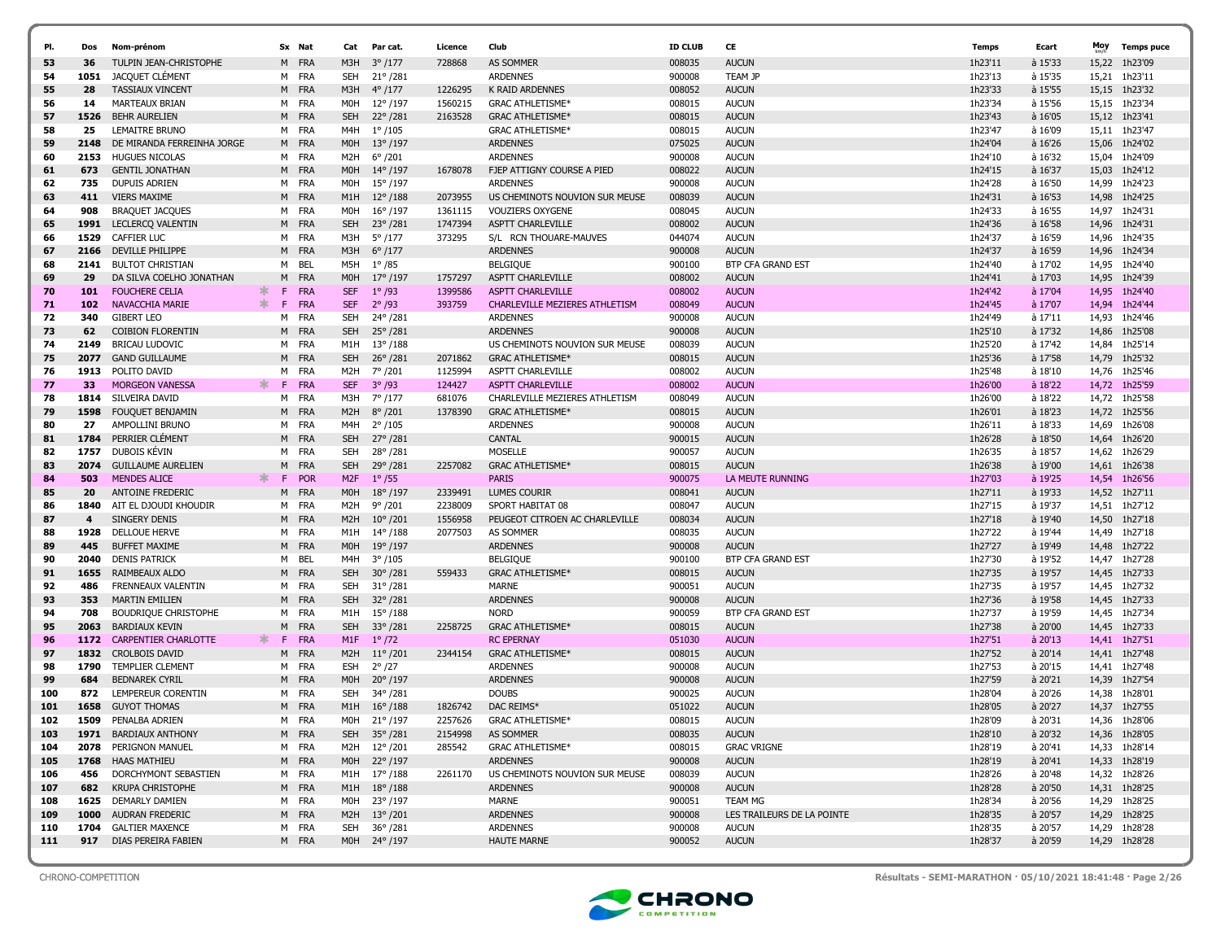| Pl. | Dos | Nom-prénom | Sx | Nat | Cat | Par cat. | Licence | Club | ID CLUB | CE | Temps | Ecart | Moy km/h | Temps puce |
|---|---|---|---|---|---|---|---|---|---|---|---|---|---|---|
| 53 | 36 | TULPIN JEAN-CHRISTOPHE | M | FRA | M3H | 3° /177 | 728868 | AS SOMMER | 008035 | AUCUN | 1h23'11 | à 15'33 | 15,22 | 1h23'09 |
| 54 | 1051 | JACQUET CLÉMENT | M | FRA | SEH | 21° /281 | | ARDENNES | 900008 | TEAM JP | 1h23'13 | à 15'35 | 15,21 | 1h23'11 |
| 55 | 28 | TASSIAUX VINCENT | M | FRA | M3H | 4° /177 | 1226295 | K RAID ARDENNES | 008052 | AUCUN | 1h23'33 | à 15'55 | 15,15 | 1h23'32 |
| 56 | 14 | MARTEAUX BRIAN | M | FRA | M0H | 12° /197 | 1560215 | GRAC ATHLETISME* | 008015 | AUCUN | 1h23'34 | à 15'56 | 15,15 | 1h23'34 |
| 57 | 1526 | BEHR AURELIEN | M | FRA | SEH | 22° /281 | 2163528 | GRAC ATHLETISME* | 008015 | AUCUN | 1h23'43 | à 16'05 | 15,12 | 1h23'41 |
| 58 | 25 | LEMAITRE BRUNO | M | FRA | M4H | 1° /105 | | GRAC ATHLETISME* | 008015 | AUCUN | 1h23'47 | à 16'09 | 15,11 | 1h23'47 |
| 59 | 2148 | DE MIRANDA FERREINHA JORGE | M | FRA | M0H | 13° /197 | | ARDENNES | 075025 | AUCUN | 1h24'04 | à 16'26 | 15,06 | 1h24'02 |
| 60 | 2153 | HUGUES NICOLAS | M | FRA | M2H | 6° /201 | | ARDENNES | 900008 | AUCUN | 1h24'10 | à 16'32 | 15,04 | 1h24'09 |
| 61 | 673 | GENTIL JONATHAN | M | FRA | M0H | 14° /197 | 1678078 | FJEP ATTIGNY COURSE A PIED | 008022 | AUCUN | 1h24'15 | à 16'37 | 15,03 | 1h24'12 |
| 62 | 735 | DUPUIS ADRIEN | M | FRA | M0H | 15° /197 | | ARDENNES | 900008 | AUCUN | 1h24'28 | à 16'50 | 14,99 | 1h24'23 |
| 63 | 411 | VIERS MAXIME | M | FRA | M1H | 12° /188 | 2073955 | US CHEMINOTS NOUVION SUR MEUSE | 008039 | AUCUN | 1h24'31 | à 16'53 | 14,98 | 1h24'25 |
| 64 | 908 | BRAQUET JACQUES | M | FRA | M0H | 16° /197 | 1361115 | VOUZIERS OXYGENE | 008045 | AUCUN | 1h24'33 | à 16'55 | 14,97 | 1h24'31 |
| 65 | 1991 | LECLERCQ VALENTIN | M | FRA | SEH | 23° /281 | 1747394 | ASPTT CHARLEVILLE | 008002 | AUCUN | 1h24'36 | à 16'58 | 14,96 | 1h24'31 |
| 66 | 1529 | CAFFIER LUC | M | FRA | M3H | 5° /177 | 373295 | S/L RCN THOUARE-MAUVES | 044074 | AUCUN | 1h24'37 | à 16'59 | 14,96 | 1h24'35 |
| 67 | 2166 | DEVILLE PHILIPPE | M | FRA | M3H | 6° /177 | | ARDENNES | 900008 | AUCUN | 1h24'37 | à 16'59 | 14,96 | 1h24'34 |
| 68 | 2141 | BULTOT CHRISTIAN | M | BEL | M5H | 1° /85 | | BELGIQUE | 900100 | BTP CFA GRAND EST | 1h24'40 | à 17'02 | 14,95 | 1h24'40 |
| 69 | 29 | DA SILVA COELHO JONATHAN | M | FRA | M0H | 17° /197 | 1757297 | ASPTT CHARLEVILLE | 008002 | AUCUN | 1h24'41 | à 17'03 | 14,95 | 1h24'39 |
| 70 | 101 | FOUCHERE CELIA | F | FRA | SEF | 1° /93 | 1399586 | ASPTT CHARLEVILLE | 008002 | AUCUN | 1h24'42 | à 17'04 | 14,95 | 1h24'40 |
| 71 | 102 | NAVACCHIA MARIE | F | FRA | SEF | 2° /93 | 393759 | CHARLEVILLE MEZIERES ATHLETISM | 008049 | AUCUN | 1h24'45 | à 17'07 | 14,94 | 1h24'44 |
| 72 | 340 | GIBERT LEO | M | FRA | SEH | 24° /281 | | ARDENNES | 900008 | AUCUN | 1h24'49 | à 17'11 | 14,93 | 1h24'46 |
| 73 | 62 | COIBION FLORENTIN | M | FRA | SEH | 25° /281 | | ARDENNES | 900008 | AUCUN | 1h25'10 | à 17'32 | 14,86 | 1h25'08 |
| 74 | 2149 | BRICAU LUDOVIC | M | FRA | M1H | 13° /188 | | US CHEMINOTS NOUVION SUR MEUSE | 008039 | AUCUN | 1h25'20 | à 17'42 | 14,84 | 1h25'14 |
| 75 | 2077 | GAND GUILLAUME | M | FRA | SEH | 26° /281 | 2071862 | GRAC ATHLETISME* | 008015 | AUCUN | 1h25'36 | à 17'58 | 14,79 | 1h25'32 |
| 76 | 1913 | POLITO DAVID | M | FRA | M2H | 7° /201 | 1125994 | ASPTT CHARLEVILLE | 008002 | AUCUN | 1h25'48 | à 18'10 | 14,76 | 1h25'46 |
| 77 | 33 | MORGEON VANESSA | F | FRA | SEF | 3° /93 | 124427 | ASPTT CHARLEVILLE | 008002 | AUCUN | 1h26'00 | à 18'22 | 14,72 | 1h25'59 |
| 78 | 1814 | SILVEIRA DAVID | M | FRA | M3H | 7° /177 | 681076 | CHARLEVILLE MEZIERES ATHLETISM | 008049 | AUCUN | 1h26'00 | à 18'22 | 14,72 | 1h25'58 |
| 79 | 1598 | FOUQUET BENJAMIN | M | FRA | M2H | 8° /201 | 1378390 | GRAC ATHLETISME* | 008015 | AUCUN | 1h26'01 | à 18'23 | 14,72 | 1h25'56 |
| 80 | 27 | AMPOLLINI BRUNO | M | FRA | M4H | 2° /105 | | ARDENNES | 900008 | AUCUN | 1h26'11 | à 18'33 | 14,69 | 1h26'08 |
| 81 | 1784 | PERRIER CLÉMENT | M | FRA | SEH | 27° /281 | | CANTAL | 900015 | AUCUN | 1h26'28 | à 18'50 | 14,64 | 1h26'20 |
| 82 | 1757 | DUBOIS KÉVIN | M | FRA | SEH | 28° /281 | | MOSELLE | 900057 | AUCUN | 1h26'35 | à 18'57 | 14,62 | 1h26'29 |
| 83 | 2074 | GUILLAUME AURELIEN | M | FRA | SEH | 29° /281 | 2257082 | GRAC ATHLETISME* | 008015 | AUCUN | 1h26'38 | à 19'00 | 14,61 | 1h26'38 |
| 84 | 503 | MENDES ALICE | F | POR | M2F | 1° /55 | | PARIS | 900075 | LA MEUTE RUNNING | 1h27'03 | à 19'25 | 14,54 | 1h26'56 |
| 85 | 20 | ANTOINE FREDERIC | M | FRA | M0H | 18° /197 | 2339491 | LUMES COURIR | 008041 | AUCUN | 1h27'11 | à 19'33 | 14,52 | 1h27'11 |
| 86 | 1840 | AIT EL DJOUDI KHOUDIR | M | FRA | M2H | 9° /201 | 2238009 | SPORT HABITAT 08 | 008047 | AUCUN | 1h27'15 | à 19'37 | 14,51 | 1h27'12 |
| 87 | 4 | SINGERY DENIS | M | FRA | M2H | 10° /201 | 1556958 | PEUGEOT CITROEN AC CHARLEVILLE | 008034 | AUCUN | 1h27'18 | à 19'40 | 14,50 | 1h27'18 |
| 88 | 1928 | DELLOUE HERVE | M | FRA | M1H | 14° /188 | 2077503 | AS SOMMER | 008035 | AUCUN | 1h27'22 | à 19'44 | 14,49 | 1h27'18 |
| 89 | 445 | BUFFET MAXIME | M | FRA | M0H | 19° /197 | | ARDENNES | 900008 | AUCUN | 1h27'27 | à 19'49 | 14,48 | 1h27'22 |
| 90 | 2040 | DENIS PATRICK | M | BEL | M4H | 3° /105 | | BELGIQUE | 900100 | BTP CFA GRAND EST | 1h27'30 | à 19'52 | 14,47 | 1h27'28 |
| 91 | 1655 | RAIMBEAUX ALDO | M | FRA | SEH | 30° /281 | 559433 | GRAC ATHLETISME* | 008015 | AUCUN | 1h27'35 | à 19'57 | 14,45 | 1h27'33 |
| 92 | 486 | FRENNEAUX VALENTIN | M | FRA | SEH | 31° /281 | | MARNE | 900051 | AUCUN | 1h27'35 | à 19'57 | 14,45 | 1h27'32 |
| 93 | 353 | MARTIN EMILIEN | M | FRA | SEH | 32° /281 | | ARDENNES | 900008 | AUCUN | 1h27'36 | à 19'58 | 14,45 | 1h27'33 |
| 94 | 708 | BOUDRIQUE CHRISTOPHE | M | FRA | M1H | 15° /188 | | NORD | 900059 | BTP CFA GRAND EST | 1h27'37 | à 19'59 | 14,45 | 1h27'34 |
| 95 | 2063 | BARDIAUX KEVIN | M | FRA | SEH | 33° /281 | 2258725 | GRAC ATHLETISME* | 008015 | AUCUN | 1h27'38 | à 20'00 | 14,45 | 1h27'33 |
| 96 | 1172 | CARPENTIER CHARLOTTE | F | FRA | M1F | 1° /72 | | RC EPERNAY | 051030 | AUCUN | 1h27'51 | à 20'13 | 14,41 | 1h27'51 |
| 97 | 1832 | CROLBOIS DAVID | M | FRA | M2H | 11° /201 | 2344154 | GRAC ATHLETISME* | 008015 | AUCUN | 1h27'52 | à 20'14 | 14,41 | 1h27'48 |
| 98 | 1790 | TEMPLIER CLEMENT | M | FRA | ESH | 2° /27 | | ARDENNES | 900008 | AUCUN | 1h27'53 | à 20'15 | 14,41 | 1h27'48 |
| 99 | 684 | BEDNAREK CYRIL | M | FRA | M0H | 20° /197 | | ARDENNES | 900008 | AUCUN | 1h27'59 | à 20'21 | 14,39 | 1h27'54 |
| 100 | 872 | LEMPEREUR CORENTIN | M | FRA | SEH | 34° /281 | | DOUBS | 900025 | AUCUN | 1h28'04 | à 20'26 | 14,38 | 1h28'01 |
| 101 | 1658 | GUYOT THOMAS | M | FRA | M1H | 16° /188 | 1826742 | DAC REIMS* | 051022 | AUCUN | 1h28'05 | à 20'27 | 14,37 | 1h27'55 |
| 102 | 1509 | PENALBA ADRIEN | M | FRA | M0H | 21° /197 | 2257626 | GRAC ATHLETISME* | 008015 | AUCUN | 1h28'09 | à 20'31 | 14,36 | 1h28'06 |
| 103 | 1971 | BARDIAUX ANTHONY | M | FRA | SEH | 35° /281 | 2154998 | AS SOMMER | 008035 | AUCUN | 1h28'10 | à 20'32 | 14,36 | 1h28'05 |
| 104 | 2078 | PERIGNON MANUEL | M | FRA | M2H | 12° /201 | 285542 | GRAC ATHLETISME* | 008015 | GRAC VRIGNE | 1h28'19 | à 20'41 | 14,33 | 1h28'14 |
| 105 | 1768 | HAAS MATHIEU | M | FRA | M0H | 22° /197 | | ARDENNES | 900008 | AUCUN | 1h28'19 | à 20'41 | 14,33 | 1h28'19 |
| 106 | 456 | DORCHYMONT SEBASTIEN | M | FRA | M1H | 17° /188 | 2261170 | US CHEMINOTS NOUVION SUR MEUSE | 008039 | AUCUN | 1h28'26 | à 20'48 | 14,32 | 1h28'26 |
| 107 | 682 | KRUPA CHRISTOPHE | M | FRA | M1H | 18° /188 | | ARDENNES | 900008 | AUCUN | 1h28'28 | à 20'50 | 14,31 | 1h28'25 |
| 108 | 1625 | DEMARLY DAMIEN | M | FRA | M0H | 23° /197 | | MARNE | 900051 | TEAM MG | 1h28'34 | à 20'56 | 14,29 | 1h28'25 |
| 109 | 1000 | AUDRAN FREDERIC | M | FRA | M2H | 13° /201 | | ARDENNES | 900008 | LES TRAILEURS DE LA POINTE | 1h28'35 | à 20'57 | 14,29 | 1h28'25 |
| 110 | 1704 | GALTIER MAXENCE | M | FRA | SEH | 36° /281 | | ARDENNES | 900008 | AUCUN | 1h28'35 | à 20'57 | 14,29 | 1h28'28 |
| 111 | 917 | DIAS PEREIRA FABIEN | M | FRA | M0H | 24° /197 | | HAUTE MARNE | 900052 | AUCUN | 1h28'37 | à 20'59 | 14,29 | 1h28'28 |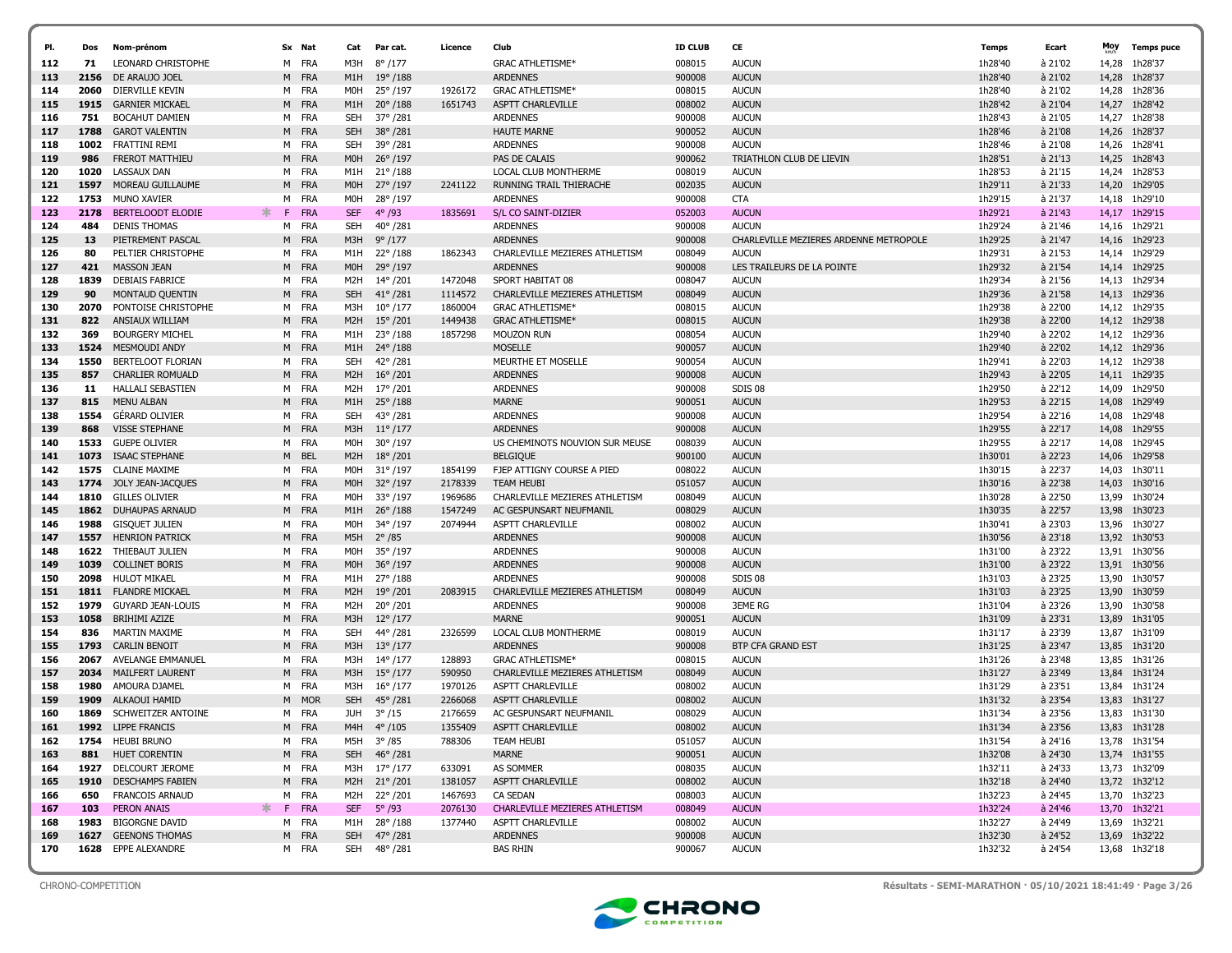| Pl. | Dos | Nom-prénom | | Sx | Nat | Cat | Par cat. | Licence | Club | ID CLUB | CE | Temps | Ecart | Moy km/h | Temps puce |
|---|---|---|---|---|---|---|---|---|---|---|---|---|---|---|---|
| 112 | 71 | LEONARD CHRISTOPHE | | M | FRA | M3H | 8° /177 | | GRAC ATHLETISME* | 008015 | AUCUN | 1h28'40 | à 21'02 | 14,28 | 1h28'37 |
| 113 | 2156 | DE ARAUJO JOEL | | M | FRA | M1H | 19° /188 | | ARDENNES | 900008 | AUCUN | 1h28'40 | à 21'02 | 14,28 | 1h28'37 |
| 114 | 2060 | DIERVILLE KEVIN | | M | FRA | M0H | 25° /197 | 1926172 | GRAC ATHLETISME* | 008015 | AUCUN | 1h28'40 | à 21'02 | 14,28 | 1h28'36 |
| 115 | 1915 | GARNIER MICKAEL | | M | FRA | M1H | 20° /188 | 1651743 | ASPTT CHARLEVILLE | 008002 | AUCUN | 1h28'42 | à 21'04 | 14,27 | 1h28'42 |
| 116 | 751 | BOCAHUT DAMIEN | | M | FRA | SEH | 37° /281 | | ARDENNES | 900008 | AUCUN | 1h28'43 | à 21'05 | 14,27 | 1h28'38 |
| 117 | 1788 | GAROT VALENTIN | | M | FRA | SEH | 38° /281 | | HAUTE MARNE | 900052 | AUCUN | 1h28'46 | à 21'08 | 14,26 | 1h28'37 |
| 118 | 1002 | FRATTINI REMI | | M | FRA | SEH | 39° /281 | | ARDENNES | 900008 | AUCUN | 1h28'46 | à 21'08 | 14,26 | 1h28'41 |
| 119 | 986 | FREROT MATTHIEU | | M | FRA | M0H | 26° /197 | | PAS DE CALAIS | 900062 | TRIATHLON CLUB DE LIEVIN | 1h28'51 | à 21'13 | 14,25 | 1h28'43 |
| 120 | 1020 | LASSAUX DAN | | M | FRA | M1H | 21° /188 | | LOCAL CLUB MONTHERME | 008019 | AUCUN | 1h28'53 | à 21'15 | 14,24 | 1h28'53 |
| 121 | 1597 | MOREAU GUILLAUME | | M | FRA | M0H | 27° /197 | 2241122 | RUNNING TRAIL THIERACHE | 002035 | AUCUN | 1h29'11 | à 21'33 | 14,20 | 1h29'05 |
| 122 | 1753 | MUNO XAVIER | | M | FRA | M0H | 28° /197 | | ARDENNES | 900008 | CTA | 1h29'15 | à 21'37 | 14,18 | 1h29'10 |
| 123 | 2178 | BERTELOODT ELODIE | * | F | FRA | SEF | 4° /93 | 1835691 | S/L CO SAINT-DIZIER | 052003 | AUCUN | 1h29'21 | à 21'43 | 14,17 | 1h29'15 |
| 124 | 484 | DENIS THOMAS | | M | FRA | SEH | 40° /281 | | ARDENNES | 900008 | AUCUN | 1h29'24 | à 21'46 | 14,16 | 1h29'21 |
| 125 | 13 | PIETREMENT PASCAL | | M | FRA | M3H | 9° /177 | | ARDENNES | 900008 | CHARLEVILLE MEZIERES ARDENNE METROPOLE | 1h29'25 | à 21'47 | 14,16 | 1h29'23 |
| 126 | 80 | PELTIER CHRISTOPHE | | M | FRA | M1H | 22° /188 | 1862343 | CHARLEVILLE MEZIERES ATHLETISM | 008049 | AUCUN | 1h29'31 | à 21'53 | 14,14 | 1h29'29 |
| 127 | 421 | MASSON JEAN | | M | FRA | M0H | 29° /197 | | ARDENNES | 900008 | LES TRAILEURS DE LA POINTE | 1h29'32 | à 21'54 | 14,14 | 1h29'25 |
| 128 | 1839 | DEBIAIS FABRICE | | M | FRA | M2H | 14° /201 | 1472048 | SPORT HABITAT 08 | 008047 | AUCUN | 1h29'34 | à 21'56 | 14,13 | 1h29'34 |
| 129 | 90 | MONTAUD QUENTIN | | M | FRA | SEH | 41° /281 | 1114572 | CHARLEVILLE MEZIERES ATHLETISM | 008049 | AUCUN | 1h29'36 | à 21'58 | 14,13 | 1h29'36 |
| 130 | 2070 | PONTOISE CHRISTOPHE | | M | FRA | M3H | 10° /177 | 1860004 | GRAC ATHLETISME* | 008015 | AUCUN | 1h29'38 | à 22'00 | 14,12 | 1h29'35 |
| 131 | 822 | ANSIAUX WILLIAM | | M | FRA | M2H | 15° /201 | 1449438 | GRAC ATHLETISME* | 008015 | AUCUN | 1h29'38 | à 22'00 | 14,12 | 1h29'38 |
| 132 | 369 | BOURGERY MICHEL | | M | FRA | M1H | 23° /188 | 1857298 | MOUZON RUN | 008054 | AUCUN | 1h29'40 | à 22'02 | 14,12 | 1h29'36 |
| 133 | 1524 | MESMOUDI ANDY | | M | FRA | M1H | 24° /188 | | MOSELLE | 900057 | AUCUN | 1h29'40 | à 22'02 | 14,12 | 1h29'36 |
| 134 | 1550 | BERTELOOT FLORIAN | | M | FRA | SEH | 42° /281 | | MEURTHE ET MOSELLE | 900054 | AUCUN | 1h29'41 | à 22'03 | 14,12 | 1h29'38 |
| 135 | 857 | CHARLIER ROMUALD | | M | FRA | M2H | 16° /201 | | ARDENNES | 900008 | AUCUN | 1h29'43 | à 22'05 | 14,11 | 1h29'35 |
| 136 | 11 | HALLALI SEBASTIEN | | M | FRA | M2H | 17° /201 | | ARDENNES | 900008 | SDIS 08 | 1h29'50 | à 22'12 | 14,09 | 1h29'50 |
| 137 | 815 | MENU ALBAN | | M | FRA | M1H | 25° /188 | | MARNE | 900051 | AUCUN | 1h29'53 | à 22'15 | 14,08 | 1h29'49 |
| 138 | 1554 | GÉRARD OLIVIER | | M | FRA | SEH | 43° /281 | | ARDENNES | 900008 | AUCUN | 1h29'54 | à 22'16 | 14,08 | 1h29'48 |
| 139 | 868 | VISSE STEPHANE | | M | FRA | M3H | 11° /177 | | ARDENNES | 900008 | AUCUN | 1h29'55 | à 22'17 | 14,08 | 1h29'55 |
| 140 | 1533 | GUEPE OLIVIER | | M | FRA | M0H | 30° /197 | | US CHEMINOTS NOUVION SUR MEUSE | 008039 | AUCUN | 1h29'55 | à 22'17 | 14,08 | 1h29'45 |
| 141 | 1073 | ISAAC STEPHANE | | M | BEL | M2H | 18° /201 | | BELGIQUE | 900100 | AUCUN | 1h30'01 | à 22'23 | 14,06 | 1h29'58 |
| 142 | 1575 | CLAINE MAXIME | | M | FRA | M0H | 31° /197 | 1854199 | FJEP ATTIGNY COURSE A PIED | 008022 | AUCUN | 1h30'15 | à 22'37 | 14,03 | 1h30'11 |
| 143 | 1774 | JOLY JEAN-JACQUES | | M | FRA | M0H | 32° /197 | 2178339 | TEAM HEUBI | 051057 | AUCUN | 1h30'16 | à 22'38 | 14,03 | 1h30'16 |
| 144 | 1810 | GILLES OLIVIER | | M | FRA | M0H | 33° /197 | 1969686 | CHARLEVILLE MEZIERES ATHLETISM | 008049 | AUCUN | 1h30'28 | à 22'50 | 13,99 | 1h30'24 |
| 145 | 1862 | DUHAUPAS ARNAUD | | M | FRA | M1H | 26° /188 | 1547249 | AC GESPUNSART NEUFMANIL | 008029 | AUCUN | 1h30'35 | à 22'57 | 13,98 | 1h30'23 |
| 146 | 1988 | GISQUET JULIEN | | M | FRA | M0H | 34° /197 | 2074944 | ASPTT CHARLEVILLE | 008002 | AUCUN | 1h30'41 | à 23'03 | 13,96 | 1h30'27 |
| 147 | 1557 | HENRION PATRICK | | M | FRA | M5H | 2° /85 | | ARDENNES | 900008 | AUCUN | 1h30'56 | à 23'18 | 13,92 | 1h30'53 |
| 148 | 1622 | THIEBAUT JULIEN | | M | FRA | M0H | 35° /197 | | ARDENNES | 900008 | AUCUN | 1h31'00 | à 23'22 | 13,91 | 1h30'56 |
| 149 | 1039 | COLLINET BORIS | | M | FRA | M0H | 36° /197 | | ARDENNES | 900008 | AUCUN | 1h31'00 | à 23'22 | 13,91 | 1h30'56 |
| 150 | 2098 | HULOT MIKAEL | | M | FRA | M1H | 27° /188 | | ARDENNES | 900008 | SDIS 08 | 1h31'03 | à 23'25 | 13,90 | 1h30'57 |
| 151 | 1811 | FLANDRE MICKAEL | | M | FRA | M2H | 19° /201 | 2083915 | CHARLEVILLE MEZIERES ATHLETISM | 008049 | AUCUN | 1h31'03 | à 23'25 | 13,90 | 1h30'59 |
| 152 | 1979 | GUYARD JEAN-LOUIS | | M | FRA | M2H | 20° /201 | | ARDENNES | 900008 | 3EME RG | 1h31'04 | à 23'26 | 13,90 | 1h30'58 |
| 153 | 1058 | BRIHIMI AZIZE | | M | FRA | M3H | 12° /177 | | MARNE | 900051 | AUCUN | 1h31'09 | à 23'31 | 13,89 | 1h31'05 |
| 154 | 836 | MARTIN MAXIME | | M | FRA | SEH | 44° /281 | 2326599 | LOCAL CLUB MONTHERME | 008019 | AUCUN | 1h31'17 | à 23'39 | 13,87 | 1h31'09 |
| 155 | 1793 | CARLIN BENOIT | | M | FRA | M3H | 13° /177 | | ARDENNES | 900008 | BTP CFA GRAND EST | 1h31'25 | à 23'47 | 13,85 | 1h31'20 |
| 156 | 2067 | AVELANGE EMMANUEL | | M | FRA | M3H | 14° /177 | 128893 | GRAC ATHLETISME* | 008015 | AUCUN | 1h31'26 | à 23'48 | 13,85 | 1h31'26 |
| 157 | 2034 | MAILFERT LAURENT | | M | FRA | M3H | 15° /177 | 590950 | CHARLEVILLE MEZIERES ATHLETISM | 008049 | AUCUN | 1h31'27 | à 23'49 | 13,84 | 1h31'24 |
| 158 | 1980 | AMOURA DJAMEL | | M | FRA | M3H | 16° /177 | 1970126 | ASPTT CHARLEVILLE | 008002 | AUCUN | 1h31'29 | à 23'51 | 13,84 | 1h31'24 |
| 159 | 1909 | ALKAOUI HAMID | | M | MOR | SEH | 45° /281 | 2266068 | ASPTT CHARLEVILLE | 008002 | AUCUN | 1h31'32 | à 23'54 | 13,83 | 1h31'27 |
| 160 | 1869 | SCHWEITZER ANTOINE | | M | FRA | JUH | 3° /15 | 2176659 | AC GESPUNSART NEUFMANIL | 008029 | AUCUN | 1h31'34 | à 23'56 | 13,83 | 1h31'30 |
| 161 | 1992 | LIPPE FRANCIS | | M | FRA | M4H | 4° /105 | 1355409 | ASPTT CHARLEVILLE | 008002 | AUCUN | 1h31'34 | à 23'56 | 13,83 | 1h31'28 |
| 162 | 1754 | HEUBI BRUNO | | M | FRA | M5H | 3° /85 | 788306 | TEAM HEUBI | 051057 | AUCUN | 1h31'54 | à 24'16 | 13,78 | 1h31'54 |
| 163 | 881 | HUET CORENTIN | | M | FRA | SEH | 46° /281 | | MARNE | 900051 | AUCUN | 1h32'08 | à 24'30 | 13,74 | 1h31'55 |
| 164 | 1927 | DELCOURT JEROME | | M | FRA | M3H | 17° /177 | 633091 | AS SOMMER | 008035 | AUCUN | 1h32'11 | à 24'33 | 13,73 | 1h32'09 |
| 165 | 1910 | DESCHAMPS FABIEN | | M | FRA | M2H | 21° /201 | 1381057 | ASPTT CHARLEVILLE | 008002 | AUCUN | 1h32'18 | à 24'40 | 13,72 | 1h32'12 |
| 166 | 650 | FRANCOIS ARNAUD | | M | FRA | M2H | 22° /201 | 1467693 | CA SEDAN | 008003 | AUCUN | 1h32'23 | à 24'45 | 13,70 | 1h32'23 |
| 167 | 103 | PERON ANAIS | * | F | FRA | SEF | 5° /93 | 2076130 | CHARLEVILLE MEZIERES ATHLETISM | 008049 | AUCUN | 1h32'24 | à 24'46 | 13,70 | 1h32'21 |
| 168 | 1983 | BIGORGNE DAVID | | M | FRA | M1H | 28° /188 | 1377440 | ASPTT CHARLEVILLE | 008002 | AUCUN | 1h32'27 | à 24'49 | 13,69 | 1h32'21 |
| 169 | 1627 | GEENONS THOMAS | | M | FRA | SEH | 47° /281 | | ARDENNES | 900008 | AUCUN | 1h32'30 | à 24'52 | 13,69 | 1h32'22 |
| 170 | 1628 | EPPE ALEXANDRE | | M | FRA | SEH | 48° /281 | | BAS RHIN | 900067 | AUCUN | 1h32'32 | à 24'54 | 13,68 | 1h32'18 |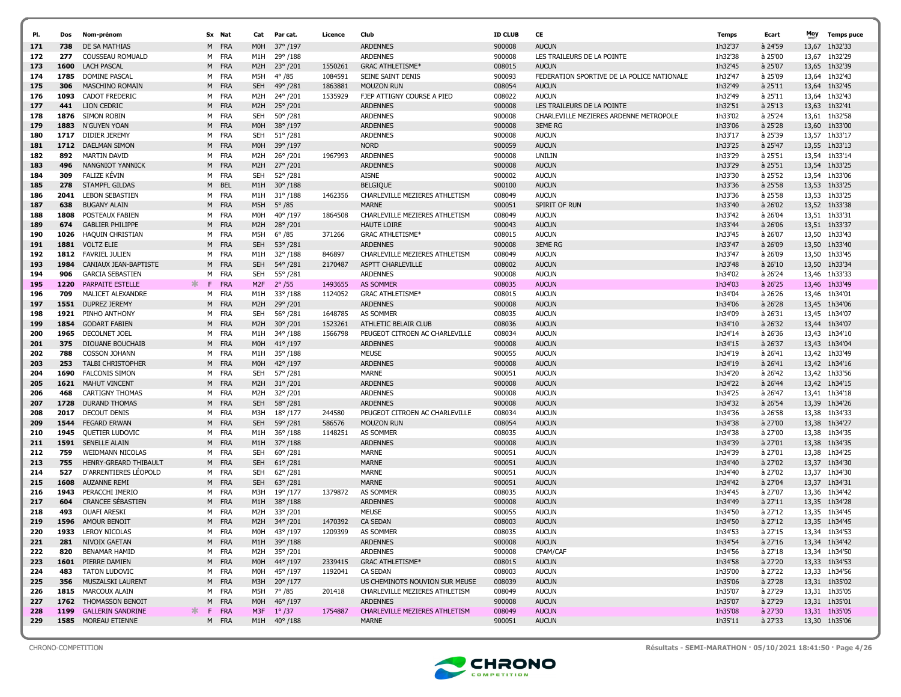| Pl. | Dos | Nom-prénom | Sx | Nat | Cat | Par cat. | Licence | Club | ID CLUB | CE | Temps | Ecart | Moy km/h | Temps puce |
|---|---|---|---|---|---|---|---|---|---|---|---|---|---|---|
| 171 | 738 | DE SA MATHIAS | M | FRA | M0H | 37° /197 | | ARDENNES | 900008 | AUCUN | 1h32'37 | à 24'59 | 13,67 | 1h32'33 |
| 172 | 277 | COUSSEAU ROMUALD | M | FRA | M1H | 29° /188 | | ARDENNES | 900008 | LES TRAILEURS DE LA POINTE | 1h32'38 | à 25'00 | 13,67 | 1h32'29 |
| 173 | 1600 | LACH PASCAL | M | FRA | M2H | 23° /201 | 1550261 | GRAC ATHLETISME* | 008015 | AUCUN | 1h32'45 | à 25'07 | 13,65 | 1h32'39 |
| 174 | 1785 | DOMINE PASCAL | M | FRA | M5H | 4° /85 | 1084591 | SEINE SAINT DENIS | 900093 | FEDERATION SPORTIVE DE LA POLICE NATIONALE | 1h32'47 | à 25'09 | 13,64 | 1h32'43 |
| 175 | 306 | MASCHINO ROMAIN | M | FRA | SEH | 49° /281 | 1863881 | MOUZON RUN | 008054 | AUCUN | 1h32'49 | à 25'11 | 13,64 | 1h32'45 |
| 176 | 1093 | CADOT FREDERIC | M | FRA | M2H | 24° /201 | 1535929 | FJEP ATTIGNY COURSE A PIED | 008022 | AUCUN | 1h32'49 | à 25'11 | 13,64 | 1h32'43 |
| 177 | 441 | LION CEDRIC | M | FRA | M2H | 25° /201 | | ARDENNES | 900008 | LES TRAILEURS DE LA POINTE | 1h32'51 | à 25'13 | 13,63 | 1h32'41 |
| 178 | 1876 | SIMON ROBIN | M | FRA | SEH | 50° /281 | | ARDENNES | 900008 | CHARLEVILLE MEZIERES ARDENNE METROPOLE | 1h33'02 | à 25'24 | 13,61 | 1h32'58 |
| 179 | 1883 | N'GUYEN YOAN | M | FRA | M0H | 38° /197 | | ARDENNES | 900008 | 3EME RG | 1h33'06 | à 25'28 | 13,60 | 1h33'00 |
| 180 | 1717 | DIDIER JEREMY | M | FRA | SEH | 51° /281 | | ARDENNES | 900008 | AUCUN | 1h33'17 | à 25'39 | 13,57 | 1h33'17 |
| 181 | 1712 | DAELMAN SIMON | M | FRA | M0H | 39° /197 | | NORD | 900059 | AUCUN | 1h33'25 | à 25'47 | 13,55 | 1h33'13 |
| 182 | 892 | MARTIN DAVID | M | FRA | M2H | 26° /201 | 1967993 | ARDENNES | 900008 | UNILIN | 1h33'29 | à 25'51 | 13,54 | 1h33'14 |
| 183 | 496 | NANGNIOT YANNICK | M | FRA | M2H | 27° /201 | | ARDENNES | 900008 | AUCUN | 1h33'29 | à 25'51 | 13,54 | 1h33'25 |
| 184 | 309 | FALIZE KÉVIN | M | FRA | SEH | 52° /281 | | AISNE | 900002 | AUCUN | 1h33'30 | à 25'52 | 13,54 | 1h33'06 |
| 185 | 278 | STAMPFL GILDAS | M | BEL | M1H | 30° /188 | | BELGIQUE | 900100 | AUCUN | 1h33'36 | à 25'58 | 13,53 | 1h33'25 |
| 186 | 2041 | LEBON SEBASTIEN | M | FRA | M1H | 31° /188 | 1462356 | CHARLEVILLE MEZIERES ATHLETISM | 008049 | AUCUN | 1h33'36 | à 25'58 | 13,53 | 1h33'25 |
| 187 | 638 | BUGANY ALAIN | M | FRA | M5H | 5° /85 | | MARNE | 900051 | SPIRIT OF RUN | 1h33'40 | à 26'02 | 13,52 | 1h33'38 |
| 188 | 1808 | POSTEAUX FABIEN | M | FRA | M0H | 40° /197 | 1864508 | CHARLEVILLE MEZIERES ATHLETISM | 008049 | AUCUN | 1h33'42 | à 26'04 | 13,51 | 1h33'31 |
| 189 | 674 | GABLIER PHILIPPE | M | FRA | M2H | 28° /201 | | HAUTE LOIRE | 900043 | AUCUN | 1h33'44 | à 26'06 | 13,51 | 1h33'37 |
| 190 | 1026 | HAQUIN CHRISTIAN | M | FRA | M5H | 6° /85 | 371266 | GRAC ATHLETISME* | 008015 | AUCUN | 1h33'45 | à 26'07 | 13,50 | 1h33'43 |
| 191 | 1881 | VOLTZ ELIE | M | FRA | SEH | 53° /281 | | ARDENNES | 900008 | 3EME RG | 1h33'47 | à 26'09 | 13,50 | 1h33'40 |
| 192 | 1812 | FAVRIEL JULIEN | M | FRA | M1H | 32° /188 | 846897 | CHARLEVILLE MEZIERES ATHLETISM | 008049 | AUCUN | 1h33'47 | à 26'09 | 13,50 | 1h33'45 |
| 193 | 1984 | CANIAUX JEAN-BAPTISTE | M | FRA | SEH | 54° /281 | 2170487 | ASPTT CHARLEVILLE | 008002 | AUCUN | 1h33'48 | à 26'10 | 13,50 | 1h33'34 |
| 194 | 906 | GARCIA SEBASTIEN | M | FRA | SEH | 55° /281 | | ARDENNES | 900008 | AUCUN | 1h34'02 | à 26'24 | 13,46 | 1h33'33 |
| 195 | 1220 | PARPAITE ESTELLE | F | FRA | M2F | 2° /55 | 1493655 | AS SOMMER | 008035 | AUCUN | 1h34'03 | à 26'25 | 13,46 | 1h33'49 |
| 196 | 709 | MALICET ALEXANDRE | M | FRA | M1H | 33° /188 | 1124052 | GRAC ATHLETISME* | 008015 | AUCUN | 1h34'04 | à 26'26 | 13,46 | 1h34'01 |
| 197 | 1551 | DUPREZ JEREMY | M | FRA | M2H | 29° /201 | | ARDENNES | 900008 | AUCUN | 1h34'06 | à 26'28 | 13,45 | 1h34'06 |
| 198 | 1921 | PINHO ANTHONY | M | FRA | SEH | 56° /281 | 1648785 | AS SOMMER | 008035 | AUCUN | 1h34'09 | à 26'31 | 13,45 | 1h34'07 |
| 199 | 1854 | GODART FABIEN | M | FRA | M2H | 30° /201 | 1523261 | ATHLETIC BELAIR CLUB | 008036 | AUCUN | 1h34'10 | à 26'32 | 13,44 | 1h34'07 |
| 200 | 1965 | DECOLNET JOEL | M | FRA | M1H | 34° /188 | 1566798 | PEUGEOT CITROEN AC CHARLEVILLE | 008034 | AUCUN | 1h34'14 | à 26'36 | 13,43 | 1h34'10 |
| 201 | 375 | DIOUANE BOUCHAIB | M | FRA | M0H | 41° /197 | | ARDENNES | 900008 | AUCUN | 1h34'15 | à 26'37 | 13,43 | 1h34'04 |
| 202 | 788 | COSSON JOHANN | M | FRA | M1H | 35° /188 | | MEUSE | 900055 | AUCUN | 1h34'19 | à 26'41 | 13,42 | 1h33'49 |
| 203 | 253 | TALBI CHRISTOPHER | M | FRA | M0H | 42° /197 | | ARDENNES | 900008 | AUCUN | 1h34'19 | à 26'41 | 13,42 | 1h34'16 |
| 204 | 1690 | FALCONIS SIMON | M | FRA | SEH | 57° /281 | | MARNE | 900051 | AUCUN | 1h34'20 | à 26'42 | 13,42 | 1h33'56 |
| 205 | 1621 | MAHUT VINCENT | M | FRA | M2H | 31° /201 | | ARDENNES | 900008 | AUCUN | 1h34'22 | à 26'44 | 13,42 | 1h34'15 |
| 206 | 468 | CARTIGNY THOMAS | M | FRA | M2H | 32° /201 | | ARDENNES | 900008 | AUCUN | 1h34'25 | à 26'47 | 13,41 | 1h34'18 |
| 207 | 1728 | DURAND THOMAS | M | FRA | SEH | 58° /281 | | ARDENNES | 900008 | AUCUN | 1h34'32 | à 26'54 | 13,39 | 1h34'26 |
| 208 | 2017 | DECOUT DENIS | M | FRA | M3H | 18° /177 | 244580 | PEUGEOT CITROEN AC CHARLEVILLE | 008034 | AUCUN | 1h34'36 | à 26'58 | 13,38 | 1h34'33 |
| 209 | 1544 | FEGARD ERWAN | M | FRA | SEH | 59° /281 | 586576 | MOUZON RUN | 008054 | AUCUN | 1h34'38 | à 27'00 | 13,38 | 1h34'27 |
| 210 | 1945 | QUETIER LUDOVIC | M | FRA | M1H | 36° /188 | 1148251 | AS SOMMER | 008035 | AUCUN | 1h34'38 | à 27'00 | 13,38 | 1h34'35 |
| 211 | 1591 | SENELLE ALAIN | M | FRA | M1H | 37° /188 | | ARDENNES | 900008 | AUCUN | 1h34'39 | à 27'01 | 13,38 | 1h34'35 |
| 212 | 759 | WEIDMANN NICOLAS | M | FRA | SEH | 60° /281 | | MARNE | 900051 | AUCUN | 1h34'39 | à 27'01 | 13,38 | 1h34'25 |
| 213 | 755 | HENRY-GREARD THIBAULT | M | FRA | SEH | 61° /281 | | MARNE | 900051 | AUCUN | 1h34'40 | à 27'02 | 13,37 | 1h34'30 |
| 214 | 527 | D'ARRENTIERES LÉOPOLD | M | FRA | SEH | 62° /281 | | MARNE | 900051 | AUCUN | 1h34'40 | à 27'02 | 13,37 | 1h34'30 |
| 215 | 1608 | AUZANNE REMI | M | FRA | SEH | 63° /281 | | MARNE | 900051 | AUCUN | 1h34'42 | à 27'04 | 13,37 | 1h34'31 |
| 216 | 1943 | PERACCHI IMERIO | M | FRA | M3H | 19° /177 | 1379872 | AS SOMMER | 008035 | AUCUN | 1h34'45 | à 27'07 | 13,36 | 1h34'42 |
| 217 | 604 | CRANCEE SÉBASTIEN | M | FRA | M1H | 38° /188 | | ARDENNES | 900008 | AUCUN | 1h34'49 | à 27'11 | 13,35 | 1h34'28 |
| 218 | 493 | OUAFI ARESKI | M | FRA | M2H | 33° /201 | | MEUSE | 900055 | AUCUN | 1h34'50 | à 27'12 | 13,35 | 1h34'45 |
| 219 | 1596 | AMOUR BENOIT | M | FRA | M2H | 34° /201 | 1470392 | CA SEDAN | 008003 | AUCUN | 1h34'50 | à 27'12 | 13,35 | 1h34'45 |
| 220 | 1933 | LEROY NICOLAS | M | FRA | M0H | 43° /197 | 1209399 | AS SOMMER | 008035 | AUCUN | 1h34'53 | à 27'15 | 13,34 | 1h34'53 |
| 221 | 281 | NIVOIX GAETAN | M | FRA | M1H | 39° /188 | | ARDENNES | 900008 | AUCUN | 1h34'54 | à 27'16 | 13,34 | 1h34'42 |
| 222 | 820 | BENAMAR HAMID | M | FRA | M2H | 35° /201 | | ARDENNES | 900008 | CPAM/CAF | 1h34'56 | à 27'18 | 13,34 | 1h34'50 |
| 223 | 1601 | PIERRE DAMIEN | M | FRA | M0H | 44° /197 | 2339415 | GRAC ATHLETISME* | 008015 | AUCUN | 1h34'58 | à 27'20 | 13,33 | 1h34'53 |
| 224 | 483 | TATON LUDOVIC | M | FRA | M0H | 45° /197 | 1192041 | CA SEDAN | 008003 | AUCUN | 1h35'00 | à 27'22 | 13,33 | 1h34'56 |
| 225 | 356 | MUSZALSKI LAURENT | M | FRA | M3H | 20° /177 | | US CHEMINOTS NOUVION SUR MEUSE | 008039 | AUCUN | 1h35'06 | à 27'28 | 13,31 | 1h35'02 |
| 226 | 1815 | MARCOUX ALAIN | M | FRA | M5H | 7° /85 | 201418 | CHARLEVILLE MEZIERES ATHLETISM | 008049 | AUCUN | 1h35'07 | à 27'29 | 13,31 | 1h35'05 |
| 227 | 1762 | THOMASSON BENOIT | M | FRA | M0H | 46° /197 | | ARDENNES | 900008 | AUCUN | 1h35'07 | à 27'29 | 13,31 | 1h35'01 |
| 228 | 1199 | GALLERIN SANDRINE | F | FRA | M3F | 1° /37 | 1754887 | CHARLEVILLE MEZIERES ATHLETISM | 008049 | AUCUN | 1h35'08 | à 27'30 | 13,31 | 1h35'05 |
| 229 | 1585 | MOREAU ETIENNE | M | FRA | M1H | 40° /188 | | MARNE | 900051 | AUCUN | 1h35'11 | à 27'33 | 13,30 | 1h35'06 |

CHRONO-COMPETITION

Résultats - SEMI-MARATHON · 05/10/2021 18:41:50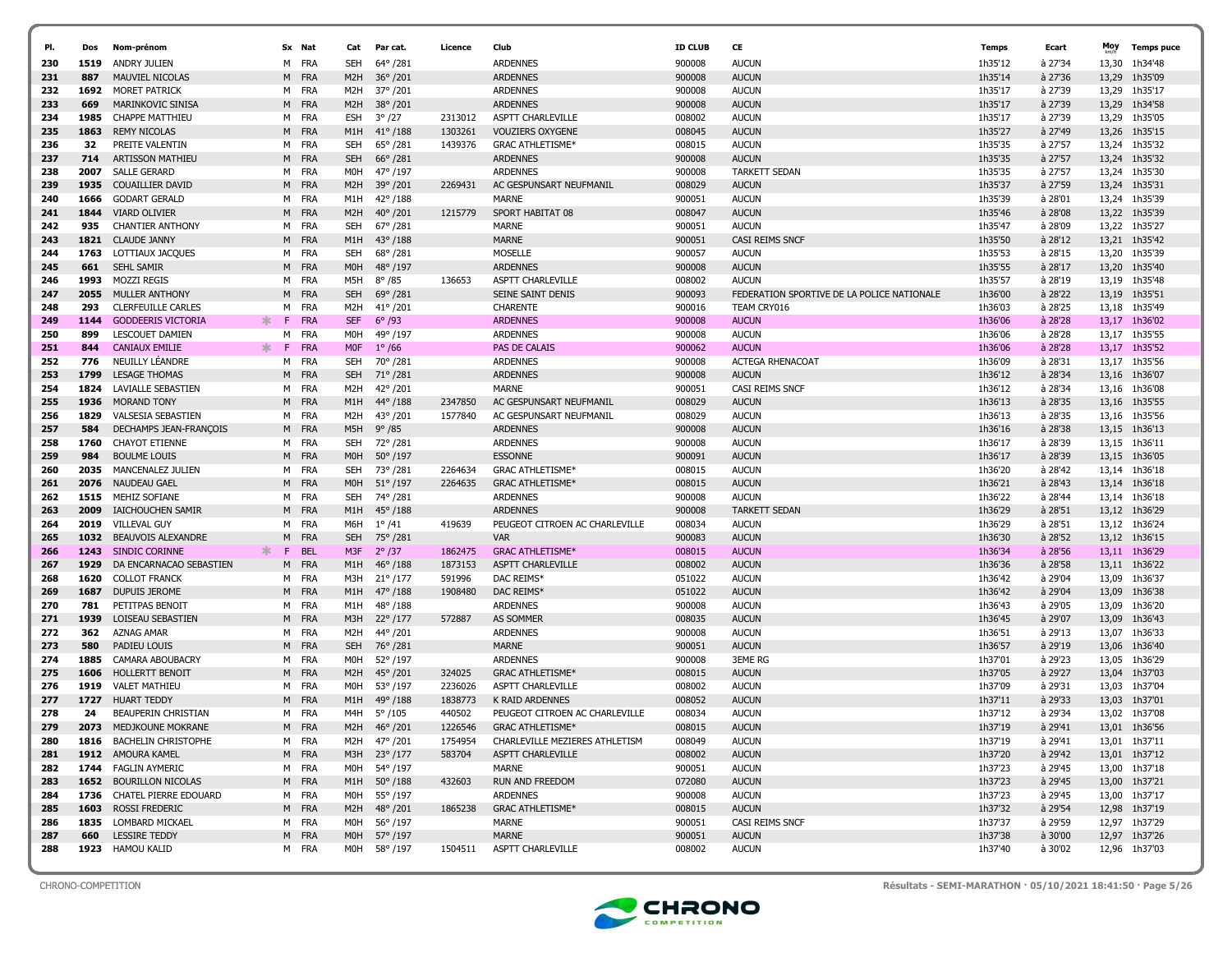| Pl. | Dos | Nom-prénom | | Sx | Nat | Cat | Par cat. | Licence | Club | ID CLUB | CE | Temps | Ecart | Moy km/h | Temps puce |
|---|---|---|---|---|---|---|---|---|---|---|---|---|---|---|---|
| 230 | 1519 | ANDRY JULIEN | | M | FRA | SEH | 64° /281 | | ARDENNES | 900008 | AUCUN | 1h35'12 | à 27'34 | 13,30 | 1h34'48 |
| 231 | 887 | MAUVIEL NICOLAS | | M | FRA | M2H | 36° /201 | | ARDENNES | 900008 | AUCUN | 1h35'14 | à 27'36 | 13,29 | 1h35'09 |
| 232 | 1692 | MORET PATRICK | | M | FRA | M2H | 37° /201 | | ARDENNES | 900008 | AUCUN | 1h35'17 | à 27'39 | 13,29 | 1h35'17 |
| 233 | 669 | MARINKOVIC SINISA | | M | FRA | M2H | 38° /201 | | ARDENNES | 900008 | AUCUN | 1h35'17 | à 27'39 | 13,29 | 1h34'58 |
| 234 | 1985 | CHAPPE MATTHIEU | | M | FRA | ESH | 3° /27 | 2313012 | ASPTT CHARLEVILLE | 008002 | AUCUN | 1h35'17 | à 27'39 | 13,29 | 1h35'05 |
| 235 | 1863 | REMY NICOLAS | | M | FRA | M1H | 41° /188 | 1303261 | VOUZIERS OXYGENE | 008045 | AUCUN | 1h35'27 | à 27'49 | 13,26 | 1h35'15 |
| 236 | 32 | PREITE VALENTIN | | M | FRA | SEH | 65° /281 | 1439376 | GRAC ATHLETISME* | 008015 | AUCUN | 1h35'35 | à 27'57 | 13,24 | 1h35'32 |
| 237 | 714 | ARTISSON MATHIEU | | M | FRA | SEH | 66° /281 | | ARDENNES | 900008 | AUCUN | 1h35'35 | à 27'57 | 13,24 | 1h35'32 |
| 238 | 2007 | SALLE GERARD | | M | FRA | M0H | 47° /197 | | ARDENNES | 900008 | TARKETT SEDAN | 1h35'35 | à 27'57 | 13,24 | 1h35'30 |
| 239 | 1935 | COUAILLIER DAVID | | M | FRA | M2H | 39° /201 | 2269431 | AC GESPUNSART NEUFMANIL | 008029 | AUCUN | 1h35'37 | à 27'59 | 13,24 | 1h35'31 |
| 240 | 1666 | GODART GERALD | | M | FRA | M1H | 42° /188 | | MARNE | 900051 | AUCUN | 1h35'39 | à 28'01 | 13,24 | 1h35'39 |
| 241 | 1844 | VIARD OLIVIER | | M | FRA | M2H | 40° /201 | 1215779 | SPORT HABITAT 08 | 008047 | AUCUN | 1h35'46 | à 28'08 | 13,22 | 1h35'39 |
| 242 | 935 | CHANTIER ANTHONY | | M | FRA | SEH | 67° /281 | | MARNE | 900051 | AUCUN | 1h35'47 | à 28'09 | 13,22 | 1h35'27 |
| 243 | 1821 | CLAUDE JANNY | | M | FRA | M1H | 43° /188 | | MARNE | 900051 | CASI REIMS SNCF | 1h35'50 | à 28'12 | 13,21 | 1h35'42 |
| 244 | 1763 | LOTTIAUX JACQUES | | M | FRA | SEH | 68° /281 | | MOSELLE | 900057 | AUCUN | 1h35'53 | à 28'15 | 13,20 | 1h35'39 |
| 245 | 661 | SEHL SAMIR | | M | FRA | M0H | 48° /197 | | ARDENNES | 900008 | AUCUN | 1h35'55 | à 28'17 | 13,20 | 1h35'40 |
| 246 | 1993 | MOZZI REGIS | | M | FRA | M5H | 8° /85 | 136653 | ASPTT CHARLEVILLE | 008002 | AUCUN | 1h35'57 | à 28'19 | 13,19 | 1h35'48 |
| 247 | 2055 | MULLER ANTHONY | | M | FRA | SEH | 69° /281 | | SEINE SAINT DENIS | 900093 | FEDERATION SPORTIVE DE LA POLICE NATIONALE | 1h36'00 | à 28'22 | 13,19 | 1h35'51 |
| 248 | 293 | CLERFEUILLE CARLES | | M | FRA | M2H | 41° /201 | | CHARENTE | 900016 | TEAM CRY016 | 1h36'03 | à 28'25 | 13,18 | 1h35'49 |
| 249 | 1144 | GODDEERIS VICTORIA | * | F | FRA | SEF | 6° /93 | | ARDENNES | 900008 | AUCUN | 1h36'06 | à 28'28 | 13,17 | 1h36'02 |
| 250 | 899 | LESCOUET DAMIEN | | M | FRA | M0H | 49° /197 | | ARDENNES | 900008 | AUCUN | 1h36'06 | à 28'28 | 13,17 | 1h35'55 |
| 251 | 844 | CANIAUX EMILIE | * | F | FRA | M0F | 1° /66 | | PAS DE CALAIS | 900062 | AUCUN | 1h36'06 | à 28'28 | 13,17 | 1h35'52 |
| 252 | 776 | NEUILLY LÉANDRE | | M | FRA | SEH | 70° /281 | | ARDENNES | 900008 | ACTEGA RHENACOAT | 1h36'09 | à 28'31 | 13,17 | 1h35'56 |
| 253 | 1799 | LESAGE THOMAS | | M | FRA | SEH | 71° /281 | | ARDENNES | 900008 | AUCUN | 1h36'12 | à 28'34 | 13,16 | 1h36'07 |
| 254 | 1824 | LAVIALLE SEBASTIEN | | M | FRA | M2H | 42° /201 | | MARNE | 900051 | CASI REIMS SNCF | 1h36'12 | à 28'34 | 13,16 | 1h36'08 |
| 255 | 1936 | MORAND TONY | | M | FRA | M1H | 44° /188 | 2347850 | AC GESPUNSART NEUFMANIL | 008029 | AUCUN | 1h36'13 | à 28'35 | 13,16 | 1h35'55 |
| 256 | 1829 | VALSESIA SEBASTIEN | | M | FRA | M2H | 43° /201 | 1577840 | AC GESPUNSART NEUFMANIL | 008029 | AUCUN | 1h36'13 | à 28'35 | 13,16 | 1h35'56 |
| 257 | 584 | DECHAMPS JEAN-FRANÇOIS | | M | FRA | M5H | 9° /85 | | ARDENNES | 900008 | AUCUN | 1h36'16 | à 28'38 | 13,15 | 1h36'13 |
| 258 | 1760 | CHAYOT ETIENNE | | M | FRA | SEH | 72° /281 | | ARDENNES | 900008 | AUCUN | 1h36'17 | à 28'39 | 13,15 | 1h36'11 |
| 259 | 984 | BOULME LOUIS | | M | FRA | M0H | 50° /197 | | ESSONNE | 900091 | AUCUN | 1h36'17 | à 28'39 | 13,15 | 1h36'05 |
| 260 | 2035 | MANCENALEZ JULIEN | | M | FRA | SEH | 73° /281 | 2264634 | GRAC ATHLETISME* | 008015 | AUCUN | 1h36'20 | à 28'42 | 13,14 | 1h36'18 |
| 261 | 2076 | NAUDEAU GAEL | | M | FRA | M0H | 51° /197 | 2264635 | GRAC ATHLETISME* | 008015 | AUCUN | 1h36'21 | à 28'43 | 13,14 | 1h36'18 |
| 262 | 1515 | MEHIZ SOFIANE | | M | FRA | SEH | 74° /281 | | ARDENNES | 900008 | AUCUN | 1h36'22 | à 28'44 | 13,14 | 1h36'18 |
| 263 | 2009 | IAICHOUCHEN SAMIR | | M | FRA | M1H | 45° /188 | | ARDENNES | 900008 | TARKETT SEDAN | 1h36'29 | à 28'51 | 13,12 | 1h36'29 |
| 264 | 2019 | VILLEVAL GUY | | M | FRA | M6H | 1° /41 | 419639 | PEUGEOT CITROEN AC CHARLEVILLE | 008034 | AUCUN | 1h36'29 | à 28'51 | 13,12 | 1h36'24 |
| 265 | 1032 | BEAUVOIS ALEXANDRE | | M | FRA | SEH | 75° /281 | | VAR | 900083 | AUCUN | 1h36'30 | à 28'52 | 13,12 | 1h36'15 |
| 266 | 1243 | SINDIC CORINNE | * | F | BEL | M3F | 2° /37 | 1862475 | GRAC ATHLETISME* | 008015 | AUCUN | 1h36'34 | à 28'56 | 13,11 | 1h36'29 |
| 267 | 1929 | DA ENCARNACAO SEBASTIEN | | M | FRA | M1H | 46° /188 | 1873153 | ASPTT CHARLEVILLE | 008002 | AUCUN | 1h36'36 | à 28'58 | 13,11 | 1h36'22 |
| 268 | 1620 | COLLOT FRANCK | | M | FRA | M3H | 21° /177 | 591996 | DAC REIMS* | 051022 | AUCUN | 1h36'42 | à 29'04 | 13,09 | 1h36'37 |
| 269 | 1687 | DUPUIS JEROME | | M | FRA | M1H | 47° /188 | 1908480 | DAC REIMS* | 051022 | AUCUN | 1h36'42 | à 29'04 | 13,09 | 1h36'38 |
| 270 | 781 | PETITPAS BENOIT | | M | FRA | M1H | 48° /188 | | ARDENNES | 900008 | AUCUN | 1h36'43 | à 29'05 | 13,09 | 1h36'20 |
| 271 | 1939 | LOISEAU SEBASTIEN | | M | FRA | M3H | 22° /177 | 572887 | AS SOMMER | 008035 | AUCUN | 1h36'45 | à 29'07 | 13,09 | 1h36'43 |
| 272 | 362 | AZNAG AMAR | | M | FRA | M2H | 44° /201 | | ARDENNES | 900008 | AUCUN | 1h36'51 | à 29'13 | 13,07 | 1h36'33 |
| 273 | 580 | PADIEU LOUIS | | M | FRA | SEH | 76° /281 | | MARNE | 900051 | AUCUN | 1h36'57 | à 29'19 | 13,06 | 1h36'40 |
| 274 | 1885 | CAMARA ABOUBACRY | | M | FRA | M0H | 52° /197 | | ARDENNES | 900008 | 3EME RG | 1h37'01 | à 29'23 | 13,05 | 1h36'29 |
| 275 | 1606 | HOLLERTT BENOIT | | M | FRA | M2H | 45° /201 | 324025 | GRAC ATHLETISME* | 008015 | AUCUN | 1h37'05 | à 29'27 | 13,04 | 1h37'03 |
| 276 | 1919 | VALET MATHIEU | | M | FRA | M0H | 53° /197 | 2236026 | ASPTT CHARLEVILLE | 008002 | AUCUN | 1h37'09 | à 29'31 | 13,03 | 1h37'04 |
| 277 | 1727 | HUART TEDDY | | M | FRA | M1H | 49° /188 | 1838773 | K RAID ARDENNES | 008052 | AUCUN | 1h37'11 | à 29'33 | 13,03 | 1h37'01 |
| 278 | 24 | BEAUPERIN CHRISTIAN | | M | FRA | M4H | 5° /105 | 440502 | PEUGEOT CITROEN AC CHARLEVILLE | 008034 | AUCUN | 1h37'12 | à 29'34 | 13,02 | 1h37'08 |
| 279 | 2073 | MEDJKOUNE MOKRANE | | M | FRA | M2H | 46° /201 | 1226546 | GRAC ATHLETISME* | 008015 | AUCUN | 1h37'19 | à 29'41 | 13,01 | 1h36'56 |
| 280 | 1816 | BACHELIN CHRISTOPHE | | M | FRA | M2H | 47° /201 | 1754954 | CHARLEVILLE MEZIERES ATHLETISM | 008049 | AUCUN | 1h37'19 | à 29'41 | 13,01 | 1h37'11 |
| 281 | 1912 | AMOURA KAMEL | | M | FRA | M3H | 23° /177 | 583704 | ASPTT CHARLEVILLE | 008002 | AUCUN | 1h37'20 | à 29'42 | 13,01 | 1h37'12 |
| 282 | 1744 | FAGLIN AYMERIC | | M | FRA | M0H | 54° /197 | | MARNE | 900051 | AUCUN | 1h37'23 | à 29'45 | 13,00 | 1h37'18 |
| 283 | 1652 | BOURILLON NICOLAS | | M | FRA | M1H | 50° /188 | 432603 | RUN AND FREEDOM | 072080 | AUCUN | 1h37'23 | à 29'45 | 13,00 | 1h37'21 |
| 284 | 1736 | CHATEL PIERRE EDOUARD | | M | FRA | M0H | 55° /197 | | ARDENNES | 900008 | AUCUN | 1h37'23 | à 29'45 | 13,00 | 1h37'17 |
| 285 | 1603 | ROSSI FREDERIC | | M | FRA | M2H | 48° /201 | 1865238 | GRAC ATHLETISME* | 008015 | AUCUN | 1h37'32 | à 29'54 | 12,98 | 1h37'19 |
| 286 | 1835 | LOMBARD MICKAEL | | M | FRA | M0H | 56° /197 | | MARNE | 900051 | CASI REIMS SNCF | 1h37'37 | à 29'59 | 12,97 | 1h37'29 |
| 287 | 660 | LESSIRE TEDDY | | M | FRA | M0H | 57° /197 | | MARNE | 900051 | AUCUN | 1h37'38 | à 30'00 | 12,97 | 1h37'26 |
| 288 | 1923 | HAMOU KALID | | M | FRA | M0H | 58° /197 | 1504511 | ASPTT CHARLEVILLE | 008002 | AUCUN | 1h37'40 | à 30'02 | 12,96 | 1h37'03 |

CHRONO-COMPETITION

Résultats - SEMI-MARATHON · 05/10/2021 18:41:50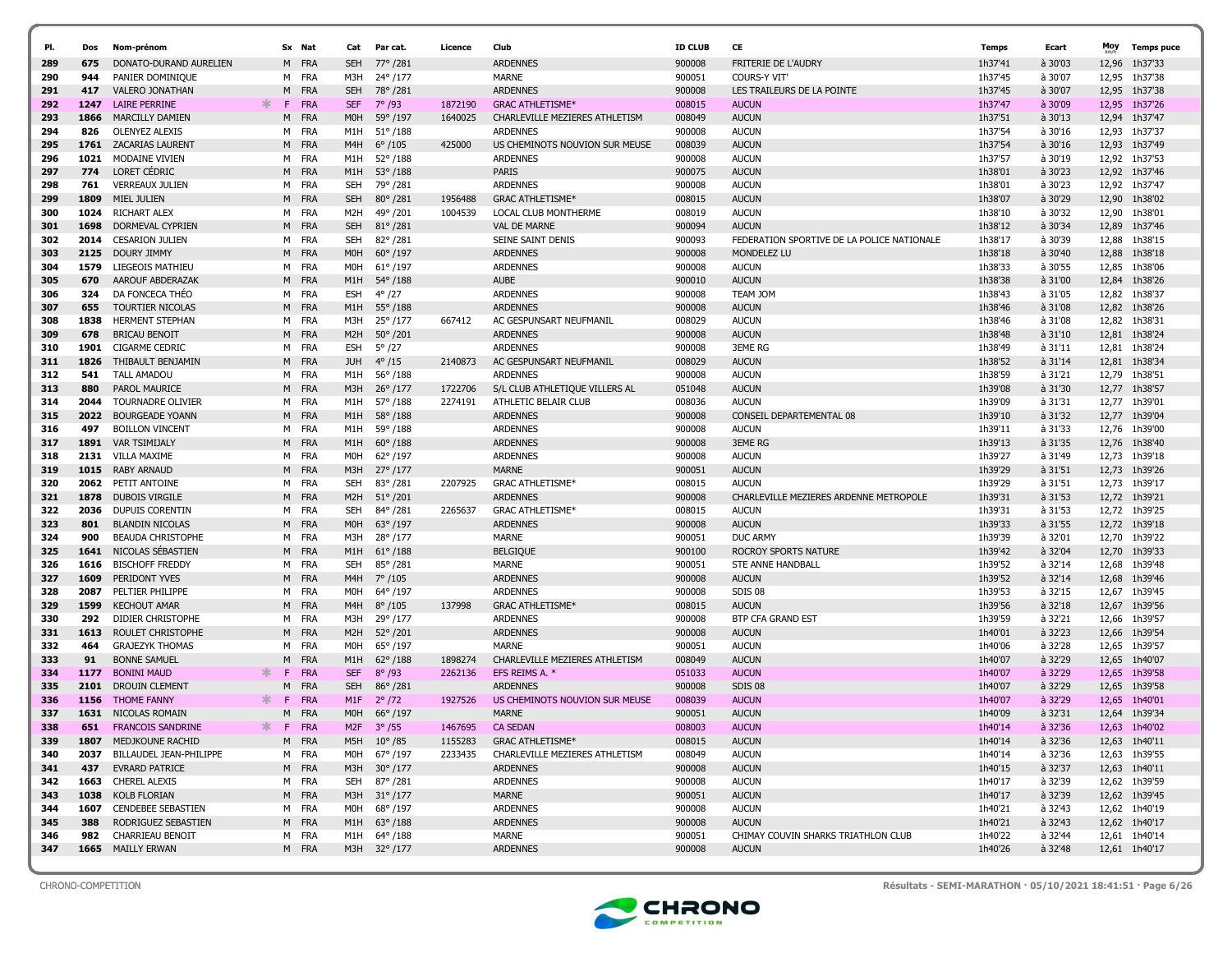| Pl. | Dos | Nom-prénom | | Sx | Nat | Cat | Par cat. | Licence | Club | ID CLUB | CE | Temps | Ecart | Moy km/h | Temps puce |
|---|---|---|---|---|---|---|---|---|---|---|---|---|---|---|---|
| 289 | 675 | DONATO-DURAND AURELIEN | | M | FRA | SEH | 77° /281 | | ARDENNES | 900008 | FRITERIE DE L'AUDRY | 1h37'41 | à 30'03 | 12,96 | 1h37'33 |
| 290 | 944 | PANIER DOMINIQUE | | M | FRA | M3H | 24° /177 | | MARNE | 900051 | COURS-Y VIT' | 1h37'45 | à 30'07 | 12,95 | 1h37'38 |
| 291 | 417 | VALERO JONATHAN | | M | FRA | SEH | 78° /281 | | ARDENNES | 900008 | LES TRAILEURS DE LA POINTE | 1h37'45 | à 30'07 | 12,95 | 1h37'38 |
| 292 | 1247 | LAIRE PERRINE | * | F | FRA | SEF | 7° /93 | 1872190 | GRAC ATHLETISME* | 008015 | AUCUN | 1h37'47 | à 30'09 | 12,95 | 1h37'26 |
| 293 | 1866 | MARCILLY DAMIEN | | M | FRA | M0H | 59° /197 | 1640025 | CHARLEVILLE MEZIERES ATHLETISM | 008049 | AUCUN | 1h37'51 | à 30'13 | 12,94 | 1h37'47 |
| 294 | 826 | OLENYEZ ALEXIS | | M | FRA | M1H | 51° /188 | | ARDENNES | 900008 | AUCUN | 1h37'54 | à 30'16 | 12,93 | 1h37'37 |
| 295 | 1761 | ZACARIAS LAURENT | | M | FRA | M4H | 6° /105 | 425000 | US CHEMINOTS NOUVION SUR MEUSE | 008039 | AUCUN | 1h37'54 | à 30'16 | 12,93 | 1h37'49 |
| 296 | 1021 | MODAINE VIVIEN | | M | FRA | M1H | 52° /188 | | ARDENNES | 900008 | AUCUN | 1h37'57 | à 30'19 | 12,92 | 1h37'53 |
| 297 | 774 | LORET CÉDRIC | | M | FRA | M1H | 53° /188 | | PARIS | 900075 | AUCUN | 1h38'01 | à 30'23 | 12,92 | 1h37'46 |
| 298 | 761 | VERREAUX JULIEN | | M | FRA | SEH | 79° /281 | | ARDENNES | 900008 | AUCUN | 1h38'01 | à 30'23 | 12,92 | 1h37'47 |
| 299 | 1809 | MIEL JULIEN | | M | FRA | SEH | 80° /281 | 1956488 | GRAC ATHLETISME* | 008015 | AUCUN | 1h38'07 | à 30'29 | 12,90 | 1h38'02 |
| 300 | 1024 | RICHART ALEX | | M | FRA | M2H | 49° /201 | 1004539 | LOCAL CLUB MONTHERME | 008019 | AUCUN | 1h38'10 | à 30'32 | 12,90 | 1h38'01 |
| 301 | 1698 | DORMEVAL CYPRIEN | | M | FRA | SEH | 81° /281 | | VAL DE MARNE | 900094 | AUCUN | 1h38'12 | à 30'34 | 12,89 | 1h37'46 |
| 302 | 2014 | CESARION JULIEN | | M | FRA | SEH | 82° /281 | | SEINE SAINT DENIS | 900093 | FEDERATION SPORTIVE DE LA POLICE NATIONALE | 1h38'17 | à 30'39 | 12,88 | 1h38'15 |
| 303 | 2125 | DOURY JIMMY | | M | FRA | M0H | 60° /197 | | ARDENNES | 900008 | MONDELEZ LU | 1h38'18 | à 30'40 | 12,88 | 1h38'18 |
| 304 | 1579 | LIEGEOIS MATHIEU | | M | FRA | M0H | 61° /197 | | ARDENNES | 900008 | AUCUN | 1h38'33 | à 30'55 | 12,85 | 1h38'06 |
| 305 | 670 | AAROUF ABDERAZAK | | M | FRA | M1H | 54° /188 | | AUBE | 900010 | AUCUN | 1h38'38 | à 31'00 | 12,84 | 1h38'26 |
| 306 | 324 | DA FONCECA THÉO | | M | FRA | ESH | 4° /27 | | ARDENNES | 900008 | TEAM JOM | 1h38'43 | à 31'05 | 12,82 | 1h38'37 |
| 307 | 655 | TOURTIER NICOLAS | | M | FRA | M1H | 55° /188 | | ARDENNES | 900008 | AUCUN | 1h38'46 | à 31'08 | 12,82 | 1h38'26 |
| 308 | 1838 | HERMENT STEPHAN | | M | FRA | M3H | 25° /177 | 667412 | AC GESPUNSART NEUFMANIL | 008029 | AUCUN | 1h38'46 | à 31'08 | 12,82 | 1h38'31 |
| 309 | 678 | BRICAU BENOIT | | M | FRA | M2H | 50° /201 | | ARDENNES | 900008 | AUCUN | 1h38'48 | à 31'10 | 12,81 | 1h38'24 |
| 310 | 1901 | CIGARME CEDRIC | | M | FRA | ESH | 5° /27 | | ARDENNES | 900008 | 3EME RG | 1h38'49 | à 31'11 | 12,81 | 1h38'24 |
| 311 | 1826 | THIBAULT BENJAMIN | | M | FRA | JUH | 4° /15 | 2140873 | AC GESPUNSART NEUFMANIL | 008029 | AUCUN | 1h38'52 | à 31'14 | 12,81 | 1h38'34 |
| 312 | 541 | TALL AMADOU | | M | FRA | M1H | 56° /188 | | ARDENNES | 900008 | AUCUN | 1h38'59 | à 31'21 | 12,79 | 1h38'51 |
| 313 | 880 | PAROL MAURICE | | M | FRA | M3H | 26° /177 | 1722706 | S/L CLUB ATHLETIQUE VILLERS AL | 051048 | AUCUN | 1h39'08 | à 31'30 | 12,77 | 1h38'57 |
| 314 | 2044 | TOURNADRE OLIVIER | | M | FRA | M1H | 57° /188 | 2274191 | ATHLETIC BELAIR CLUB | 008036 | AUCUN | 1h39'09 | à 31'31 | 12,77 | 1h39'01 |
| 315 | 2022 | BOURGEADE YOANN | | M | FRA | M1H | 58° /188 | | ARDENNES | 900008 | CONSEIL DEPARTEMENTAL 08 | 1h39'10 | à 31'32 | 12,77 | 1h39'04 |
| 316 | 497 | BOILLON VINCENT | | M | FRA | M1H | 59° /188 | | ARDENNES | 900008 | AUCUN | 1h39'11 | à 31'33 | 12,76 | 1h39'00 |
| 317 | 1891 | VAR TSIMIJALY | | M | FRA | M1H | 60° /188 | | ARDENNES | 900008 | 3EME RG | 1h39'13 | à 31'35 | 12,76 | 1h38'40 |
| 318 | 2131 | VILLA MAXIME | | M | FRA | M0H | 62° /197 | | ARDENNES | 900008 | AUCUN | 1h39'27 | à 31'49 | 12,73 | 1h39'18 |
| 319 | 1015 | RABY ARNAUD | | M | FRA | M3H | 27° /177 | | MARNE | 900051 | AUCUN | 1h39'29 | à 31'51 | 12,73 | 1h39'26 |
| 320 | 2062 | PETIT ANTOINE | | M | FRA | SEH | 83° /281 | 2207925 | GRAC ATHLETISME* | 008015 | AUCUN | 1h39'29 | à 31'51 | 12,73 | 1h39'17 |
| 321 | 1878 | DUBOIS VIRGILE | | M | FRA | M2H | 51° /201 | | ARDENNES | 900008 | CHARLEVILLE MEZIERES ARDENNE METROPOLE | 1h39'31 | à 31'53 | 12,72 | 1h39'21 |
| 322 | 2036 | DUPUIS CORENTIN | | M | FRA | SEH | 84° /281 | 2265637 | GRAC ATHLETISME* | 008015 | AUCUN | 1h39'31 | à 31'53 | 12,72 | 1h39'25 |
| 323 | 801 | BLANDIN NICOLAS | | M | FRA | M0H | 63° /197 | | ARDENNES | 900008 | AUCUN | 1h39'33 | à 31'55 | 12,72 | 1h39'18 |
| 324 | 900 | BEAUDA CHRISTOPHE | | M | FRA | M3H | 28° /177 | | MARNE | 900051 | DUC ARMY | 1h39'39 | à 32'01 | 12,70 | 1h39'22 |
| 325 | 1641 | NICOLAS SÉBASTIEN | | M | FRA | M1H | 61° /188 | | BELGIQUE | 900100 | ROCROY SPORTS NATURE | 1h39'42 | à 32'04 | 12,70 | 1h39'33 |
| 326 | 1616 | BISCHOFF FREDDY | | M | FRA | SEH | 85° /281 | | MARNE | 900051 | STE ANNE HANDBALL | 1h39'52 | à 32'14 | 12,68 | 1h39'48 |
| 327 | 1609 | PERIDONT YVES | | M | FRA | M4H | 7° /105 | | ARDENNES | 900008 | AUCUN | 1h39'52 | à 32'14 | 12,68 | 1h39'46 |
| 328 | 2087 | PELTIER PHILIPPE | | M | FRA | M0H | 64° /197 | | ARDENNES | 900008 | SDIS 08 | 1h39'53 | à 32'15 | 12,67 | 1h39'45 |
| 329 | 1599 | KECHOUT AMAR | | M | FRA | M4H | 8° /105 | 137998 | GRAC ATHLETISME* | 008015 | AUCUN | 1h39'56 | à 32'18 | 12,67 | 1h39'56 |
| 330 | 292 | DIDIER CHRISTOPHE | | M | FRA | M3H | 29° /177 | | ARDENNES | 900008 | BTP CFA GRAND EST | 1h39'59 | à 32'21 | 12,66 | 1h39'57 |
| 331 | 1613 | ROULET CHRISTOPHE | | M | FRA | M2H | 52° /201 | | ARDENNES | 900008 | AUCUN | 1h40'01 | à 32'23 | 12,66 | 1h39'54 |
| 332 | 464 | GRAJEZYK THOMAS | | M | FRA | M0H | 65° /197 | | MARNE | 900051 | AUCUN | 1h40'06 | à 32'28 | 12,65 | 1h39'57 |
| 333 | 91 | BONNE SAMUEL | | M | FRA | M1H | 62° /188 | 1898274 | CHARLEVILLE MEZIERES ATHLETISM | 008049 | AUCUN | 1h40'07 | à 32'29 | 12,65 | 1h40'07 |
| 334 | 1177 | BONINI MAUD | * | F | FRA | SEF | 8° /93 | 2262136 | EFS REIMS A. * | 051033 | AUCUN | 1h40'07 | à 32'29 | 12,65 | 1h39'58 |
| 335 | 2101 | DROUIN CLEMENT | | M | FRA | SEH | 86° /281 | | ARDENNES | 900008 | SDIS 08 | 1h40'07 | à 32'29 | 12,65 | 1h39'58 |
| 336 | 1156 | THOME FANNY | * | F | FRA | M1F | 2° /72 | 1927526 | US CHEMINOTS NOUVION SUR MEUSE | 008039 | AUCUN | 1h40'07 | à 32'29 | 12,65 | 1h40'01 |
| 337 | 1631 | NICOLAS ROMAIN | | M | FRA | M0H | 66° /197 | | MARNE | 900051 | AUCUN | 1h40'09 | à 32'31 | 12,64 | 1h39'34 |
| 338 | 651 | FRANCOIS SANDRINE | * | F | FRA | M2F | 3° /55 | 1467695 | CA SEDAN | 008003 | AUCUN | 1h40'14 | à 32'36 | 12,63 | 1h40'02 |
| 339 | 1807 | MEDJKOUNE RACHID | | M | FRA | M5H | 10° /85 | 1155283 | GRAC ATHLETISME* | 008015 | AUCUN | 1h40'14 | à 32'36 | 12,63 | 1h40'11 |
| 340 | 2037 | BILLAUDEL JEAN-PHILIPPE | | M | FRA | M0H | 67° /197 | 2233435 | CHARLEVILLE MEZIERES ATHLETISM | 008049 | AUCUN | 1h40'14 | à 32'36 | 12,63 | 1h39'55 |
| 341 | 437 | EVRARD PATRICE | | M | FRA | M3H | 30° /177 | | ARDENNES | 900008 | AUCUN | 1h40'15 | à 32'37 | 12,63 | 1h40'11 |
| 342 | 1663 | CHEREL ALEXIS | | M | FRA | SEH | 87° /281 | | ARDENNES | 900008 | AUCUN | 1h40'17 | à 32'39 | 12,62 | 1h39'59 |
| 343 | 1038 | KOLB FLORIAN | | M | FRA | M3H | 31° /177 | | MARNE | 900051 | AUCUN | 1h40'17 | à 32'39 | 12,62 | 1h39'45 |
| 344 | 1607 | CENDEBEE SEBASTIEN | | M | FRA | M0H | 68° /197 | | ARDENNES | 900008 | AUCUN | 1h40'21 | à 32'43 | 12,62 | 1h40'19 |
| 345 | 388 | RODRIGUEZ SEBASTIEN | | M | FRA | M1H | 63° /188 | | ARDENNES | 900008 | AUCUN | 1h40'21 | à 32'43 | 12,62 | 1h40'17 |
| 346 | 982 | CHARRIEAU BENOIT | | M | FRA | M1H | 64° /188 | | MARNE | 900051 | CHIMAY COUVIN SHARKS TRIATHLON CLUB | 1h40'22 | à 32'44 | 12,61 | 1h40'14 |
| 347 | 1665 | MAILLY ERWAN | | M | FRA | M3H | 32° /177 | | ARDENNES | 900008 | AUCUN | 1h40'26 | à 32'48 | 12,61 | 1h40'17 |

CHRONO-COMPETITION

Résultats - SEMI-MARATHON · 05/10/2021 18:41:51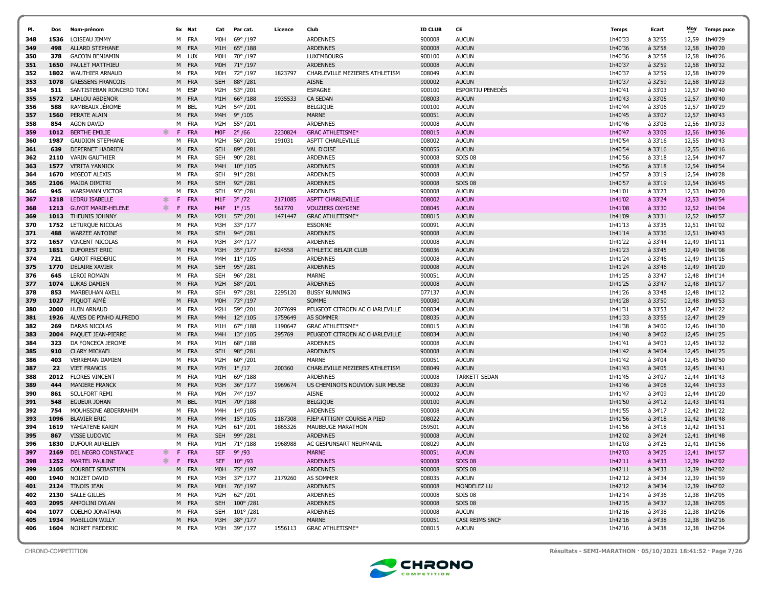| Pl. | Dos | Nom-prénom | | Sx | Nat | Cat | Par cat. | Licence | Club | ID CLUB | CE | Temps | Ecart | Moy km/h | Temps puce |
|---|---|---|---|---|---|---|---|---|---|---|---|---|---|---|---|
| 348 | 1536 | LOISEAU JIMMY | | M | FRA | M0H | 69° /197 | | ARDENNES | 900008 | AUCUN | 1h40'33 | à 32'55 | 12,59 | 1h40'29 |
| 349 | 498 | ALLARD STEPHANE | | M | FRA | M1H | 65° /188 | | ARDENNES | 900008 | AUCUN | 1h40'36 | à 32'58 | 12,58 | 1h40'20 |
| 350 | 378 | GACOIN BENJAMIN | | M | LUX | M0H | 70° /197 | | LUXEMBOURG | 900100 | AUCUN | 1h40'36 | à 32'58 | 12,58 | 1h40'26 |
| 351 | 1650 | PAULET MATTHIEU | | M | FRA | M0H | 71° /197 | | ARDENNES | 900008 | AUCUN | 1h40'37 | à 32'59 | 12,58 | 1h40'32 |
| 352 | 1802 | WAUTHIER ARNAUD | | M | FRA | M0H | 72° /197 | 1823797 | CHARLEVILLE MEZIERES ATHLETISM | 008049 | AUCUN | 1h40'37 | à 32'59 | 12,58 | 1h40'29 |
| 353 | 1078 | GRESSENS FRANCOIS | | M | FRA | SEH | 88° /281 | | AISNE | 900002 | AUCUN | 1h40'37 | à 32'59 | 12,58 | 1h40'23 |
| 354 | 511 | SANTISTEBAN RONCERO TONI | | M | ESP | M2H | 53° /201 | | ESPAGNE | 900100 | ESPORTIU PENEDÈS | 1h40'41 | à 33'03 | 12,57 | 1h40'40 |
| 355 | 1572 | LAHLOU ABDENOR | | M | FRA | M1H | 66° /188 | 1935533 | CA SEDAN | 008003 | AUCUN | 1h40'43 | à 33'05 | 12,57 | 1h40'40 |
| 356 | 588 | RAMBEAUX JÉROME | | M | BEL | M2H | 54° /201 | | BELGIQUE | 900100 | AUCUN | 1h40'44 | à 33'06 | 12,57 | 1h40'29 |
| 357 | 1560 | PERATE ALAIN | | M | FRA | M4H | 9° /105 | | MARNE | 900051 | AUCUN | 1h40'45 | à 33'07 | 12,57 | 1h40'43 |
| 358 | 854 | AGON DAVID | | M | FRA | M2H | 55° /201 | | ARDENNES | 900008 | AUCUN | 1h40'46 | à 33'08 | 12,56 | 1h40'33 |
| 359 | 1012 | BERTHE EMILIE | * | F | FRA | M0F | 2° /66 | 2230824 | GRAC ATHLETISME* | 008015 | AUCUN | 1h40'47 | à 33'09 | 12,56 | 1h40'36 |
| 360 | 1987 | GAUDION STEPHANE | | M | FRA | M2H | 56° /201 | 191031 | ASPTT CHARLEVILLE | 008002 | AUCUN | 1h40'54 | à 33'16 | 12,55 | 1h40'43 |
| 361 | 639 | DEPERNET HADRIEN | | M | FRA | SEH | 89° /281 | | VAL D'OISE | 900055 | AUCUN | 1h40'54 | à 33'16 | 12,55 | 1h40'16 |
| 362 | 2110 | VARIN GAUTHIER | | M | FRA | SEH | 90° /281 | | ARDENNES | 900008 | SDIS 08 | 1h40'56 | à 33'18 | 12,54 | 1h40'47 |
| 363 | 1577 | VERITA YANNICK | | M | FRA | M4H | 10° /105 | | ARDENNES | 900008 | AUCUN | 1h40'56 | à 33'18 | 12,54 | 1h40'54 |
| 364 | 1670 | MIGEOT ALEXIS | | M | FRA | SEH | 91° /281 | | ARDENNES | 900008 | AUCUN | 1h40'57 | à 33'19 | 12,54 | 1h40'28 |
| 365 | 2106 | MAJDA DIMITRI | | M | FRA | SEH | 92° /281 | | ARDENNES | 900008 | SDIS 08 | 1h40'57 | à 33'19 | 12,54 | 1h36'45 |
| 366 | 945 | WARSMANN VICTOR | | M | FRA | SEH | 93° /281 | | ARDENNES | 900008 | AUCUN | 1h41'01 | à 33'23 | 12,53 | 1h40'20 |
| 367 | 1218 | LEDRU ISABELLE | * | F | FRA | M1F | 3° /72 | 2171085 | ASPTT CHARLEVILLE | 008002 | AUCUN | 1h41'02 | à 33'24 | 12,53 | 1h40'54 |
| 368 | 1213 | GUYOT MARIE-HELENE | * | F | FRA | M4F | 1° /15 | 561770 | VOUZIERS OXYGENE | 008045 | AUCUN | 1h41'08 | à 33'30 | 12,52 | 1h41'04 |
| 369 | 1013 | THEUNIS JOHNNY | | M | FRA | M2H | 57° /201 | 1471447 | GRAC ATHLETISME* | 008015 | AUCUN | 1h41'09 | à 33'31 | 12,52 | 1h40'57 |
| 370 | 1752 | LETURQUE NICOLAS | | M | FRA | M3H | 33° /177 | | ESSONNE | 900091 | AUCUN | 1h41'13 | à 33'35 | 12,51 | 1h41'02 |
| 371 | 488 | WARZEE ANTOINE | | M | FRA | SEH | 94° /281 | | ARDENNES | 900008 | AUCUN | 1h41'14 | à 33'36 | 12,51 | 1h40'43 |
| 372 | 1657 | VINCENT NICOLAS | | M | FRA | M3H | 34° /177 | | ARDENNES | 900008 | AUCUN | 1h41'22 | à 33'44 | 12,49 | 1h41'11 |
| 373 | 1851 | DUFOREST ERIC | | M | FRA | M3H | 35° /177 | 824558 | ATHLETIC BELAIR CLUB | 008036 | AUCUN | 1h41'23 | à 33'45 | 12,49 | 1h41'08 |
| 374 | 721 | GAROT FREDERIC | | M | FRA | M4H | 11° /105 | | ARDENNES | 900008 | AUCUN | 1h41'24 | à 33'46 | 12,49 | 1h41'15 |
| 375 | 1770 | DELAIRE XAVIER | | M | FRA | SEH | 95° /281 | | ARDENNES | 900008 | AUCUN | 1h41'24 | à 33'46 | 12,49 | 1h41'20 |
| 376 | 645 | LEROI ROMAIN | | M | FRA | SEH | 96° /281 | | MARNE | 900051 | AUCUN | 1h41'25 | à 33'47 | 12,48 | 1h41'14 |
| 377 | 1074 | LUKAS DAMIEN | | M | FRA | M2H | 58° /201 | | ARDENNES | 900008 | AUCUN | 1h41'25 | à 33'47 | 12,48 | 1h41'17 |
| 378 | 853 | MARBEUHAN AXELL | | M | FRA | SEH | 97° /281 | 2295120 | BUSSY RUNNING | 077137 | AUCUN | 1h41'26 | à 33'48 | 12,48 | 1h41'12 |
| 379 | 1027 | PIQUOT AIMÉ | | M | FRA | M0H | 73° /197 | | SOMME | 900080 | AUCUN | 1h41'28 | à 33'50 | 12,48 | 1h40'53 |
| 380 | 2000 | HUIN ARNAUD | | M | FRA | M2H | 59° /201 | 2077699 | PEUGEOT CITROEN AC CHARLEVILLE | 008034 | AUCUN | 1h41'31 | à 33'53 | 12,47 | 1h41'22 |
| 381 | 1926 | ALVES DE PINHO ALFREDO | | M | FRA | M4H | 12° /105 | 1759649 | AS SOMMER | 008035 | AUCUN | 1h41'33 | à 33'55 | 12,47 | 1h41'29 |
| 382 | 269 | DARAS NICOLAS | | M | FRA | M1H | 67° /188 | 1190647 | GRAC ATHLETISME* | 008015 | AUCUN | 1h41'38 | à 34'00 | 12,46 | 1h41'30 |
| 383 | 2004 | PAQUET JEAN-PIERRE | | M | FRA | M4H | 13° /105 | 295769 | PEUGEOT CITROEN AC CHARLEVILLE | 008034 | AUCUN | 1h41'40 | à 34'02 | 12,45 | 1h41'25 |
| 384 | 323 | DA FONCECA JEROME | | M | FRA | M1H | 68° /188 | | ARDENNES | 900008 | AUCUN | 1h41'41 | à 34'03 | 12,45 | 1h41'32 |
| 385 | 910 | CLARY MICKAEL | | M | FRA | SEH | 98° /281 | | ARDENNES | 900008 | AUCUN | 1h41'42 | à 34'04 | 12,45 | 1h41'25 |
| 386 | 403 | VERREMAN DAMIEN | | M | FRA | M2H | 60° /201 | | MARNE | 900051 | AUCUN | 1h41'42 | à 34'04 | 12,45 | 1h40'50 |
| 387 | 22 | VIET FRANCIS | | M | FRA | M7H | 1° /17 | 200360 | CHARLEVILLE MEZIERES ATHLETISM | 008049 | AUCUN | 1h41'43 | à 34'05 | 12,45 | 1h41'41 |
| 388 | 2012 | FLORES VINCENT | | M | FRA | M1H | 69° /188 | | ARDENNES | 900008 | TARKETT SEDAN | 1h41'45 | à 34'07 | 12,44 | 1h41'43 |
| 389 | 444 | MANIERE FRANCK | | M | FRA | M3H | 36° /177 | 1969674 | US CHEMINOTS NOUVION SUR MEUSE | 008039 | AUCUN | 1h41'46 | à 34'08 | 12,44 | 1h41'33 |
| 390 | 861 | SCULFORT REMI | | M | FRA | M0H | 74° /197 | | AISNE | 900002 | AUCUN | 1h41'47 | à 34'09 | 12,44 | 1h41'20 |
| 391 | 548 | EGUEUR JOHAN | | M | BEL | M1H | 70° /188 | | BELGIQUE | 900100 | AUCUN | 1h41'50 | à 34'12 | 12,43 | 1h41'41 |
| 392 | 754 | MOUHSSINE ABDERRAHIM | | M | FRA | M4H | 14° /105 | | ARDENNES | 900008 | AUCUN | 1h41'55 | à 34'17 | 12,42 | 1h41'22 |
| 393 | 1096 | BLAVIER ERIC | | M | FRA | M4H | 15° /105 | 1187308 | FJEP ATTIGNY COURSE A PIED | 008022 | AUCUN | 1h41'56 | à 34'18 | 12,42 | 1h41'48 |
| 394 | 1619 | YAHIATENE KARIM | | M | FRA | M2H | 61° /201 | 1865326 | MAUBEUGE MARATHON | 059501 | AUCUN | 1h41'56 | à 34'18 | 12,42 | 1h41'51 |
| 395 | 867 | VISSE LUDOVIC | | M | FRA | SEH | 99° /281 | | ARDENNES | 900008 | AUCUN | 1h42'02 | à 34'24 | 12,41 | 1h41'48 |
| 396 | 1830 | DUFOUR AURELIEN | | M | FRA | M1H | 71° /188 | 1968988 | AC GESPUNSART NEUFMANIL | 008029 | AUCUN | 1h42'03 | à 34'25 | 12,41 | 1h41'56 |
| 397 | 2169 | DEL NEGRO CONSTANCE | * | F | FRA | SEF | 9° /93 | | MARNE | 900051 | AUCUN | 1h42'03 | à 34'25 | 12,41 | 1h41'57 |
| 398 | 1252 | MARTEL PAULINE | * | F | FRA | SEF | 10° /93 | | ARDENNES | 900008 | SDIS 08 | 1h42'11 | à 34'33 | 12,39 | 1h42'02 |
| 399 | 2105 | COURBET SEBASTIEN | | M | FRA | M0H | 75° /197 | | ARDENNES | 900008 | SDIS 08 | 1h42'11 | à 34'33 | 12,39 | 1h42'02 |
| 400 | 1940 | NOIZET DAVID | | M | FRA | M3H | 37° /177 | 2179260 | AS SOMMER | 008035 | AUCUN | 1h42'12 | à 34'34 | 12,39 | 1h41'59 |
| 401 | 2124 | TINOIS JEAN | | M | FRA | M0H | 76° /197 | | ARDENNES | 900008 | MONDELEZ LU | 1h42'12 | à 34'34 | 12,39 | 1h42'02 |
| 402 | 2130 | SALLE GILLES | | M | FRA | M2H | 62° /201 | | ARDENNES | 900008 | SDIS 08 | 1h42'14 | à 34'36 | 12,38 | 1h42'05 |
| 403 | 2095 | AMPOLINI DYLAN | | M | FRA | SEH | 100° /281 | | ARDENNES | 900008 | SDIS 08 | 1h42'15 | à 34'37 | 12,38 | 1h42'05 |
| 404 | 1077 | COELHO JONATHAN | | M | FRA | SEH | 101° /281 | | ARDENNES | 900008 | AUCUN | 1h42'16 | à 34'38 | 12,38 | 1h42'06 |
| 405 | 1934 | MABILLON WILLY | | M | FRA | M3H | 38° /177 | | MARNE | 900051 | CASI REIMS SNCF | 1h42'16 | à 34'38 | 12,38 | 1h42'16 |
| 406 | 1604 | NOIRET FREDERIC | | M | FRA | M3H | 39° /177 | 1556113 | GRAC ATHLETISME* | 008015 | AUCUN | 1h42'16 | à 34'38 | 12,38 | 1h42'04 |

CHRONO-COMPETITION

Résultats - SEMI-MARATHON · 05/10/2021 18:41:52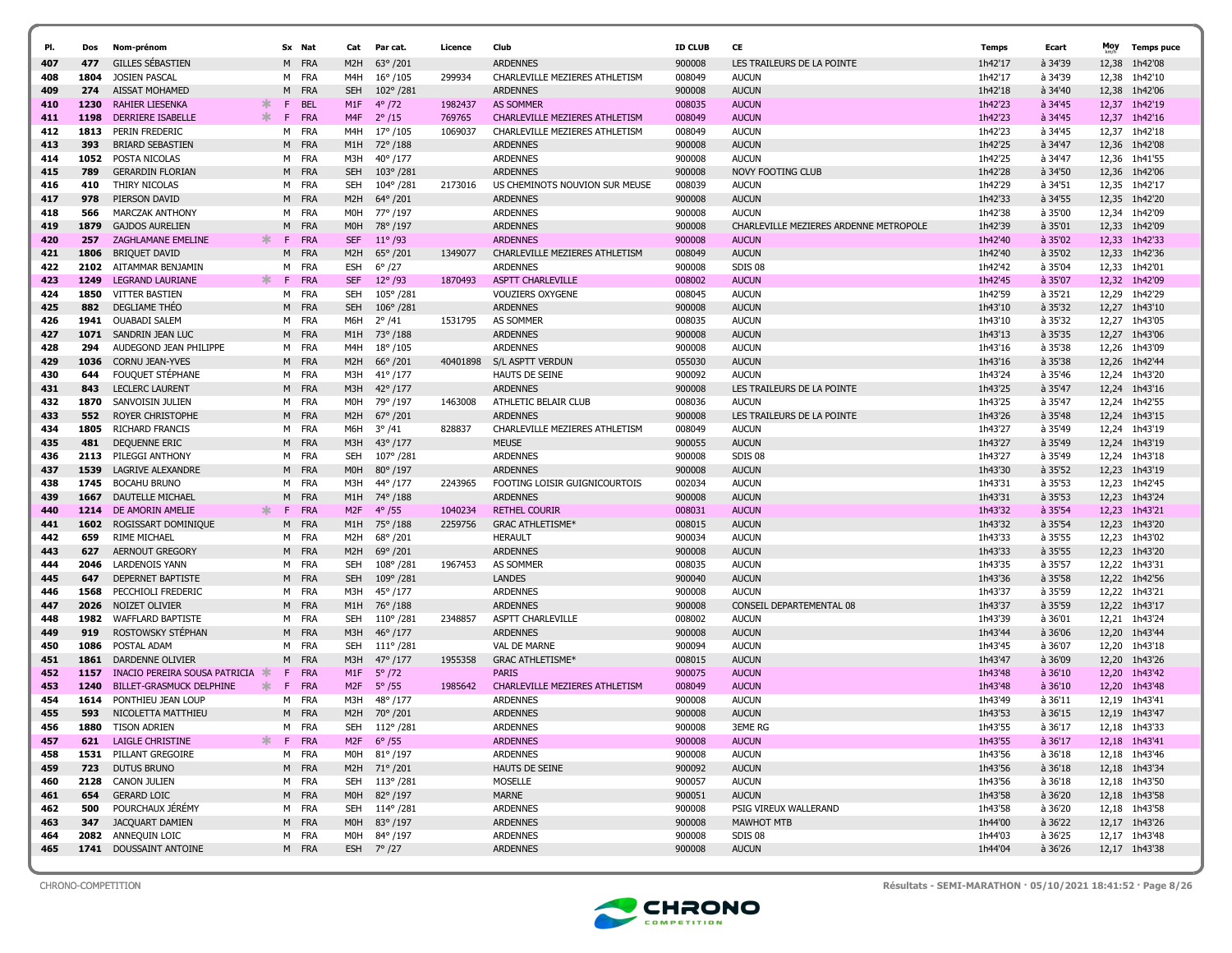| Pl. | Dos | Nom-prénom | Sx | Nat | Cat | Par cat. | Licence | Club | ID CLUB | CE | Temps | Ecart | Moy km/h | Temps puce |
|---|---|---|---|---|---|---|---|---|---|---|---|---|---|---|
| 407 | 477 | GILLES SÉBASTIEN | M | FRA | M2H | 63° /201 | | ARDENNES | 900008 | LES TRAILEURS DE LA POINTE | 1h42'17 | à 34'39 | 12,38 | 1h42'08 |
| 408 | 1804 | JOSIEN PASCAL | M | FRA | M4H | 16° /105 | 299934 | CHARLEVILLE MEZIERES ATHLETISM | 008049 | AUCUN | 1h42'17 | à 34'39 | 12,38 | 1h42'10 |
| 409 | 274 | AISSAT MOHAMED | M | FRA | SEH | 102° /281 | | ARDENNES | 900008 | AUCUN | 1h42'18 | à 34'40 | 12,38 | 1h42'06 |
| 410 | 1230 | RAHIER LIESENKA | F | BEL | M1F | 4° /72 | 1982437 | AS SOMMER | 008035 | AUCUN | 1h42'23 | à 34'45 | 12,37 | 1h42'19 |
| 411 | 1198 | DERRIERE ISABELLE | F | FRA | M4F | 2° /15 | 769765 | CHARLEVILLE MEZIERES ATHLETISM | 008049 | AUCUN | 1h42'23 | à 34'45 | 12,37 | 1h42'16 |
| 412 | 1813 | PERIN FREDERIC | M | FRA | M4H | 17° /105 | 1069037 | CHARLEVILLE MEZIERES ATHLETISM | 008049 | AUCUN | 1h42'23 | à 34'45 | 12,37 | 1h42'18 |
| 413 | 393 | BRIARD SEBASTIEN | M | FRA | M1H | 72° /188 | | ARDENNES | 900008 | AUCUN | 1h42'25 | à 34'47 | 12,36 | 1h42'08 |
| 414 | 1052 | POSTA NICOLAS | M | FRA | M3H | 40° /177 | | ARDENNES | 900008 | AUCUN | 1h42'25 | à 34'47 | 12,36 | 1h41'55 |
| 415 | 789 | GERARDIN FLORIAN | M | FRA | SEH | 103° /281 | | ARDENNES | 900008 | NOVY FOOTING CLUB | 1h42'28 | à 34'50 | 12,36 | 1h42'06 |
| 416 | 410 | THIRY NICOLAS | M | FRA | SEH | 104° /281 | 2173016 | US CHEMINOTS NOUVION SUR MEUSE | 008039 | AUCUN | 1h42'29 | à 34'51 | 12,35 | 1h42'17 |
| 417 | 978 | PIERSON DAVID | M | FRA | M2H | 64° /201 | | ARDENNES | 900008 | AUCUN | 1h42'33 | à 34'55 | 12,35 | 1h42'20 |
| 418 | 566 | MARCZAK ANTHONY | M | FRA | M0H | 77° /197 | | ARDENNES | 900008 | AUCUN | 1h42'38 | à 35'00 | 12,34 | 1h42'09 |
| 419 | 1879 | GAJDOS AURELIEN | M | FRA | M0H | 78° /197 | | ARDENNES | 900008 | CHARLEVILLE MEZIERES ARDENNE METROPOLE | 1h42'39 | à 35'01 | 12,33 | 1h42'09 |
| 420 | 257 | ZAGHLAMANE EMELINE | F | FRA | SEF | 11° /93 | | ARDENNES | 900008 | AUCUN | 1h42'40 | à 35'02 | 12,33 | 1h42'33 |
| 421 | 1806 | BRIQUET DAVID | M | FRA | M2H | 65° /201 | 1349077 | CHARLEVILLE MEZIERES ATHLETISM | 008049 | AUCUN | 1h42'40 | à 35'02 | 12,33 | 1h42'36 |
| 422 | 2102 | AITAMMAR BENJAMIN | M | FRA | ESH | 6° /27 | | ARDENNES | 900008 | SDIS 08 | 1h42'42 | à 35'04 | 12,33 | 1h42'01 |
| 423 | 1249 | LEGRAND LAURIANE | F | FRA | SEF | 12° /93 | 1870493 | ASPTT CHARLEVILLE | 008002 | AUCUN | 1h42'45 | à 35'07 | 12,32 | 1h42'09 |
| 424 | 1850 | VITTER BASTIEN | M | FRA | SEH | 105° /281 | | VOUZIERS OXYGENE | 008045 | AUCUN | 1h42'59 | à 35'21 | 12,29 | 1h42'29 |
| 425 | 882 | DEGLIAME THÉO | M | FRA | SEH | 106° /281 | | ARDENNES | 900008 | AUCUN | 1h43'10 | à 35'32 | 12,27 | 1h43'10 |
| 426 | 1941 | OUABADI SALEM | M | FRA | M6H | 2° /41 | 1531795 | AS SOMMER | 008035 | AUCUN | 1h43'10 | à 35'32 | 12,27 | 1h43'05 |
| 427 | 1071 | SANDRIN JEAN LUC | M | FRA | M1H | 73° /188 | | ARDENNES | 900008 | AUCUN | 1h43'13 | à 35'35 | 12,27 | 1h43'06 |
| 428 | 294 | AUDEGOND JEAN PHILIPPE | M | FRA | M4H | 18° /105 | | ARDENNES | 900008 | AUCUN | 1h43'16 | à 35'38 | 12,26 | 1h43'09 |
| 429 | 1036 | CORNU JEAN-YVES | M | FRA | M2H | 66° /201 | 40401898 | S/L ASPTT VERDUN | 055030 | AUCUN | 1h43'16 | à 35'38 | 12,26 | 1h42'44 |
| 430 | 644 | FOUQUET STÉPHANE | M | FRA | M3H | 41° /177 | | HAUTS DE SEINE | 900092 | AUCUN | 1h43'24 | à 35'46 | 12,24 | 1h43'20 |
| 431 | 843 | LECLERC LAURENT | M | FRA | M3H | 42° /177 | | ARDENNES | 900008 | LES TRAILEURS DE LA POINTE | 1h43'25 | à 35'47 | 12,24 | 1h43'16 |
| 432 | 1870 | SANVOISIN JULIEN | M | FRA | M0H | 79° /197 | 1463008 | ATHLETIC BELAIR CLUB | 008036 | AUCUN | 1h43'25 | à 35'47 | 12,24 | 1h42'55 |
| 433 | 552 | ROYER CHRISTOPHE | M | FRA | M2H | 67° /201 | | ARDENNES | 900008 | LES TRAILEURS DE LA POINTE | 1h43'26 | à 35'48 | 12,24 | 1h43'15 |
| 434 | 1805 | RICHARD FRANCIS | M | FRA | M6H | 3° /41 | 828837 | CHARLEVILLE MEZIERES ATHLETISM | 008049 | AUCUN | 1h43'27 | à 35'49 | 12,24 | 1h43'19 |
| 435 | 481 | DEQUENNE ERIC | M | FRA | M3H | 43° /177 | | MEUSE | 900055 | AUCUN | 1h43'27 | à 35'49 | 12,24 | 1h43'19 |
| 436 | 2113 | PILEGGI ANTHONY | M | FRA | SEH | 107° /281 | | ARDENNES | 900008 | SDIS 08 | 1h43'27 | à 35'49 | 12,24 | 1h43'18 |
| 437 | 1539 | LAGRIVE ALEXANDRE | M | FRA | M0H | 80° /197 | | ARDENNES | 900008 | AUCUN | 1h43'30 | à 35'52 | 12,23 | 1h43'19 |
| 438 | 1745 | BOCAHU BRUNO | M | FRA | M3H | 44° /177 | 2243965 | FOOTING LOISIR GUIGNICOURTOIS | 002034 | AUCUN | 1h43'31 | à 35'53 | 12,23 | 1h42'45 |
| 439 | 1667 | DAUTELLE MICHAEL | M | FRA | M1H | 74° /188 | | ARDENNES | 900008 | AUCUN | 1h43'31 | à 35'53 | 12,23 | 1h43'24 |
| 440 | 1214 | DE AMORIN AMELIE | F | FRA | M2F | 4° /55 | 1040234 | RETHEL COURIR | 008031 | AUCUN | 1h43'32 | à 35'54 | 12,23 | 1h43'21 |
| 441 | 1602 | ROGISSART DOMINIQUE | M | FRA | M1H | 75° /188 | 2259756 | GRAC ATHLETISME* | 008015 | AUCUN | 1h43'32 | à 35'54 | 12,23 | 1h43'20 |
| 442 | 659 | RIME MICHAEL | M | FRA | M2H | 68° /201 | | HERAULT | 900034 | AUCUN | 1h43'33 | à 35'55 | 12,23 | 1h43'02 |
| 443 | 627 | AERNOUT GREGORY | M | FRA | M2H | 69° /201 | | ARDENNES | 900008 | AUCUN | 1h43'33 | à 35'55 | 12,23 | 1h43'20 |
| 444 | 2046 | LARDENOIS YANN | M | FRA | SEH | 108° /281 | 1967453 | AS SOMMER | 008035 | AUCUN | 1h43'35 | à 35'57 | 12,22 | 1h43'31 |
| 445 | 647 | DEPERNET BAPTISTE | M | FRA | SEH | 109° /281 | | LANDES | 900040 | AUCUN | 1h43'36 | à 35'58 | 12,22 | 1h42'56 |
| 446 | 1568 | PECCHIOLI FREDERIC | M | FRA | M3H | 45° /177 | | ARDENNES | 900008 | AUCUN | 1h43'37 | à 35'59 | 12,22 | 1h43'21 |
| 447 | 2026 | NOIZET OLIVIER | M | FRA | M1H | 76° /188 | | ARDENNES | 900008 | CONSEIL DEPARTEMENTAL 08 | 1h43'37 | à 35'59 | 12,22 | 1h43'17 |
| 448 | 1982 | WAFFLARD BAPTISTE | M | FRA | SEH | 110° /281 | 2348857 | ASPTT CHARLEVILLE | 008002 | AUCUN | 1h43'39 | à 36'01 | 12,21 | 1h43'24 |
| 449 | 919 | ROSTOWSKY STÉPHAN | M | FRA | M3H | 46° /177 | | ARDENNES | 900008 | AUCUN | 1h43'44 | à 36'06 | 12,20 | 1h43'44 |
| 450 | 1086 | POSTAL ADAM | M | FRA | SEH | 111° /281 | | VAL DE MARNE | 900094 | AUCUN | 1h43'45 | à 36'07 | 12,20 | 1h43'18 |
| 451 | 1861 | DARDENNE OLIVIER | M | FRA | M3H | 47° /177 | 1955358 | GRAC ATHLETISME* | 008015 | AUCUN | 1h43'47 | à 36'09 | 12,20 | 1h43'26 |
| 452 | 1157 | INACIO PEREIRA SOUSA PATRICIA | F | FRA | M1F | 5° /72 | | PARIS | 900075 | AUCUN | 1h43'48 | à 36'10 | 12,20 | 1h43'42 |
| 453 | 1240 | BILLET-GRASMUCK DELPHINE | F | FRA | M2F | 5° /55 | 1985642 | CHARLEVILLE MEZIERES ATHLETISM | 008049 | AUCUN | 1h43'48 | à 36'10 | 12,20 | 1h43'48 |
| 454 | 1614 | PONTHIEU JEAN LOUP | M | FRA | M3H | 48° /177 | | ARDENNES | 900008 | AUCUN | 1h43'49 | à 36'11 | 12,19 | 1h43'41 |
| 455 | 593 | NICOLETTA MATTHIEU | M | FRA | M2H | 70° /201 | | ARDENNES | 900008 | AUCUN | 1h43'53 | à 36'15 | 12,19 | 1h43'47 |
| 456 | 1880 | TISON ADRIEN | M | FRA | SEH | 112° /281 | | ARDENNES | 900008 | 3EME RG | 1h43'55 | à 36'17 | 12,18 | 1h43'33 |
| 457 | 621 | LAIGLE CHRISTINE | F | FRA | M2F | 6° /55 | | ARDENNES | 900008 | AUCUN | 1h43'55 | à 36'17 | 12,18 | 1h43'41 |
| 458 | 1531 | PILLANT GREGOIRE | M | FRA | M0H | 81° /197 | | ARDENNES | 900008 | AUCUN | 1h43'56 | à 36'18 | 12,18 | 1h43'46 |
| 459 | 723 | DUTUS BRUNO | M | FRA | M2H | 71° /201 | | HAUTS DE SEINE | 900092 | AUCUN | 1h43'56 | à 36'18 | 12,18 | 1h43'34 |
| 460 | 2128 | CANON JULIEN | M | FRA | SEH | 113° /281 | | MOSELLE | 900057 | AUCUN | 1h43'56 | à 36'18 | 12,18 | 1h43'50 |
| 461 | 654 | GERARD LOIC | M | FRA | M0H | 82° /197 | | MARNE | 900051 | AUCUN | 1h43'58 | à 36'20 | 12,18 | 1h43'58 |
| 462 | 500 | POURCHAUX JÉRÉMY | M | FRA | SEH | 114° /281 | | ARDENNES | 900008 | PSIG VIREUX WALLERAND | 1h43'58 | à 36'20 | 12,18 | 1h43'58 |
| 463 | 347 | JACQUART DAMIEN | M | FRA | M0H | 83° /197 | | ARDENNES | 900008 | MAWHOT MTB | 1h44'00 | à 36'22 | 12,17 | 1h43'26 |
| 464 | 2082 | ANNEQUIN LOIC | M | FRA | M0H | 84° /197 | | ARDENNES | 900008 | SDIS 08 | 1h44'03 | à 36'25 | 12,17 | 1h43'48 |
| 465 | 1741 | DOUSSAINT ANTOINE | M | FRA | ESH | 7° /27 | | ARDENNES | 900008 | AUCUN | 1h44'04 | à 36'26 | 12,17 | 1h43'38 |

CHRONO-COMPETITION

Résultats - SEMI-MARATHON · 05/10/2021 18:41:52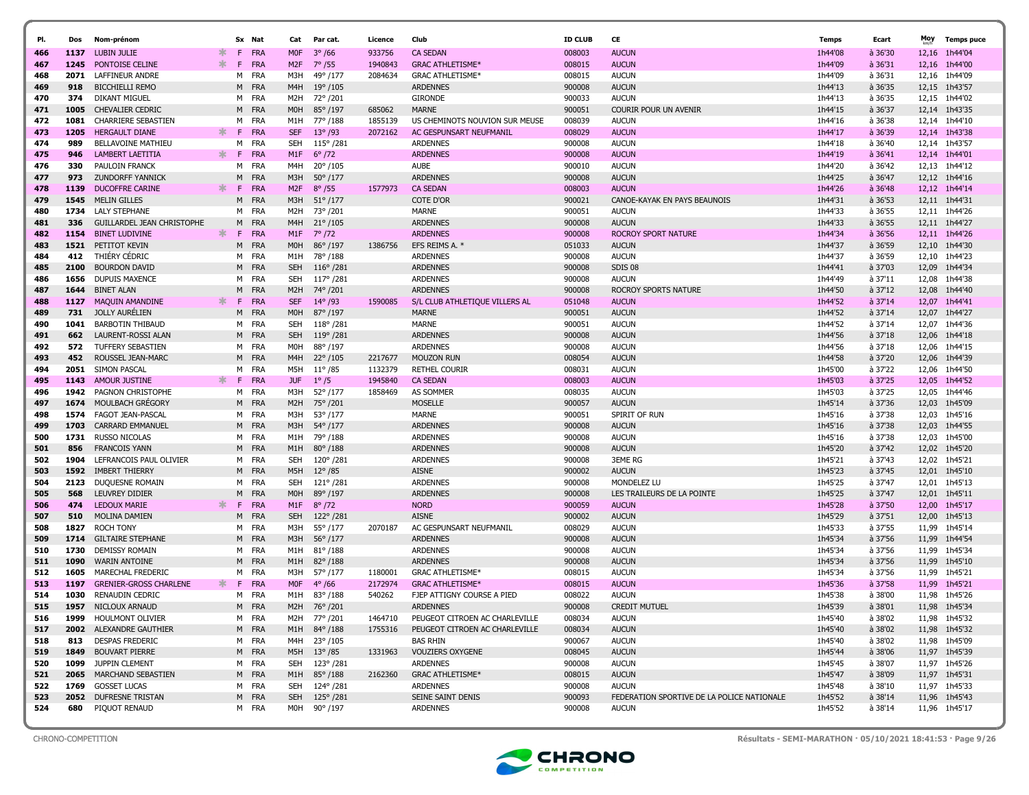| Pl. | Dos | Nom-prénom | Sx | Nat | Cat | Par cat. | Licence | Club | ID CLUB | CE | Temps | Ecart | Moy | Temps puce |
|---|---|---|---|---|---|---|---|---|---|---|---|---|---|---|
| 466 | 1137 | LUBIN JULIE | F | FRA | M0F | 3° /66 | 933756 | CA SEDAN | 008003 | AUCUN | 1h44'08 | à 36'30 | 12,16 | 1h44'04 |
| 467 | 1245 | PONTOISE CELINE | F | FRA | M2F | 7° /55 | 1940843 | GRAC ATHLETISME* | 008015 | AUCUN | 1h44'09 | à 36'31 | 12,16 | 1h44'00 |
| 468 | 2071 | LAFFINEUR ANDRE | M | FRA | M3H | 49° /177 | 2084634 | GRAC ATHLETISME* | 008015 | AUCUN | 1h44'09 | à 36'31 | 12,16 | 1h44'09 |
| 469 | 918 | BICCHIELLI REMO | M | FRA | M4H | 19° /105 | | ARDENNES | 900008 | AUCUN | 1h44'13 | à 36'35 | 12,15 | 1h43'57 |
| 470 | 374 | DIKANT MIGUEL | M | FRA | M2H | 72° /201 | | GIRONDE | 900033 | AUCUN | 1h44'13 | à 36'35 | 12,15 | 1h44'02 |
| 471 | 1005 | CHEVALIER CEDRIC | M | FRA | M0H | 85° /197 | 685062 | MARNE | 900051 | COURIR POUR UN AVENIR | 1h44'15 | à 36'37 | 12,14 | 1h43'35 |
| 472 | 1081 | CHARRIERE SEBASTIEN | M | FRA | M1H | 77° /188 | 1855139 | US CHEMINOTS NOUVION SUR MEUSE | 008039 | AUCUN | 1h44'16 | à 36'38 | 12,14 | 1h44'10 |
| 473 | 1205 | HERGAULT DIANE | F | FRA | SEF | 13° /93 | 2072162 | AC GESPUNSART NEUFMANIL | 008029 | AUCUN | 1h44'17 | à 36'39 | 12,14 | 1h43'38 |
| 474 | 989 | BELLAVOINE MATHIEU | M | FRA | SEH | 115° /281 | | ARDENNES | 900008 | AUCUN | 1h44'18 | à 36'40 | 12,14 | 1h43'57 |
| 475 | 946 | LAMBERT LAETITIA | F | FRA | M1F | 6° /72 | | ARDENNES | 900008 | AUCUN | 1h44'19 | à 36'41 | 12,14 | 1h44'01 |
| 476 | 330 | PAULOIN FRANCK | M | FRA | M4H | 20° /105 | | AUBE | 900010 | AUCUN | 1h44'20 | à 36'42 | 12,13 | 1h44'12 |
| 477 | 973 | ZUNDORFF YANNICK | M | FRA | M3H | 50° /177 | | ARDENNES | 900008 | AUCUN | 1h44'25 | à 36'47 | 12,12 | 1h44'16 |
| 478 | 1139 | DUCOFFRE CARINE | F | FRA | M2F | 8° /55 | 1577973 | CA SEDAN | 008003 | AUCUN | 1h44'26 | à 36'48 | 12,12 | 1h44'14 |
| 479 | 1545 | MELIN GILLES | M | FRA | M3H | 51° /177 | | COTE D'OR | 900021 | CANOE-KAYAK EN PAYS BEAUNOIS | 1h44'31 | à 36'53 | 12,11 | 1h44'31 |
| 480 | 1734 | LALY STEPHANE | M | FRA | M2H | 73° /201 | | MARNE | 900051 | AUCUN | 1h44'33 | à 36'55 | 12,11 | 1h44'26 |
| 481 | 336 | GUILLARDEL JEAN CHRISTOPHE | M | FRA | M4H | 21° /105 | | ARDENNES | 900008 | AUCUN | 1h44'33 | à 36'55 | 12,11 | 1h44'27 |
| 482 | 1154 | BINET LUDIVINE | F | FRA | M1F | 7° /72 | | ARDENNES | 900008 | ROCROY SPORT NATURE | 1h44'34 | à 36'56 | 12,11 | 1h44'26 |
| 483 | 1521 | PETITOT KEVIN | M | FRA | M0H | 86° /197 | 1386756 | EFS REIMS A. * | 051033 | AUCUN | 1h44'37 | à 36'59 | 12,10 | 1h44'30 |
| 484 | 412 | THIÉRY CÉDRIC | M | FRA | M1H | 78° /188 | | ARDENNES | 900008 | AUCUN | 1h44'37 | à 36'59 | 12,10 | 1h44'23 |
| 485 | 2100 | BOURDON DAVID | M | FRA | SEH | 116° /281 | | ARDENNES | 900008 | SDIS 08 | 1h44'41 | à 37'03 | 12,09 | 1h44'34 |
| 486 | 1656 | DUPUIS MAXENCE | M | FRA | SEH | 117° /281 | | ARDENNES | 900008 | AUCUN | 1h44'49 | à 37'11 | 12,08 | 1h44'38 |
| 487 | 1644 | BINET ALAN | M | FRA | M2H | 74° /201 | | ARDENNES | 900008 | ROCROY SPORTS NATURE | 1h44'50 | à 37'12 | 12,08 | 1h44'40 |
| 488 | 1127 | MAQUIN AMANDINE | F | FRA | SEF | 14° /93 | 1590085 | S/L CLUB ATHLETIQUE VILLERS AL | 051048 | AUCUN | 1h44'52 | à 37'14 | 12,07 | 1h44'41 |
| 489 | 731 | JOLLY AURÉLIEN | M | FRA | M0H | 87° /197 | | MARNE | 900051 | AUCUN | 1h44'52 | à 37'14 | 12,07 | 1h44'27 |
| 490 | 1041 | BARBOTIN THIBAUD | M | FRA | SEH | 118° /281 | | MARNE | 900051 | AUCUN | 1h44'52 | à 37'14 | 12,07 | 1h44'36 |
| 491 | 662 | LAURENT-ROSSI ALAN | M | FRA | SEH | 119° /281 | | ARDENNES | 900008 | AUCUN | 1h44'56 | à 37'18 | 12,06 | 1h44'18 |
| 492 | 572 | TUFFERY SEBASTIEN | M | FRA | M0H | 88° /197 | | ARDENNES | 900008 | AUCUN | 1h44'56 | à 37'18 | 12,06 | 1h44'15 |
| 493 | 452 | ROUSSEL JEAN-MARC | M | FRA | M4H | 22° /105 | 2217677 | MOUZON RUN | 008054 | AUCUN | 1h44'58 | à 37'20 | 12,06 | 1h44'39 |
| 494 | 2051 | SIMON PASCAL | M | FRA | M5H | 11° /85 | 1132379 | RETHEL COURIR | 008031 | AUCUN | 1h45'00 | à 37'22 | 12,06 | 1h44'50 |
| 495 | 1143 | AMOUR JUSTINE | F | FRA | JUF | 1° /5 | 1945840 | CA SEDAN | 008003 | AUCUN | 1h45'03 | à 37'25 | 12,05 | 1h44'52 |
| 496 | 1942 | PAGNON CHRISTOPHE | M | FRA | M3H | 52° /177 | 1858469 | AS SOMMER | 008035 | AUCUN | 1h45'03 | à 37'25 | 12,05 | 1h44'46 |
| 497 | 1674 | MOULBACH GRÉGORY | M | FRA | M2H | 75° /201 | | MOSELLE | 900057 | AUCUN | 1h45'14 | à 37'36 | 12,03 | 1h45'09 |
| 498 | 1574 | FAGOT JEAN-PASCAL | M | FRA | M3H | 53° /177 | | MARNE | 900051 | SPIRIT OF RUN | 1h45'16 | à 37'38 | 12,03 | 1h45'16 |
| 499 | 1703 | CARRARD EMMANUEL | M | FRA | M3H | 54° /177 | | ARDENNES | 900008 | AUCUN | 1h45'16 | à 37'38 | 12,03 | 1h44'55 |
| 500 | 1731 | RUSSO NICOLAS | M | FRA | M1H | 79° /188 | | ARDENNES | 900008 | AUCUN | 1h45'16 | à 37'38 | 12,03 | 1h45'00 |
| 501 | 856 | FRANCOIS YANN | M | FRA | M1H | 80° /188 | | ARDENNES | 900008 | AUCUN | 1h45'20 | à 37'42 | 12,02 | 1h45'20 |
| 502 | 1904 | LEFRANCOIS PAUL OLIVIER | M | FRA | SEH | 120° /281 | | ARDENNES | 900008 | 3EME RG | 1h45'21 | à 37'43 | 12,02 | 1h45'21 |
| 503 | 1592 | IMBERT THIERRY | M | FRA | M5H | 12° /85 | | AISNE | 900002 | AUCUN | 1h45'23 | à 37'45 | 12,01 | 1h45'10 |
| 504 | 2123 | DUQUESNE ROMAIN | M | FRA | SEH | 121° /281 | | ARDENNES | 900008 | MONDELEZ LU | 1h45'25 | à 37'47 | 12,01 | 1h45'13 |
| 505 | 568 | LEUVREY DIDIER | M | FRA | M0H | 89° /197 | | ARDENNES | 900008 | LES TRAILEURS DE LA POINTE | 1h45'25 | à 37'47 | 12,01 | 1h45'11 |
| 506 | 474 | LEDOUX MARIE | F | FRA | M1F | 8° /72 | | NORD | 900059 | AUCUN | 1h45'28 | à 37'50 | 12,00 | 1h45'17 |
| 507 | 510 | MOLINA DAMIEN | M | FRA | SEH | 122° /281 | | AISNE | 900002 | AUCUN | 1h45'29 | à 37'51 | 12,00 | 1h45'13 |
| 508 | 1827 | ROCH TONY | M | FRA | M3H | 55° /177 | 2070187 | AC GESPUNSART NEUFMANIL | 008029 | AUCUN | 1h45'33 | à 37'55 | 11,99 | 1h45'14 |
| 509 | 1714 | GILTAIRE STEPHANE | M | FRA | M3H | 56° /177 | | ARDENNES | 900008 | AUCUN | 1h45'34 | à 37'56 | 11,99 | 1h44'54 |
| 510 | 1730 | DEMISSY ROMAIN | M | FRA | M1H | 81° /188 | | ARDENNES | 900008 | AUCUN | 1h45'34 | à 37'56 | 11,99 | 1h45'34 |
| 511 | 1090 | WARIN ANTOINE | M | FRA | M1H | 82° /188 | | ARDENNES | 900008 | AUCUN | 1h45'34 | à 37'56 | 11,99 | 1h45'10 |
| 512 | 1605 | MARECHAL FREDERIC | M | FRA | M3H | 57° /177 | 1180001 | GRAC ATHLETISME* | 008015 | AUCUN | 1h45'34 | à 37'56 | 11,99 | 1h45'21 |
| 513 | 1197 | GRENIER-GROSS CHARLENE | F | FRA | M0F | 4° /66 | 2172974 | GRAC ATHLETISME* | 008015 | AUCUN | 1h45'36 | à 37'58 | 11,99 | 1h45'21 |
| 514 | 1030 | RENAUDIN CEDRIC | M | FRA | M1H | 83° /188 | 540262 | FJEP ATTIGNY COURSE A PIED | 008022 | AUCUN | 1h45'38 | à 38'00 | 11,98 | 1h45'26 |
| 515 | 1957 | NICLOUX ARNAUD | M | FRA | M2H | 76° /201 | | ARDENNES | 900008 | CREDIT MUTUEL | 1h45'39 | à 38'01 | 11,98 | 1h45'34 |
| 516 | 1999 | HOULMONT OLIVIER | M | FRA | M2H | 77° /201 | 1464710 | PEUGEOT CITROEN AC CHARLEVILLE | 008034 | AUCUN | 1h45'40 | à 38'02 | 11,98 | 1h45'32 |
| 517 | 2002 | ALEXANDRE GAUTHIER | M | FRA | M1H | 84° /188 | 1755316 | PEUGEOT CITROEN AC CHARLEVILLE | 008034 | AUCUN | 1h45'40 | à 38'02 | 11,98 | 1h45'32 |
| 518 | 813 | DESPAS FREDERIC | M | FRA | M4H | 23° /105 | | BAS RHIN | 900067 | AUCUN | 1h45'40 | à 38'02 | 11,98 | 1h45'09 |
| 519 | 1849 | BOUVART PIERRE | M | FRA | M5H | 13° /85 | 1331963 | VOUZIERS OXYGENE | 008045 | AUCUN | 1h45'44 | à 38'06 | 11,97 | 1h45'39 |
| 520 | 1099 | JUPPIN CLEMENT | M | FRA | SEH | 123° /281 | | ARDENNES | 900008 | AUCUN | 1h45'45 | à 38'07 | 11,97 | 1h45'26 |
| 521 | 2065 | MARCHAND SEBASTIEN | M | FRA | M1H | 85° /188 | 2162360 | GRAC ATHLETISME* | 008015 | AUCUN | 1h45'47 | à 38'09 | 11,97 | 1h45'31 |
| 522 | 1769 | GOSSET LUCAS | M | FRA | SEH | 124° /281 | | ARDENNES | 900008 | AUCUN | 1h45'48 | à 38'10 | 11,97 | 1h45'33 |
| 523 | 2052 | DUFRESNE TRISTAN | M | FRA | SEH | 125° /281 | | SEINE SAINT DENIS | 900093 | FEDERATION SPORTIVE DE LA POLICE NATIONALE | 1h45'52 | à 38'14 | 11,96 | 1h45'43 |
| 524 | 680 | PIQUOT RENAUD | M | FRA | M0H | 90° /197 | | ARDENNES | 900008 | AUCUN | 1h45'52 | à 38'14 | 11,96 | 1h45'17 |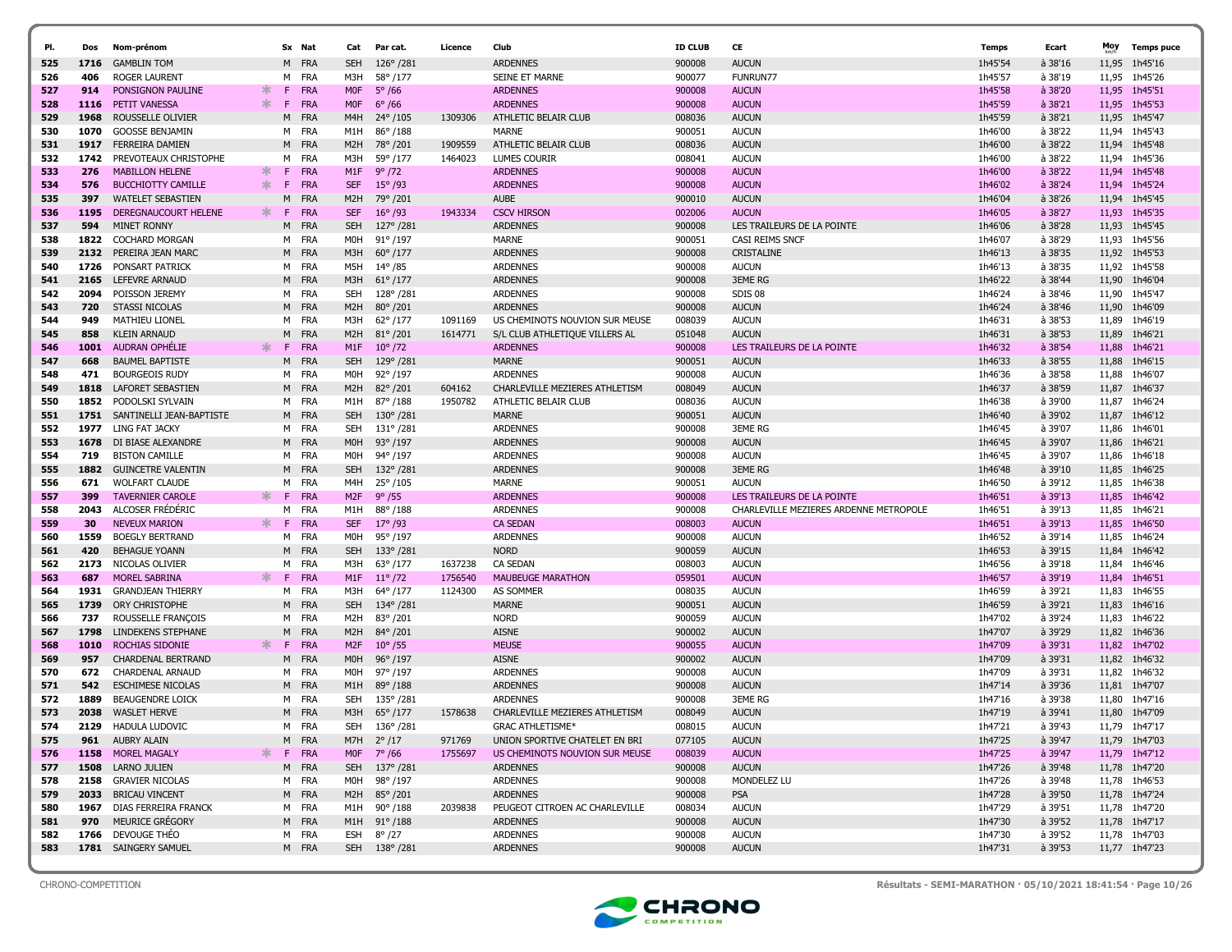| Pl. | Dos | Nom-prénom | | Sx | Nat | Cat | Par cat. | Licence | Club | ID CLUB | CE | Temps | Ecart | Moy km/h | Temps puce |
|---|---|---|---|---|---|---|---|---|---|---|---|---|---|---|---|
| 525 | 1716 | GAMBLIN TOM | | M | FRA | SEH | 126° /281 | | ARDENNES | 900008 | AUCUN | 1h45'54 | à 38'16 | 11,95 | 1h45'16 |
| 526 | 406 | ROGER LAURENT | | M | FRA | M3H | 58° /177 | | SEINE ET MARNE | 900077 | FUNRUN77 | 1h45'57 | à 38'19 | 11,95 | 1h45'26 |
| 527 | 914 | PONSIGNON PAULINE | * | F | FRA | M0F | 5° /66 | | ARDENNES | 900008 | AUCUN | 1h45'58 | à 38'20 | 11,95 | 1h45'51 |
| 528 | 1116 | PETIT VANESSA | * | F | FRA | M0F | 6° /66 | | ARDENNES | 900008 | AUCUN | 1h45'59 | à 38'21 | 11,95 | 1h45'53 |
| 529 | 1968 | ROUSSELLE OLIVIER | | M | FRA | M4H | 24° /105 | 1309306 | ATHLETIC BELAIR CLUB | 008036 | AUCUN | 1h45'59 | à 38'21 | 11,95 | 1h45'47 |
| 530 | 1070 | GOOSSE BENJAMIN | | M | FRA | M1H | 86° /188 | | MARNE | 900051 | AUCUN | 1h46'00 | à 38'22 | 11,94 | 1h45'43 |
| 531 | 1917 | FERREIRA DAMIEN | | M | FRA | M2H | 78° /201 | 1909559 | ATHLETIC BELAIR CLUB | 008036 | AUCUN | 1h46'00 | à 38'22 | 11,94 | 1h45'48 |
| 532 | 1742 | PREVOTEAUX CHRISTOPHE | | M | FRA | M3H | 59° /177 | 1464023 | LUMES COURIR | 008041 | AUCUN | 1h46'00 | à 38'22 | 11,94 | 1h45'36 |
| 533 | 276 | MABILLON HELENE | * | F | FRA | M1F | 9° /72 | | ARDENNES | 900008 | AUCUN | 1h46'00 | à 38'22 | 11,94 | 1h45'48 |
| 534 | 576 | BUCCHIOTTY CAMILLE | * | F | FRA | SEF | 15° /93 | | ARDENNES | 900008 | AUCUN | 1h46'02 | à 38'24 | 11,94 | 1h45'24 |
| 535 | 397 | WATELET SEBASTIEN | | M | FRA | M2H | 79° /201 | | AUBE | 900010 | AUCUN | 1h46'04 | à 38'26 | 11,94 | 1h45'45 |
| 536 | 1195 | DEREGNAUCOURT HELENE | * | F | FRA | SEF | 16° /93 | 1943334 | CSCV HIRSON | 002006 | AUCUN | 1h46'05 | à 38'27 | 11,93 | 1h45'35 |
| 537 | 594 | MINET RONNY | | M | FRA | SEH | 127° /281 | | ARDENNES | 900008 | LES TRAILEURS DE LA POINTE | 1h46'06 | à 38'28 | 11,93 | 1h45'45 |
| 538 | 1822 | COCHARD MORGAN | | M | FRA | M0H | 91° /197 | | MARNE | 900051 | CASI REIMS SNCF | 1h46'07 | à 38'29 | 11,93 | 1h45'56 |
| 539 | 2132 | PEREIRA JEAN MARC | | M | FRA | M3H | 60° /177 | | ARDENNES | 900008 | CRISTALINE | 1h46'13 | à 38'35 | 11,92 | 1h45'53 |
| 540 | 1726 | PONSART PATRICK | | M | FRA | M5H | 14° /85 | | ARDENNES | 900008 | AUCUN | 1h46'13 | à 38'35 | 11,92 | 1h45'58 |
| 541 | 2165 | LEFEVRE ARNAUD | | M | FRA | M3H | 61° /177 | | ARDENNES | 900008 | 3EME RG | 1h46'22 | à 38'44 | 11,90 | 1h46'04 |
| 542 | 2094 | POISSON JEREMY | | M | FRA | SEH | 128° /281 | | ARDENNES | 900008 | SDIS 08 | 1h46'24 | à 38'46 | 11,90 | 1h45'47 |
| 543 | 720 | STASSI NICOLAS | | M | FRA | M2H | 80° /201 | | ARDENNES | 900008 | AUCUN | 1h46'24 | à 38'46 | 11,90 | 1h46'09 |
| 544 | 949 | MATHIEU LIONEL | | M | FRA | M3H | 62° /177 | 1091169 | US CHEMINOTS NOUVION SUR MEUSE | 008039 | AUCUN | 1h46'31 | à 38'53 | 11,89 | 1h46'19 |
| 545 | 858 | KLEIN ARNAUD | | M | FRA | M2H | 81° /201 | 1614771 | S/L CLUB ATHLETIQUE VILLERS AL | 051048 | AUCUN | 1h46'31 | à 38'53 | 11,89 | 1h46'21 |
| 546 | 1001 | AUDRAN OPHÉLIE | * | F | FRA | M1F | 10° /72 | | ARDENNES | 900008 | LES TRAILEURS DE LA POINTE | 1h46'32 | à 38'54 | 11,88 | 1h46'21 |
| 547 | 668 | BAUMEL BAPTISTE | | M | FRA | SEH | 129° /281 | | MARNE | 900051 | AUCUN | 1h46'33 | à 38'55 | 11,88 | 1h46'15 |
| 548 | 471 | BOURGEOIS RUDY | | M | FRA | M0H | 92° /197 | | ARDENNES | 900008 | AUCUN | 1h46'36 | à 38'58 | 11,88 | 1h46'07 |
| 549 | 1818 | LAFORET SEBASTIEN | | M | FRA | M2H | 82° /201 | 604162 | CHARLEVILLE MEZIERES ATHLETISM | 008049 | AUCUN | 1h46'37 | à 38'59 | 11,87 | 1h46'37 |
| 550 | 1852 | PODOLSKI SYLVAIN | | M | FRA | M1H | 87° /188 | 1950782 | ATHLETIC BELAIR CLUB | 008036 | AUCUN | 1h46'38 | à 39'00 | 11,87 | 1h46'24 |
| 551 | 1751 | SANTINELLI JEAN-BAPTISTE | | M | FRA | SEH | 130° /281 | | MARNE | 900051 | AUCUN | 1h46'40 | à 39'02 | 11,87 | 1h46'12 |
| 552 | 1977 | LING FAT JACKY | | M | FRA | SEH | 131° /281 | | ARDENNES | 900008 | 3EME RG | 1h46'45 | à 39'07 | 11,86 | 1h46'01 |
| 553 | 1678 | DI BIASE ALEXANDRE | | M | FRA | M0H | 93° /197 | | ARDENNES | 900008 | AUCUN | 1h46'45 | à 39'07 | 11,86 | 1h46'21 |
| 554 | 719 | BISTON CAMILLE | | M | FRA | M0H | 94° /197 | | ARDENNES | 900008 | AUCUN | 1h46'45 | à 39'07 | 11,86 | 1h46'18 |
| 555 | 1882 | GUINCETRE VALENTIN | | M | FRA | SEH | 132° /281 | | ARDENNES | 900008 | 3EME RG | 1h46'48 | à 39'10 | 11,85 | 1h46'25 |
| 556 | 671 | WOLFART CLAUDE | | M | FRA | M4H | 25° /105 | | MARNE | 900051 | AUCUN | 1h46'50 | à 39'12 | 11,85 | 1h46'38 |
| 557 | 399 | TAVERNIER CAROLE | * | F | FRA | M2F | 9° /55 | | ARDENNES | 900008 | LES TRAILEURS DE LA POINTE | 1h46'51 | à 39'13 | 11,85 | 1h46'42 |
| 558 | 2043 | ALCOSER FRÉDÉRIC | | M | FRA | M1H | 88° /188 | | ARDENNES | 900008 | CHARLEVILLE MEZIERES ARDENNE METROPOLE | 1h46'51 | à 39'13 | 11,85 | 1h46'21 |
| 559 | 30 | NEVEUX MARION | * | F | FRA | SEF | 17° /93 | | CA SEDAN | 008003 | AUCUN | 1h46'51 | à 39'13 | 11,85 | 1h46'50 |
| 560 | 1559 | BOEGLY BERTRAND | | M | FRA | M0H | 95° /197 | | ARDENNES | 900008 | AUCUN | 1h46'52 | à 39'14 | 11,85 | 1h46'24 |
| 561 | 420 | BEHAGUE YOANN | | M | FRA | SEH | 133° /281 | | NORD | 900059 | AUCUN | 1h46'53 | à 39'15 | 11,84 | 1h46'42 |
| 562 | 2173 | NICOLAS OLIVIER | | M | FRA | M3H | 63° /177 | 1637238 | CA SEDAN | 008003 | AUCUN | 1h46'56 | à 39'18 | 11,84 | 1h46'46 |
| 563 | 687 | MOREL SABRINA | * | F | FRA | M1F | 11° /72 | 1756540 | MAUBEUGE MARATHON | 059501 | AUCUN | 1h46'57 | à 39'19 | 11,84 | 1h46'51 |
| 564 | 1931 | GRANDJEAN THIERRY | | M | FRA | M3H | 64° /177 | 1124300 | AS SOMMER | 008035 | AUCUN | 1h46'59 | à 39'21 | 11,83 | 1h46'55 |
| 565 | 1739 | ORY CHRISTOPHE | | M | FRA | SEH | 134° /281 | | MARNE | 900051 | AUCUN | 1h46'59 | à 39'21 | 11,83 | 1h46'16 |
| 566 | 737 | ROUSSELLE FRANÇOIS | | M | FRA | M2H | 83° /201 | | NORD | 900059 | AUCUN | 1h47'02 | à 39'24 | 11,83 | 1h46'22 |
| 567 | 1798 | LINDEKENS STEPHANE | | M | FRA | M2H | 84° /201 | | AISNE | 900002 | AUCUN | 1h47'07 | à 39'29 | 11,82 | 1h46'36 |
| 568 | 1010 | ROCHIAS SIDONIE | * | F | FRA | M2F | 10° /55 | | MEUSE | 900055 | AUCUN | 1h47'09 | à 39'31 | 11,82 | 1h47'02 |
| 569 | 957 | CHARDENAL BERTRAND | | M | FRA | M0H | 96° /197 | | AISNE | 900002 | AUCUN | 1h47'09 | à 39'31 | 11,82 | 1h46'32 |
| 570 | 672 | CHARDENAL ARNAUD | | M | FRA | M0H | 97° /197 | | ARDENNES | 900008 | AUCUN | 1h47'09 | à 39'31 | 11,82 | 1h46'32 |
| 571 | 542 | ESCHIMESE NICOLAS | | M | FRA | M1H | 89° /188 | | ARDENNES | 900008 | AUCUN | 1h47'14 | à 39'36 | 11,81 | 1h47'07 |
| 572 | 1889 | BEAUGENDRE LOICK | | M | FRA | SEH | 135° /281 | | ARDENNES | 900008 | 3EME RG | 1h47'16 | à 39'38 | 11,80 | 1h47'16 |
| 573 | 2038 | WASLET HERVE | | M | FRA | M3H | 65° /177 | 1578638 | CHARLEVILLE MEZIERES ATHLETISM | 008049 | AUCUN | 1h47'19 | à 39'41 | 11,80 | 1h47'09 |
| 574 | 2129 | HADULA LUDOVIC | | M | FRA | SEH | 136° /281 | | GRAC ATHLETISME* | 008015 | AUCUN | 1h47'21 | à 39'43 | 11,79 | 1h47'17 |
| 575 | 961 | AUBRY ALAIN | | M | FRA | M7H | 2° /17 | 971769 | UNION SPORTIVE CHATELET EN BRI | 077105 | AUCUN | 1h47'25 | à 39'47 | 11,79 | 1h47'03 |
| 576 | 1158 | MOREL MAGALY | * | F | FRA | M0F | 7° /66 | 1755697 | US CHEMINOTS NOUVION SUR MEUSE | 008039 | AUCUN | 1h47'25 | à 39'47 | 11,79 | 1h47'12 |
| 577 | 1508 | LARNO JULIEN | | M | FRA | SEH | 137° /281 | | ARDENNES | 900008 | AUCUN | 1h47'26 | à 39'48 | 11,78 | 1h47'20 |
| 578 | 2158 | GRAVIER NICOLAS | | M | FRA | M0H | 98° /197 | | ARDENNES | 900008 | MONDELEZ LU | 1h47'26 | à 39'48 | 11,78 | 1h46'53 |
| 579 | 2033 | BRICAU VINCENT | | M | FRA | M2H | 85° /201 | | ARDENNES | 900008 | PSA | 1h47'28 | à 39'50 | 11,78 | 1h47'24 |
| 580 | 1967 | DIAS FERREIRA FRANCK | | M | FRA | M1H | 90° /188 | 2039838 | PEUGEOT CITROEN AC CHARLEVILLE | 008034 | AUCUN | 1h47'29 | à 39'51 | 11,78 | 1h47'20 |
| 581 | 970 | MEURICE GRÉGORY | | M | FRA | M1H | 91° /188 | | ARDENNES | 900008 | AUCUN | 1h47'30 | à 39'52 | 11,78 | 1h47'17 |
| 582 | 1766 | DEVOUGE THÉO | | M | FRA | ESH | 8° /27 | | ARDENNES | 900008 | AUCUN | 1h47'30 | à 39'52 | 11,78 | 1h47'03 |
| 583 | 1781 | SAINGERY SAMUEL | | M | FRA | SEH | 138° /281 | | ARDENNES | 900008 | AUCUN | 1h47'31 | à 39'53 | 11,77 | 1h47'23 |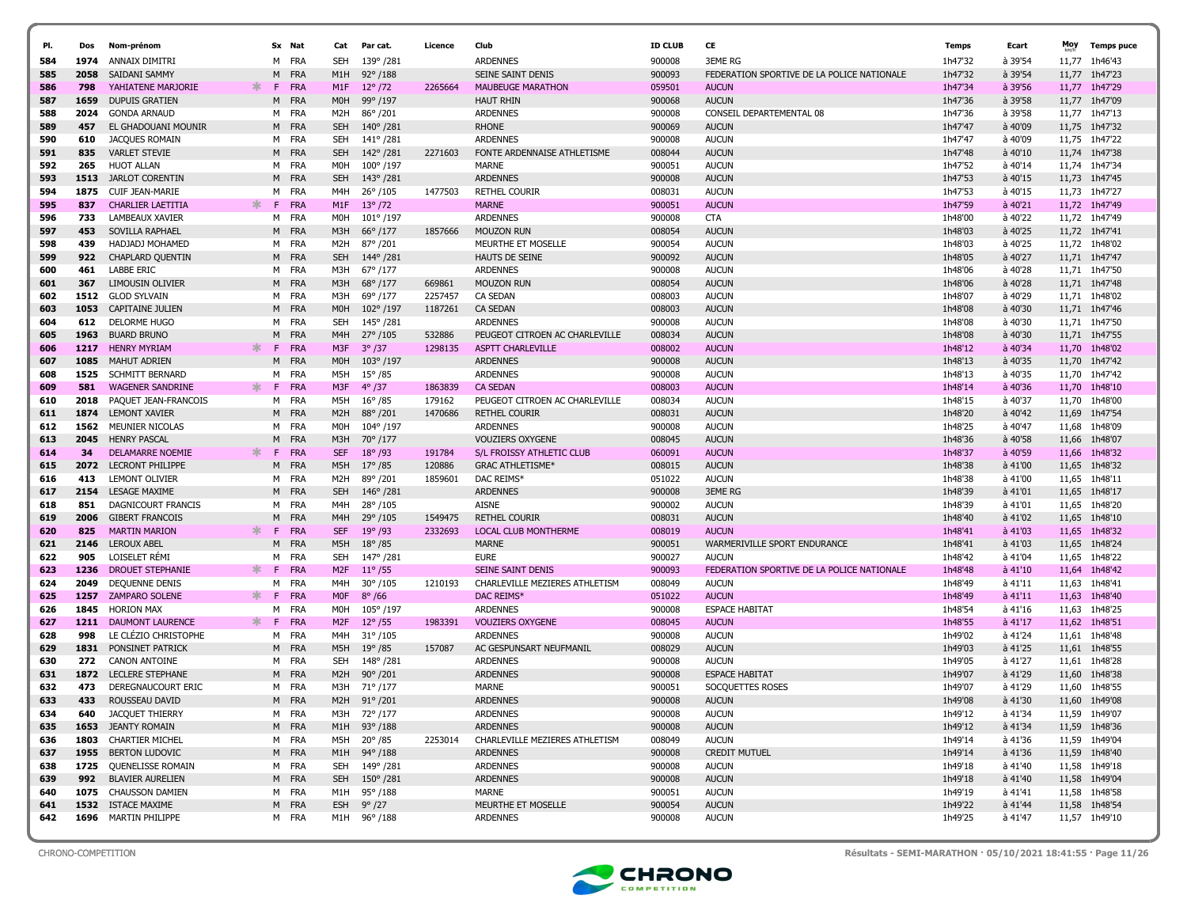| Pl. | Dos | Nom-prénom | | Sx | Nat | Cat | Par cat. | Licence | Club | ID CLUB | CE | Temps | Ecart | Moy km/h | Temps puce |
|---|---|---|---|---|---|---|---|---|---|---|---|---|---|---|---|
| 584 | 1974 | ANNAIX DIMITRI | | M | FRA | SEH | 139° /281 | | ARDENNES | 900008 | 3EME RG | 1h47'32 | à 39'54 | 11,77 | 1h46'43 |
| 585 | 2058 | SAIDANI SAMMY | | M | FRA | M1H | 92° /188 | | SEINE SAINT DENIS | 900093 | FEDERATION SPORTIVE DE LA POLICE NATIONALE | 1h47'32 | à 39'54 | 11,77 | 1h47'23 |
| 586 | 798 | YAHIATENE MARJORIE | * | F | FRA | M1F | 12° /72 | 2265664 | MAUBEUGE MARATHON | 059501 | AUCUN | 1h47'34 | à 39'56 | 11,77 | 1h47'29 |
| 587 | 1659 | DUPUIS GRATIEN | | M | FRA | M0H | 99° /197 | | HAUT RHIN | 900068 | AUCUN | 1h47'36 | à 39'58 | 11,77 | 1h47'09 |
| 588 | 2024 | GONDA ARNAUD | | M | FRA | M2H | 86° /201 | | ARDENNES | 900008 | CONSEIL DEPARTEMENTAL 08 | 1h47'36 | à 39'58 | 11,77 | 1h47'13 |
| 589 | 457 | EL GHADOUANI MOUNIR | | M | FRA | SEH | 140° /281 | | RHONE | 900069 | AUCUN | 1h47'47 | à 40'09 | 11,75 | 1h47'32 |
| 590 | 610 | JACQUES ROMAIN | | M | FRA | SEH | 141° /281 | | ARDENNES | 900008 | AUCUN | 1h47'47 | à 40'09 | 11,75 | 1h47'22 |
| 591 | 835 | VARLET STEVIE | | M | FRA | SEH | 142° /281 | 2271603 | FONTE ARDENNAISE ATHLETISME | 008044 | AUCUN | 1h47'48 | à 40'10 | 11,74 | 1h47'38 |
| 592 | 265 | HUOT ALLAN | | M | FRA | M0H | 100° /197 | | MARNE | 900051 | AUCUN | 1h47'52 | à 40'14 | 11,74 | 1h47'34 |
| 593 | 1513 | JARLOT CORENTIN | | M | FRA | SEH | 143° /281 | | ARDENNES | 900008 | AUCUN | 1h47'53 | à 40'15 | 11,73 | 1h47'45 |
| 594 | 1875 | CUIF JEAN-MARIE | | M | FRA | M4H | 26° /105 | 1477503 | RETHEL COURIR | 008031 | AUCUN | 1h47'53 | à 40'15 | 11,73 | 1h47'27 |
| 595 | 837 | CHARLIER LAETITIA | * | F | FRA | M1F | 13° /72 | | MARNE | 900051 | AUCUN | 1h47'59 | à 40'21 | 11,72 | 1h47'49 |
| 596 | 733 | LAMBEAUX XAVIER | | M | FRA | M0H | 101° /197 | | ARDENNES | 900008 | CTA | 1h48'00 | à 40'22 | 11,72 | 1h47'49 |
| 597 | 453 | SOVILLA RAPHAEL | | M | FRA | M3H | 66° /177 | 1857666 | MOUZON RUN | 008054 | AUCUN | 1h48'03 | à 40'25 | 11,72 | 1h47'41 |
| 598 | 439 | HADJADJ MOHAMED | | M | FRA | M2H | 87° /201 | | MEURTHE ET MOSELLE | 900054 | AUCUN | 1h48'03 | à 40'25 | 11,72 | 1h48'02 |
| 599 | 922 | CHAPLARD QUENTIN | | M | FRA | SEH | 144° /281 | | HAUTS DE SEINE | 900092 | AUCUN | 1h48'05 | à 40'27 | 11,71 | 1h47'47 |
| 600 | 461 | LABBE ERIC | | M | FRA | M3H | 67° /177 | | ARDENNES | 900008 | AUCUN | 1h48'06 | à 40'28 | 11,71 | 1h47'50 |
| 601 | 367 | LIMOUSIN OLIVIER | | M | FRA | M3H | 68° /177 | 669861 | MOUZON RUN | 008054 | AUCUN | 1h48'06 | à 40'28 | 11,71 | 1h47'48 |
| 602 | 1512 | GLOD SYLVAIN | | M | FRA | M3H | 69° /177 | 2257457 | CA SEDAN | 008003 | AUCUN | 1h48'07 | à 40'29 | 11,71 | 1h48'02 |
| 603 | 1053 | CAPITAINE JULIEN | | M | FRA | M0H | 102° /197 | 1187261 | CA SEDAN | 008003 | AUCUN | 1h48'08 | à 40'30 | 11,71 | 1h47'46 |
| 604 | 612 | DELORME HUGO | | M | FRA | SEH | 145° /281 | | ARDENNES | 900008 | AUCUN | 1h48'08 | à 40'30 | 11,71 | 1h47'50 |
| 605 | 1963 | BUARD BRUNO | | M | FRA | M4H | 27° /105 | 532886 | PEUGEOT CITROEN AC CHARLEVILLE | 008034 | AUCUN | 1h48'08 | à 40'30 | 11,71 | 1h47'55 |
| 606 | 1217 | HENRY MYRIAM | * | F | FRA | M3F | 3° /37 | 1298135 | ASPTT CHARLEVILLE | 008002 | AUCUN | 1h48'12 | à 40'34 | 11,70 | 1h48'02 |
| 607 | 1085 | MAHUT ADRIEN | | M | FRA | M0H | 103° /197 | | ARDENNES | 900008 | AUCUN | 1h48'13 | à 40'35 | 11,70 | 1h47'42 |
| 608 | 1525 | SCHMITT BERNARD | | M | FRA | M5H | 15° /85 | | ARDENNES | 900008 | AUCUN | 1h48'13 | à 40'35 | 11,70 | 1h47'42 |
| 609 | 581 | WAGENER SANDRINE | * | F | FRA | M3F | 4° /37 | 1863839 | CA SEDAN | 008003 | AUCUN | 1h48'14 | à 40'36 | 11,70 | 1h48'10 |
| 610 | 2018 | PAQUET JEAN-FRANCOIS | | M | FRA | M5H | 16° /85 | 179162 | PEUGEOT CITROEN AC CHARLEVILLE | 008034 | AUCUN | 1h48'15 | à 40'37 | 11,70 | 1h48'00 |
| 611 | 1874 | LEMONT XAVIER | | M | FRA | M2H | 88° /201 | 1470686 | RETHEL COURIR | 008031 | AUCUN | 1h48'20 | à 40'42 | 11,69 | 1h47'54 |
| 612 | 1562 | MEUNIER NICOLAS | | M | FRA | M0H | 104° /197 | | ARDENNES | 900008 | AUCUN | 1h48'25 | à 40'47 | 11,68 | 1h48'09 |
| 613 | 2045 | HENRY PASCAL | | M | FRA | M3H | 70° /177 | | VOUZIERS OXYGENE | 008045 | AUCUN | 1h48'36 | à 40'58 | 11,66 | 1h48'07 |
| 614 | 34 | DELAMARRE NOEMIE | * | F | FRA | SEF | 18° /93 | 191784 | S/L FROISSY ATHLETIC CLUB | 060091 | AUCUN | 1h48'37 | à 40'59 | 11,66 | 1h48'32 |
| 615 | 2072 | LECRONT PHILIPPE | | M | FRA | M5H | 17° /85 | 120886 | GRAC ATHLETISME* | 008015 | AUCUN | 1h48'38 | à 41'00 | 11,65 | 1h48'32 |
| 616 | 413 | LEMONT OLIVIER | | M | FRA | M2H | 89° /201 | 1859601 | DAC REIMS* | 051022 | AUCUN | 1h48'38 | à 41'00 | 11,65 | 1h48'11 |
| 617 | 2154 | LESAGE MAXIME | | M | FRA | SEH | 146° /281 | | ARDENNES | 900008 | 3EME RG | 1h48'39 | à 41'01 | 11,65 | 1h48'17 |
| 618 | 851 | DAGNICOURT FRANCIS | | M | FRA | M4H | 28° /105 | | AISNE | 900002 | AUCUN | 1h48'39 | à 41'01 | 11,65 | 1h48'20 |
| 619 | 2006 | GIBERT FRANCOIS | | M | FRA | M4H | 29° /105 | 1549475 | RETHEL COURIR | 008031 | AUCUN | 1h48'40 | à 41'02 | 11,65 | 1h48'10 |
| 620 | 825 | MARTIN MARION | * | F | FRA | SEF | 19° /93 | 2332693 | LOCAL CLUB MONTHERME | 008019 | AUCUN | 1h48'41 | à 41'03 | 11,65 | 1h48'32 |
| 621 | 2146 | LEROUX ABEL | | M | FRA | M5H | 18° /85 | | MARNE | 900051 | WARMERIVILLE SPORT ENDURANCE | 1h48'41 | à 41'03 | 11,65 | 1h48'24 |
| 622 | 905 | LOISELET RÉMI | | M | FRA | SEH | 147° /281 | | EURE | 900027 | AUCUN | 1h48'42 | à 41'04 | 11,65 | 1h48'22 |
| 623 | 1236 | DROUET STEPHANIE | * | F | FRA | M2F | 11° /55 | | SEINE SAINT DENIS | 900093 | FEDERATION SPORTIVE DE LA POLICE NATIONALE | 1h48'48 | à 41'10 | 11,64 | 1h48'42 |
| 624 | 2049 | DEQUENNE DENIS | | M | FRA | M4H | 30° /105 | 1210193 | CHARLEVILLE MEZIERES ATHLETISM | 008049 | AUCUN | 1h48'49 | à 41'11 | 11,63 | 1h48'41 |
| 625 | 1257 | ZAMPARO SOLENE | * | F | FRA | M0F | 8° /66 | | DAC REIMS* | 051022 | AUCUN | 1h48'49 | à 41'11 | 11,63 | 1h48'40 |
| 626 | 1845 | HORION MAX | | M | FRA | M0H | 105° /197 | | ARDENNES | 900008 | ESPACE HABITAT | 1h48'54 | à 41'16 | 11,63 | 1h48'25 |
| 627 | 1211 | DAUMONT LAURENCE | * | F | FRA | M2F | 12° /55 | 1983391 | VOUZIERS OXYGENE | 008045 | AUCUN | 1h48'55 | à 41'17 | 11,62 | 1h48'51 |
| 628 | 998 | LE CLÉZIO CHRISTOPHE | | M | FRA | M4H | 31° /105 | | ARDENNES | 900008 | AUCUN | 1h49'02 | à 41'24 | 11,61 | 1h48'48 |
| 629 | 1831 | PONSINET PATRICK | | M | FRA | M5H | 19° /85 | 157087 | AC GESPUNSART NEUFMANIL | 008029 | AUCUN | 1h49'03 | à 41'25 | 11,61 | 1h48'55 |
| 630 | 272 | CANON ANTOINE | | M | FRA | SEH | 148° /281 | | ARDENNES | 900008 | AUCUN | 1h49'05 | à 41'27 | 11,61 | 1h48'28 |
| 631 | 1872 | LECLERE STEPHANE | | M | FRA | M2H | 90° /201 | | ARDENNES | 900008 | ESPACE HABITAT | 1h49'07 | à 41'29 | 11,60 | 1h48'38 |
| 632 | 473 | DEREGNAUCOURT ERIC | | M | FRA | M3H | 71° /177 | | MARNE | 900051 | SOCQUETTES ROSES | 1h49'07 | à 41'29 | 11,60 | 1h48'55 |
| 633 | 433 | ROUSSEAU DAVID | | M | FRA | M2H | 91° /201 | | ARDENNES | 900008 | AUCUN | 1h49'08 | à 41'30 | 11,60 | 1h49'08 |
| 634 | 640 | JACQUET THIERRY | | M | FRA | M3H | 72° /177 | | ARDENNES | 900008 | AUCUN | 1h49'12 | à 41'34 | 11,59 | 1h49'07 |
| 635 | 1653 | JEANTY ROMAIN | | M | FRA | M1H | 93° /188 | | ARDENNES | 900008 | AUCUN | 1h49'12 | à 41'34 | 11,59 | 1h48'36 |
| 636 | 1803 | CHARTIER MICHEL | | M | FRA | M5H | 20° /85 | 2253014 | CHARLEVILLE MEZIERES ATHLETISM | 008049 | AUCUN | 1h49'14 | à 41'36 | 11,59 | 1h49'04 |
| 637 | 1955 | BERTON LUDOVIC | | M | FRA | M1H | 94° /188 | | ARDENNES | 900008 | CREDIT MUTUEL | 1h49'14 | à 41'36 | 11,59 | 1h48'40 |
| 638 | 1725 | QUENELISSE ROMAIN | | M | FRA | SEH | 149° /281 | | ARDENNES | 900008 | AUCUN | 1h49'18 | à 41'40 | 11,58 | 1h49'18 |
| 639 | 992 | BLAVIER AURELIEN | | M | FRA | SEH | 150° /281 | | ARDENNES | 900008 | AUCUN | 1h49'18 | à 41'40 | 11,58 | 1h49'04 |
| 640 | 1075 | CHAUSSON DAMIEN | | M | FRA | M1H | 95° /188 | | MARNE | 900051 | AUCUN | 1h49'19 | à 41'41 | 11,58 | 1h48'58 |
| 641 | 1532 | ISTACE MAXIME | | M | FRA | ESH | 9° /27 | | MEURTHE ET MOSELLE | 900054 | AUCUN | 1h49'22 | à 41'44 | 11,58 | 1h48'54 |
| 642 | 1696 | MARTIN PHILIPPE | | M | FRA | M1H | 96° /188 | | ARDENNES | 900008 | AUCUN | 1h49'25 | à 41'47 | 11,57 | 1h49'10 |

CHRONO-COMPETITION

Résultats - SEMI-MARATHON · 05/10/2021 18:41:55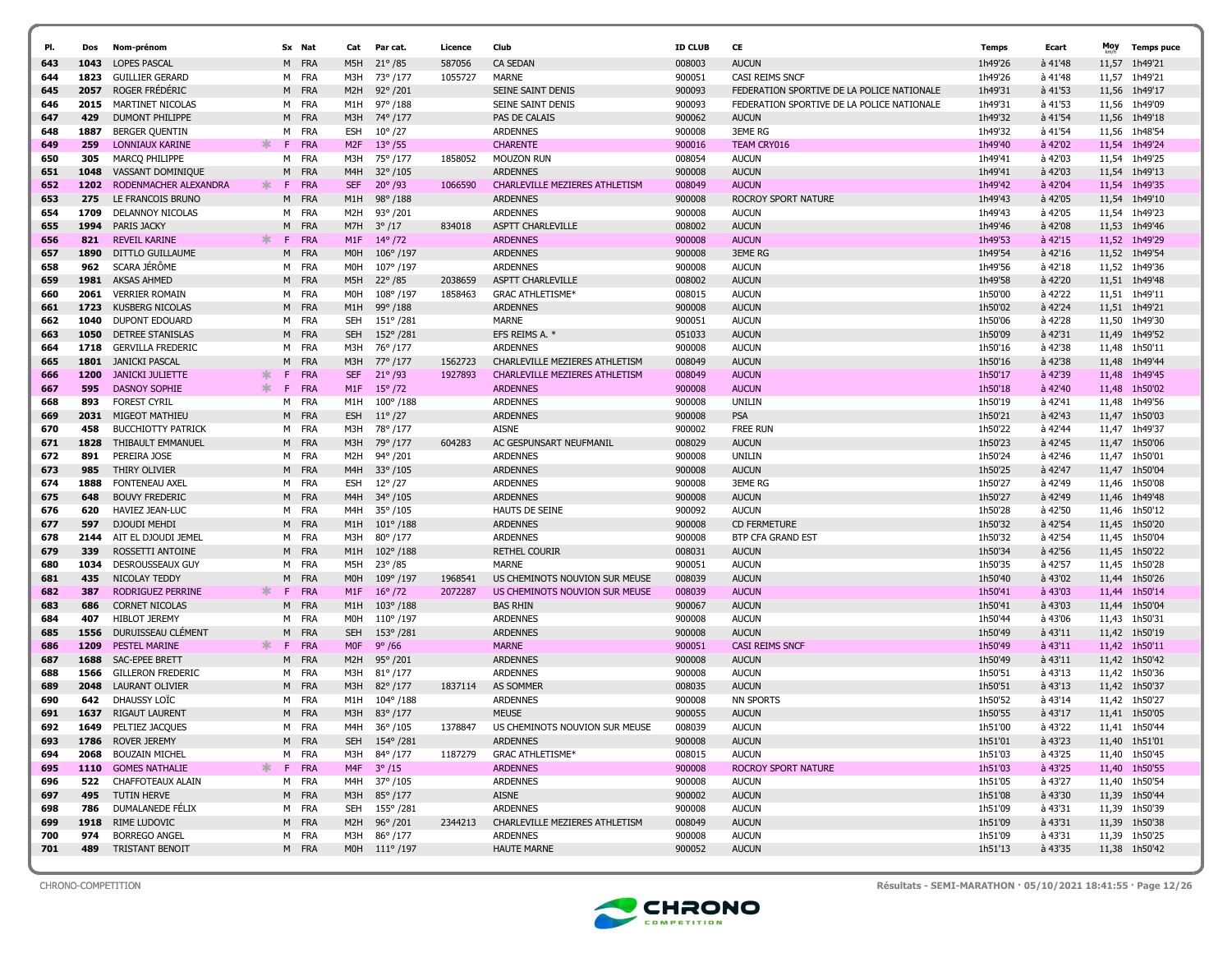| Pl. | Dos | Nom-prénom | Sx | Nat | Cat | Par cat. | Licence | Club | ID CLUB | CE | Temps | Ecart | Moy km/h | Temps puce |
|---|---|---|---|---|---|---|---|---|---|---|---|---|---|---|
| 643 | 1043 | LOPES PASCAL | M | FRA | M5H | 21° /85 | 587056 | CA SEDAN | 008003 | AUCUN | 1h49'26 | à 41'48 | 11,57 | 1h49'21 |
| 644 | 1823 | GUILLIER GERARD | M | FRA | M3H | 73° /177 | 1055727 | MARNE | 900051 | CASI REIMS SNCF | 1h49'26 | à 41'48 | 11,57 | 1h49'21 |
| 645 | 2057 | ROGER FRÉDÉRIC | M | FRA | M2H | 92° /201 | | SEINE SAINT DENIS | 900093 | FEDERATION SPORTIVE DE LA POLICE NATIONALE | 1h49'31 | à 41'53 | 11,56 | 1h49'17 |
| 646 | 2015 | MARTINET NICOLAS | M | FRA | M1H | 97° /188 | | SEINE SAINT DENIS | 900093 | FEDERATION SPORTIVE DE LA POLICE NATIONALE | 1h49'31 | à 41'53 | 11,56 | 1h49'09 |
| 647 | 429 | DUMONT PHILIPPE | M | FRA | M3H | 74° /177 | | PAS DE CALAIS | 900062 | AUCUN | 1h49'32 | à 41'54 | 11,56 | 1h49'18 |
| 648 | 1887 | BERGER QUENTIN | M | FRA | ESH | 10° /27 | | ARDENNES | 900008 | 3EME RG | 1h49'32 | à 41'54 | 11,56 | 1h48'54 |
| 649 | 259 | LONNIAUX KARINE | F | FRA | M2F | 13° /55 | | CHARENTE | 900016 | TEAM CRY016 | 1h49'40 | à 42'02 | 11,54 | 1h49'24 |
| 650 | 305 | MARCQ PHILIPPE | M | FRA | M3H | 75° /177 | 1858052 | MOUZON RUN | 008054 | AUCUN | 1h49'41 | à 42'03 | 11,54 | 1h49'25 |
| 651 | 1048 | VASSANT DOMINIQUE | M | FRA | M4H | 32° /105 | | ARDENNES | 900008 | AUCUN | 1h49'41 | à 42'03 | 11,54 | 1h49'13 |
| 652 | 1202 | RODENMACHER ALEXANDRA | F | FRA | SEF | 20° /93 | 1066590 | CHARLEVILLE MEZIERES ATHLETISM | 008049 | AUCUN | 1h49'42 | à 42'04 | 11,54 | 1h49'35 |
| 653 | 275 | LE FRANCOIS BRUNO | M | FRA | M1H | 98° /188 | | ARDENNES | 900008 | ROCROY SPORT NATURE | 1h49'43 | à 42'05 | 11,54 | 1h49'10 |
| 654 | 1709 | DELANNOY NICOLAS | M | FRA | M2H | 93° /201 | | ARDENNES | 900008 | AUCUN | 1h49'43 | à 42'05 | 11,54 | 1h49'23 |
| 655 | 1994 | PARIS JACKY | M | FRA | M7H | 3° /17 | 834018 | ASPTT CHARLEVILLE | 008002 | AUCUN | 1h49'46 | à 42'08 | 11,53 | 1h49'46 |
| 656 | 821 | REVEIL KARINE | F | FRA | M1F | 14° /72 | | ARDENNES | 900008 | AUCUN | 1h49'53 | à 42'15 | 11,52 | 1h49'29 |
| 657 | 1890 | DITTLO GUILLAUME | M | FRA | M0H | 106° /197 | | ARDENNES | 900008 | 3EME RG | 1h49'54 | à 42'16 | 11,52 | 1h49'54 |
| 658 | 962 | SCARA JÉRÔME | M | FRA | M0H | 107° /197 | | ARDENNES | 900008 | AUCUN | 1h49'56 | à 42'18 | 11,52 | 1h49'36 |
| 659 | 1981 | AKSAS AHMED | M | FRA | M5H | 22° /85 | 2038659 | ASPTT CHARLEVILLE | 008002 | AUCUN | 1h49'58 | à 42'20 | 11,51 | 1h49'48 |
| 660 | 2061 | VERRIER ROMAIN | M | FRA | M0H | 108° /197 | 1858463 | GRAC ATHLETISME* | 008015 | AUCUN | 1h50'00 | à 42'22 | 11,51 | 1h49'11 |
| 661 | 1723 | KUSBERG NICOLAS | M | FRA | M1H | 99° /188 | | ARDENNES | 900008 | AUCUN | 1h50'02 | à 42'24 | 11,51 | 1h49'21 |
| 662 | 1040 | DUPONT EDOUARD | M | FRA | SEH | 151° /281 | | MARNE | 900051 | AUCUN | 1h50'06 | à 42'28 | 11,50 | 1h49'30 |
| 663 | 1050 | DETREE STANISLAS | M | FRA | SEH | 152° /281 | | EFS REIMS A. * | 051033 | AUCUN | 1h50'09 | à 42'31 | 11,49 | 1h49'52 |
| 664 | 1718 | GERVILLA FREDERIC | M | FRA | M3H | 76° /177 | | ARDENNES | 900008 | AUCUN | 1h50'16 | à 42'38 | 11,48 | 1h50'11 |
| 665 | 1801 | JANICKI PASCAL | M | FRA | M3H | 77° /177 | 1562723 | CHARLEVILLE MEZIERES ATHLETISM | 008049 | AUCUN | 1h50'16 | à 42'38 | 11,48 | 1h49'44 |
| 666 | 1200 | JANICKI JULIETTE | F | FRA | SEF | 21° /93 | 1927893 | CHARLEVILLE MEZIERES ATHLETISM | 008049 | AUCUN | 1h50'17 | à 42'39 | 11,48 | 1h49'45 |
| 667 | 595 | DASNOY SOPHIE | F | FRA | M1F | 15° /72 | | ARDENNES | 900008 | AUCUN | 1h50'18 | à 42'40 | 11,48 | 1h50'02 |
| 668 | 893 | FOREST CYRIL | M | FRA | M1H | 100° /188 | | ARDENNES | 900008 | UNILIN | 1h50'19 | à 42'41 | 11,48 | 1h49'56 |
| 669 | 2031 | MIGEOT MATHIEU | M | FRA | ESH | 11° /27 | | ARDENNES | 900008 | PSA | 1h50'21 | à 42'43 | 11,47 | 1h50'03 |
| 670 | 458 | BUCCHIOTTY PATRICK | M | FRA | M3H | 78° /177 | | AISNE | 900002 | FREE RUN | 1h50'22 | à 42'44 | 11,47 | 1h49'37 |
| 671 | 1828 | THIBAULT EMMANUEL | M | FRA | M3H | 79° /177 | 604283 | AC GESPUNSART NEUFMANIL | 008029 | AUCUN | 1h50'23 | à 42'45 | 11,47 | 1h50'06 |
| 672 | 891 | PEREIRA JOSE | M | FRA | M2H | 94° /201 | | ARDENNES | 900008 | UNILIN | 1h50'24 | à 42'46 | 11,47 | 1h50'01 |
| 673 | 985 | THIRY OLIVIER | M | FRA | M4H | 33° /105 | | ARDENNES | 900008 | AUCUN | 1h50'25 | à 42'47 | 11,47 | 1h50'04 |
| 674 | 1888 | FONTENEAU AXEL | M | FRA | ESH | 12° /27 | | ARDENNES | 900008 | 3EME RG | 1h50'27 | à 42'49 | 11,46 | 1h50'08 |
| 675 | 648 | BOUVY FREDERIC | M | FRA | M4H | 34° /105 | | ARDENNES | 900008 | AUCUN | 1h50'27 | à 42'49 | 11,46 | 1h49'48 |
| 676 | 620 | HAVIEZ JEAN-LUC | M | FRA | M4H | 35° /105 | | HAUTS DE SEINE | 900092 | AUCUN | 1h50'28 | à 42'50 | 11,46 | 1h50'12 |
| 677 | 597 | DJOUDI MEHDI | M | FRA | M1H | 101° /188 | | ARDENNES | 900008 | CD FERMETURE | 1h50'32 | à 42'54 | 11,45 | 1h50'20 |
| 678 | 2144 | AIT EL DJOUDI JEMEL | M | FRA | M3H | 80° /177 | | ARDENNES | 900008 | BTP CFA GRAND EST | 1h50'32 | à 42'54 | 11,45 | 1h50'04 |
| 679 | 339 | ROSSETTI ANTOINE | M | FRA | M1H | 102° /188 | | RETHEL COURIR | 008031 | AUCUN | 1h50'34 | à 42'56 | 11,45 | 1h50'22 |
| 680 | 1034 | DESROUSSEAUX GUY | M | FRA | M5H | 23° /85 | | MARNE | 900051 | AUCUN | 1h50'35 | à 42'57 | 11,45 | 1h50'28 |
| 681 | 435 | NICOLAY TEDDY | M | FRA | M0H | 109° /197 | 1968541 | US CHEMINOTS NOUVION SUR MEUSE | 008039 | AUCUN | 1h50'40 | à 43'02 | 11,44 | 1h50'26 |
| 682 | 387 | RODRIGUEZ PERRINE | F | FRA | M1F | 16° /72 | 2072287 | US CHEMINOTS NOUVION SUR MEUSE | 008039 | AUCUN | 1h50'41 | à 43'03 | 11,44 | 1h50'14 |
| 683 | 686 | CORNET NICOLAS | M | FRA | M1H | 103° /188 | | BAS RHIN | 900067 | AUCUN | 1h50'41 | à 43'03 | 11,44 | 1h50'04 |
| 684 | 407 | HIBLOT JEREMY | M | FRA | M0H | 110° /197 | | ARDENNES | 900008 | AUCUN | 1h50'44 | à 43'06 | 11,43 | 1h50'31 |
| 685 | 1556 | DURUISSEAU CLÉMENT | M | FRA | SEH | 153° /281 | | ARDENNES | 900008 | AUCUN | 1h50'49 | à 43'11 | 11,42 | 1h50'19 |
| 686 | 1209 | PESTEL MARINE | F | FRA | M0F | 9° /66 | | MARNE | 900051 | CASI REIMS SNCF | 1h50'49 | à 43'11 | 11,42 | 1h50'11 |
| 687 | 1688 | SAC-EPEE BRETT | M | FRA | M2H | 95° /201 | | ARDENNES | 900008 | AUCUN | 1h50'49 | à 43'11 | 11,42 | 1h50'42 |
| 688 | 1566 | GILLERON FREDERIC | M | FRA | M3H | 81° /177 | | ARDENNES | 900008 | AUCUN | 1h50'51 | à 43'13 | 11,42 | 1h50'36 |
| 689 | 2048 | LAURANT OLIVIER | M | FRA | M3H | 82° /177 | 1837114 | AS SOMMER | 008035 | AUCUN | 1h50'51 | à 43'13 | 11,42 | 1h50'37 |
| 690 | 642 | DHAUSSY LOÏC | M | FRA | M1H | 104° /188 | | ARDENNES | 900008 | NN SPORTS | 1h50'52 | à 43'14 | 11,42 | 1h50'27 |
| 691 | 1637 | RIGAUT LAURENT | M | FRA | M3H | 83° /177 | | MEUSE | 900055 | AUCUN | 1h50'55 | à 43'17 | 11,41 | 1h50'05 |
| 692 | 1649 | PELTIEZ JACQUES | M | FRA | M4H | 36° /105 | 1378847 | US CHEMINOTS NOUVION SUR MEUSE | 008039 | AUCUN | 1h51'00 | à 43'22 | 11,41 | 1h50'44 |
| 693 | 1786 | ROVER JEREMY | M | FRA | SEH | 154° /281 | | ARDENNES | 900008 | AUCUN | 1h51'01 | à 43'23 | 11,40 | 1h51'01 |
| 694 | 2068 | BOUZAIN MICHEL | M | FRA | M3H | 84° /177 | 1187279 | GRAC ATHLETISME* | 008015 | AUCUN | 1h51'03 | à 43'25 | 11,40 | 1h50'45 |
| 695 | 1110 | GOMES NATHALIE | F | FRA | M4F | 3° /15 | | ARDENNES | 900008 | ROCROY SPORT NATURE | 1h51'03 | à 43'25 | 11,40 | 1h50'55 |
| 696 | 522 | CHAFFOTEAUX ALAIN | M | FRA | M4H | 37° /105 | | ARDENNES | 900008 | AUCUN | 1h51'05 | à 43'27 | 11,40 | 1h50'54 |
| 697 | 495 | TUTIN HERVE | M | FRA | M3H | 85° /177 | | AISNE | 900002 | AUCUN | 1h51'08 | à 43'30 | 11,39 | 1h50'44 |
| 698 | 786 | DUMALANEDE FÉLIX | M | FRA | SEH | 155° /281 | | ARDENNES | 900008 | AUCUN | 1h51'09 | à 43'31 | 11,39 | 1h50'39 |
| 699 | 1918 | RIME LUDOVIC | M | FRA | M2H | 96° /201 | 2344213 | CHARLEVILLE MEZIERES ATHLETISM | 008049 | AUCUN | 1h51'09 | à 43'31 | 11,39 | 1h50'38 |
| 700 | 974 | BORREGO ANGEL | M | FRA | M3H | 86° /177 | | ARDENNES | 900008 | AUCUN | 1h51'09 | à 43'31 | 11,39 | 1h50'25 |
| 701 | 489 | TRISTANT BENOIT | M | FRA | M0H | 111° /197 | | HAUTE MARNE | 900052 | AUCUN | 1h51'13 | à 43'35 | 11,38 | 1h50'42 |

CHRONO-COMPETITION

Résultats - SEMI-MARATHON · 05/10/2021 18:41:55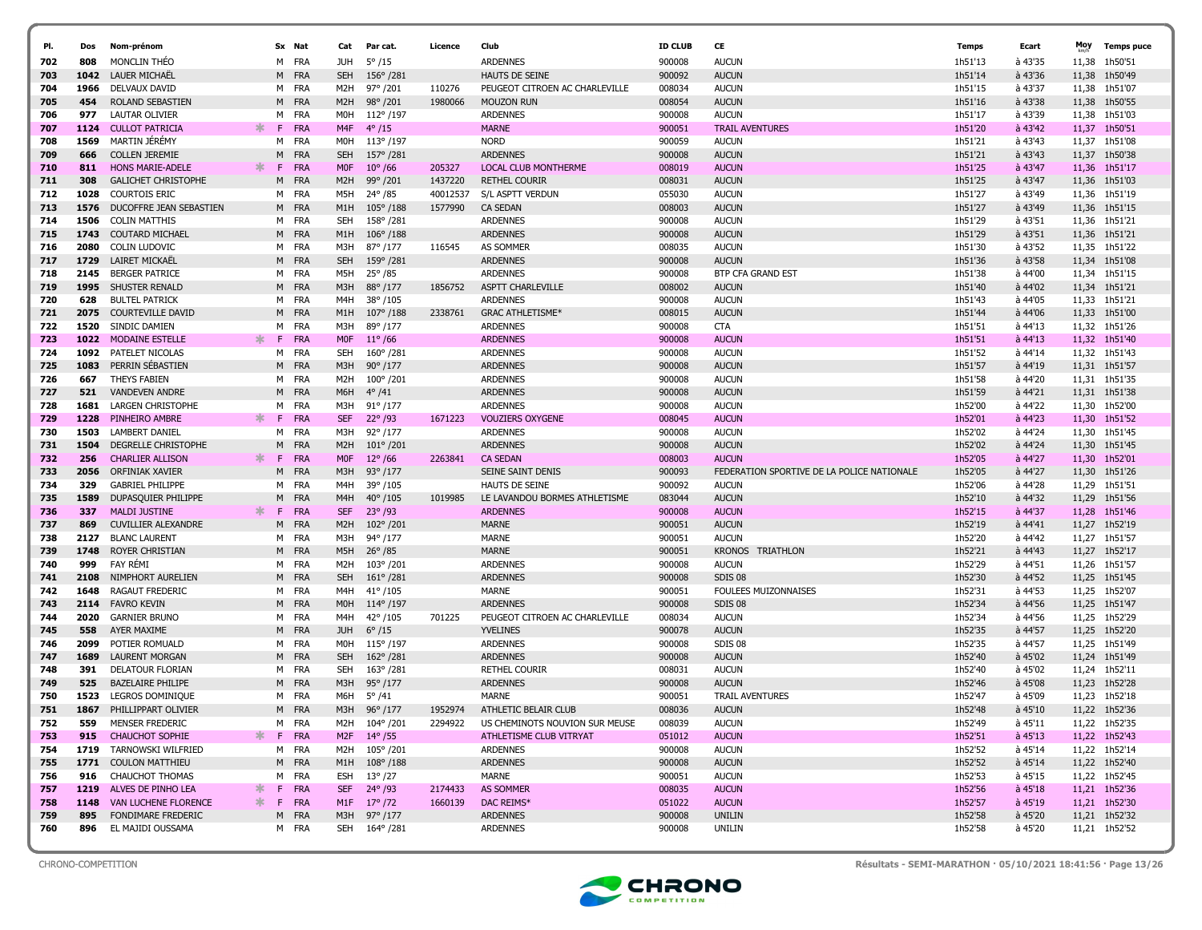| Pl. | Dos | Nom-prénom | Sx | Nat | Cat | Par cat. | Licence | Club | ID CLUB | CE | Temps | Ecart | Moy km/h | Temps puce |
|---|---|---|---|---|---|---|---|---|---|---|---|---|---|---|
| 702 | 808 | MONCLIN THÉO | M | FRA | JUH | 5° /15 | | ARDENNES | 900008 | AUCUN | 1h51'13 | à 43'35 | 11,38 | 1h50'51 |
| 703 | 1042 | LAUER MICHAËL | M | FRA | SEH | 156° /281 | | HAUTS DE SEINE | 900092 | AUCUN | 1h51'14 | à 43'36 | 11,38 | 1h50'49 |
| 704 | 1966 | DELVAUX DAVID | M | FRA | M2H | 97° /201 | 110276 | PEUGEOT CITROEN AC CHARLEVILLE | 008034 | AUCUN | 1h51'15 | à 43'37 | 11,38 | 1h51'07 |
| 705 | 454 | ROLAND SEBASTIEN | M | FRA | M2H | 98° /201 | 1980066 | MOUZON RUN | 008054 | AUCUN | 1h51'16 | à 43'38 | 11,38 | 1h50'55 |
| 706 | 977 | LAUTAR OLIVIER | M | FRA | M0H | 112° /197 | | ARDENNES | 900008 | AUCUN | 1h51'17 | à 43'39 | 11,38 | 1h51'03 |
| 707 | 1124 | CULLOT PATRICIA | F | FRA | M4F | 4° /15 | | MARNE | 900051 | TRAIL AVENTURES | 1h51'20 | à 43'42 | 11,37 | 1h50'51 |
| 708 | 1569 | MARTIN JÉRÉMY | M | FRA | M0H | 113° /197 | | NORD | 900059 | AUCUN | 1h51'21 | à 43'43 | 11,37 | 1h51'08 |
| 709 | 666 | COLLEN JEREMIE | M | FRA | SEH | 157° /281 | | ARDENNES | 900008 | AUCUN | 1h51'21 | à 43'43 | 11,37 | 1h50'38 |
| 710 | 811 | HONS MARIE-ADELE | F | FRA | M0F | 10° /66 | 205327 | LOCAL CLUB MONTHERME | 008019 | AUCUN | 1h51'25 | à 43'47 | 11,36 | 1h51'17 |
| 711 | 308 | GALICHET CHRISTOPHE | M | FRA | M2H | 99° /201 | 1437220 | RETHEL COURIR | 008031 | AUCUN | 1h51'25 | à 43'47 | 11,36 | 1h51'03 |
| 712 | 1028 | COURTOIS ERIC | M | FRA | M5H | 24° /85 | 40012537 | S/L ASPTT VERDUN | 055030 | AUCUN | 1h51'27 | à 43'49 | 11,36 | 1h51'19 |
| 713 | 1576 | DUCOFFRE JEAN SEBASTIEN | M | FRA | M1H | 105° /188 | 1577990 | CA SEDAN | 008003 | AUCUN | 1h51'27 | à 43'49 | 11,36 | 1h51'15 |
| 714 | 1506 | COLIN MATTHIS | M | FRA | SEH | 158° /281 | | ARDENNES | 900008 | AUCUN | 1h51'29 | à 43'51 | 11,36 | 1h51'21 |
| 715 | 1743 | COUTARD MICHAEL | M | FRA | M1H | 106° /188 | | ARDENNES | 900008 | AUCUN | 1h51'29 | à 43'51 | 11,36 | 1h51'21 |
| 716 | 2080 | COLIN LUDOVIC | M | FRA | M3H | 87° /177 | 116545 | AS SOMMER | 008035 | AUCUN | 1h51'30 | à 43'52 | 11,35 | 1h51'22 |
| 717 | 1729 | LAIRET MICKAËL | M | FRA | SEH | 159° /281 | | ARDENNES | 900008 | AUCUN | 1h51'36 | à 43'58 | 11,34 | 1h51'08 |
| 718 | 2145 | BERGER PATRICE | M | FRA | M5H | 25° /85 | | ARDENNES | 900008 | BTP CFA GRAND EST | 1h51'38 | à 44'00 | 11,34 | 1h51'15 |
| 719 | 1995 | SHUSTER RENALD | M | FRA | M3H | 88° /177 | 1856752 | ASPTT CHARLEVILLE | 008002 | AUCUN | 1h51'40 | à 44'02 | 11,34 | 1h51'21 |
| 720 | 628 | BULTEL PATRICK | M | FRA | M4H | 38° /105 | | ARDENNES | 900008 | AUCUN | 1h51'43 | à 44'05 | 11,33 | 1h51'21 |
| 721 | 2075 | COURTEVILLE DAVID | M | FRA | M1H | 107° /188 | 2338761 | GRAC ATHLETISME* | 008015 | AUCUN | 1h51'44 | à 44'06 | 11,33 | 1h51'00 |
| 722 | 1520 | SINDIC DAMIEN | M | FRA | M3H | 89° /177 | | ARDENNES | 900008 | CTA | 1h51'51 | à 44'13 | 11,32 | 1h51'26 |
| 723 | 1022 | MODAINE ESTELLE | F | FRA | M0F | 11° /66 | | ARDENNES | 900008 | AUCUN | 1h51'51 | à 44'13 | 11,32 | 1h51'40 |
| 724 | 1092 | PATELET NICOLAS | M | FRA | SEH | 160° /281 | | ARDENNES | 900008 | AUCUN | 1h51'52 | à 44'14 | 11,32 | 1h51'43 |
| 725 | 1083 | PERRIN SÉBASTIEN | M | FRA | M3H | 90° /177 | | ARDENNES | 900008 | AUCUN | 1h51'57 | à 44'19 | 11,31 | 1h51'57 |
| 726 | 667 | THEYS FABIEN | M | FRA | M2H | 100° /201 | | ARDENNES | 900008 | AUCUN | 1h51'58 | à 44'20 | 11,31 | 1h51'35 |
| 727 | 521 | VANDEVEN ANDRE | M | FRA | M6H | 4° /41 | | ARDENNES | 900008 | AUCUN | 1h51'59 | à 44'21 | 11,31 | 1h51'38 |
| 728 | 1681 | LARGEN CHRISTOPHE | M | FRA | M3H | 91° /177 | | ARDENNES | 900008 | AUCUN | 1h52'00 | à 44'22 | 11,30 | 1h52'00 |
| 729 | 1228 | PINHEIRO AMBRE | F | FRA | SEF | 22° /93 | 1671223 | VOUZIERS OXYGENE | 008045 | AUCUN | 1h52'01 | à 44'23 | 11,30 | 1h51'52 |
| 730 | 1503 | LAMBERT DANIEL | M | FRA | M3H | 92° /177 | | ARDENNES | 900008 | AUCUN | 1h52'02 | à 44'24 | 11,30 | 1h51'45 |
| 731 | 1504 | DEGRELLE CHRISTOPHE | M | FRA | M2H | 101° /201 | | ARDENNES | 900008 | AUCUN | 1h52'02 | à 44'24 | 11,30 | 1h51'45 |
| 732 | 256 | CHARLIER ALLISON | F | FRA | M0F | 12° /66 | 2263841 | CA SEDAN | 008003 | AUCUN | 1h52'05 | à 44'27 | 11,30 | 1h52'01 |
| 733 | 2056 | ORFINIAK XAVIER | M | FRA | M3H | 93° /177 | | SEINE SAINT DENIS | 900093 | FEDERATION SPORTIVE DE LA POLICE NATIONALE | 1h52'05 | à 44'27 | 11,30 | 1h51'26 |
| 734 | 329 | GABRIEL PHILIPPE | M | FRA | M4H | 39° /105 | | HAUTS DE SEINE | 900092 | AUCUN | 1h52'06 | à 44'28 | 11,29 | 1h51'51 |
| 735 | 1589 | DUPASQUIER PHILIPPE | M | FRA | M4H | 40° /105 | 1019985 | LE LAVANDOU BORMES ATHLETISME | 083044 | AUCUN | 1h52'10 | à 44'32 | 11,29 | 1h51'56 |
| 736 | 337 | MALDI JUSTINE | F | FRA | SEF | 23° /93 | | ARDENNES | 900008 | AUCUN | 1h52'15 | à 44'37 | 11,28 | 1h51'46 |
| 737 | 869 | CUVILLIER ALEXANDRE | M | FRA | M2H | 102° /201 | | MARNE | 900051 | AUCUN | 1h52'19 | à 44'41 | 11,27 | 1h52'19 |
| 738 | 2127 | BLANC LAURENT | M | FRA | M3H | 94° /177 | | MARNE | 900051 | AUCUN | 1h52'20 | à 44'42 | 11,27 | 1h51'57 |
| 739 | 1748 | ROYER CHRISTIAN | M | FRA | M5H | 26° /85 | | MARNE | 900051 | KRONOS TRIATHLON | 1h52'21 | à 44'43 | 11,27 | 1h52'17 |
| 740 | 999 | FAY RÉMI | M | FRA | M2H | 103° /201 | | ARDENNES | 900008 | AUCUN | 1h52'29 | à 44'51 | 11,26 | 1h51'57 |
| 741 | 2108 | NIMPHORT AURELIEN | M | FRA | SEH | 161° /281 | | ARDENNES | 900008 | SDIS 08 | 1h52'30 | à 44'52 | 11,25 | 1h51'45 |
| 742 | 1648 | RAGAUT FREDERIC | M | FRA | M4H | 41° /105 | | MARNE | 900051 | FOULEES MUIZONNAISES | 1h52'31 | à 44'53 | 11,25 | 1h52'07 |
| 743 | 2114 | FAVRO KEVIN | M | FRA | M0H | 114° /197 | | ARDENNES | 900008 | SDIS 08 | 1h52'34 | à 44'56 | 11,25 | 1h51'47 |
| 744 | 2020 | GARNIER BRUNO | M | FRA | M4H | 42° /105 | 701225 | PEUGEOT CITROEN AC CHARLEVILLE | 008034 | AUCUN | 1h52'34 | à 44'56 | 11,25 | 1h52'29 |
| 745 | 558 | AYER MAXIME | M | FRA | JUH | 6° /15 | | YVELINES | 900078 | AUCUN | 1h52'35 | à 44'57 | 11,25 | 1h52'20 |
| 746 | 2099 | POTIER ROMUALD | M | FRA | M0H | 115° /197 | | ARDENNES | 900008 | SDIS 08 | 1h52'35 | à 44'57 | 11,25 | 1h51'49 |
| 747 | 1689 | LAURENT MORGAN | M | FRA | SEH | 162° /281 | | ARDENNES | 900008 | AUCUN | 1h52'40 | à 45'02 | 11,24 | 1h51'49 |
| 748 | 391 | DELATOUR FLORIAN | M | FRA | SEH | 163° /281 | | RETHEL COURIR | 008031 | AUCUN | 1h52'40 | à 45'02 | 11,24 | 1h52'11 |
| 749 | 525 | BAZELAIRE PHILIPE | M | FRA | M3H | 95° /177 | | ARDENNES | 900008 | AUCUN | 1h52'46 | à 45'08 | 11,23 | 1h52'28 |
| 750 | 1523 | LEGROS DOMINIQUE | M | FRA | M6H | 5° /41 | | MARNE | 900051 | TRAIL AVENTURES | 1h52'47 | à 45'09 | 11,23 | 1h52'18 |
| 751 | 1867 | PHILLIPPART OLIVIER | M | FRA | M3H | 96° /177 | 1952974 | ATHLETIC BELAIR CLUB | 008036 | AUCUN | 1h52'48 | à 45'10 | 11,22 | 1h52'36 |
| 752 | 559 | MENSER FREDERIC | M | FRA | M2H | 104° /201 | 2294922 | US CHEMINOTS NOUVION SUR MEUSE | 008039 | AUCUN | 1h52'49 | à 45'11 | 11,22 | 1h52'35 |
| 753 | 915 | CHAUCHOT SOPHIE | F | FRA | M2F | 14° /55 | | ATHLETISME CLUB VITRYAT | 051012 | AUCUN | 1h52'51 | à 45'13 | 11,22 | 1h52'43 |
| 754 | 1719 | TARNOWSKI WILFRIED | M | FRA | M2H | 105° /201 | | ARDENNES | 900008 | AUCUN | 1h52'52 | à 45'14 | 11,22 | 1h52'14 |
| 755 | 1771 | COULON MATTHIEU | M | FRA | M1H | 108° /188 | | ARDENNES | 900008 | AUCUN | 1h52'52 | à 45'14 | 11,22 | 1h52'40 |
| 756 | 916 | CHAUCHOT THOMAS | M | FRA | ESH | 13° /27 | | MARNE | 900051 | AUCUN | 1h52'53 | à 45'15 | 11,22 | 1h52'45 |
| 757 | 1219 | ALVES DE PINHO LEA | F | FRA | SEF | 24° /93 | 2174433 | AS SOMMER | 008035 | AUCUN | 1h52'56 | à 45'18 | 11,21 | 1h52'36 |
| 758 | 1148 | VAN LUCHENE FLORENCE | F | FRA | M1F | 17° /72 | 1660139 | DAC REIMS* | 051022 | AUCUN | 1h52'57 | à 45'19 | 11,21 | 1h52'30 |
| 759 | 895 | FONDIMARE FREDERIC | M | FRA | M3H | 97° /177 | | ARDENNES | 900008 | UNILIN | 1h52'58 | à 45'20 | 11,21 | 1h52'32 |
| 760 | 896 | EL MAJIDI OUSSAMA | M | FRA | SEH | 164° /281 | | ARDENNES | 900008 | UNILIN | 1h52'58 | à 45'20 | 11,21 | 1h52'52 |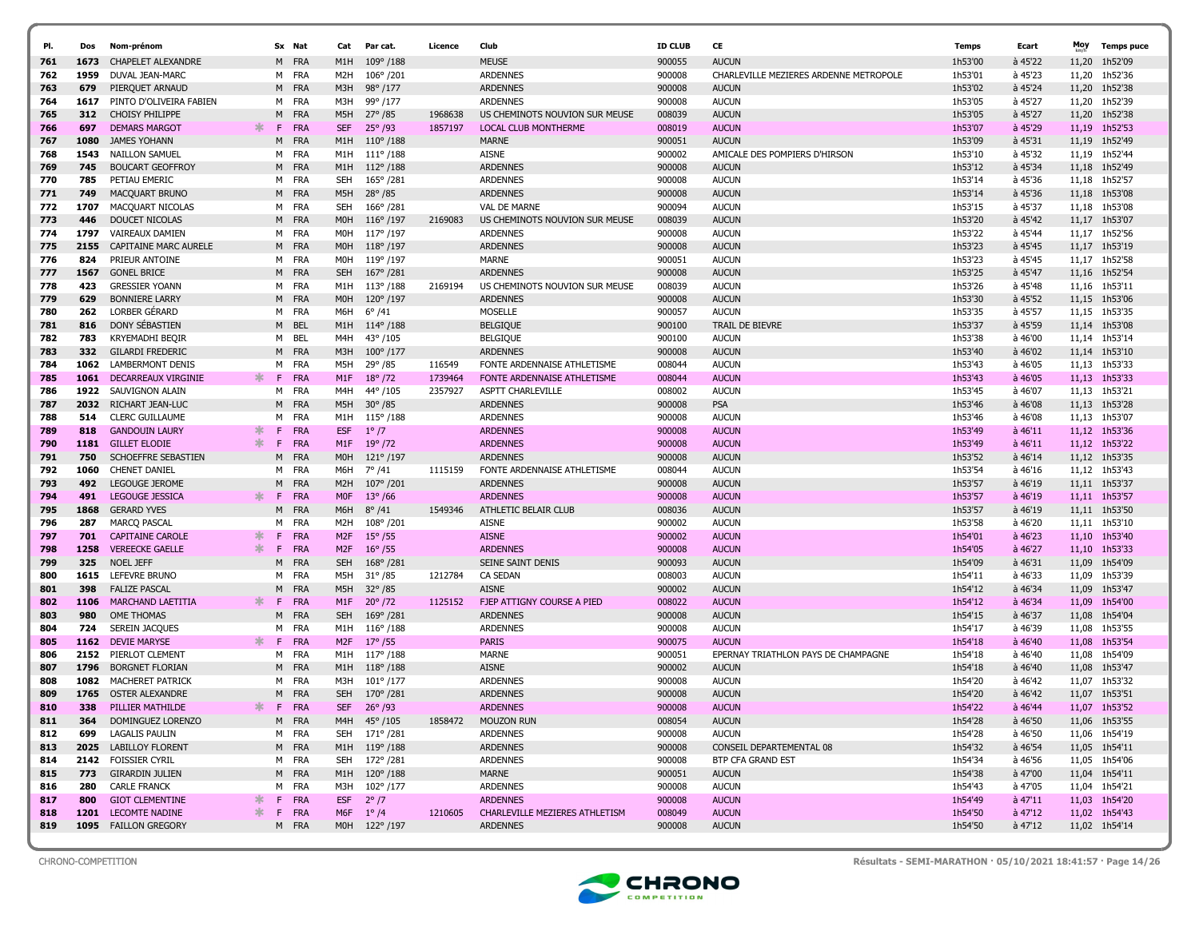| Pl. | Dos | Nom-prénom | | Sx | Nat | Cat | Par cat. | Licence | Club | ID CLUB | CE | Temps | Ecart | Moy km/h | Temps puce |
|---|---|---|---|---|---|---|---|---|---|---|---|---|---|---|---|
| 761 | 1673 | CHAPELET ALEXANDRE | | M | FRA | M1H | 109° /188 | | MEUSE | 900055 | AUCUN | 1h53'00 | à 45'22 | 11,20 | 1h52'09 |
| 762 | 1959 | DUVAL JEAN-MARC | | M | FRA | M2H | 106° /201 | | ARDENNES | 900008 | CHARLEVILLE MEZIERES ARDENNE METROPOLE | 1h53'01 | à 45'23 | 11,20 | 1h52'36 |
| 763 | 679 | PIERQUET ARNAUD | | M | FRA | M3H | 98° /177 | | ARDENNES | 900008 | AUCUN | 1h53'02 | à 45'24 | 11,20 | 1h52'38 |
| 764 | 1617 | PINTO D'OLIVEIRA FABIEN | | M | FRA | M3H | 99° /177 | | ARDENNES | 900008 | AUCUN | 1h53'05 | à 45'27 | 11,20 | 1h52'39 |
| 765 | 312 | CHOISY PHILIPPE | | M | FRA | M5H | 27° /85 | 1968638 | US CHEMINOTS NOUVION SUR MEUSE | 008039 | AUCUN | 1h53'05 | à 45'27 | 11,20 | 1h52'38 |
| 766 | 697 | DEMARS MARGOT | * | F | FRA | SEF | 25° /93 | 1857197 | LOCAL CLUB MONTHERME | 008019 | AUCUN | 1h53'07 | à 45'29 | 11,19 | 1h52'53 |
| 767 | 1080 | JAMES YOHANN | | M | FRA | M1H | 110° /188 | | MARNE | 900051 | AUCUN | 1h53'09 | à 45'31 | 11,19 | 1h52'49 |
| 768 | 1543 | NAILLON SAMUEL | | M | FRA | M1H | 111° /188 | | AISNE | 900002 | AMICALE DES POMPIERS D'HIRSON | 1h53'10 | à 45'32 | 11,19 | 1h52'44 |
| 769 | 745 | BOUCART GEOFFROY | | M | FRA | M1H | 112° /188 | | ARDENNES | 900008 | AUCUN | 1h53'12 | à 45'34 | 11,18 | 1h52'49 |
| 770 | 785 | PETIAU EMERIC | | M | FRA | SEH | 165° /281 | | ARDENNES | 900008 | AUCUN | 1h53'14 | à 45'36 | 11,18 | 1h52'57 |
| 771 | 749 | MACQUART BRUNO | | M | FRA | M5H | 28° /85 | | ARDENNES | 900008 | AUCUN | 1h53'14 | à 45'36 | 11,18 | 1h53'08 |
| 772 | 1707 | MACQUART NICOLAS | | M | FRA | SEH | 166° /281 | | VAL DE MARNE | 900094 | AUCUN | 1h53'15 | à 45'37 | 11,18 | 1h53'08 |
| 773 | 446 | DOUCET NICOLAS | | M | FRA | M0H | 116° /197 | 2169083 | US CHEMINOTS NOUVION SUR MEUSE | 008039 | AUCUN | 1h53'20 | à 45'42 | 11,17 | 1h53'07 |
| 774 | 1797 | VAIREAUX DAMIEN | | M | FRA | M0H | 117° /197 | | ARDENNES | 900008 | AUCUN | 1h53'22 | à 45'44 | 11,17 | 1h52'56 |
| 775 | 2155 | CAPITAINE MARC AURELE | | M | FRA | M0H | 118° /197 | | ARDENNES | 900008 | AUCUN | 1h53'23 | à 45'45 | 11,17 | 1h53'19 |
| 776 | 824 | PRIEUR ANTOINE | | M | FRA | M0H | 119° /197 | | MARNE | 900051 | AUCUN | 1h53'23 | à 45'45 | 11,17 | 1h52'58 |
| 777 | 1567 | GONEL BRICE | | M | FRA | SEH | 167° /281 | | ARDENNES | 900008 | AUCUN | 1h53'25 | à 45'47 | 11,16 | 1h52'54 |
| 778 | 423 | GRESSIER YOANN | | M | FRA | M1H | 113° /188 | 2169194 | US CHEMINOTS NOUVION SUR MEUSE | 008039 | AUCUN | 1h53'26 | à 45'48 | 11,16 | 1h53'11 |
| 779 | 629 | BONNIERE LARRY | | M | FRA | M0H | 120° /197 | | ARDENNES | 900008 | AUCUN | 1h53'30 | à 45'52 | 11,15 | 1h53'06 |
| 780 | 262 | LORBER GÉRARD | | M | FRA | M6H | 6° /41 | | MOSELLE | 900057 | AUCUN | 1h53'35 | à 45'57 | 11,15 | 1h53'35 |
| 781 | 816 | DONY SÉBASTIEN | | M | BEL | M1H | 114° /188 | | BELGIQUE | 900100 | TRAIL DE BIEVRE | 1h53'37 | à 45'59 | 11,14 | 1h53'08 |
| 782 | 783 | KRYEMADHI BEQIR | | M | BEL | M4H | 43° /105 | | BELGIQUE | 900100 | AUCUN | 1h53'38 | à 46'00 | 11,14 | 1h53'14 |
| 783 | 332 | GILARDI FREDERIC | | M | FRA | M3H | 100° /177 | | ARDENNES | 900008 | AUCUN | 1h53'40 | à 46'02 | 11,14 | 1h53'10 |
| 784 | 1062 | LAMBERMONT DENIS | | M | FRA | M5H | 29° /85 | 116549 | FONTE ARDENNAISE ATHLETISME | 008044 | AUCUN | 1h53'43 | à 46'05 | 11,13 | 1h53'33 |
| 785 | 1061 | DECARREAUX VIRGINIE | * | F | FRA | M1F | 18° /72 | 1739464 | FONTE ARDENNAISE ATHLETISME | 008044 | AUCUN | 1h53'43 | à 46'05 | 11,13 | 1h53'33 |
| 786 | 1922 | SAUVIGNON ALAIN | | M | FRA | M4H | 44° /105 | 2357927 | ASPTT CHARLEVILLE | 008002 | AUCUN | 1h53'45 | à 46'07 | 11,13 | 1h53'21 |
| 787 | 2032 | RICHART JEAN-LUC | | M | FRA | M5H | 30° /85 | | ARDENNES | 900008 | PSA | 1h53'46 | à 46'08 | 11,13 | 1h53'28 |
| 788 | 514 | CLERC GUILLAUME | | M | FRA | M1H | 115° /188 | | ARDENNES | 900008 | AUCUN | 1h53'46 | à 46'08 | 11,13 | 1h53'07 |
| 789 | 818 | GANDOUIN LAURY | * | F | FRA | ESF | 1° /7 | | ARDENNES | 900008 | AUCUN | 1h53'49 | à 46'11 | 11,12 | 1h53'36 |
| 790 | 1181 | GILLET ELODIE | * | F | FRA | M1F | 19° /72 | | ARDENNES | 900008 | AUCUN | 1h53'49 | à 46'11 | 11,12 | 1h53'22 |
| 791 | 750 | SCHOEFFRE SEBASTIEN | | M | FRA | M0H | 121° /197 | | ARDENNES | 900008 | AUCUN | 1h53'52 | à 46'14 | 11,12 | 1h53'35 |
| 792 | 1060 | CHENET DANIEL | | M | FRA | M6H | 7° /41 | 1115159 | FONTE ARDENNAISE ATHLETISME | 008044 | AUCUN | 1h53'54 | à 46'16 | 11,12 | 1h53'43 |
| 793 | 492 | LEGOUGE JEROME | | M | FRA | M2H | 107° /201 | | ARDENNES | 900008 | AUCUN | 1h53'57 | à 46'19 | 11,11 | 1h53'37 |
| 794 | 491 | LEGOUGE JESSICA | * | F | FRA | M0F | 13° /66 | | ARDENNES | 900008 | AUCUN | 1h53'57 | à 46'19 | 11,11 | 1h53'57 |
| 795 | 1868 | GERARD YVES | | M | FRA | M6H | 8° /41 | 1549346 | ATHLETIC BELAIR CLUB | 008036 | AUCUN | 1h53'57 | à 46'19 | 11,11 | 1h53'50 |
| 796 | 287 | MARCQ PASCAL | | M | FRA | M2H | 108° /201 | | AISNE | 900002 | AUCUN | 1h53'58 | à 46'20 | 11,11 | 1h53'10 |
| 797 | 701 | CAPITAINE CAROLE | * | F | FRA | M2F | 15° /55 | | AISNE | 900002 | AUCUN | 1h54'01 | à 46'23 | 11,10 | 1h53'40 |
| 798 | 1258 | VEREECKE GAELLE | * | F | FRA | M2F | 16° /55 | | ARDENNES | 900008 | AUCUN | 1h54'05 | à 46'27 | 11,10 | 1h53'33 |
| 799 | 325 | NOEL JEFF | | M | FRA | SEH | 168° /281 | | SEINE SAINT DENIS | 900093 | AUCUN | 1h54'09 | à 46'31 | 11,09 | 1h54'09 |
| 800 | 1615 | LEFEVRE BRUNO | | M | FRA | M5H | 31° /85 | 1212784 | CA SEDAN | 008003 | AUCUN | 1h54'11 | à 46'33 | 11,09 | 1h53'39 |
| 801 | 398 | FALIZE PASCAL | | M | FRA | M5H | 32° /85 | | AISNE | 900002 | AUCUN | 1h54'12 | à 46'34 | 11,09 | 1h53'47 |
| 802 | 1106 | MARCHAND LAETITIA | * | F | FRA | M1F | 20° /72 | 1125152 | FJEP ATTIGNY COURSE A PIED | 008022 | AUCUN | 1h54'12 | à 46'34 | 11,09 | 1h54'00 |
| 803 | 980 | OME THOMAS | | M | FRA | SEH | 169° /281 | | ARDENNES | 900008 | AUCUN | 1h54'15 | à 46'37 | 11,08 | 1h54'04 |
| 804 | 724 | SEREIN JACQUES | | M | FRA | M1H | 116° /188 | | ARDENNES | 900008 | AUCUN | 1h54'17 | à 46'39 | 11,08 | 1h53'55 |
| 805 | 1162 | DEVIE MARYSE | * | F | FRA | M2F | 17° /55 | | PARIS | 900075 | AUCUN | 1h54'18 | à 46'40 | 11,08 | 1h53'54 |
| 806 | 2152 | PIERLOT CLEMENT | | M | FRA | M1H | 117° /188 | | MARNE | 900051 | EPERNAY TRIATHLON PAYS DE CHAMPAGNE | 1h54'18 | à 46'40 | 11,08 | 1h54'09 |
| 807 | 1796 | BORGNET FLORIAN | | M | FRA | M1H | 118° /188 | | AISNE | 900002 | AUCUN | 1h54'18 | à 46'40 | 11,08 | 1h53'47 |
| 808 | 1082 | MACHERET PATRICK | | M | FRA | M3H | 101° /177 | | ARDENNES | 900008 | AUCUN | 1h54'20 | à 46'42 | 11,07 | 1h53'32 |
| 809 | 1765 | OSTER ALEXANDRE | | M | FRA | SEH | 170° /281 | | ARDENNES | 900008 | AUCUN | 1h54'20 | à 46'42 | 11,07 | 1h53'51 |
| 810 | 338 | PILLIER MATHILDE | * | F | FRA | SEF | 26° /93 | | ARDENNES | 900008 | AUCUN | 1h54'22 | à 46'44 | 11,07 | 1h53'52 |
| 811 | 364 | DOMINGUEZ LORENZO | | M | FRA | M4H | 45° /105 | 1858472 | MOUZON RUN | 008054 | AUCUN | 1h54'28 | à 46'50 | 11,06 | 1h53'55 |
| 812 | 699 | LAGALIS PAULIN | | M | FRA | SEH | 171° /281 | | ARDENNES | 900008 | AUCUN | 1h54'28 | à 46'50 | 11,06 | 1h54'19 |
| 813 | 2025 | LABILLOY FLORENT | | M | FRA | M1H | 119° /188 | | ARDENNES | 900008 | CONSEIL DEPARTEMENTAL 08 | 1h54'32 | à 46'54 | 11,05 | 1h54'11 |
| 814 | 2142 | FOISSIER CYRIL | | M | FRA | SEH | 172° /281 | | ARDENNES | 900008 | BTP CFA GRAND EST | 1h54'34 | à 46'56 | 11,05 | 1h54'06 |
| 815 | 773 | GIRARDIN JULIEN | | M | FRA | M1H | 120° /188 | | MARNE | 900051 | AUCUN | 1h54'38 | à 47'00 | 11,04 | 1h54'11 |
| 816 | 280 | CARLE FRANCK | | M | FRA | M3H | 102° /177 | | ARDENNES | 900008 | AUCUN | 1h54'43 | à 47'05 | 11,04 | 1h54'21 |
| 817 | 800 | GIOT CLEMENTINE | * | F | FRA | ESF | 2° /7 | | ARDENNES | 900008 | AUCUN | 1h54'49 | à 47'11 | 11,03 | 1h54'20 |
| 818 | 1201 | LECOMTE NADINE | * | F | FRA | M6F | 1° /4 | 1210605 | CHARLEVILLE MEZIERES ATHLETISM | 008049 | AUCUN | 1h54'50 | à 47'12 | 11,02 | 1h54'43 |
| 819 | 1095 | FAILLON GREGORY | | M | FRA | M0H | 122° /197 | | ARDENNES | 900008 | AUCUN | 1h54'50 | à 47'12 | 11,02 | 1h54'14 |

CHRONO-COMPETITION

Résultats - SEMI-MARATHON · 05/10/2021 18:41:57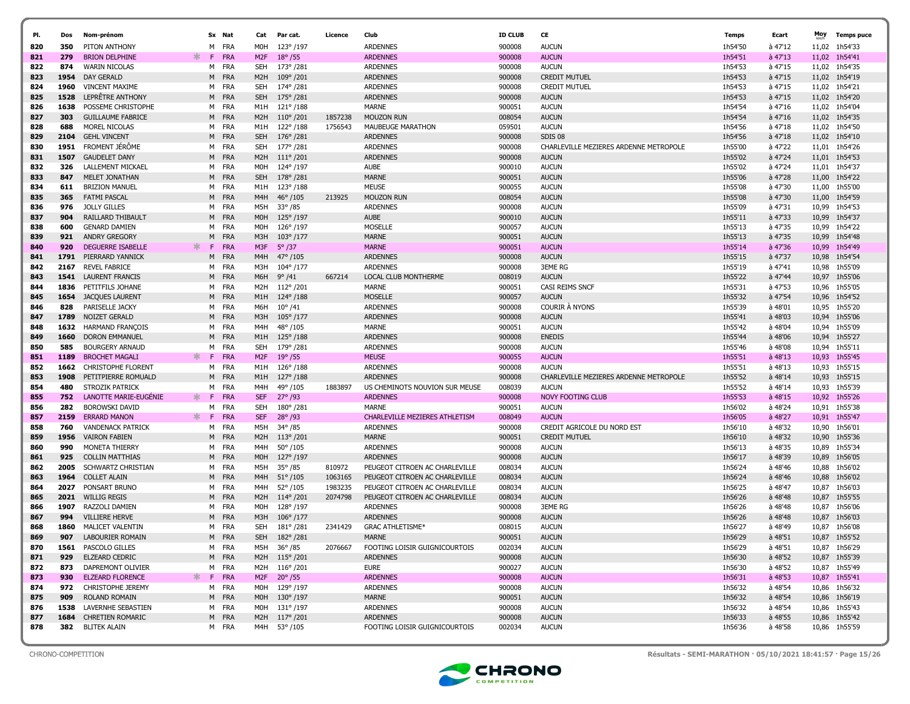| Pl. | Dos | Nom-prénom | | Sx | Nat | Cat | Par cat. | Licence | Club | ID CLUB | CE | Temps | Ecart | Moy km/h | Temps puce |
|---|---|---|---|---|---|---|---|---|---|---|---|---|---|---|---|
| 820 | 350 | PITON ANTHONY | | M | FRA | M0H | 123° /197 | | ARDENNES | 900008 | AUCUN | 1h54'50 | à 47'12 | 11,02 | 1h54'33 |
| 821 | 279 | BRION DELPHINE | * | F | FRA | M2F | 18° /55 | | ARDENNES | 900008 | AUCUN | 1h54'51 | à 47'13 | 11,02 | 1h54'41 |
| 822 | 874 | WARIN NICOLAS | | M | FRA | SEH | 173° /281 | | ARDENNES | 900008 | AUCUN | 1h54'53 | à 47'15 | 11,02 | 1h54'35 |
| 823 | 1954 | DAY GERALD | | M | FRA | M2H | 109° /201 | | ARDENNES | 900008 | CREDIT MUTUEL | 1h54'53 | à 47'15 | 11,02 | 1h54'19 |
| 824 | 1960 | VINCENT MAXIME | | M | FRA | SEH | 174° /281 | | ARDENNES | 900008 | CREDIT MUTUEL | 1h54'53 | à 47'15 | 11,02 | 1h54'21 |
| 825 | 1528 | LEPRÊTRE ANTHONY | | M | FRA | SEH | 175° /281 | | ARDENNES | 900008 | AUCUN | 1h54'53 | à 47'15 | 11,02 | 1h54'20 |
| 826 | 1638 | POSSEME CHRISTOPHE | | M | FRA | M1H | 121° /188 | | MARNE | 900051 | AUCUN | 1h54'54 | à 47'16 | 11,02 | 1h54'04 |
| 827 | 303 | GUILLAUME FABRICE | | M | FRA | M2H | 110° /201 | 1857238 | MOUZON RUN | 008054 | AUCUN | 1h54'54 | à 47'16 | 11,02 | 1h54'35 |
| 828 | 688 | MOREL NICOLAS | | M | FRA | M1H | 122° /188 | 1756543 | MAUBEUGE MARATHON | 059501 | AUCUN | 1h54'56 | à 47'18 | 11,02 | 1h54'50 |
| 829 | 2104 | GEHL VINCENT | | M | FRA | SEH | 176° /281 | | ARDENNES | 900008 | SDIS 08 | 1h54'56 | à 47'18 | 11,02 | 1h54'10 |
| 830 | 1951 | FROMENT JÉRÔME | | M | FRA | SEH | 177° /281 | | ARDENNES | 900008 | CHARLEVILLE MEZIERES ARDENNE METROPOLE | 1h55'00 | à 47'22 | 11,01 | 1h54'26 |
| 831 | 1507 | GAUDELET DANY | | M | FRA | M2H | 111° /201 | | ARDENNES | 900008 | AUCUN | 1h55'02 | à 47'24 | 11,01 | 1h54'53 |
| 832 | 326 | LALLEMENT MICKAEL | | M | FRA | M0H | 124° /197 | | AUBE | 900010 | AUCUN | 1h55'02 | à 47'24 | 11,01 | 1h54'37 |
| 833 | 847 | MELET JONATHAN | | M | FRA | SEH | 178° /281 | | MARNE | 900051 | AUCUN | 1h55'06 | à 47'28 | 11,00 | 1h54'22 |
| 834 | 611 | BRIZION MANUEL | | M | FRA | M1H | 123° /188 | | MEUSE | 900055 | AUCUN | 1h55'08 | à 47'30 | 11,00 | 1h55'00 |
| 835 | 365 | FATMI PASCAL | | M | FRA | M4H | 46° /105 | 213925 | MOUZON RUN | 008054 | AUCUN | 1h55'08 | à 47'30 | 11,00 | 1h54'59 |
| 836 | 976 | JOLLY GILLES | | M | FRA | M5H | 33° /85 | | ARDENNES | 900008 | AUCUN | 1h55'09 | à 47'31 | 10,99 | 1h54'53 |
| 837 | 904 | RAILLARD THIBAULT | | M | FRA | M0H | 125° /197 | | AUBE | 900010 | AUCUN | 1h55'11 | à 47'33 | 10,99 | 1h54'37 |
| 838 | 600 | GENARD DAMIEN | | M | FRA | M0H | 126° /197 | | MOSELLE | 900057 | AUCUN | 1h55'13 | à 47'35 | 10,99 | 1h54'22 |
| 839 | 921 | ANDRY GREGORY | | M | FRA | M3H | 103° /177 | | MARNE | 900051 | AUCUN | 1h55'13 | à 47'35 | 10,99 | 1h54'48 |
| 840 | 920 | DEGUERRE ISABELLE | * | F | FRA | M3F | 5° /37 | | MARNE | 900051 | AUCUN | 1h55'14 | à 47'36 | 10,99 | 1h54'49 |
| 841 | 1791 | PIERRARD YANNICK | | M | FRA | M4H | 47° /105 | | ARDENNES | 900008 | AUCUN | 1h55'15 | à 47'37 | 10,98 | 1h54'54 |
| 842 | 2167 | REVEL FABRICE | | M | FRA | M3H | 104° /177 | | ARDENNES | 900008 | 3EME RG | 1h55'19 | à 47'41 | 10,98 | 1h55'09 |
| 843 | 1541 | LAURENT FRANCIS | | M | FRA | M6H | 9° /41 | 667214 | LOCAL CLUB MONTHERME | 008019 | AUCUN | 1h55'22 | à 47'44 | 10,97 | 1h55'06 |
| 844 | 1836 | PETITFILS JOHANE | | M | FRA | M2H | 112° /201 | | MARNE | 900051 | CASI REIMS SNCF | 1h55'31 | à 47'53 | 10,96 | 1h55'05 |
| 845 | 1654 | JACQUES LAURENT | | M | FRA | M1H | 124° /188 | | MOSELLE | 900057 | AUCUN | 1h55'32 | à 47'54 | 10,96 | 1h54'52 |
| 846 | 828 | PARISELLE JACKY | | M | FRA | M6H | 10° /41 | | ARDENNES | 900008 | COURIR À NYONS | 1h55'39 | à 48'01 | 10,95 | 1h55'20 |
| 847 | 1789 | NOIZET GERALD | | M | FRA | M3H | 105° /177 | | ARDENNES | 900008 | AUCUN | 1h55'41 | à 48'03 | 10,94 | 1h55'06 |
| 848 | 1632 | HARMAND FRANÇOIS | | M | FRA | M4H | 48° /105 | | MARNE | 900051 | AUCUN | 1h55'42 | à 48'04 | 10,94 | 1h55'09 |
| 849 | 1660 | DORON EMMANUEL | | M | FRA | M1H | 125° /188 | | ARDENNES | 900008 | ENEDIS | 1h55'44 | à 48'06 | 10,94 | 1h55'27 |
| 850 | 585 | BOURGERY ARNAUD | | M | FRA | SEH | 179° /281 | | ARDENNES | 900008 | AUCUN | 1h55'46 | à 48'08 | 10,94 | 1h55'11 |
| 851 | 1189 | BROCHET MAGALI | * | F | FRA | M2F | 19° /55 | | MEUSE | 900055 | AUCUN | 1h55'51 | à 48'13 | 10,93 | 1h55'45 |
| 852 | 1662 | CHRISTOPHE FLORENT | | M | FRA | M1H | 126° /188 | | ARDENNES | 900008 | AUCUN | 1h55'51 | à 48'13 | 10,93 | 1h55'15 |
| 853 | 1908 | PETITPIERRE ROMUALD | | M | FRA | M1H | 127° /188 | | ARDENNES | 900008 | CHARLEVILLE MEZIERES ARDENNE METROPOLE | 1h55'52 | à 48'14 | 10,93 | 1h55'15 |
| 854 | 480 | STROZIK PATRICK | | M | FRA | M4H | 49° /105 | 1883897 | US CHEMINOTS NOUVION SUR MEUSE | 008039 | AUCUN | 1h55'52 | à 48'14 | 10,93 | 1h55'39 |
| 855 | 752 | LANOTTE MARIE-EUGÉNIE | * | F | FRA | SEF | 27° /93 | | ARDENNES | 900008 | NOVY FOOTING CLUB | 1h55'53 | à 48'15 | 10,92 | 1h55'26 |
| 856 | 282 | BOROWSKI DAVID | | M | FRA | SEH | 180° /281 | | MARNE | 900051 | AUCUN | 1h56'02 | à 48'24 | 10,91 | 1h55'38 |
| 857 | 2159 | ERRARD MANON | * | F | FRA | SEF | 28° /93 | | CHARLEVILLE MEZIERES ATHLETISM | 008049 | AUCUN | 1h56'05 | à 48'27 | 10,91 | 1h55'47 |
| 858 | 760 | VANDENACK PATRICK | | M | FRA | M5H | 34° /85 | | ARDENNES | 900008 | CREDIT AGRICOLE DU NORD EST | 1h56'10 | à 48'32 | 10,90 | 1h56'01 |
| 859 | 1956 | VAIRON FABIEN | | M | FRA | M2H | 113° /201 | | MARNE | 900051 | CREDIT MUTUEL | 1h56'10 | à 48'32 | 10,90 | 1h55'36 |
| 860 | 990 | MONETA THIERRY | | M | FRA | M4H | 50° /105 | | ARDENNES | 900008 | AUCUN | 1h56'13 | à 48'35 | 10,89 | 1h55'34 |
| 861 | 925 | COLLIN MATTHIAS | | M | FRA | M0H | 127° /197 | | ARDENNES | 900008 | AUCUN | 1h56'17 | à 48'39 | 10,89 | 1h56'05 |
| 862 | 2005 | SCHWARTZ CHRISTIAN | | M | FRA | M5H | 35° /85 | 810972 | PEUGEOT CITROEN AC CHARLEVILLE | 008034 | AUCUN | 1h56'24 | à 48'46 | 10,88 | 1h56'02 |
| 863 | 1964 | COLLET ALAIN | | M | FRA | M4H | 51° /105 | 1063165 | PEUGEOT CITROEN AC CHARLEVILLE | 008034 | AUCUN | 1h56'24 | à 48'46 | 10,88 | 1h56'02 |
| 864 | 2027 | PONSART BRUNO | | M | FRA | M4H | 52° /105 | 1983235 | PEUGEOT CITROEN AC CHARLEVILLE | 008034 | AUCUN | 1h56'25 | à 48'47 | 10,87 | 1h56'03 |
| 865 | 2021 | WILLIG REGIS | | M | FRA | M2H | 114° /201 | 2074798 | PEUGEOT CITROEN AC CHARLEVILLE | 008034 | AUCUN | 1h56'26 | à 48'48 | 10,87 | 1h55'55 |
| 866 | 1907 | RAZZOLI DAMIEN | | M | FRA | M0H | 128° /197 | | ARDENNES | 900008 | 3EME RG | 1h56'26 | à 48'48 | 10,87 | 1h56'06 |
| 867 | 994 | VILLIERE HERVE | | M | FRA | M3H | 106° /177 | | ARDENNES | 900008 | AUCUN | 1h56'26 | à 48'48 | 10,87 | 1h56'03 |
| 868 | 1860 | MALICET VALENTIN | | M | FRA | SEH | 181° /281 | 2341429 | GRAC ATHLETISME* | 008015 | AUCUN | 1h56'27 | à 48'49 | 10,87 | 1h56'08 |
| 869 | 907 | LABOURIER ROMAIN | | M | FRA | SEH | 182° /281 | | MARNE | 900051 | AUCUN | 1h56'29 | à 48'51 | 10,87 | 1h55'52 |
| 870 | 1561 | PASCOLO GILLES | | M | FRA | M5H | 36° /85 | 2076667 | FOOTING LOISIR GUIGNICOURTOIS | 002034 | AUCUN | 1h56'29 | à 48'51 | 10,87 | 1h56'29 |
| 871 | 929 | ELZEARD CEDRIC | | M | FRA | M2H | 115° /201 | | ARDENNES | 900008 | AUCUN | 1h56'30 | à 48'52 | 10,87 | 1h55'39 |
| 872 | 873 | DAPREMONT OLIVIER | | M | FRA | M2H | 116° /201 | | EURE | 900027 | AUCUN | 1h56'30 | à 48'52 | 10,87 | 1h55'49 |
| 873 | 930 | ELZEARD FLORENCE | * | F | FRA | M2F | 20° /55 | | ARDENNES | 900008 | AUCUN | 1h56'31 | à 48'53 | 10,87 | 1h55'41 |
| 874 | 972 | CHRISTOPHE JEREMY | | M | FRA | M0H | 129° /197 | | ARDENNES | 900008 | AUCUN | 1h56'32 | à 48'54 | 10,86 | 1h56'32 |
| 875 | 909 | ROLAND ROMAIN | | M | FRA | M0H | 130° /197 | | MARNE | 900051 | AUCUN | 1h56'32 | à 48'54 | 10,86 | 1h56'19 |
| 876 | 1538 | LAVERNHE SEBASTIEN | | M | FRA | M0H | 131° /197 | | ARDENNES | 900008 | AUCUN | 1h56'32 | à 48'54 | 10,86 | 1h55'43 |
| 877 | 1684 | CHRETIEN ROMARIC | | M | FRA | M2H | 117° /201 | | ARDENNES | 900008 | AUCUN | 1h56'33 | à 48'55 | 10,86 | 1h55'42 |
| 878 | 382 | BLITEK ALAIN | | M | FRA | M4H | 53° /105 | | FOOTING LOISIR GUIGNICOURTOIS | 002034 | AUCUN | 1h56'36 | à 48'58 | 10,86 | 1h55'59 |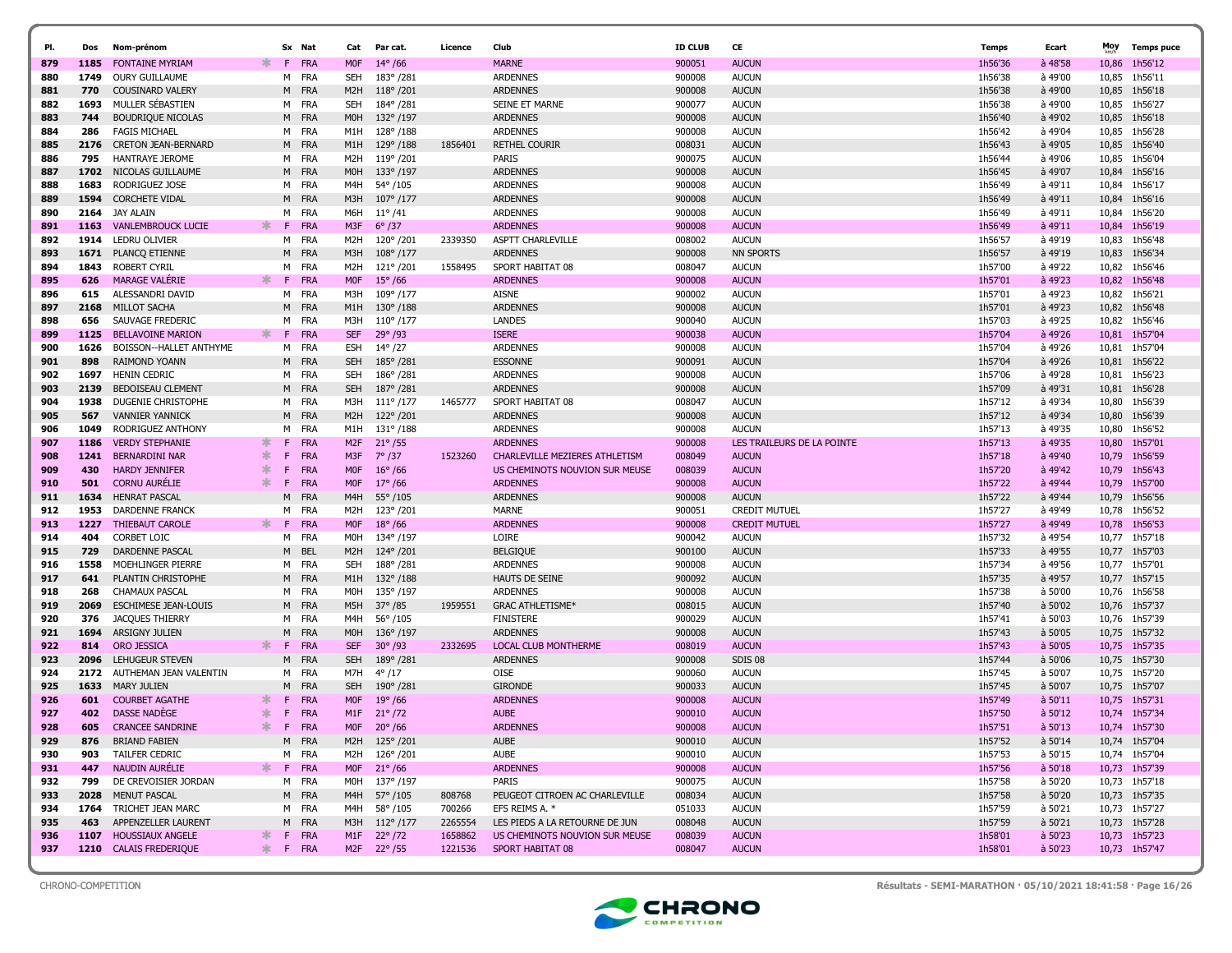| Pl. | Dos | Nom-prénom | | Sx | Nat | Cat | Par cat. | Licence | Club | ID CLUB | CE | Temps | Ecart | Moy km/h | Temps puce |
|---|---|---|---|---|---|---|---|---|---|---|---|---|---|---|---|
| 879 | 1185 | FONTAINE MYRIAM | * | F | FRA | M0F | 14° /66 | | MARNE | 900051 | AUCUN | 1h56'36 | à 48'58 | 10,86 | 1h56'12 |
| 880 | 1749 | OURY GUILLAUME | | M | FRA | SEH | 183° /281 | | ARDENNES | 900008 | AUCUN | 1h56'38 | à 49'00 | 10,85 | 1h56'11 |
| 881 | 770 | COUSINARD VALERY | | M | FRA | M2H | 118° /201 | | ARDENNES | 900008 | AUCUN | 1h56'38 | à 49'00 | 10,85 | 1h56'18 |
| 882 | 1693 | MULLER SÉBASTIEN | | M | FRA | SEH | 184° /281 | | SEINE ET MARNE | 900077 | AUCUN | 1h56'38 | à 49'00 | 10,85 | 1h56'27 |
| 883 | 744 | BOUDRIQUE NICOLAS | | M | FRA | M0H | 132° /197 | | ARDENNES | 900008 | AUCUN | 1h56'40 | à 49'02 | 10,85 | 1h56'18 |
| 884 | 286 | FAGIS MICHAEL | | M | FRA | M1H | 128° /188 | | ARDENNES | 900008 | AUCUN | 1h56'42 | à 49'04 | 10,85 | 1h56'28 |
| 885 | 2176 | CRETON JEAN-BERNARD | | M | FRA | M1H | 129° /188 | 1856401 | RETHEL COURIR | 008031 | AUCUN | 1h56'43 | à 49'05 | 10,85 | 1h56'40 |
| 886 | 795 | HANTRAYE JEROME | | M | FRA | M2H | 119° /201 | | PARIS | 900075 | AUCUN | 1h56'44 | à 49'06 | 10,85 | 1h56'04 |
| 887 | 1702 | NICOLAS GUILLAUME | | M | FRA | M0H | 133° /197 | | ARDENNES | 900008 | AUCUN | 1h56'45 | à 49'07 | 10,84 | 1h56'16 |
| 888 | 1683 | RODRIGUEZ JOSE | | M | FRA | M4H | 54° /105 | | ARDENNES | 900008 | AUCUN | 1h56'49 | à 49'11 | 10,84 | 1h56'17 |
| 889 | 1594 | CORCHETE VIDAL | | M | FRA | M3H | 107° /177 | | ARDENNES | 900008 | AUCUN | 1h56'49 | à 49'11 | 10,84 | 1h56'16 |
| 890 | 2164 | JAY ALAIN | | M | FRA | M6H | 11° /41 | | ARDENNES | 900008 | AUCUN | 1h56'49 | à 49'11 | 10,84 | 1h56'20 |
| 891 | 1163 | VANLEMBROUCK LUCIE | * | F | FRA | M3F | 6° /37 | | ARDENNES | 900008 | AUCUN | 1h56'49 | à 49'11 | 10,84 | 1h56'19 |
| 892 | 1914 | LEDRU OLIVIER | | M | FRA | M2H | 120° /201 | 2339350 | ASPTT CHARLEVILLE | 008002 | AUCUN | 1h56'57 | à 49'19 | 10,83 | 1h56'48 |
| 893 | 1671 | PLANCQ ETIENNE | | M | FRA | M3H | 108° /177 | | ARDENNES | 900008 | NN SPORTS | 1h56'57 | à 49'19 | 10,83 | 1h56'34 |
| 894 | 1843 | ROBERT CYRIL | | M | FRA | M2H | 121° /201 | 1558495 | SPORT HABITAT 08 | 008047 | AUCUN | 1h57'00 | à 49'22 | 10,82 | 1h56'46 |
| 895 | 626 | MARAGE VALÉRIE | * | F | FRA | M0F | 15° /66 | | ARDENNES | 900008 | AUCUN | 1h57'01 | à 49'23 | 10,82 | 1h56'48 |
| 896 | 615 | ALESSANDRI DAVID | | M | FRA | M3H | 109° /177 | | AISNE | 900002 | AUCUN | 1h57'01 | à 49'23 | 10,82 | 1h56'21 |
| 897 | 2168 | MILLOT SACHA | | M | FRA | M1H | 130° /188 | | ARDENNES | 900008 | AUCUN | 1h57'01 | à 49'23 | 10,82 | 1h56'48 |
| 898 | 656 | SAUVAGE FREDERIC | | M | FRA | M3H | 110° /177 | | LANDES | 900040 | AUCUN | 1h57'03 | à 49'25 | 10,82 | 1h56'46 |
| 899 | 1125 | BELLAVOINE MARION | * | F | FRA | SEF | 29° /93 | | ISERE | 900038 | AUCUN | 1h57'04 | à 49'26 | 10,81 | 1h57'04 |
| 900 | 1626 | BOISSON--HALLET ANTHYME | | M | FRA | ESH | 14° /27 | | ARDENNES | 900008 | AUCUN | 1h57'04 | à 49'26 | 10,81 | 1h57'04 |
| 901 | 898 | RAIMOND YOANN | | M | FRA | SEH | 185° /281 | | ESSONNE | 900091 | AUCUN | 1h57'04 | à 49'26 | 10,81 | 1h56'22 |
| 902 | 1697 | HENIN CEDRIC | | M | FRA | SEH | 186° /281 | | ARDENNES | 900008 | AUCUN | 1h57'06 | à 49'28 | 10,81 | 1h56'23 |
| 903 | 2139 | BEDOISEAU CLEMENT | | M | FRA | SEH | 187° /281 | | ARDENNES | 900008 | AUCUN | 1h57'09 | à 49'31 | 10,81 | 1h56'28 |
| 904 | 1938 | DUGENIE CHRISTOPHE | | M | FRA | M3H | 111° /177 | 1465777 | SPORT HABITAT 08 | 008047 | AUCUN | 1h57'12 | à 49'34 | 10,80 | 1h56'39 |
| 905 | 567 | VANNIER YANNICK | | M | FRA | M2H | 122° /201 | | ARDENNES | 900008 | AUCUN | 1h57'12 | à 49'34 | 10,80 | 1h56'39 |
| 906 | 1049 | RODRIGUEZ ANTHONY | | M | FRA | M1H | 131° /188 | | ARDENNES | 900008 | AUCUN | 1h57'13 | à 49'35 | 10,80 | 1h56'52 |
| 907 | 1186 | VERDY STEPHANIE | * | F | FRA | M2F | 21° /55 | | ARDENNES | 900008 | LES TRAILEURS DE LA POINTE | 1h57'13 | à 49'35 | 10,80 | 1h57'01 |
| 908 | 1241 | BERNARDINI NAR | * | F | FRA | M3F | 7° /37 | 1523260 | CHARLEVILLE MEZIERES ATHLETISM | 008049 | AUCUN | 1h57'18 | à 49'40 | 10,79 | 1h56'59 |
| 909 | 430 | HARDY JENNIFER | * | F | FRA | M0F | 16° /66 | | US CHEMINOTS NOUVION SUR MEUSE | 008039 | AUCUN | 1h57'20 | à 49'42 | 10,79 | 1h56'43 |
| 910 | 501 | CORNU AURÉLIE | * | F | FRA | M0F | 17° /66 | | ARDENNES | 900008 | AUCUN | 1h57'22 | à 49'44 | 10,79 | 1h57'00 |
| 911 | 1634 | HENRAT PASCAL | | M | FRA | M4H | 55° /105 | | ARDENNES | 900008 | AUCUN | 1h57'22 | à 49'44 | 10,79 | 1h56'56 |
| 912 | 1953 | DARDENNE FRANCK | | M | FRA | M2H | 123° /201 | | MARNE | 900051 | CREDIT MUTUEL | 1h57'27 | à 49'49 | 10,78 | 1h56'52 |
| 913 | 1227 | THIEBAUT CAROLE | * | F | FRA | M0F | 18° /66 | | ARDENNES | 900008 | CREDIT MUTUEL | 1h57'27 | à 49'49 | 10,78 | 1h56'53 |
| 914 | 404 | CORBET LOIC | | M | FRA | M0H | 134° /197 | | LOIRE | 900042 | AUCUN | 1h57'32 | à 49'54 | 10,77 | 1h57'18 |
| 915 | 729 | DARDENNE PASCAL | | M | BEL | M2H | 124° /201 | | BELGIQUE | 900100 | AUCUN | 1h57'33 | à 49'55 | 10,77 | 1h57'03 |
| 916 | 1558 | MOEHLINGER PIERRE | | M | FRA | SEH | 188° /281 | | ARDENNES | 900008 | AUCUN | 1h57'34 | à 49'56 | 10,77 | 1h57'01 |
| 917 | 641 | PLANTIN CHRISTOPHE | | M | FRA | M1H | 132° /188 | | HAUTS DE SEINE | 900092 | AUCUN | 1h57'35 | à 49'57 | 10,77 | 1h57'15 |
| 918 | 268 | CHAMAUX PASCAL | | M | FRA | M0H | 135° /197 | | ARDENNES | 900008 | AUCUN | 1h57'38 | à 50'00 | 10,76 | 1h56'58 |
| 919 | 2069 | ESCHIMESE JEAN-LOUIS | | M | FRA | M5H | 37° /85 | 1959551 | GRAC ATHLETISME* | 008015 | AUCUN | 1h57'40 | à 50'02 | 10,76 | 1h57'37 |
| 920 | 376 | JACQUES THIERRY | | M | FRA | M4H | 56° /105 | | FINISTERE | 900029 | AUCUN | 1h57'41 | à 50'03 | 10,76 | 1h57'39 |
| 921 | 1694 | ARSIGNY JULIEN | | M | FRA | M0H | 136° /197 | | ARDENNES | 900008 | AUCUN | 1h57'43 | à 50'05 | 10,75 | 1h57'32 |
| 922 | 814 | ORO JESSICA | * | F | FRA | SEF | 30° /93 | 2332695 | LOCAL CLUB MONTHERME | 008019 | AUCUN | 1h57'43 | à 50'05 | 10,75 | 1h57'35 |
| 923 | 2096 | LEHUGEUR STEVEN | | M | FRA | SEH | 189° /281 | | ARDENNES | 900008 | SDIS 08 | 1h57'44 | à 50'06 | 10,75 | 1h57'30 |
| 924 | 2172 | AUTHEMAN JEAN VALENTIN | | M | FRA | M7H | 4° /17 | | OISE | 900060 | AUCUN | 1h57'45 | à 50'07 | 10,75 | 1h57'20 |
| 925 | 1633 | MARY JULIEN | | M | FRA | SEH | 190° /281 | | GIRONDE | 900033 | AUCUN | 1h57'45 | à 50'07 | 10,75 | 1h57'07 |
| 926 | 601 | COURBET AGATHE | * | F | FRA | M0F | 19° /66 | | ARDENNES | 900008 | AUCUN | 1h57'49 | à 50'11 | 10,75 | 1h57'31 |
| 927 | 402 | DASSE NADÈGE | * | F | FRA | M1F | 21° /72 | | AUBE | 900010 | AUCUN | 1h57'50 | à 50'12 | 10,74 | 1h57'34 |
| 928 | 605 | CRANCEE SANDRINE | * | F | FRA | M0F | 20° /66 | | ARDENNES | 900008 | AUCUN | 1h57'51 | à 50'13 | 10,74 | 1h57'30 |
| 929 | 876 | BRIAND FABIEN | | M | FRA | M2H | 125° /201 | | AUBE | 900010 | AUCUN | 1h57'52 | à 50'14 | 10,74 | 1h57'04 |
| 930 | 903 | TAILFER CEDRIC | | M | FRA | M2H | 126° /201 | | AUBE | 900010 | AUCUN | 1h57'53 | à 50'15 | 10,74 | 1h57'04 |
| 931 | 447 | NAUDIN AURÉLIE | * | F | FRA | M0F | 21° /66 | | ARDENNES | 900008 | AUCUN | 1h57'56 | à 50'18 | 10,73 | 1h57'39 |
| 932 | 799 | DE CREVOISIER JORDAN | | M | FRA | M0H | 137° /197 | | PARIS | 900075 | AUCUN | 1h57'58 | à 50'20 | 10,73 | 1h57'18 |
| 933 | 2028 | MENUT PASCAL | | M | FRA | M4H | 57° /105 | 808768 | PEUGEOT CITROEN AC CHARLEVILLE | 008034 | AUCUN | 1h57'58 | à 50'20 | 10,73 | 1h57'35 |
| 934 | 1764 | TRICHET JEAN MARC | | M | FRA | M4H | 58° /105 | 700266 | EFS REIMS A. * | 051033 | AUCUN | 1h57'59 | à 50'21 | 10,73 | 1h57'27 |
| 935 | 463 | APPENZELLER LAURENT | | M | FRA | M3H | 112° /177 | 2265554 | LES PIEDS A LA RETOURNE DE JUN | 008048 | AUCUN | 1h57'59 | à 50'21 | 10,73 | 1h57'28 |
| 936 | 1107 | HOUSSIAUX ANGELE | * | F | FRA | M1F | 22° /72 | 1658862 | US CHEMINOTS NOUVION SUR MEUSE | 008039 | AUCUN | 1h58'01 | à 50'23 | 10,73 | 1h57'23 |
| 937 | 1210 | CALAIS FREDERIQUE | * | F | FRA | M2F | 22° /55 | 1221536 | SPORT HABITAT 08 | 008047 | AUCUN | 1h58'01 | à 50'23 | 10,73 | 1h57'47 |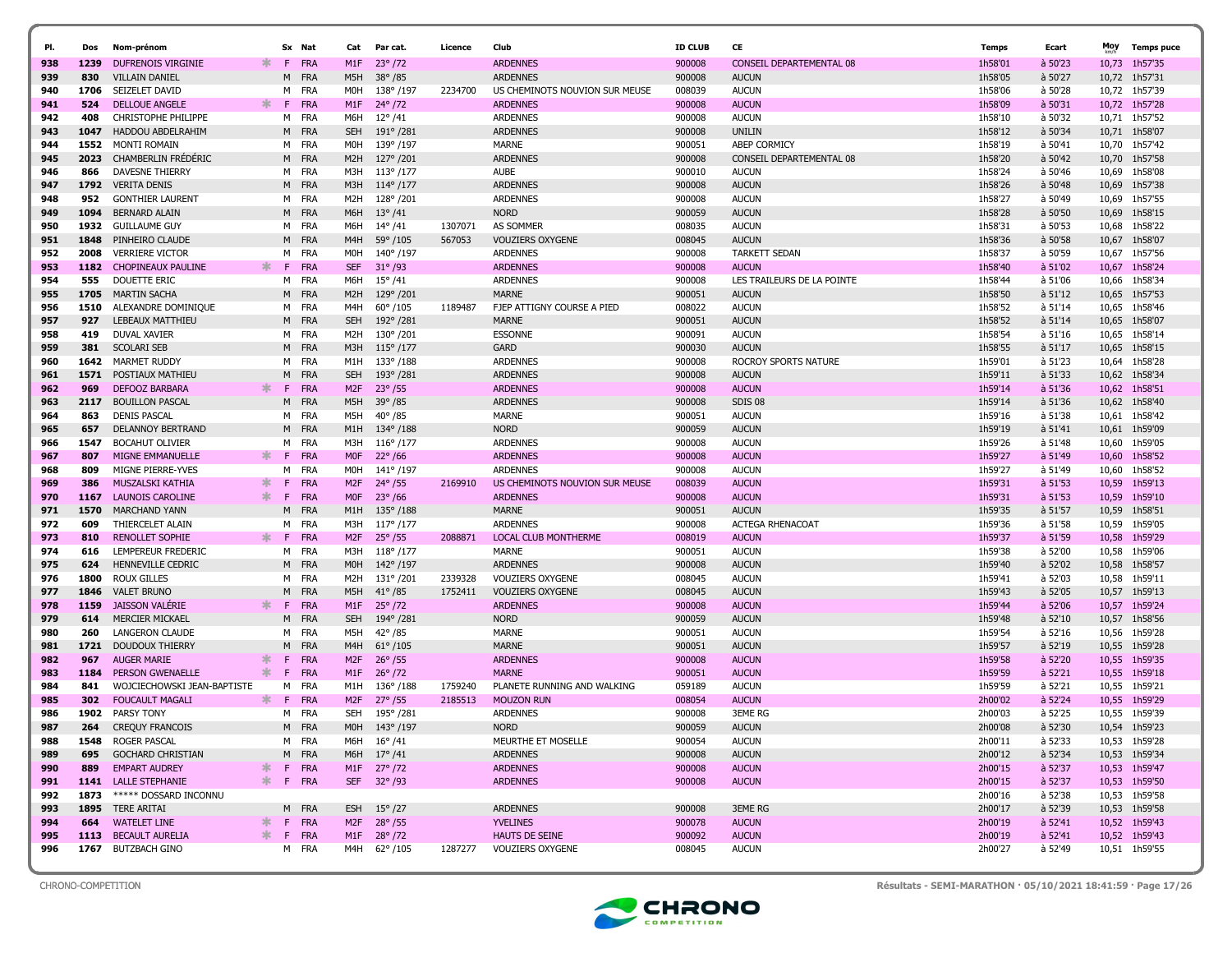| Pl. | Dos | Nom-prénom | | Sx | Nat | Cat | Par cat. | Licence | Club | ID CLUB | CE | Temps | Ecart | Moy km/h | Temps puce |
|---|---|---|---|---|---|---|---|---|---|---|---|---|---|---|---|
| 938 | 1239 | DUFRENOIS VIRGINIE | * | F | FRA | M1F | 23° /72 | | ARDENNES | 900008 | CONSEIL DEPARTEMENTAL 08 | 1h58'01 | à 50'23 | 10,73 | 1h57'35 |
| 939 | 830 | VILLAIN DANIEL | | M | FRA | M5H | 38° /85 | | ARDENNES | 900008 | AUCUN | 1h58'05 | à 50'27 | 10,72 | 1h57'31 |
| 940 | 1706 | SEIZELET DAVID | | M | FRA | M0H | 138° /197 | 2234700 | US CHEMINOTS NOUVION SUR MEUSE | 008039 | AUCUN | 1h58'06 | à 50'28 | 10,72 | 1h57'39 |
| 941 | 524 | DELLOUE ANGELE | * | F | FRA | M1F | 24° /72 | | ARDENNES | 900008 | AUCUN | 1h58'09 | à 50'31 | 10,72 | 1h57'28 |
| 942 | 408 | CHRISTOPHE PHILIPPE | | M | FRA | M6H | 12° /41 | | ARDENNES | 900008 | AUCUN | 1h58'10 | à 50'32 | 10,71 | 1h57'52 |
| 943 | 1047 | HADDOU ABDELRAHIM | | M | FRA | SEH | 191° /281 | | ARDENNES | 900008 | UNILIN | 1h58'12 | à 50'34 | 10,71 | 1h58'07 |
| 944 | 1552 | MONTI ROMAIN | | M | FRA | M0H | 139° /197 | | MARNE | 900051 | ABEP CORMICY | 1h58'19 | à 50'41 | 10,70 | 1h57'42 |
| 945 | 2023 | CHAMBERLIN FRÉDÉRIC | | M | FRA | M2H | 127° /201 | | ARDENNES | 900008 | CONSEIL DEPARTEMENTAL 08 | 1h58'20 | à 50'42 | 10,70 | 1h57'58 |
| 946 | 866 | DAVESNE THIERRY | | M | FRA | M3H | 113° /177 | | AUBE | 900010 | AUCUN | 1h58'24 | à 50'46 | 10,69 | 1h58'08 |
| 947 | 1792 | VERITA DENIS | | M | FRA | M3H | 114° /177 | | ARDENNES | 900008 | AUCUN | 1h58'26 | à 50'48 | 10,69 | 1h57'38 |
| 948 | 952 | GONTHIER LAURENT | | M | FRA | M2H | 128° /201 | | ARDENNES | 900008 | AUCUN | 1h58'27 | à 50'49 | 10,69 | 1h57'55 |
| 949 | 1094 | BERNARD ALAIN | | M | FRA | M6H | 13° /41 | | NORD | 900059 | AUCUN | 1h58'28 | à 50'50 | 10,69 | 1h58'15 |
| 950 | 1932 | GUILLAUME GUY | | M | FRA | M6H | 14° /41 | 1307071 | AS SOMMER | 008035 | AUCUN | 1h58'31 | à 50'53 | 10,68 | 1h58'22 |
| 951 | 1848 | PINHEIRO CLAUDE | | M | FRA | M4H | 59° /105 | 567053 | VOUZIERS OXYGENE | 008045 | AUCUN | 1h58'36 | à 50'58 | 10,67 | 1h58'07 |
| 952 | 2008 | VERRIERE VICTOR | | M | FRA | M0H | 140° /197 | | ARDENNES | 900008 | TARKETT SEDAN | 1h58'37 | à 50'59 | 10,67 | 1h57'56 |
| 953 | 1182 | CHOPINEAUX PAULINE | * | F | FRA | SEF | 31° /93 | | ARDENNES | 900008 | AUCUN | 1h58'40 | à 51'02 | 10,67 | 1h58'24 |
| 954 | 555 | DOUETTE ERIC | | M | FRA | M6H | 15° /41 | | ARDENNES | 900008 | LES TRAILEURS DE LA POINTE | 1h58'44 | à 51'06 | 10,66 | 1h58'34 |
| 955 | 1705 | MARTIN SACHA | | M | FRA | M2H | 129° /201 | | MARNE | 900051 | AUCUN | 1h58'50 | à 51'12 | 10,65 | 1h57'53 |
| 956 | 1510 | ALEXANDRE DOMINIQUE | | M | FRA | M4H | 60° /105 | 1189487 | FJEP ATTIGNY COURSE A PIED | 008022 | AUCUN | 1h58'52 | à 51'14 | 10,65 | 1h58'46 |
| 957 | 927 | LEBEAUX MATTHIEU | | M | FRA | SEH | 192° /281 | | MARNE | 900051 | AUCUN | 1h58'52 | à 51'14 | 10,65 | 1h58'07 |
| 958 | 419 | DUVAL XAVIER | | M | FRA | M2H | 130° /201 | | ESSONNE | 900091 | AUCUN | 1h58'54 | à 51'16 | 10,65 | 1h58'14 |
| 959 | 381 | SCOLARI SEB | | M | FRA | M3H | 115° /177 | | GARD | 900030 | AUCUN | 1h58'55 | à 51'17 | 10,65 | 1h58'15 |
| 960 | 1642 | MARMET RUDDY | | M | FRA | M1H | 133° /188 | | ARDENNES | 900008 | ROCROY SPORTS NATURE | 1h59'01 | à 51'23 | 10,64 | 1h58'28 |
| 961 | 1571 | POSTIAUX MATHIEU | | M | FRA | SEH | 193° /281 | | ARDENNES | 900008 | AUCUN | 1h59'11 | à 51'33 | 10,62 | 1h58'34 |
| 962 | 969 | DEFOOZ BARBARA | * | F | FRA | M2F | 23° /55 | | ARDENNES | 900008 | AUCUN | 1h59'14 | à 51'36 | 10,62 | 1h58'51 |
| 963 | 2117 | BOUILLON PASCAL | | M | FRA | M5H | 39° /85 | | ARDENNES | 900008 | SDIS 08 | 1h59'14 | à 51'36 | 10,62 | 1h58'40 |
| 964 | 863 | DENIS PASCAL | | M | FRA | M5H | 40° /85 | | MARNE | 900051 | AUCUN | 1h59'16 | à 51'38 | 10,61 | 1h58'42 |
| 965 | 657 | DELANNOY BERTRAND | | M | FRA | M1H | 134° /188 | | NORD | 900059 | AUCUN | 1h59'19 | à 51'41 | 10,61 | 1h59'09 |
| 966 | 1547 | BOCAHUT OLIVIER | | M | FRA | M3H | 116° /177 | | ARDENNES | 900008 | AUCUN | 1h59'26 | à 51'48 | 10,60 | 1h59'05 |
| 967 | 807 | MIGNE EMMANUELLE | * | F | FRA | M0F | 22° /66 | | ARDENNES | 900008 | AUCUN | 1h59'27 | à 51'49 | 10,60 | 1h58'52 |
| 968 | 809 | MIGNE PIERRE-YVES | | M | FRA | M0H | 141° /197 | | ARDENNES | 900008 | AUCUN | 1h59'27 | à 51'49 | 10,60 | 1h58'52 |
| 969 | 386 | MUSZALSKI KATHIA | * | F | FRA | M2F | 24° /55 | 2169910 | US CHEMINOTS NOUVION SUR MEUSE | 008039 | AUCUN | 1h59'31 | à 51'53 | 10,59 | 1h59'13 |
| 970 | 1167 | LAUNOIS CAROLINE | * | F | FRA | M0F | 23° /66 | | ARDENNES | 900008 | AUCUN | 1h59'31 | à 51'53 | 10,59 | 1h59'10 |
| 971 | 1570 | MARCHAND YANN | | M | FRA | M1H | 135° /188 | | MARNE | 900051 | AUCUN | 1h59'35 | à 51'57 | 10,59 | 1h58'51 |
| 972 | 609 | THIERCELET ALAIN | | M | FRA | M3H | 117° /177 | | ARDENNES | 900008 | ACTEGA RHENACOAT | 1h59'36 | à 51'58 | 10,59 | 1h59'05 |
| 973 | 810 | RENOLLET SOPHIE | * | F | FRA | M2F | 25° /55 | 2088871 | LOCAL CLUB MONTHERME | 008019 | AUCUN | 1h59'37 | à 51'59 | 10,58 | 1h59'29 |
| 974 | 616 | LEMPEREUR FREDERIC | | M | FRA | M3H | 118° /177 | | MARNE | 900051 | AUCUN | 1h59'38 | à 52'00 | 10,58 | 1h59'06 |
| 975 | 624 | HENNEVILLE CEDRIC | | M | FRA | M0H | 142° /197 | | ARDENNES | 900008 | AUCUN | 1h59'40 | à 52'02 | 10,58 | 1h58'57 |
| 976 | 1800 | ROUX GILLES | | M | FRA | M2H | 131° /201 | 2339328 | VOUZIERS OXYGENE | 008045 | AUCUN | 1h59'41 | à 52'03 | 10,58 | 1h59'11 |
| 977 | 1846 | VALET BRUNO | | M | FRA | M5H | 41° /85 | 1752411 | VOUZIERS OXYGENE | 008045 | AUCUN | 1h59'43 | à 52'05 | 10,57 | 1h59'13 |
| 978 | 1159 | JAISSON VALÉRIE | * | F | FRA | M1F | 25° /72 | | ARDENNES | 900008 | AUCUN | 1h59'44 | à 52'06 | 10,57 | 1h59'24 |
| 979 | 614 | MERCIER MICKAEL | | M | FRA | SEH | 194° /281 | | NORD | 900059 | AUCUN | 1h59'48 | à 52'10 | 10,57 | 1h58'56 |
| 980 | 260 | LANGERON CLAUDE | | M | FRA | M5H | 42° /85 | | MARNE | 900051 | AUCUN | 1h59'54 | à 52'16 | 10,56 | 1h59'28 |
| 981 | 1721 | DOUDOUX THIERRY | | M | FRA | M4H | 61° /105 | | MARNE | 900051 | AUCUN | 1h59'57 | à 52'19 | 10,55 | 1h59'28 |
| 982 | 967 | AUGER MARIE | * | F | FRA | M2F | 26° /55 | | ARDENNES | 900008 | AUCUN | 1h59'58 | à 52'20 | 10,55 | 1h59'35 |
| 983 | 1184 | PERSON GWENAELLE | * | F | FRA | M1F | 26° /72 | | MARNE | 900051 | AUCUN | 1h59'59 | à 52'21 | 10,55 | 1h59'18 |
| 984 | 841 | WOJCIECHOWSKI JEAN-BAPTISTE | | M | FRA | M1H | 136° /188 | 1759240 | PLANETE RUNNING AND WALKING | 059189 | AUCUN | 1h59'59 | à 52'21 | 10,55 | 1h59'21 |
| 985 | 302 | FOUCAULT MAGALI | * | F | FRA | M2F | 27° /55 | 2185513 | MOUZON RUN | 008054 | AUCUN | 2h00'02 | à 52'24 | 10,55 | 1h59'29 |
| 986 | 1902 | PARSY TONY | | M | FRA | SEH | 195° /281 | | ARDENNES | 900008 | 3EME RG | 2h00'03 | à 52'25 | 10,55 | 1h59'39 |
| 987 | 264 | CREQUY FRANCOIS | | M | FRA | M0H | 143° /197 | | NORD | 900059 | AUCUN | 2h00'08 | à 52'30 | 10,54 | 1h59'23 |
| 988 | 1548 | ROGER PASCAL | | M | FRA | M6H | 16° /41 | | MEURTHE ET MOSELLE | 900054 | AUCUN | 2h00'11 | à 52'33 | 10,53 | 1h59'28 |
| 989 | 695 | GOCHARD CHRISTIAN | | M | FRA | M6H | 17° /41 | | ARDENNES | 900008 | AUCUN | 2h00'12 | à 52'34 | 10,53 | 1h59'34 |
| 990 | 889 | EMPART AUDREY | * | F | FRA | M1F | 27° /72 | | ARDENNES | 900008 | AUCUN | 2h00'15 | à 52'37 | 10,53 | 1h59'47 |
| 991 | 1141 | LALLE STEPHANIE | * | F | FRA | SEF | 32° /93 | | ARDENNES | 900008 | AUCUN | 2h00'15 | à 52'37 | 10,53 | 1h59'50 |
| 992 | 1873 | ***** DOSSARD INCONNU | | | | | | | | | | 2h00'16 | à 52'38 | 10,53 | 1h59'58 |
| 993 | 1895 | TERE ARITAI | | M | FRA | ESH | 15° /27 | | ARDENNES | 900008 | 3EME RG | 2h00'17 | à 52'39 | 10,53 | 1h59'58 |
| 994 | 664 | WATELET LINE | * | F | FRA | M2F | 28° /55 | | YVELINES | 900078 | AUCUN | 2h00'19 | à 52'41 | 10,52 | 1h59'43 |
| 995 | 1113 | BECAULT AURELIA | * | F | FRA | M1F | 28° /72 | | HAUTS DE SEINE | 900092 | AUCUN | 2h00'19 | à 52'41 | 10,52 | 1h59'43 |
| 996 | 1767 | BUTZBACH GINO | | M | FRA | M4H | 62° /105 | 1287277 | VOUZIERS OXYGENE | 008045 | AUCUN | 2h00'27 | à 52'49 | 10,51 | 1h59'55 |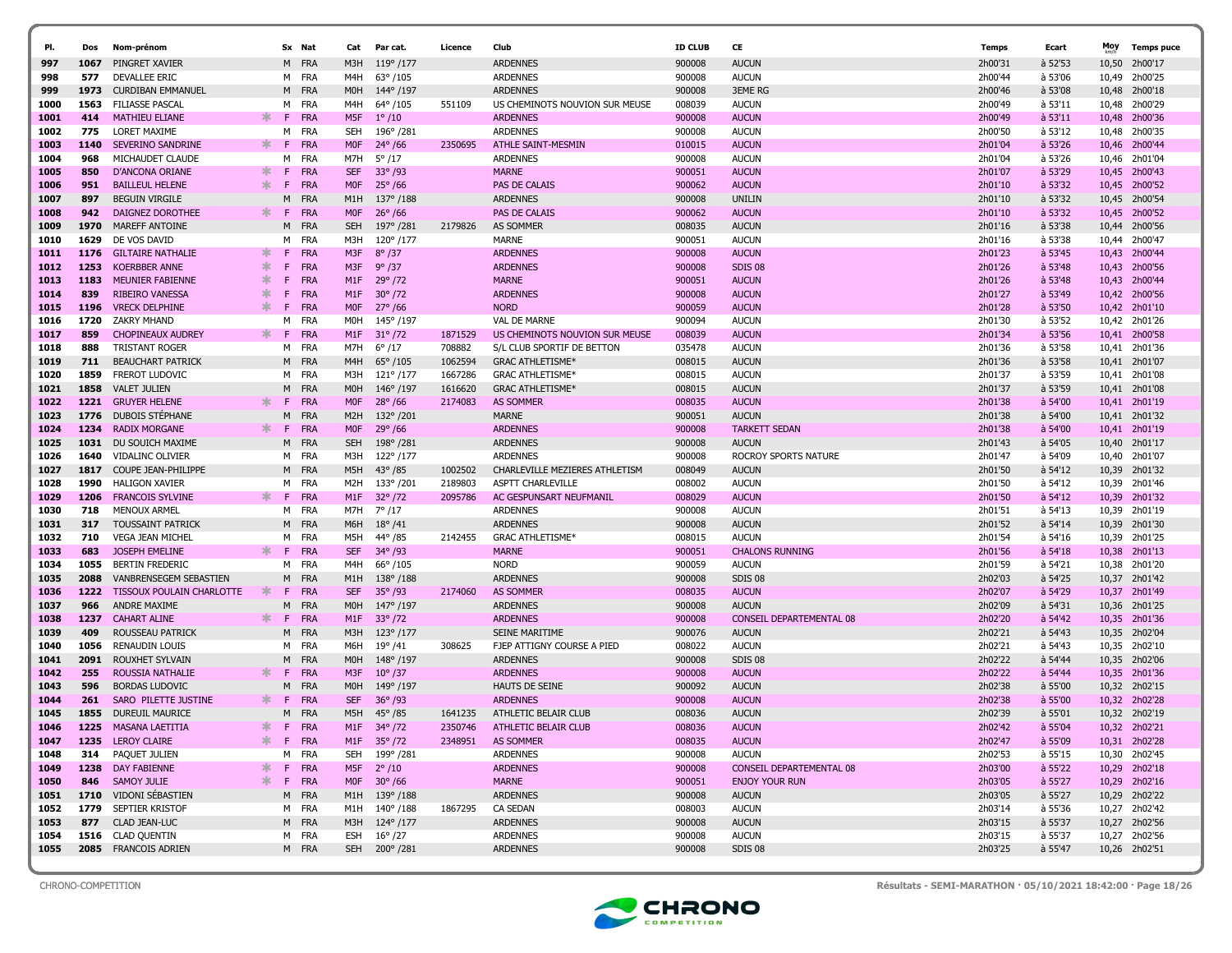| Pl. | Dos | Nom-prénom | | Sx | Nat | Cat | Par cat. | Licence | Club | ID CLUB | CE | Temps | Ecart | Moy km/h | Temps puce |
|---|---|---|---|---|---|---|---|---|---|---|---|---|---|---|---|
| 997 | 1067 | PINGRET XAVIER | | M | FRA | M3H | 119° /177 | | ARDENNES | 900008 | AUCUN | 2h00'31 | à 52'53 | 10,50 | 2h00'17 |
| 998 | 577 | DEVALLEE ERIC | | M | FRA | M4H | 63° /105 | | ARDENNES | 900008 | AUCUN | 2h00'44 | à 53'06 | 10,49 | 2h00'25 |
| 999 | 1973 | CURDIBAN EMMANUEL | | M | FRA | M0H | 144° /197 | | ARDENNES | 900008 | 3EME RG | 2h00'46 | à 53'08 | 10,48 | 2h00'18 |
| 1000 | 1563 | FILIASSE PASCAL | | M | FRA | M4H | 64° /105 | 551109 | US CHEMINOTS NOUVION SUR MEUSE | 008039 | AUCUN | 2h00'49 | à 53'11 | 10,48 | 2h00'29 |
| 1001 | 414 | MATHIEU ELIANE | * | F | FRA | M5F | 1° /10 | | ARDENNES | 900008 | AUCUN | 2h00'49 | à 53'11 | 10,48 | 2h00'36 |
| 1002 | 775 | LORET MAXIME | | M | FRA | SEH | 196° /281 | | ARDENNES | 900008 | AUCUN | 2h00'50 | à 53'12 | 10,48 | 2h00'35 |
| 1003 | 1140 | SEVERINO SANDRINE | * | F | FRA | M0F | 24° /66 | 2350695 | ATHLE SAINT-MESMIN | 010015 | AUCUN | 2h01'04 | à 53'26 | 10,46 | 2h00'44 |
| 1004 | 968 | MICHAUDET CLAUDE | | M | FRA | M7H | 5° /17 | | ARDENNES | 900008 | AUCUN | 2h01'04 | à 53'26 | 10,46 | 2h01'04 |
| 1005 | 850 | D'ANCONA ORIANE | * | F | FRA | SEF | 33° /93 | | MARNE | 900051 | AUCUN | 2h01'07 | à 53'29 | 10,45 | 2h00'43 |
| 1006 | 951 | BAILLEUL HELENE | * | F | FRA | M0F | 25° /66 | | PAS DE CALAIS | 900062 | AUCUN | 2h01'10 | à 53'32 | 10,45 | 2h00'52 |
| 1007 | 897 | BEGUIN VIRGILE | | M | FRA | M1H | 137° /188 | | ARDENNES | 900008 | UNILIN | 2h01'10 | à 53'32 | 10,45 | 2h00'54 |
| 1008 | 942 | DAIGNEZ DOROTHEE | * | F | FRA | M0F | 26° /66 | | PAS DE CALAIS | 900062 | AUCUN | 2h01'10 | à 53'32 | 10,45 | 2h00'52 |
| 1009 | 1970 | MAREFF ANTOINE | | M | FRA | SEH | 197° /281 | 2179826 | AS SOMMER | 008035 | AUCUN | 2h01'16 | à 53'38 | 10,44 | 2h00'56 |
| 1010 | 1629 | DE VOS DAVID | | M | FRA | M3H | 120° /177 | | MARNE | 900051 | AUCUN | 2h01'16 | à 53'38 | 10,44 | 2h00'47 |
| 1011 | 1176 | GILTAIRE NATHALIE | * | F | FRA | M3F | 8° /37 | | ARDENNES | 900008 | AUCUN | 2h01'23 | à 53'45 | 10,43 | 2h00'44 |
| 1012 | 1253 | KOERBBER ANNE | * | F | FRA | M3F | 9° /37 | | ARDENNES | 900008 | SDIS 08 | 2h01'26 | à 53'48 | 10,43 | 2h00'56 |
| 1013 | 1183 | MEUNIER FABIENNE | * | F | FRA | M1F | 29° /72 | | MARNE | 900051 | AUCUN | 2h01'26 | à 53'48 | 10,43 | 2h00'44 |
| 1014 | 839 | RIBEIRO VANESSA | * | F | FRA | M1F | 30° /72 | | ARDENNES | 900008 | AUCUN | 2h01'27 | à 53'49 | 10,42 | 2h00'56 |
| 1015 | 1196 | VRECK DELPHINE | * | F | FRA | M0F | 27° /66 | | NORD | 900059 | AUCUN | 2h01'28 | à 53'50 | 10,42 | 2h01'10 |
| 1016 | 1720 | ZAKRY MHAND | | M | FRA | M0H | 145° /197 | | VAL DE MARNE | 900094 | AUCUN | 2h01'30 | à 53'52 | 10,42 | 2h01'26 |
| 1017 | 859 | CHOPINEAUX AUDREY | * | F | FRA | M1F | 31° /72 | 1871529 | US CHEMINOTS NOUVION SUR MEUSE | 008039 | AUCUN | 2h01'34 | à 53'56 | 10,41 | 2h00'58 |
| 1018 | 888 | TRISTANT ROGER | | M | FRA | M7H | 6° /17 | 708882 | S/L CLUB SPORTIF DE BETTON | 035478 | AUCUN | 2h01'36 | à 53'58 | 10,41 | 2h01'36 |
| 1019 | 711 | BEAUCHART PATRICK | | M | FRA | M4H | 65° /105 | 1062594 | GRAC ATHLETISME* | 008015 | AUCUN | 2h01'36 | à 53'58 | 10,41 | 2h01'07 |
| 1020 | 1859 | FREROT LUDOVIC | | M | FRA | M3H | 121° /177 | 1667286 | GRAC ATHLETISME* | 008015 | AUCUN | 2h01'37 | à 53'59 | 10,41 | 2h01'08 |
| 1021 | 1858 | VALET JULIEN | | M | FRA | M0H | 146° /197 | 1616620 | GRAC ATHLETISME* | 008015 | AUCUN | 2h01'37 | à 53'59 | 10,41 | 2h01'08 |
| 1022 | 1221 | GRUYER HELENE | * | F | FRA | M0F | 28° /66 | 2174083 | AS SOMMER | 008035 | AUCUN | 2h01'38 | à 54'00 | 10,41 | 2h01'19 |
| 1023 | 1776 | DUBOIS STÉPHANE | | M | FRA | M2H | 132° /201 | | MARNE | 900051 | AUCUN | 2h01'38 | à 54'00 | 10,41 | 2h01'32 |
| 1024 | 1234 | RADIX MORGANE | * | F | FRA | M0F | 29° /66 | | ARDENNES | 900008 | TARKETT SEDAN | 2h01'38 | à 54'00 | 10,41 | 2h01'19 |
| 1025 | 1031 | DU SOUICH MAXIME | | M | FRA | SEH | 198° /281 | | ARDENNES | 900008 | AUCUN | 2h01'43 | à 54'05 | 10,40 | 2h01'17 |
| 1026 | 1640 | VIDALINC OLIVIER | | M | FRA | M3H | 122° /177 | | ARDENNES | 900008 | ROCROY SPORTS NATURE | 2h01'47 | à 54'09 | 10,40 | 2h01'07 |
| 1027 | 1817 | COUPE JEAN-PHILIPPE | | M | FRA | M5H | 43° /85 | 1002502 | CHARLEVILLE MEZIERES ATHLETISM | 008049 | AUCUN | 2h01'50 | à 54'12 | 10,39 | 2h01'32 |
| 1028 | 1990 | HALIGON XAVIER | | M | FRA | M2H | 133° /201 | 2189803 | ASPTT CHARLEVILLE | 008002 | AUCUN | 2h01'50 | à 54'12 | 10,39 | 2h01'46 |
| 1029 | 1206 | FRANCOIS SYLVINE | * | F | FRA | M1F | 32° /72 | 2095786 | AC GESPUNSART NEUFMANIL | 008029 | AUCUN | 2h01'50 | à 54'12 | 10,39 | 2h01'32 |
| 1030 | 718 | MENOUX ARMEL | | M | FRA | M7H | 7° /17 | | ARDENNES | 900008 | AUCUN | 2h01'51 | à 54'13 | 10,39 | 2h01'19 |
| 1031 | 317 | TOUSSAINT PATRICK | | M | FRA | M6H | 18° /41 | | ARDENNES | 900008 | AUCUN | 2h01'52 | à 54'14 | 10,39 | 2h01'30 |
| 1032 | 710 | VEGA JEAN MICHEL | | M | FRA | M5H | 44° /85 | 2142455 | GRAC ATHLETISME* | 008015 | AUCUN | 2h01'54 | à 54'16 | 10,39 | 2h01'25 |
| 1033 | 683 | JOSEPH EMELINE | * | F | FRA | SEF | 34° /93 | | MARNE | 900051 | CHALONS RUNNING | 2h01'56 | à 54'18 | 10,38 | 2h01'13 |
| 1034 | 1055 | BERTIN FREDERIC | | M | FRA | M4H | 66° /105 | | NORD | 900059 | AUCUN | 2h01'59 | à 54'21 | 10,38 | 2h01'20 |
| 1035 | 2088 | VANBRENSEGEM SEBASTIEN | | M | FRA | M1H | 138° /188 | | ARDENNES | 900008 | SDIS 08 | 2h02'03 | à 54'25 | 10,37 | 2h01'42 |
| 1036 | 1222 | TISSOUX POULAIN CHARLOTTE | * | F | FRA | SEF | 35° /93 | 2174060 | AS SOMMER | 008035 | AUCUN | 2h02'07 | à 54'29 | 10,37 | 2h01'49 |
| 1037 | 966 | ANDRE MAXIME | | M | FRA | M0H | 147° /197 | | ARDENNES | 900008 | AUCUN | 2h02'09 | à 54'31 | 10,36 | 2h01'25 |
| 1038 | 1237 | CAHART ALINE | * | F | FRA | M1F | 33° /72 | | ARDENNES | 900008 | CONSEIL DEPARTEMENTAL 08 | 2h02'20 | à 54'42 | 10,35 | 2h01'36 |
| 1039 | 409 | ROUSSEAU PATRICK | | M | FRA | M3H | 123° /177 | | SEINE MARITIME | 900076 | AUCUN | 2h02'21 | à 54'43 | 10,35 | 2h02'04 |
| 1040 | 1056 | RENAUDIN LOUIS | | M | FRA | M6H | 19° /41 | 308625 | FJEP ATTIGNY COURSE A PIED | 008022 | AUCUN | 2h02'21 | à 54'43 | 10,35 | 2h02'10 |
| 1041 | 2091 | ROUXHET SYLVAIN | | M | FRA | M0H | 148° /197 | | ARDENNES | 900008 | SDIS 08 | 2h02'22 | à 54'44 | 10,35 | 2h02'06 |
| 1042 | 255 | ROUSSIA NATHALIE | * | F | FRA | M3F | 10° /37 | | ARDENNES | 900008 | AUCUN | 2h02'22 | à 54'44 | 10,35 | 2h01'36 |
| 1043 | 596 | BORDAS LUDOVIC | | M | FRA | M0H | 149° /197 | | HAUTS DE SEINE | 900092 | AUCUN | 2h02'38 | à 55'00 | 10,32 | 2h02'15 |
| 1044 | 261 | SARO PILETTE JUSTINE | * | F | FRA | SEF | 36° /93 | | ARDENNES | 900008 | AUCUN | 2h02'38 | à 55'00 | 10,32 | 2h02'28 |
| 1045 | 1855 | DUREUIL MAURICE | | M | FRA | M5H | 45° /85 | 1641235 | ATHLETIC BELAIR CLUB | 008036 | AUCUN | 2h02'39 | à 55'01 | 10,32 | 2h02'19 |
| 1046 | 1225 | MASANA LAETITIA | * | F | FRA | M1F | 34° /72 | 2350746 | ATHLETIC BELAIR CLUB | 008036 | AUCUN | 2h02'42 | à 55'04 | 10,32 | 2h02'21 |
| 1047 | 1235 | LEROY CLAIRE | * | F | FRA | M1F | 35° /72 | 2348951 | AS SOMMER | 008035 | AUCUN | 2h02'47 | à 55'09 | 10,31 | 2h02'28 |
| 1048 | 314 | PAQUET JULIEN | | M | FRA | SEH | 199° /281 | | ARDENNES | 900008 | AUCUN | 2h02'53 | à 55'15 | 10,30 | 2h02'45 |
| 1049 | 1238 | DAY FABIENNE | * | F | FRA | M5F | 2° /10 | | ARDENNES | 900008 | CONSEIL DEPARTEMENTAL 08 | 2h03'00 | à 55'22 | 10,29 | 2h02'18 |
| 1050 | 846 | SAMOY JULIE | * | F | FRA | M0F | 30° /66 | | MARNE | 900051 | ENJOY YOUR RUN | 2h03'05 | à 55'27 | 10,29 | 2h02'16 |
| 1051 | 1710 | VIDONI SÉBASTIEN | | M | FRA | M1H | 139° /188 | | ARDENNES | 900008 | AUCUN | 2h03'05 | à 55'27 | 10,29 | 2h02'22 |
| 1052 | 1779 | SEPTIER KRISTOF | | M | FRA | M1H | 140° /188 | 1867295 | CA SEDAN | 008003 | AUCUN | 2h03'14 | à 55'36 | 10,27 | 2h02'42 |
| 1053 | 877 | CLAD JEAN-LUC | | M | FRA | M3H | 124° /177 | | ARDENNES | 900008 | AUCUN | 2h03'15 | à 55'37 | 10,27 | 2h02'56 |
| 1054 | 1516 | CLAD QUENTIN | | M | FRA | ESH | 16° /27 | | ARDENNES | 900008 | AUCUN | 2h03'15 | à 55'37 | 10,27 | 2h02'56 |
| 1055 | 2085 | FRANCOIS ADRIEN | | M | FRA | SEH | 200° /281 | | ARDENNES | 900008 | SDIS 08 | 2h03'25 | à 55'47 | 10,26 | 2h02'51 |

CHRONO-COMPETITION

Résultats - SEMI-MARATHON · 05/10/2021 18:42:00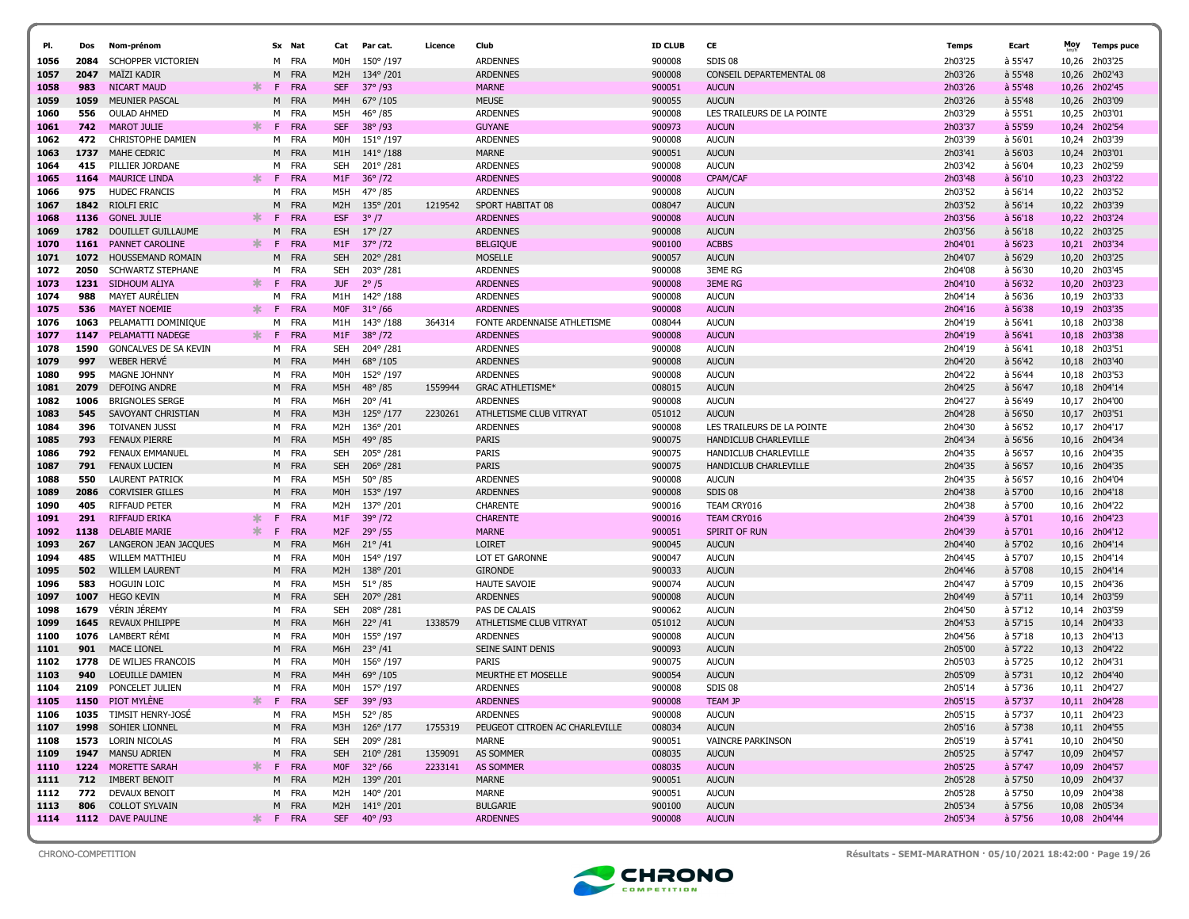| Pl. | Dos | Nom-prénom | | Sx | Nat | Cat | Par cat. | Licence | Club | ID CLUB | CE | Temps | Ecart | Moy km/h | Temps puce |
|---|---|---|---|---|---|---|---|---|---|---|---|---|---|---|---|
| 1056 | 2084 | SCHOPPER VICTORIEN | | M | FRA | M0H | 150° /197 | | ARDENNES | 900008 | SDIS 08 | 2h03'25 | à 55'47 | 10,26 | 2h03'25 |
| 1057 | 2047 | MAÏZI KADIR | | M | FRA | M2H | 134° /201 | | ARDENNES | 900008 | CONSEIL DEPARTEMENTAL 08 | 2h03'26 | à 55'48 | 10,26 | 2h02'43 |
| 1058 | 983 | NICART MAUD | * | F | FRA | SEF | 37° /93 | | MARNE | 900051 | AUCUN | 2h03'26 | à 55'48 | 10,26 | 2h02'45 |
| 1059 | 1059 | MEUNIER PASCAL | | M | FRA | M4H | 67° /105 | | MEUSE | 900055 | AUCUN | 2h03'26 | à 55'48 | 10,26 | 2h03'09 |
| 1060 | 556 | OULAD AHMED | | M | FRA | M5H | 46° /85 | | ARDENNES | 900008 | LES TRAILEURS DE LA POINTE | 2h03'29 | à 55'51 | 10,25 | 2h03'01 |
| 1061 | 742 | MAROT JULIE | * | F | FRA | SEF | 38° /93 | | GUYANE | 900973 | AUCUN | 2h03'37 | à 55'59 | 10,24 | 2h02'54 |
| 1062 | 472 | CHRISTOPHE DAMIEN | | M | FRA | M0H | 151° /197 | | ARDENNES | 900008 | AUCUN | 2h03'39 | à 56'01 | 10,24 | 2h03'39 |
| 1063 | 1737 | MAHE CEDRIC | | M | FRA | M1H | 141° /188 | | MARNE | 900051 | AUCUN | 2h03'41 | à 56'03 | 10,24 | 2h03'01 |
| 1064 | 415 | PILLIER JORDANE | | M | FRA | SEH | 201° /281 | | ARDENNES | 900008 | AUCUN | 2h03'42 | à 56'04 | 10,23 | 2h02'59 |
| 1065 | 1164 | MAURICE LINDA | * | F | FRA | M1F | 36° /72 | | ARDENNES | 900008 | CPAM/CAF | 2h03'48 | à 56'10 | 10,23 | 2h03'22 |
| 1066 | 975 | HUDEC FRANCIS | | M | FRA | M5H | 47° /85 | | ARDENNES | 900008 | AUCUN | 2h03'52 | à 56'14 | 10,22 | 2h03'52 |
| 1067 | 1842 | RIOLFI ERIC | | M | FRA | M2H | 135° /201 | 1219542 | SPORT HABITAT 08 | 008047 | AUCUN | 2h03'52 | à 56'14 | 10,22 | 2h03'39 |
| 1068 | 1136 | GONEL JULIE | * | F | FRA | ESF | 3° /7 | | ARDENNES | 900008 | AUCUN | 2h03'56 | à 56'18 | 10,22 | 2h03'24 |
| 1069 | 1782 | DOUILLET GUILLAUME | | M | FRA | ESH | 17° /27 | | ARDENNES | 900008 | AUCUN | 2h03'56 | à 56'18 | 10,22 | 2h03'25 |
| 1070 | 1161 | PANNET CAROLINE | * | F | FRA | M1F | 37° /72 | | BELGIQUE | 900100 | ACBBS | 2h04'01 | à 56'23 | 10,21 | 2h03'34 |
| 1071 | 1072 | HOUSSEMAND ROMAIN | | M | FRA | SEH | 202° /281 | | MOSELLE | 900057 | AUCUN | 2h04'07 | à 56'29 | 10,20 | 2h03'25 |
| 1072 | 2050 | SCHWARTZ STEPHANE | | M | FRA | SEH | 203° /281 | | ARDENNES | 900008 | 3EME RG | 2h04'08 | à 56'30 | 10,20 | 2h03'45 |
| 1073 | 1231 | SIDHOUM ALIYA | * | F | FRA | JUF | 2° /5 | | ARDENNES | 900008 | 3EME RG | 2h04'10 | à 56'32 | 10,20 | 2h03'23 |
| 1074 | 988 | MAYET AURÉLIEN | | M | FRA | M1H | 142° /188 | | ARDENNES | 900008 | AUCUN | 2h04'14 | à 56'36 | 10,19 | 2h03'33 |
| 1075 | 536 | MAYET NOEMIE | * | F | FRA | M0F | 31° /66 | | ARDENNES | 900008 | AUCUN | 2h04'16 | à 56'38 | 10,19 | 2h03'35 |
| 1076 | 1063 | PELAMATTI DOMINIQUE | | M | FRA | M1H | 143° /188 | 364314 | FONTE ARDENNAISE ATHLETISME | 008044 | AUCUN | 2h04'19 | à 56'41 | 10,18 | 2h03'38 |
| 1077 | 1147 | PELAMATTI NADEGE | * | F | FRA | M1F | 38° /72 | | ARDENNES | 900008 | AUCUN | 2h04'19 | à 56'41 | 10,18 | 2h03'38 |
| 1078 | 1590 | GONCALVES DE SA KEVIN | | M | FRA | SEH | 204° /281 | | ARDENNES | 900008 | AUCUN | 2h04'19 | à 56'41 | 10,18 | 2h03'51 |
| 1079 | 997 | WEBER HERVÉ | | M | FRA | M4H | 68° /105 | | ARDENNES | 900008 | AUCUN | 2h04'20 | à 56'42 | 10,18 | 2h03'40 |
| 1080 | 995 | MAGNE JOHNNY | | M | FRA | M0H | 152° /197 | | ARDENNES | 900008 | AUCUN | 2h04'22 | à 56'44 | 10,18 | 2h03'53 |
| 1081 | 2079 | DEFOING ANDRE | | M | FRA | M5H | 48° /85 | 1559944 | GRAC ATHLETISME* | 008015 | AUCUN | 2h04'25 | à 56'47 | 10,18 | 2h04'14 |
| 1082 | 1006 | BRIGNOLES SERGE | | M | FRA | M6H | 20° /41 | | ARDENNES | 900008 | AUCUN | 2h04'27 | à 56'49 | 10,17 | 2h04'00 |
| 1083 | 545 | SAVOYANT CHRISTIAN | | M | FRA | M3H | 125° /177 | 2230261 | ATHLETISME CLUB VITRYAT | 051012 | AUCUN | 2h04'28 | à 56'50 | 10,17 | 2h03'51 |
| 1084 | 396 | TOIVANEN JUSSI | | M | FRA | M2H | 136° /201 | | ARDENNES | 900008 | LES TRAILEURS DE LA POINTE | 2h04'30 | à 56'52 | 10,17 | 2h04'17 |
| 1085 | 793 | FENAUX PIERRE | | M | FRA | M5H | 49° /85 | | PARIS | 900075 | HANDICLUB CHARLEVILLE | 2h04'34 | à 56'56 | 10,16 | 2h04'34 |
| 1086 | 792 | FENAUX EMMANUEL | | M | FRA | SEH | 205° /281 | | PARIS | 900075 | HANDICLUB CHARLEVILLE | 2h04'35 | à 56'57 | 10,16 | 2h04'35 |
| 1087 | 791 | FENAUX LUCIEN | | M | FRA | SEH | 206° /281 | | PARIS | 900075 | HANDICLUB CHARLEVILLE | 2h04'35 | à 56'57 | 10,16 | 2h04'35 |
| 1088 | 550 | LAURENT PATRICK | | M | FRA | M5H | 50° /85 | | ARDENNES | 900008 | AUCUN | 2h04'35 | à 56'57 | 10,16 | 2h04'04 |
| 1089 | 2086 | CORVISIER GILLES | | M | FRA | M0H | 153° /197 | | ARDENNES | 900008 | SDIS 08 | 2h04'38 | à 57'00 | 10,16 | 2h04'18 |
| 1090 | 405 | RIFFAUD PETER | | M | FRA | M2H | 137° /201 | | CHARENTE | 900016 | TEAM CRY016 | 2h04'38 | à 57'00 | 10,16 | 2h04'22 |
| 1091 | 291 | RIFFAUD ERIKA | * | F | FRA | M1F | 39° /72 | | CHARENTE | 900016 | TEAM CRY016 | 2h04'39 | à 57'01 | 10,16 | 2h04'23 |
| 1092 | 1138 | DELABIE MARIE | * | F | FRA | M2F | 29° /55 | | MARNE | 900051 | SPIRIT OF RUN | 2h04'39 | à 57'01 | 10,16 | 2h04'12 |
| 1093 | 267 | LANGERON JEAN JACQUES | | M | FRA | M6H | 21° /41 | | LOIRET | 900045 | AUCUN | 2h04'40 | à 57'02 | 10,16 | 2h04'14 |
| 1094 | 485 | WILLEM MATTHIEU | | M | FRA | M0H | 154° /197 | | LOT ET GARONNE | 900047 | AUCUN | 2h04'45 | à 57'07 | 10,15 | 2h04'14 |
| 1095 | 502 | WILLEM LAURENT | | M | FRA | M2H | 138° /201 | | GIRONDE | 900033 | AUCUN | 2h04'46 | à 57'08 | 10,15 | 2h04'14 |
| 1096 | 583 | HOGUIN LOIC | | M | FRA | M5H | 51° /85 | | HAUTE SAVOIE | 900074 | AUCUN | 2h04'47 | à 57'09 | 10,15 | 2h04'36 |
| 1097 | 1007 | HEGO KEVIN | | M | FRA | SEH | 207° /281 | | ARDENNES | 900008 | AUCUN | 2h04'49 | à 57'11 | 10,14 | 2h03'59 |
| 1098 | 1679 | VÉRIN JÉREMY | | M | FRA | SEH | 208° /281 | | PAS DE CALAIS | 900062 | AUCUN | 2h04'50 | à 57'12 | 10,14 | 2h03'59 |
| 1099 | 1645 | REVAUX PHILIPPE | | M | FRA | M6H | 22° /41 | 1338579 | ATHLETISME CLUB VITRYAT | 051012 | AUCUN | 2h04'53 | à 57'15 | 10,14 | 2h04'33 |
| 1100 | 1076 | LAMBERT RÉMI | | M | FRA | M0H | 155° /197 | | ARDENNES | 900008 | AUCUN | 2h04'56 | à 57'18 | 10,13 | 2h04'13 |
| 1101 | 901 | MACE LIONEL | | M | FRA | M6H | 23° /41 | | SEINE SAINT DENIS | 900093 | AUCUN | 2h05'00 | à 57'22 | 10,13 | 2h04'22 |
| 1102 | 1778 | DE WILJES FRANCOIS | | M | FRA | M0H | 156° /197 | | PARIS | 900075 | AUCUN | 2h05'03 | à 57'25 | 10,12 | 2h04'31 |
| 1103 | 940 | LOEUILLE DAMIEN | | M | FRA | M4H | 69° /105 | | MEURTHE ET MOSELLE | 900054 | AUCUN | 2h05'09 | à 57'31 | 10,12 | 2h04'40 |
| 1104 | 2109 | PONCELET JULIEN | | M | FRA | M0H | 157° /197 | | ARDENNES | 900008 | SDIS 08 | 2h05'14 | à 57'36 | 10,11 | 2h04'27 |
| 1105 | 1150 | PIOT MYLÈNE | * | F | FRA | SEF | 39° /93 | | ARDENNES | 900008 | TEAM JP | 2h05'15 | à 57'37 | 10,11 | 2h04'28 |
| 1106 | 1035 | TIMSIT HENRY-JOSÉ | | M | FRA | M5H | 52° /85 | | ARDENNES | 900008 | AUCUN | 2h05'15 | à 57'37 | 10,11 | 2h04'23 |
| 1107 | 1998 | SOHIER LIONNEL | | M | FRA | M3H | 126° /177 | 1755319 | PEUGEOT CITROEN AC CHARLEVILLE | 008034 | AUCUN | 2h05'16 | à 57'38 | 10,11 | 2h04'55 |
| 1108 | 1573 | LORIN NICOLAS | | M | FRA | SEH | 209° /281 | | MARNE | 900051 | VAINCRE PARKINSON | 2h05'19 | à 57'41 | 10,10 | 2h04'50 |
| 1109 | 1947 | MANSU ADRIEN | | M | FRA | SEH | 210° /281 | 1359091 | AS SOMMER | 008035 | AUCUN | 2h05'25 | à 57'47 | 10,09 | 2h04'57 |
| 1110 | 1224 | MORETTE SARAH | * | F | FRA | M0F | 32° /66 | 2233141 | AS SOMMER | 008035 | AUCUN | 2h05'25 | à 57'47 | 10,09 | 2h04'57 |
| 1111 | 712 | IMBERT BENOIT | | M | FRA | M2H | 139° /201 | | MARNE | 900051 | AUCUN | 2h05'28 | à 57'50 | 10,09 | 2h04'37 |
| 1112 | 772 | DEVAUX BENOIT | | M | FRA | M2H | 140° /201 | | MARNE | 900051 | AUCUN | 2h05'28 | à 57'50 | 10,09 | 2h04'38 |
| 1113 | 806 | COLLOT SYLVAIN | | M | FRA | M2H | 141° /201 | | BULGARIE | 900100 | AUCUN | 2h05'34 | à 57'56 | 10,08 | 2h05'34 |
| 1114 | 1112 | DAVE PAULINE | * | F | FRA | SEF | 40° /93 | | ARDENNES | 900008 | AUCUN | 2h05'34 | à 57'56 | 10,08 | 2h04'44 |

CHRONO-COMPETITION

Résultats - SEMI-MARATHON · 05/10/2021 18:42:00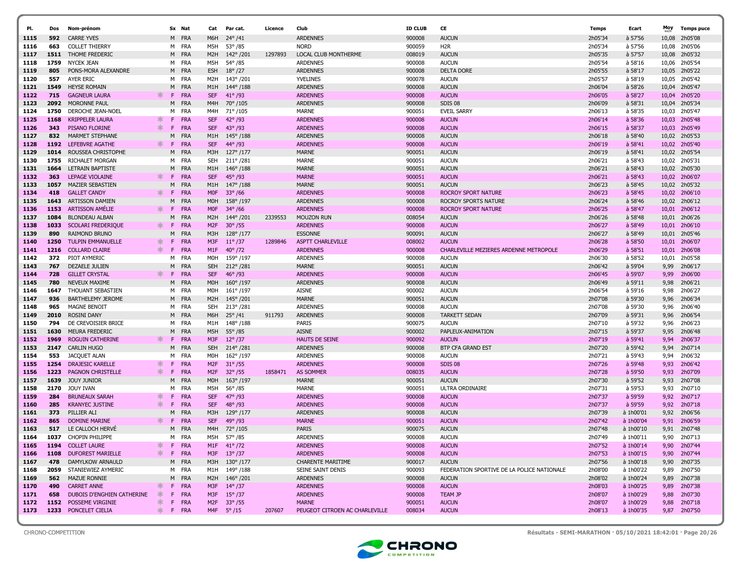| Pl. | Dos | Nom-prénom | | Sx | Nat | Cat | Par cat. | Licence | Club | ID CLUB | CE | Temps | Ecart | Moy km/h | Temps puce |
|---|---|---|---|---|---|---|---|---|---|---|---|---|---|---|---|
| 1115 | 592 | CARRE YVES | | M | FRA | M6H | 24° /41 | | ARDENNES | 900008 | AUCUN | 2h05'34 | à 57'56 | 10,08 | 2h05'08 |
| 1116 | 663 | COLLET THIERRY | | M | FRA | M5H | 53° /85 | | NORD | 900059 | H2R | 2h05'34 | à 57'56 | 10,08 | 2h05'06 |
| 1117 | 1511 | THOME FREDERIC | | M | FRA | M2H | 142° /201 | 1297893 | LOCAL CLUB MONTHERME | 008019 | AUCUN | 2h05'35 | à 57'57 | 10,08 | 2h05'32 |
| 1118 | 1759 | NYCEK JEAN | | M | FRA | M5H | 54° /85 | | ARDENNES | 900008 | AUCUN | 2h05'54 | à 58'16 | 10,06 | 2h05'54 |
| 1119 | 805 | PONS-MORA ALEXANDRE | | M | FRA | ESH | 18° /27 | | ARDENNES | 900008 | DELTA DORE | 2h05'55 | à 58'17 | 10,05 | 2h05'22 |
| 1120 | 557 | AYER ERIC | | M | FRA | M2H | 143° /201 | | YVELINES | 900078 | AUCUN | 2h05'57 | à 58'19 | 10,05 | 2h05'42 |
| 1121 | 1549 | HEYSE ROMAIN | | M | FRA | M1H | 144° /188 | | ARDENNES | 900008 | AUCUN | 2h06'04 | à 58'26 | 10,04 | 2h05'47 |
| 1122 | 715 | GAGNEUR LAURA | * | F | FRA | SEF | 41° /93 | | ARDENNES | 900008 | AUCUN | 2h06'05 | à 58'27 | 10,04 | 2h05'20 |
| 1123 | 2092 | MORONNE PAUL | | M | FRA | M4H | 70° /105 | | ARDENNES | 900008 | SDIS 08 | 2h06'09 | à 58'31 | 10,04 | 2h05'34 |
| 1124 | 1750 | DEROCHE JEAN-NOEL | | M | FRA | M4H | 71° /105 | | MARNE | 900051 | EVEIL SARRY | 2h06'13 | à 58'35 | 10,03 | 2h05'47 |
| 1125 | 1168 | KRIPPELER LAURA | * | F | FRA | SEF | 42° /93 | | ARDENNES | 900008 | AUCUN | 2h06'14 | à 58'36 | 10,03 | 2h05'48 |
| 1126 | 343 | PISANO FLORINE | * | F | FRA | SEF | 43° /93 | | ARDENNES | 900008 | AUCUN | 2h06'15 | à 58'37 | 10,03 | 2h05'49 |
| 1127 | 832 | MARMET STEPHANE | | M | FRA | M1H | 145° /188 | | ARDENNES | 900008 | AUCUN | 2h06'18 | à 58'40 | 10,02 | 2h05'53 |
| 1128 | 1192 | LEFEBVRE AGATHE | * | F | FRA | SEF | 44° /93 | | ARDENNES | 900008 | AUCUN | 2h06'19 | à 58'41 | 10,02 | 2h05'40 |
| 1129 | 1014 | ROUSSEA CHRISTOPHE | | M | FRA | M3H | 127° /177 | | MARNE | 900051 | AUCUN | 2h06'19 | à 58'41 | 10,02 | 2h05'54 |
| 1130 | 1755 | RICHALET MORGAN | | M | FRA | SEH | 211° /281 | | MARNE | 900051 | AUCUN | 2h06'21 | à 58'43 | 10,02 | 2h05'31 |
| 1131 | 1664 | LETRAIN BAPTISTE | | M | FRA | M1H | 146° /188 | | MARNE | 900051 | AUCUN | 2h06'21 | à 58'43 | 10,02 | 2h05'30 |
| 1132 | 363 | LEPAGE VIOLAINE | * | F | FRA | SEF | 45° /93 | | MARNE | 900051 | AUCUN | 2h06'21 | à 58'43 | 10,02 | 2h06'07 |
| 1133 | 1057 | MAZIER SEBASTIEN | | M | FRA | M1H | 147° /188 | | MARNE | 900051 | AUCUN | 2h06'23 | à 58'45 | 10,02 | 2h05'32 |
| 1134 | 418 | GALLET CANDY | * | F | FRA | M0F | 33° /66 | | ARDENNES | 900008 | ROCROY SPORT NATURE | 2h06'23 | à 58'45 | 10,02 | 2h06'10 |
| 1135 | 1643 | ARTISSON DAMIEN | | M | FRA | M0H | 158° /197 | | ARDENNES | 900008 | ROCROY SPORTS NATURE | 2h06'24 | à 58'46 | 10,02 | 2h06'12 |
| 1136 | 1153 | ARTISSON AMÉLIE | * | F | FRA | M0F | 34° /66 | | ARDENNES | 900008 | ROCROY SPORT NATURE | 2h06'25 | à 58'47 | 10,01 | 2h06'12 |
| 1137 | 1084 | BLONDEAU ALBAN | | M | FRA | M2H | 144° /201 | 2339553 | MOUZON RUN | 008054 | AUCUN | 2h06'26 | à 58'48 | 10,01 | 2h06'26 |
| 1138 | 1033 | SCOLARI FREDERIQUE | * | F | FRA | M2F | 30° /55 | | ARDENNES | 900008 | AUCUN | 2h06'27 | à 58'49 | 10,01 | 2h06'10 |
| 1139 | 890 | RAIMOND BRUNO | | M | FRA | M3H | 128° /177 | | ESSONNE | 900091 | AUCUN | 2h06'27 | à 58'49 | 10,01 | 2h05'46 |
| 1140 | 1250 | TULPIN EMMANUELLE | * | F | FRA | M3F | 11° /37 | 1289846 | ASPTT CHARLEVILLE | 008002 | AUCUN | 2h06'28 | à 58'50 | 10,01 | 2h06'07 |
| 1141 | 1216 | COLLARD CLAIRE | * | F | FRA | M1F | 40° /72 | | ARDENNES | 900008 | CHARLEVILLE MEZIERES ARDENNE METROPOLE | 2h06'29 | à 58'51 | 10,01 | 2h06'08 |
| 1142 | 372 | PIOT AYMERIC | | M | FRA | M0H | 159° /197 | | ARDENNES | 900008 | AUCUN | 2h06'30 | à 58'52 | 10,01 | 2h05'58 |
| 1143 | 767 | DEZAELE JULIEN | | M | FRA | SEH | 212° /281 | | MARNE | 900051 | AUCUN | 2h06'42 | à 59'04 | 9,99 | 2h06'17 |
| 1144 | 728 | GILLET CRYSTAL | * | F | FRA | SEF | 46° /93 | | ARDENNES | 900008 | AUCUN | 2h06'45 | à 59'07 | 9,99 | 2h06'00 |
| 1145 | 780 | NEVEUX MAXIME | | M | FRA | M0H | 160° /197 | | ARDENNES | 900008 | AUCUN | 2h06'49 | à 59'11 | 9,98 | 2h06'21 |
| 1146 | 1647 | THOUANT SEBASTIEN | | M | FRA | M0H | 161° /197 | | AISNE | 900002 | AUCUN | 2h06'54 | à 59'16 | 9,98 | 2h06'27 |
| 1147 | 936 | BARTHELEMY JEROME | | M | FRA | M2H | 145° /201 | | MARNE | 900051 | AUCUN | 2h07'08 | à 59'30 | 9,96 | 2h06'34 |
| 1148 | 965 | MAGNE BENOIT | | M | FRA | SEH | 213° /281 | | ARDENNES | 900008 | AUCUN | 2h07'08 | à 59'30 | 9,96 | 2h06'40 |
| 1149 | 2010 | ROSINI DANY | | M | FRA | M6H | 25° /41 | 911793 | ARDENNES | 900008 | TARKETT SEDAN | 2h07'09 | à 59'31 | 9,96 | 2h06'54 |
| 1150 | 794 | DE CREVOISIER BRICE | | M | FRA | M1H | 148° /188 | | PARIS | 900075 | AUCUN | 2h07'10 | à 59'32 | 9,96 | 2h06'23 |
| 1151 | 1630 | MEURA FREDERIC | | M | FRA | M5H | 55° /85 | | AISNE | 900002 | PAPLEUX-ANIMATION | 2h07'15 | à 59'37 | 9,95 | 2h06'48 |
| 1152 | 1969 | ROGUIN CATHERINE | * | F | FRA | M3F | 12° /37 | | HAUTS DE SEINE | 900092 | AUCUN | 2h07'19 | à 59'41 | 9,94 | 2h06'37 |
| 1153 | 2147 | CARLIN HUGO | | M | FRA | SEH | 214° /281 | | ARDENNES | 900008 | BTP CFA GRAND EST | 2h07'20 | à 59'42 | 9,94 | 2h07'14 |
| 1154 | 553 | JACQUET ALAN | | M | FRA | M0H | 162° /197 | | ARDENNES | 900008 | AUCUN | 2h07'21 | à 59'43 | 9,94 | 2h06'32 |
| 1155 | 1254 | DRAJESIC KARELLE | * | F | FRA | M2F | 31° /55 | | ARDENNES | 900008 | SDIS 08 | 2h07'26 | à 59'48 | 9,93 | 2h06'42 |
| 1156 | 1223 | PAGNON CHRISTELLE | * | F | FRA | M2F | 32° /55 | 1858471 | AS SOMMER | 008035 | AUCUN | 2h07'28 | à 59'50 | 9,93 | 2h07'09 |
| 1157 | 1639 | JOUY JUNIOR | | M | FRA | M0H | 163° /197 | | MARNE | 900051 | AUCUN | 2h07'30 | à 59'52 | 9,93 | 2h07'08 |
| 1158 | 2170 | JOUY IVAN | | M | FRA | M5H | 56° /85 | | MARNE | 900051 | ULTRA ORDINAIRE | 2h07'31 | à 59'53 | 9,93 | 2h07'10 |
| 1159 | 284 | BRUNEAUX SARAH | * | F | FRA | SEF | 47° /93 | | ARDENNES | 900008 | AUCUN | 2h07'37 | à 59'59 | 9,92 | 2h07'17 |
| 1160 | 285 | KRANYEC JUSTINE | * | F | FRA | SEF | 48° /93 | | ARDENNES | 900008 | AUCUN | 2h07'37 | à 59'59 | 9,92 | 2h07'18 |
| 1161 | 373 | PILLIER ALI | | M | FRA | M3H | 129° /177 | | ARDENNES | 900008 | AUCUN | 2h07'39 | à 1h00'01 | 9,92 | 2h06'56 |
| 1162 | 865 | DOMINE MARINE | * | F | FRA | SEF | 49° /93 | | MARNE | 900051 | AUCUN | 2h07'42 | à 1h00'04 | 9,91 | 2h06'59 |
| 1163 | 517 | LE CALLOCH HERVÉ | | M | FRA | M4H | 72° /105 | | PARIS | 900075 | AUCUN | 2h07'48 | à 1h00'10 | 9,91 | 2h07'48 |
| 1164 | 1037 | CHOPIN PHILIPPE | | M | FRA | M5H | 57° /85 | | ARDENNES | 900008 | AUCUN | 2h07'49 | à 1h00'11 | 9,90 | 2h07'13 |
| 1165 | 1194 | COLLET LAURE | * | F | FRA | M1F | 41° /72 | | ARDENNES | 900008 | AUCUN | 2h07'52 | à 1h00'14 | 9,90 | 2h07'44 |
| 1166 | 1108 | DUFOREST MARIELLE | * | F | FRA | M3F | 13° /37 | | ARDENNES | 900008 | AUCUN | 2h07'53 | à 1h00'15 | 9,90 | 2h07'44 |
| 1167 | 478 | DAMYLKOW ARNAULD | | M | FRA | M3H | 130° /177 | | CHARENTE MARITIME | 900017 | AUCUN | 2h07'56 | à 1h00'18 | 9,90 | 2h07'35 |
| 1168 | 2059 | STANIEWIEZ AYMERIC | | M | FRA | M1H | 149° /188 | | SEINE SAINT DENIS | 900093 | FEDERATION SPORTIVE DE LA POLICE NATIONALE | 2h08'00 | à 1h00'22 | 9,89 | 2h07'50 |
| 1169 | 562 | MAZUE RONNIE | | M | FRA | M2H | 146° /201 | | ARDENNES | 900008 | AUCUN | 2h08'02 | à 1h00'24 | 9,89 | 2h07'38 |
| 1170 | 490 | CARRET ANNE | * | F | FRA | M3F | 14° /37 | | ARDENNES | 900008 | AUCUN | 2h08'03 | à 1h00'25 | 9,89 | 2h07'38 |
| 1171 | 658 | DUBOIS D'ENGHIEN CATHERINE | * | F | FRA | M3F | 15° /37 | | ARDENNES | 900008 | TEAM JP | 2h08'07 | à 1h00'29 | 9,88 | 2h07'30 |
| 1172 | 1152 | POSSEME VIRGINIE | * | F | FRA | M2F | 33° /55 | | MARNE | 900051 | AUCUN | 2h08'07 | à 1h00'29 | 9,88 | 2h07'18 |
| 1173 | 1233 | PONCELET CIELIA | * | F | FRA | M4F | 5° /15 | 207607 | PEUGEOT CITROEN AC CHARLEVILLE | 008034 | AUCUN | 2h08'13 | à 1h00'35 | 9,87 | 2h07'50 |

CHRONO-COMPETITION

Résultats - SEMI-MARATHON · 05/10/2021 18:42:01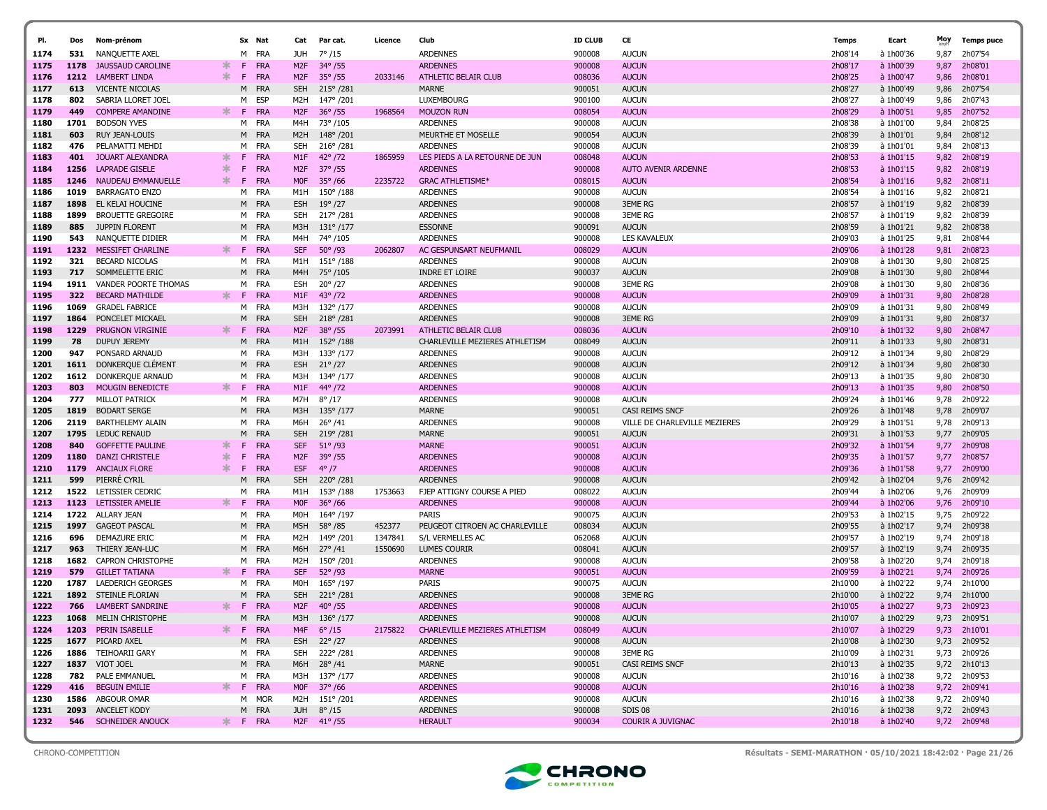| Pl. | Dos | Nom-prénom | | Sx | Nat | Cat | Par cat. | Licence | Club | ID CLUB | CE | Temps | Ecart | Moy km/h | Temps puce |
|---|---|---|---|---|---|---|---|---|---|---|---|---|---|---|---|
| 1174 | 531 | NANQUETTE AXEL | | M | FRA | JUH | 7° /15 | | ARDENNES | 900008 | AUCUN | 2h08'14 | à 1h00'36 | 9,87 | 2h07'54 |
| 1175 | 1178 | JAUSSAUD CAROLINE | * | F | FRA | M2F | 34° /55 | | ARDENNES | 900008 | AUCUN | 2h08'17 | à 1h00'39 | 9,87 | 2h08'01 |
| 1176 | 1212 | LAMBERT LINDA | * | F | FRA | M2F | 35° /55 | 2033146 | ATHLETIC BELAIR CLUB | 008036 | AUCUN | 2h08'25 | à 1h00'47 | 9,86 | 2h08'01 |
| 1177 | 613 | VICENTE NICOLAS | | M | FRA | SEH | 215° /281 | | MARNE | 900051 | AUCUN | 2h08'27 | à 1h00'49 | 9,86 | 2h07'54 |
| 1178 | 802 | SABRIA LLORET JOEL | | M | ESP | M2H | 147° /201 | | LUXEMBOURG | 900100 | AUCUN | 2h08'27 | à 1h00'49 | 9,86 | 2h07'43 |
| 1179 | 449 | COMPERE AMANDINE | * | F | FRA | M2F | 36° /55 | 1968564 | MOUZON RUN | 008054 | AUCUN | 2h08'29 | à 1h00'51 | 9,85 | 2h07'52 |
| 1180 | 1701 | BODSON YVES | | M | FRA | M4H | 73° /105 | | ARDENNES | 900008 | AUCUN | 2h08'38 | à 1h01'00 | 9,84 | 2h08'25 |
| 1181 | 603 | RUY JEAN-LOUIS | | M | FRA | M2H | 148° /201 | | MEURTHE ET MOSELLE | 900054 | AUCUN | 2h08'39 | à 1h01'01 | 9,84 | 2h08'12 |
| 1182 | 476 | PELAMATTI MEHDI | | M | FRA | SEH | 216° /281 | | ARDENNES | 900008 | AUCUN | 2h08'39 | à 1h01'01 | 9,84 | 2h08'13 |
| 1183 | 401 | JOUART ALEXANDRA | * | F | FRA | M1F | 42° /72 | 1865959 | LES PIEDS A LA RETOURNE DE JUN | 008048 | AUCUN | 2h08'53 | à 1h01'15 | 9,82 | 2h08'19 |
| 1184 | 1256 | LAPRADE GISELE | * | F | FRA | M2F | 37° /55 | | ARDENNES | 900008 | AUTO AVENIR ARDENNE | 2h08'53 | à 1h01'15 | 9,82 | 2h08'19 |
| 1185 | 1246 | NAUDEAU EMMANUELLE | * | F | FRA | M0F | 35° /66 | 2235722 | GRAC ATHLETISME* | 008015 | AUCUN | 2h08'54 | à 1h01'16 | 9,82 | 2h08'11 |
| 1186 | 1019 | BARRAGATO ENZO | | M | FRA | M1H | 150° /188 | | ARDENNES | 900008 | AUCUN | 2h08'54 | à 1h01'16 | 9,82 | 2h08'21 |
| 1187 | 1898 | EL KELAI HOUCINE | | M | FRA | ESH | 19° /27 | | ARDENNES | 900008 | 3EME RG | 2h08'57 | à 1h01'19 | 9,82 | 2h08'39 |
| 1188 | 1899 | BROUETTE GREGOIRE | | M | FRA | SEH | 217° /281 | | ARDENNES | 900008 | 3EME RG | 2h08'57 | à 1h01'19 | 9,82 | 2h08'39 |
| 1189 | 885 | JUPPIN FLORENT | | M | FRA | M3H | 131° /177 | | ESSONNE | 900091 | AUCUN | 2h08'59 | à 1h01'21 | 9,82 | 2h08'38 |
| 1190 | 543 | NANQUETTE DIDIER | | M | FRA | M4H | 74° /105 | | ARDENNES | 900008 | LES KAVALEUX | 2h09'03 | à 1h01'25 | 9,81 | 2h08'44 |
| 1191 | 1232 | MESSIFET CHARLINE | * | F | FRA | SEF | 50° /93 | 2062807 | AC GESPUNSART NEUFMANIL | 008029 | AUCUN | 2h09'06 | à 1h01'28 | 9,81 | 2h08'23 |
| 1192 | 321 | BECARD NICOLAS | | M | FRA | M1H | 151° /188 | | ARDENNES | 900008 | AUCUN | 2h09'08 | à 1h01'30 | 9,80 | 2h08'25 |
| 1193 | 717 | SOMMELETTE ERIC | | M | FRA | M4H | 75° /105 | | INDRE ET LOIRE | 900037 | AUCUN | 2h09'08 | à 1h01'30 | 9,80 | 2h08'44 |
| 1194 | 1911 | VANDER POORTE THOMAS | | M | FRA | ESH | 20° /27 | | ARDENNES | 900008 | 3EME RG | 2h09'08 | à 1h01'30 | 9,80 | 2h08'36 |
| 1195 | 322 | BECARD MATHILDE | * | F | FRA | M1F | 43° /72 | | ARDENNES | 900008 | AUCUN | 2h09'09 | à 1h01'31 | 9,80 | 2h08'28 |
| 1196 | 1069 | GRADEL FABRICE | | M | FRA | M3H | 132° /177 | | ARDENNES | 900008 | AUCUN | 2h09'09 | à 1h01'31 | 9,80 | 2h08'49 |
| 1197 | 1864 | PONCELET MICKAEL | | M | FRA | SEH | 218° /281 | | ARDENNES | 900008 | 3EME RG | 2h09'09 | à 1h01'31 | 9,80 | 2h08'37 |
| 1198 | 1229 | PRUGNON VIRGINIE | * | F | FRA | M2F | 38° /55 | 2073991 | ATHLETIC BELAIR CLUB | 008036 | AUCUN | 2h09'10 | à 1h01'32 | 9,80 | 2h08'47 |
| 1199 | 78 | DUPUY JEREMY | | M | FRA | M1H | 152° /188 | | CHARLEVILLE MEZIERES ATHLETISM | 008049 | AUCUN | 2h09'11 | à 1h01'33 | 9,80 | 2h08'31 |
| 1200 | 947 | PONSARD ARNAUD | | M | FRA | M3H | 133° /177 | | ARDENNES | 900008 | AUCUN | 2h09'12 | à 1h01'34 | 9,80 | 2h08'29 |
| 1201 | 1611 | DONKERQUE CLÉMENT | | M | FRA | ESH | 21° /27 | | ARDENNES | 900008 | AUCUN | 2h09'12 | à 1h01'34 | 9,80 | 2h08'30 |
| 1202 | 1612 | DONKERQUE ARNAUD | | M | FRA | M3H | 134° /177 | | ARDENNES | 900008 | AUCUN | 2h09'13 | à 1h01'35 | 9,80 | 2h08'30 |
| 1203 | 803 | MOUGIN BENEDICTE | * | F | FRA | M1F | 44° /72 | | ARDENNES | 900008 | AUCUN | 2h09'13 | à 1h01'35 | 9,80 | 2h08'50 |
| 1204 | 777 | MILLOT PATRICK | | M | FRA | M7H | 8° /17 | | ARDENNES | 900008 | AUCUN | 2h09'24 | à 1h01'46 | 9,78 | 2h09'22 |
| 1205 | 1819 | BODART SERGE | | M | FRA | M3H | 135° /177 | | MARNE | 900051 | CASI REIMS SNCF | 2h09'26 | à 1h01'48 | 9,78 | 2h09'07 |
| 1206 | 2119 | BARTHELEMY ALAIN | | M | FRA | M6H | 26° /41 | | ARDENNES | 900008 | VILLE DE CHARLEVILLE MEZIERES | 2h09'29 | à 1h01'51 | 9,78 | 2h09'13 |
| 1207 | 1795 | LEDUC RENAUD | | M | FRA | SEH | 219° /281 | | MARNE | 900051 | AUCUN | 2h09'31 | à 1h01'53 | 9,77 | 2h09'05 |
| 1208 | 840 | GOFFETTE PAULINE | * | F | FRA | SEF | 51° /93 | | MARNE | 900051 | AUCUN | 2h09'32 | à 1h01'54 | 9,77 | 2h09'08 |
| 1209 | 1180 | DANZI CHRISTELE | * | F | FRA | M2F | 39° /55 | | ARDENNES | 900008 | AUCUN | 2h09'35 | à 1h01'57 | 9,77 | 2h08'57 |
| 1210 | 1179 | ANCIAUX FLORE | * | F | FRA | ESF | 4° /7 | | ARDENNES | 900008 | AUCUN | 2h09'36 | à 1h01'58 | 9,77 | 2h09'00 |
| 1211 | 599 | PIERRÉ CYRIL | | M | FRA | SEH | 220° /281 | | ARDENNES | 900008 | AUCUN | 2h09'42 | à 1h02'04 | 9,76 | 2h09'42 |
| 1212 | 1522 | LETISSIER CEDRIC | | M | FRA | M1H | 153° /188 | 1753663 | FJEP ATTIGNY COURSE A PIED | 008022 | AUCUN | 2h09'44 | à 1h02'06 | 9,76 | 2h09'09 |
| 1213 | 1123 | LETISSIER AMELIE | * | F | FRA | M0F | 36° /66 | | ARDENNES | 900008 | AUCUN | 2h09'44 | à 1h02'06 | 9,76 | 2h09'10 |
| 1214 | 1722 | ALLARY JEAN | | M | FRA | M0H | 164° /197 | | PARIS | 900075 | AUCUN | 2h09'53 | à 1h02'15 | 9,75 | 2h09'22 |
| 1215 | 1997 | GAGEOT PASCAL | | M | FRA | M5H | 58° /85 | 452377 | PEUGEOT CITROEN AC CHARLEVILLE | 008034 | AUCUN | 2h09'55 | à 1h02'17 | 9,74 | 2h09'38 |
| 1216 | 696 | DEMAZURE ERIC | | M | FRA | M2H | 149° /201 | 1347841 | S/L VERMELLES AC | 062068 | AUCUN | 2h09'57 | à 1h02'19 | 9,74 | 2h09'18 |
| 1217 | 963 | THIERY JEAN-LUC | | M | FRA | M6H | 27° /41 | 1550690 | LUMES COURIR | 008041 | AUCUN | 2h09'57 | à 1h02'19 | 9,74 | 2h09'35 |
| 1218 | 1682 | CAPRON CHRISTOPHE | | M | FRA | M2H | 150° /201 | | ARDENNES | 900008 | AUCUN | 2h09'58 | à 1h02'20 | 9,74 | 2h09'18 |
| 1219 | 579 | GILLET TATIANA | * | F | FRA | SEF | 52° /93 | | MARNE | 900051 | AUCUN | 2h09'59 | à 1h02'21 | 9,74 | 2h09'26 |
| 1220 | 1787 | LAEDERICH GEORGES | | M | FRA | M0H | 165° /197 | | PARIS | 900075 | AUCUN | 2h10'00 | à 1h02'22 | 9,74 | 2h10'00 |
| 1221 | 1892 | STEINLE FLORIAN | | M | FRA | SEH | 221° /281 | | ARDENNES | 900008 | 3EME RG | 2h10'00 | à 1h02'22 | 9,74 | 2h10'00 |
| 1222 | 766 | LAMBERT SANDRINE | * | F | FRA | M2F | 40° /55 | | ARDENNES | 900008 | AUCUN | 2h10'05 | à 1h02'27 | 9,73 | 2h09'23 |
| 1223 | 1068 | MELIN CHRISTOPHE | | M | FRA | M3H | 136° /177 | | ARDENNES | 900008 | AUCUN | 2h10'07 | à 1h02'29 | 9,73 | 2h09'51 |
| 1224 | 1203 | PERIN ISABELLE | * | F | FRA | M4F | 6° /15 | 2175822 | CHARLEVILLE MEZIERES ATHLETISM | 008049 | AUCUN | 2h10'07 | à 1h02'29 | 9,73 | 2h10'01 |
| 1225 | 1677 | PICARD AXEL | | M | FRA | ESH | 22° /27 | | ARDENNES | 900008 | AUCUN | 2h10'08 | à 1h02'30 | 9,73 | 2h09'52 |
| 1226 | 1886 | TEIHOARII GARY | | M | FRA | SEH | 222° /281 | | ARDENNES | 900008 | 3EME RG | 2h10'09 | à 1h02'31 | 9,73 | 2h09'26 |
| 1227 | 1837 | VIOT JOEL | | M | FRA | M6H | 28° /41 | | MARNE | 900051 | CASI REIMS SNCF | 2h10'13 | à 1h02'35 | 9,72 | 2h10'13 |
| 1228 | 782 | PALE EMMANUEL | | M | FRA | M3H | 137° /177 | | ARDENNES | 900008 | AUCUN | 2h10'16 | à 1h02'38 | 9,72 | 2h09'53 |
| 1229 | 416 | BEGUIN EMILIE | * | F | FRA | M0F | 37° /66 | | ARDENNES | 900008 | AUCUN | 2h10'16 | à 1h02'38 | 9,72 | 2h09'41 |
| 1230 | 1586 | ABGOUR OMAR | | M | MOR | M2H | 151° /201 | | ARDENNES | 900008 | AUCUN | 2h10'16 | à 1h02'38 | 9,72 | 2h09'40 |
| 1231 | 2093 | ANCELET KODY | | M | FRA | JUH | 8° /15 | | ARDENNES | 900008 | SDIS 08 | 2h10'16 | à 1h02'38 | 9,72 | 2h09'43 |
| 1232 | 546 | SCHNEIDER ANOUCK | * | F | FRA | M2F | 41° /55 | | HERAULT | 900034 | COURIR A JUVIGNAC | 2h10'18 | à 1h02'40 | 9,72 | 2h09'48 |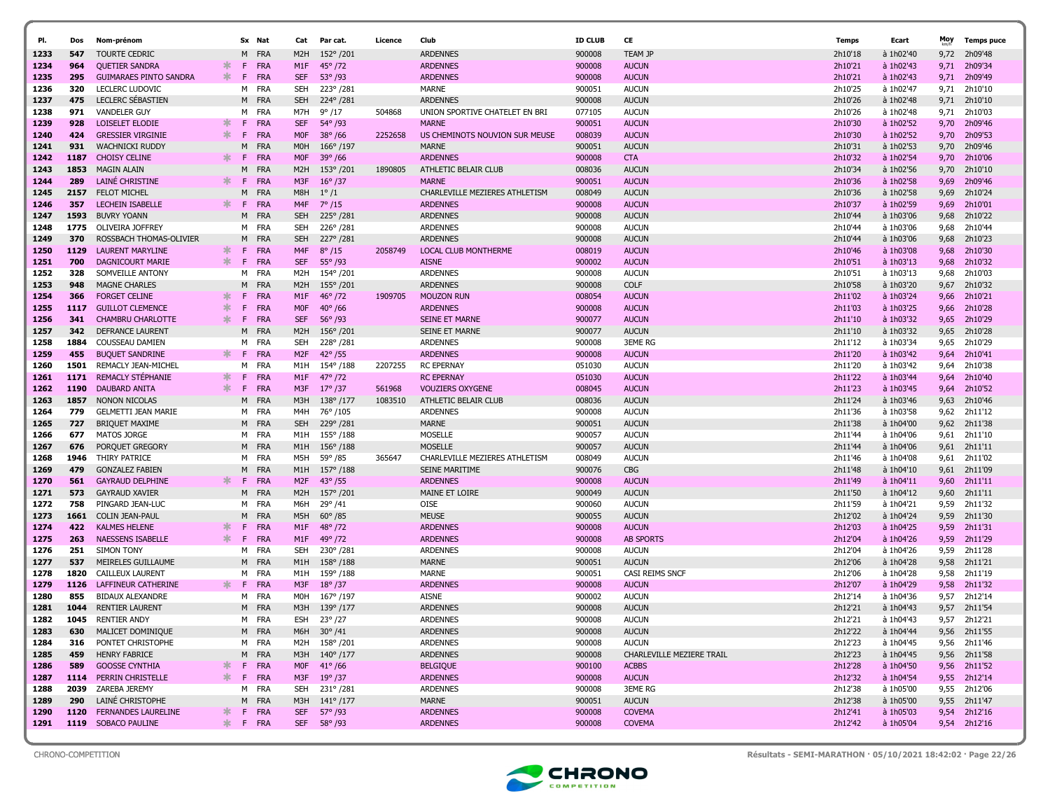| Pl. | Dos | Nom-prénom | | Sx | Nat | Cat | Par cat. | Licence | Club | ID CLUB | CE | Temps | Ecart | Moy km/h | Temps puce |
|---|---|---|---|---|---|---|---|---|---|---|---|---|---|---|---|
| 1233 | 547 | TOURTE CEDRIC | | M | FRA | M2H | 152° /201 | | ARDENNES | 900008 | TEAM JP | 2h10'18 | à 1h02'40 | 9,72 | 2h09'48 |
| 1234 | 964 | QUETIER SANDRA | * | F | FRA | M1F | 45° /72 | | ARDENNES | 900008 | AUCUN | 2h10'21 | à 1h02'43 | 9,71 | 2h09'34 |
| 1235 | 295 | GUIMARAES PINTO SANDRA | * | F | FRA | SEF | 53° /93 | | ARDENNES | 900008 | AUCUN | 2h10'21 | à 1h02'43 | 9,71 | 2h09'49 |
| 1236 | 320 | LECLERC LUDOVIC | | M | FRA | SEH | 223° /281 | | MARNE | 900051 | AUCUN | 2h10'25 | à 1h02'47 | 9,71 | 2h10'10 |
| 1237 | 475 | LECLERC SÉBASTIEN | | M | FRA | SEH | 224° /281 | | ARDENNES | 900008 | AUCUN | 2h10'26 | à 1h02'48 | 9,71 | 2h10'10 |
| 1238 | 971 | VANDELER GUY | | M | FRA | M7H | 9° /17 | 504868 | UNION SPORTIVE CHATELET EN BRI | 077105 | AUCUN | 2h10'26 | à 1h02'48 | 9,71 | 2h10'03 |
| 1239 | 928 | LOISELET ELODIE | * | F | FRA | SEF | 54° /93 | | MARNE | 900051 | AUCUN | 2h10'30 | à 1h02'52 | 9,70 | 2h09'46 |
| 1240 | 424 | GRESSIER VIRGINIE | * | F | FRA | M0F | 38° /66 | 2252658 | US CHEMINOTS NOUVION SUR MEUSE | 008039 | AUCUN | 2h10'30 | à 1h02'52 | 9,70 | 2h09'53 |
| 1241 | 931 | WACHNICKI RUDDY | | M | FRA | M0H | 166° /197 | | MARNE | 900051 | AUCUN | 2h10'31 | à 1h02'53 | 9,70 | 2h09'46 |
| 1242 | 1187 | CHOISY CELINE | * | F | FRA | M0F | 39° /66 | | ARDENNES | 900008 | CTA | 2h10'32 | à 1h02'54 | 9,70 | 2h10'06 |
| 1243 | 1853 | MAGIN ALAIN | | M | FRA | M2H | 153° /201 | 1890805 | ATHLETIC BELAIR CLUB | 008036 | AUCUN | 2h10'34 | à 1h02'56 | 9,70 | 2h10'10 |
| 1244 | 289 | LAINÉ CHRISTINE | * | F | FRA | M3F | 16° /37 | | MARNE | 900051 | AUCUN | 2h10'36 | à 1h02'58 | 9,69 | 2h09'46 |
| 1245 | 2157 | FELOT MICHEL | | M | FRA | M8H | 1° /1 | | CHARLEVILLE MEZIERES ATHLETISM | 008049 | AUCUN | 2h10'36 | à 1h02'58 | 9,69 | 2h10'24 |
| 1246 | 357 | LECHEIN ISABELLE | * | F | FRA | M4F | 7° /15 | | ARDENNES | 900008 | AUCUN | 2h10'37 | à 1h02'59 | 9,69 | 2h10'01 |
| 1247 | 1593 | BUVRY YOANN | | M | FRA | SEH | 225° /281 | | ARDENNES | 900008 | AUCUN | 2h10'44 | à 1h03'06 | 9,68 | 2h10'22 |
| 1248 | 1775 | OLIVEIRA JOFFREY | | M | FRA | SEH | 226° /281 | | ARDENNES | 900008 | AUCUN | 2h10'44 | à 1h03'06 | 9,68 | 2h10'44 |
| 1249 | 370 | ROSSBACH THOMAS-OLIVIER | | M | FRA | SEH | 227° /281 | | ARDENNES | 900008 | AUCUN | 2h10'44 | à 1h03'06 | 9,68 | 2h10'23 |
| 1250 | 1129 | LAURENT MARYLINE | * | F | FRA | M4F | 8° /15 | 2058749 | LOCAL CLUB MONTHERME | 008019 | AUCUN | 2h10'46 | à 1h03'08 | 9,68 | 2h10'30 |
| 1251 | 700 | DAGNICOURT MARIE | * | F | FRA | SEF | 55° /93 | | AISNE | 900002 | AUCUN | 2h10'51 | à 1h03'13 | 9,68 | 2h10'32 |
| 1252 | 328 | SOMVEILLE ANTONY | | M | FRA | M2H | 154° /201 | | ARDENNES | 900008 | AUCUN | 2h10'51 | à 1h03'13 | 9,68 | 2h10'03 |
| 1253 | 948 | MAGNE CHARLES | | M | FRA | M2H | 155° /201 | | ARDENNES | 900008 | COLF | 2h10'58 | à 1h03'20 | 9,67 | 2h10'32 |
| 1254 | 366 | FORGET CELINE | * | F | FRA | M1F | 46° /72 | 1909705 | MOUZON RUN | 008054 | AUCUN | 2h11'02 | à 1h03'24 | 9,66 | 2h10'21 |
| 1255 | 1117 | GUILLOT CLEMENCE | * | F | FRA | M0F | 40° /66 | | ARDENNES | 900008 | AUCUN | 2h11'03 | à 1h03'25 | 9,66 | 2h10'28 |
| 1256 | 341 | CHAMBRU CHARLOTTE | * | F | FRA | SEF | 56° /93 | | SEINE ET MARNE | 900077 | AUCUN | 2h11'10 | à 1h03'32 | 9,65 | 2h10'29 |
| 1257 | 342 | DEFRANCE LAURENT | | M | FRA | M2H | 156° /201 | | SEINE ET MARNE | 900077 | AUCUN | 2h11'10 | à 1h03'32 | 9,65 | 2h10'28 |
| 1258 | 1884 | COUSSEAU DAMIEN | | M | FRA | SEH | 228° /281 | | ARDENNES | 900008 | 3EME RG | 2h11'12 | à 1h03'34 | 9,65 | 2h10'29 |
| 1259 | 455 | BUQUET SANDRINE | * | F | FRA | M2F | 42° /55 | | ARDENNES | 900008 | AUCUN | 2h11'20 | à 1h03'42 | 9,64 | 2h10'41 |
| 1260 | 1501 | REMACLY JEAN-MICHEL | | M | FRA | M1H | 154° /188 | 2207255 | RC EPERNAY | 051030 | AUCUN | 2h11'20 | à 1h03'42 | 9,64 | 2h10'38 |
| 1261 | 1171 | REMACLY STÉPHANIE | * | F | FRA | M1F | 47° /72 | | RC EPERNAY | 051030 | AUCUN | 2h11'22 | à 1h03'44 | 9,64 | 2h10'40 |
| 1262 | 1190 | DAUBARD ANITA | * | F | FRA | M3F | 17° /37 | 561968 | VOUZIERS OXYGENE | 008045 | AUCUN | 2h11'23 | à 1h03'45 | 9,64 | 2h10'52 |
| 1263 | 1857 | NONON NICOLAS | | M | FRA | M3H | 138° /177 | 1083510 | ATHLETIC BELAIR CLUB | 008036 | AUCUN | 2h11'24 | à 1h03'46 | 9,63 | 2h10'46 |
| 1264 | 779 | GELMETTI JEAN MARIE | | M | FRA | M4H | 76° /105 | | ARDENNES | 900008 | AUCUN | 2h11'36 | à 1h03'58 | 9,62 | 2h11'12 |
| 1265 | 727 | BRIQUET MAXIME | | M | FRA | SEH | 229° /281 | | MARNE | 900051 | AUCUN | 2h11'38 | à 1h04'00 | 9,62 | 2h11'38 |
| 1266 | 677 | MATOS JORGE | | M | FRA | M1H | 155° /188 | | MOSELLE | 900057 | AUCUN | 2h11'44 | à 1h04'06 | 9,61 | 2h11'10 |
| 1267 | 676 | PORQUET GREGORY | | M | FRA | M1H | 156° /188 | | MOSELLE | 900057 | AUCUN | 2h11'44 | à 1h04'06 | 9,61 | 2h11'11 |
| 1268 | 1946 | THIRY PATRICE | | M | FRA | M5H | 59° /85 | 365647 | CHARLEVILLE MEZIERES ATHLETISM | 008049 | AUCUN | 2h11'46 | à 1h04'08 | 9,61 | 2h11'02 |
| 1269 | 479 | GONZALEZ FABIEN | | M | FRA | M1H | 157° /188 | | SEINE MARITIME | 900076 | CBG | 2h11'48 | à 1h04'10 | 9,61 | 2h11'09 |
| 1270 | 561 | GAYRAUD DELPHINE | * | F | FRA | M2F | 43° /55 | | ARDENNES | 900008 | AUCUN | 2h11'49 | à 1h04'11 | 9,60 | 2h11'11 |
| 1271 | 573 | GAYRAUD XAVIER | | M | FRA | M2H | 157° /201 | | MAINE ET LOIRE | 900049 | AUCUN | 2h11'50 | à 1h04'12 | 9,60 | 2h11'11 |
| 1272 | 758 | PINGARD JEAN-LUC | | M | FRA | M6H | 29° /41 | | OISE | 900060 | AUCUN | 2h11'59 | à 1h04'21 | 9,59 | 2h11'32 |
| 1273 | 1661 | COLIN JEAN-PAUL | | M | FRA | M5H | 60° /85 | | MEUSE | 900055 | AUCUN | 2h12'02 | à 1h04'24 | 9,59 | 2h11'30 |
| 1274 | 422 | KALMES HELENE | * | F | FRA | M1F | 48° /72 | | ARDENNES | 900008 | AUCUN | 2h12'03 | à 1h04'25 | 9,59 | 2h11'31 |
| 1275 | 263 | NAESSENS ISABELLE | * | F | FRA | M1F | 49° /72 | | ARDENNES | 900008 | AB SPORTS | 2h12'04 | à 1h04'26 | 9,59 | 2h11'29 |
| 1276 | 251 | SIMON TONY | | M | FRA | SEH | 230° /281 | | ARDENNES | 900008 | AUCUN | 2h12'04 | à 1h04'26 | 9,59 | 2h11'28 |
| 1277 | 537 | MEIRELES GUILLAUME | | M | FRA | M1H | 158° /188 | | MARNE | 900051 | AUCUN | 2h12'06 | à 1h04'28 | 9,58 | 2h11'21 |
| 1278 | 1820 | CAILLEUX LAURENT | | M | FRA | M1H | 159° /188 | | MARNE | 900051 | CASI REIMS SNCF | 2h12'06 | à 1h04'28 | 9,58 | 2h11'19 |
| 1279 | 1126 | LAFFINEUR CATHERINE | * | F | FRA | M3F | 18° /37 | | ARDENNES | 900008 | AUCUN | 2h12'07 | à 1h04'29 | 9,58 | 2h11'32 |
| 1280 | 855 | BIDAUX ALEXANDRE | | M | FRA | M0H | 167° /197 | | AISNE | 900002 | AUCUN | 2h12'14 | à 1h04'36 | 9,57 | 2h12'14 |
| 1281 | 1044 | RENTIER LAURENT | | M | FRA | M3H | 139° /177 | | ARDENNES | 900008 | AUCUN | 2h12'21 | à 1h04'43 | 9,57 | 2h11'54 |
| 1282 | 1045 | RENTIER ANDY | | M | FRA | ESH | 23° /27 | | ARDENNES | 900008 | AUCUN | 2h12'21 | à 1h04'43 | 9,57 | 2h12'21 |
| 1283 | 630 | MALICET DOMINIQUE | | M | FRA | M6H | 30° /41 | | ARDENNES | 900008 | AUCUN | 2h12'22 | à 1h04'44 | 9,56 | 2h11'55 |
| 1284 | 316 | PONTET CHRISTOPHE | | M | FRA | M2H | 158° /201 | | ARDENNES | 900008 | AUCUN | 2h12'23 | à 1h04'45 | 9,56 | 2h11'46 |
| 1285 | 459 | HENRY FABRICE | | M | FRA | M3H | 140° /177 | | ARDENNES | 900008 | CHARLEVILLE MEZIERE TRAIL | 2h12'23 | à 1h04'45 | 9,56 | 2h11'58 |
| 1286 | 589 | GOOSSE CYNTHIA | * | F | FRA | M0F | 41° /66 | | BELGIQUE | 900100 | ACBBS | 2h12'28 | à 1h04'50 | 9,56 | 2h11'52 |
| 1287 | 1114 | PERRIN CHRISTELLE | * | F | FRA | M3F | 19° /37 | | ARDENNES | 900008 | AUCUN | 2h12'32 | à 1h04'54 | 9,55 | 2h12'14 |
| 1288 | 2039 | ZAREBA JEREMY | | M | FRA | SEH | 231° /281 | | ARDENNES | 900008 | 3EME RG | 2h12'38 | à 1h05'00 | 9,55 | 2h12'06 |
| 1289 | 290 | LAINÉ CHRISTOPHE | | M | FRA | M3H | 141° /177 | | MARNE | 900051 | AUCUN | 2h12'38 | à 1h05'00 | 9,55 | 2h11'47 |
| 1290 | 1120 | FERNANDES LAURELINE | * | F | FRA | SEF | 57° /93 | | ARDENNES | 900008 | COVEMA | 2h12'41 | à 1h05'03 | 9,54 | 2h12'16 |
| 1291 | 1119 | SOBACO PAULINE | * | F | FRA | SEF | 58° /93 | | ARDENNES | 900008 | COVEMA | 2h12'42 | à 1h05'04 | 9,54 | 2h12'16 |

CHRONO-COMPETITION

Résultats - SEMI-MARATHON · 05/10/2021 18:42:02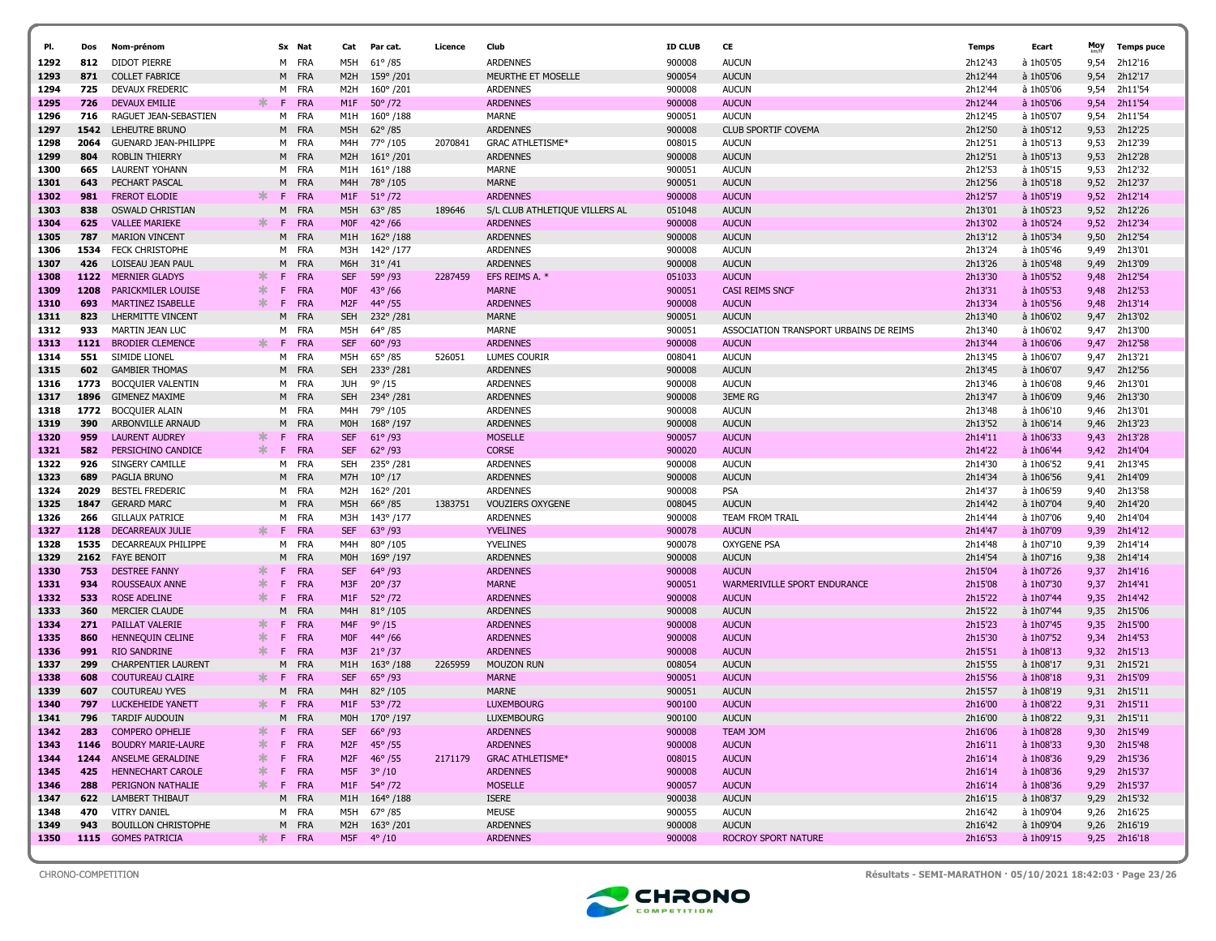| Pl. | Dos | Nom-prénom | | Sx | Nat | Cat | Par cat. | Licence | Club | ID CLUB | CE | Temps | Ecart | Moy km/h | Temps puce |
|---|---|---|---|---|---|---|---|---|---|---|---|---|---|---|---|
| 1292 | 812 | DIDOT PIERRE | | M | FRA | M5H | 61° /85 | | ARDENNES | 900008 | AUCUN | 2h12'43 | à 1h05'05 | 9,54 | 2h12'16 |
| 1293 | 871 | COLLET FABRICE | | M | FRA | M2H | 159° /201 | | MEURTHE ET MOSELLE | 900054 | AUCUN | 2h12'44 | à 1h05'06 | 9,54 | 2h12'17 |
| 1294 | 725 | DEVAUX FREDERIC | | M | FRA | M2H | 160° /201 | | ARDENNES | 900008 | AUCUN | 2h12'44 | à 1h05'06 | 9,54 | 2h11'54 |
| 1295 | 726 | DEVAUX EMILIE | * | F | FRA | M1F | 50° /72 | | ARDENNES | 900008 | AUCUN | 2h12'44 | à 1h05'06 | 9,54 | 2h11'54 |
| 1296 | 716 | RAGUET JEAN-SEBASTIEN | | M | FRA | M1H | 160° /188 | | MARNE | 900051 | AUCUN | 2h12'45 | à 1h05'07 | 9,54 | 2h11'54 |
| 1297 | 1542 | LEHEUTRE BRUNO | | M | FRA | M5H | 62° /85 | | ARDENNES | 900008 | CLUB SPORTIF COVEMA | 2h12'50 | à 1h05'12 | 9,53 | 2h12'25 |
| 1298 | 2064 | GUENARD JEAN-PHILIPPE | | M | FRA | M4H | 77° /105 | 2070841 | GRAC ATHLETISME* | 008015 | AUCUN | 2h12'51 | à 1h05'13 | 9,53 | 2h12'39 |
| 1299 | 804 | ROBLIN THIERRY | | M | FRA | M2H | 161° /201 | | ARDENNES | 900008 | AUCUN | 2h12'51 | à 1h05'13 | 9,53 | 2h12'28 |
| 1300 | 665 | LAURENT YOHANN | | M | FRA | M1H | 161° /188 | | MARNE | 900051 | AUCUN | 2h12'53 | à 1h05'15 | 9,53 | 2h12'32 |
| 1301 | 643 | PECHART PASCAL | | M | FRA | M4H | 78° /105 | | MARNE | 900051 | AUCUN | 2h12'56 | à 1h05'18 | 9,52 | 2h12'37 |
| 1302 | 981 | FREROT ELODIE | * | F | FRA | M1F | 51° /72 | | ARDENNES | 900008 | AUCUN | 2h12'57 | à 1h05'19 | 9,52 | 2h12'14 |
| 1303 | 838 | OSWALD CHRISTIAN | | M | FRA | M5H | 63° /85 | 189646 | S/L CLUB ATHLETIQUE VILLERS AL | 051048 | AUCUN | 2h13'01 | à 1h05'23 | 9,52 | 2h12'26 |
| 1304 | 625 | VALLEE MARIEKE | * | F | FRA | M0F | 42° /66 | | ARDENNES | 900008 | AUCUN | 2h13'02 | à 1h05'24 | 9,52 | 2h12'34 |
| 1305 | 787 | MARION VINCENT | | M | FRA | M1H | 162° /188 | | ARDENNES | 900008 | AUCUN | 2h13'12 | à 1h05'34 | 9,50 | 2h12'54 |
| 1306 | 1534 | FECK CHRISTOPHE | | M | FRA | M3H | 142° /177 | | ARDENNES | 900008 | AUCUN | 2h13'24 | à 1h05'46 | 9,49 | 2h13'01 |
| 1307 | 426 | LOISEAU JEAN PAUL | | M | FRA | M6H | 31° /41 | | ARDENNES | 900008 | AUCUN | 2h13'26 | à 1h05'48 | 9,49 | 2h13'09 |
| 1308 | 1122 | MERNIER GLADYS | * | F | FRA | SEF | 59° /93 | 2287459 | EFS REIMS A. * | 051033 | AUCUN | 2h13'30 | à 1h05'52 | 9,48 | 2h12'54 |
| 1309 | 1208 | PARICKMILER LOUISE | * | F | FRA | M0F | 43° /66 | | MARNE | 900051 | CASI REIMS SNCF | 2h13'31 | à 1h05'53 | 9,48 | 2h12'53 |
| 1310 | 693 | MARTINEZ ISABELLE | * | F | FRA | M2F | 44° /55 | | ARDENNES | 900008 | AUCUN | 2h13'34 | à 1h05'56 | 9,48 | 2h13'14 |
| 1311 | 823 | LHERMITTE VINCENT | | M | FRA | SEH | 232° /281 | | MARNE | 900051 | AUCUN | 2h13'40 | à 1h06'02 | 9,47 | 2h13'02 |
| 1312 | 933 | MARTIN JEAN LUC | | M | FRA | M5H | 64° /85 | | MARNE | 900051 | ASSOCIATION TRANSPORT URBAINS DE REIMS | 2h13'40 | à 1h06'02 | 9,47 | 2h13'00 |
| 1313 | 1121 | BRODIER CLEMENCE | * | F | FRA | SEF | 60° /93 | | ARDENNES | 900008 | AUCUN | 2h13'44 | à 1h06'06 | 9,47 | 2h12'58 |
| 1314 | 551 | SIMIDE LIONEL | | M | FRA | M5H | 65° /85 | 526051 | LUMES COURIR | 008041 | AUCUN | 2h13'45 | à 1h06'07 | 9,47 | 2h13'21 |
| 1315 | 602 | GAMBIER THOMAS | | M | FRA | SEH | 233° /281 | | ARDENNES | 900008 | AUCUN | 2h13'45 | à 1h06'07 | 9,47 | 2h12'56 |
| 1316 | 1773 | BOCQUIER VALENTIN | | M | FRA | JUH | 9° /15 | | ARDENNES | 900008 | AUCUN | 2h13'46 | à 1h06'08 | 9,46 | 2h13'01 |
| 1317 | 1896 | GIMENEZ MAXIME | | M | FRA | SEH | 234° /281 | | ARDENNES | 900008 | 3EME RG | 2h13'47 | à 1h06'09 | 9,46 | 2h13'30 |
| 1318 | 1772 | BOCQUIER ALAIN | | M | FRA | M4H | 79° /105 | | ARDENNES | 900008 | AUCUN | 2h13'48 | à 1h06'10 | 9,46 | 2h13'01 |
| 1319 | 390 | ARBONVILLE ARNAUD | | M | FRA | M0H | 168° /197 | | ARDENNES | 900008 | AUCUN | 2h13'52 | à 1h06'14 | 9,46 | 2h13'23 |
| 1320 | 959 | LAURENT AUDREY | * | F | FRA | SEF | 61° /93 | | MOSELLE | 900057 | AUCUN | 2h14'11 | à 1h06'33 | 9,43 | 2h13'28 |
| 1321 | 582 | PERSICHINO CANDICE | * | F | FRA | SEF | 62° /93 | | CORSE | 900020 | AUCUN | 2h14'22 | à 1h06'44 | 9,42 | 2h14'04 |
| 1322 | 926 | SINGERY CAMILLE | | M | FRA | SEH | 235° /281 | | ARDENNES | 900008 | AUCUN | 2h14'30 | à 1h06'52 | 9,41 | 2h13'45 |
| 1323 | 689 | PAGLIA BRUNO | | M | FRA | M7H | 10° /17 | | ARDENNES | 900008 | AUCUN | 2h14'34 | à 1h06'56 | 9,41 | 2h14'09 |
| 1324 | 2029 | BESTEL FREDERIC | | M | FRA | M2H | 162° /201 | | ARDENNES | 900008 | PSA | 2h14'37 | à 1h06'59 | 9,40 | 2h13'58 |
| 1325 | 1847 | GERARD MARC | | M | FRA | M5H | 66° /85 | 1383751 | VOUZIERS OXYGENE | 008045 | AUCUN | 2h14'42 | à 1h07'04 | 9,40 | 2h14'20 |
| 1326 | 266 | GILLAUX PATRICE | | M | FRA | M3H | 143° /177 | | ARDENNES | 900008 | TEAM FROM TRAIL | 2h14'44 | à 1h07'06 | 9,40 | 2h14'04 |
| 1327 | 1128 | DECARREAUX JULIE | * | F | FRA | SEF | 63° /93 | | YVELINES | 900078 | AUCUN | 2h14'47 | à 1h07'09 | 9,39 | 2h14'12 |
| 1328 | 1535 | DECARREAUX PHILIPPE | | M | FRA | M4H | 80° /105 | | YVELINES | 900078 | OXYGENE PSA | 2h14'48 | à 1h07'10 | 9,39 | 2h14'14 |
| 1329 | 2162 | FAYE BENOIT | | M | FRA | M0H | 169° /197 | | ARDENNES | 900008 | AUCUN | 2h14'54 | à 1h07'16 | 9,38 | 2h14'14 |
| 1330 | 753 | DESTREE FANNY | * | F | FRA | SEF | 64° /93 | | ARDENNES | 900008 | AUCUN | 2h15'04 | à 1h07'26 | 9,37 | 2h14'16 |
| 1331 | 934 | ROUSSEAUX ANNE | * | F | FRA | M3F | 20° /37 | | MARNE | 900051 | WARMERIVILLE SPORT ENDURANCE | 2h15'08 | à 1h07'30 | 9,37 | 2h14'41 |
| 1332 | 533 | ROSE ADELINE | * | F | FRA | M1F | 52° /72 | | ARDENNES | 900008 | AUCUN | 2h15'22 | à 1h07'44 | 9,35 | 2h14'42 |
| 1333 | 360 | MERCIER CLAUDE | | M | FRA | M4H | 81° /105 | | ARDENNES | 900008 | AUCUN | 2h15'22 | à 1h07'44 | 9,35 | 2h15'06 |
| 1334 | 271 | PAILLAT VALERIE | * | F | FRA | M4F | 9° /15 | | ARDENNES | 900008 | AUCUN | 2h15'23 | à 1h07'45 | 9,35 | 2h15'00 |
| 1335 | 860 | HENNEQUIN CELINE | * | F | FRA | M0F | 44° /66 | | ARDENNES | 900008 | AUCUN | 2h15'30 | à 1h07'52 | 9,34 | 2h14'53 |
| 1336 | 991 | RIO SANDRINE | * | F | FRA | M3F | 21° /37 | | ARDENNES | 900008 | AUCUN | 2h15'51 | à 1h08'13 | 9,32 | 2h15'13 |
| 1337 | 299 | CHARPENTIER LAURENT | | M | FRA | M1H | 163° /188 | 2265959 | MOUZON RUN | 008054 | AUCUN | 2h15'55 | à 1h08'17 | 9,31 | 2h15'21 |
| 1338 | 608 | COUTUREAU CLAIRE | * | F | FRA | SEF | 65° /93 | | MARNE | 900051 | AUCUN | 2h15'56 | à 1h08'18 | 9,31 | 2h15'09 |
| 1339 | 607 | COUTUREAU YVES | | M | FRA | M4H | 82° /105 | | MARNE | 900051 | AUCUN | 2h15'57 | à 1h08'19 | 9,31 | 2h15'11 |
| 1340 | 797 | LUCKEHEIDE YANETT | * | F | FRA | M1F | 53° /72 | | LUXEMBOURG | 900100 | AUCUN | 2h16'00 | à 1h08'22 | 9,31 | 2h15'11 |
| 1341 | 796 | TARDIF AUDOUIN | | M | FRA | M0H | 170° /197 | | LUXEMBOURG | 900100 | AUCUN | 2h16'00 | à 1h08'22 | 9,31 | 2h15'11 |
| 1342 | 283 | COMPERO OPHELIE | * | F | FRA | SEF | 66° /93 | | ARDENNES | 900008 | TEAM JOM | 2h16'06 | à 1h08'28 | 9,30 | 2h15'49 |
| 1343 | 1146 | BOUDRY MARIE-LAURE | * | F | FRA | M2F | 45° /55 | | ARDENNES | 900008 | AUCUN | 2h16'11 | à 1h08'33 | 9,30 | 2h15'48 |
| 1344 | 1244 | ANSELME GERALDINE | * | F | FRA | M2F | 46° /55 | 2171179 | GRAC ATHLETISME* | 008015 | AUCUN | 2h16'14 | à 1h08'36 | 9,29 | 2h15'36 |
| 1345 | 425 | HENNECHART CAROLE | * | F | FRA | M5F | 3° /10 | | ARDENNES | 900008 | AUCUN | 2h16'14 | à 1h08'36 | 9,29 | 2h15'37 |
| 1346 | 288 | PERIGNON NATHALIE | * | F | FRA | M1F | 54° /72 | | MOSELLE | 900057 | AUCUN | 2h16'14 | à 1h08'36 | 9,29 | 2h15'37 |
| 1347 | 622 | LAMBERT THIBAUT | | M | FRA | M1H | 164° /188 | | ISERE | 900038 | AUCUN | 2h16'15 | à 1h08'37 | 9,29 | 2h15'32 |
| 1348 | 470 | VITRY DANIEL | | M | FRA | M5H | 67° /85 | | MEUSE | 900055 | AUCUN | 2h16'42 | à 1h09'04 | 9,26 | 2h16'25 |
| 1349 | 943 | BOUILLON CHRISTOPHE | | M | FRA | M2H | 163° /201 | | ARDENNES | 900008 | AUCUN | 2h16'42 | à 1h09'04 | 9,26 | 2h16'19 |
| 1350 | 1115 | GOMES PATRICIA | * | F | FRA | M5F | 4° /10 | | ARDENNES | 900008 | ROCROY SPORT NATURE | 2h16'53 | à 1h09'15 | 9,25 | 2h16'18 |

CHRONO-COMPETITION

Résultats - SEMI-MARATHON · 05/10/2021 18:42:03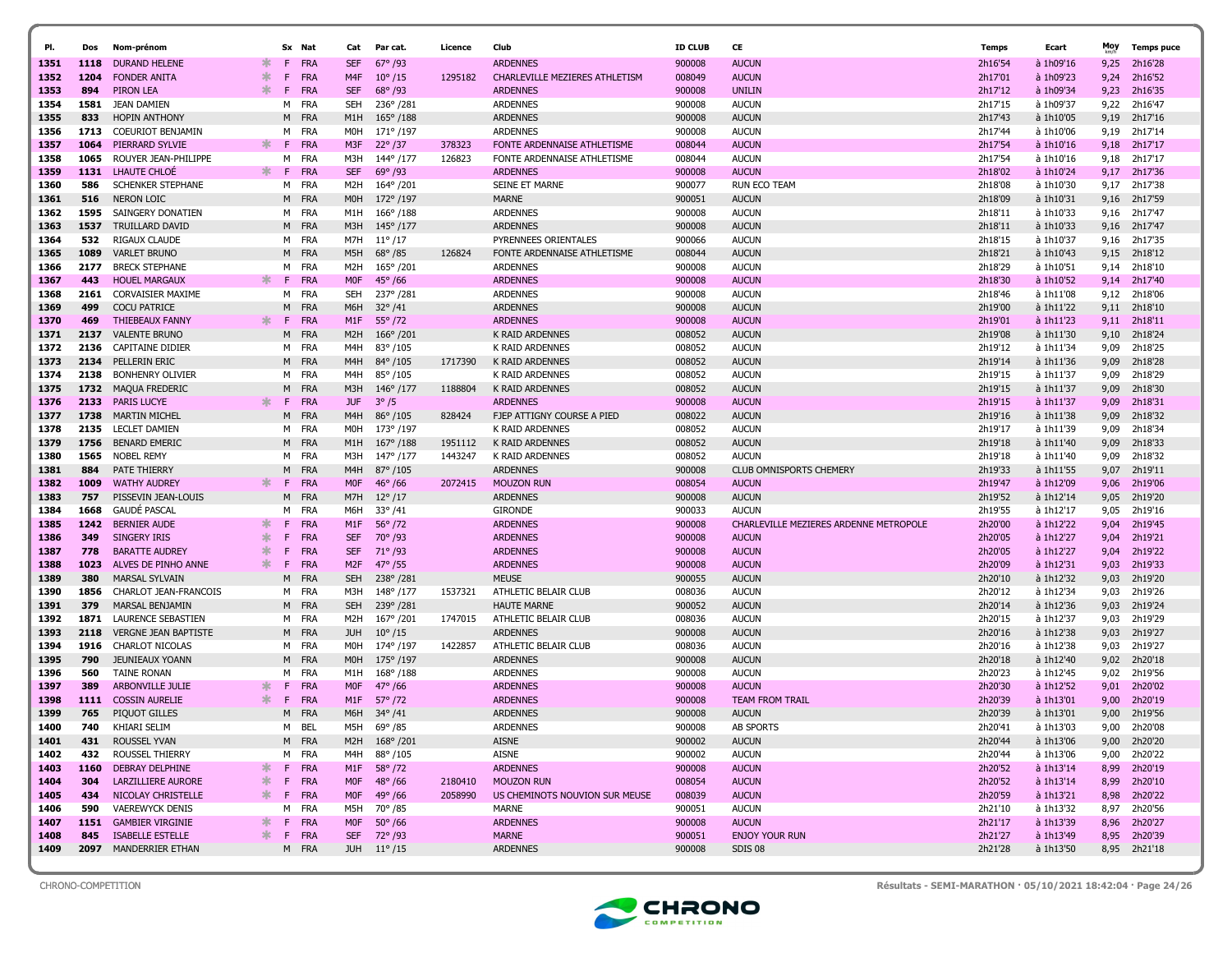| Pl. | Dos | Nom-prénom | | Sx | Nat | Cat | Par cat. | Licence | Club | ID CLUB | CE | Temps | Ecart | Moy km/h | Temps puce |
|---|---|---|---|---|---|---|---|---|---|---|---|---|---|---|---|
| 1351 | 1118 | DURAND HELENE | * | F | FRA | SEF | 67° /93 | | ARDENNES | 900008 | AUCUN | 2h16'54 | à 1h09'16 | 9,25 | 2h16'28 |
| 1352 | 1204 | FONDER ANITA | * | F | FRA | M4F | 10° /15 | 1295182 | CHARLEVILLE MEZIERES ATHLETISM | 008049 | AUCUN | 2h17'01 | à 1h09'23 | 9,24 | 2h16'52 |
| 1353 | 894 | PIRON LEA | * | F | FRA | SEF | 68° /93 | | ARDENNES | 900008 | UNILIN | 2h17'12 | à 1h09'34 | 9,23 | 2h16'35 |
| 1354 | 1581 | JEAN DAMIEN | | M | FRA | SEH | 236° /281 | | ARDENNES | 900008 | AUCUN | 2h17'15 | à 1h09'37 | 9,22 | 2h16'47 |
| 1355 | 833 | HOPIN ANTHONY | | M | FRA | M1H | 165° /188 | | ARDENNES | 900008 | AUCUN | 2h17'43 | à 1h10'05 | 9,19 | 2h17'16 |
| 1356 | 1713 | COEURIOT BENJAMIN | | M | FRA | M0H | 171° /197 | | ARDENNES | 900008 | AUCUN | 2h17'44 | à 1h10'06 | 9,19 | 2h17'14 |
| 1357 | 1064 | PIERRARD SYLVIE | * | F | FRA | M3F | 22° /37 | 378323 | FONTE ARDENNAISE ATHLETISME | 008044 | AUCUN | 2h17'54 | à 1h10'16 | 9,18 | 2h17'17 |
| 1358 | 1065 | ROUYER JEAN-PHILIPPE | | M | FRA | M3H | 144° /177 | 126823 | FONTE ARDENNAISE ATHLETISME | 008044 | AUCUN | 2h17'54 | à 1h10'16 | 9,18 | 2h17'17 |
| 1359 | 1131 | LHAUTE CHLOÉ | * | F | FRA | SEF | 69° /93 | | ARDENNES | 900008 | AUCUN | 2h18'02 | à 1h10'24 | 9,17 | 2h17'36 |
| 1360 | 586 | SCHENKER STEPHANE | | M | FRA | M2H | 164° /201 | | SEINE ET MARNE | 900077 | RUN ECO TEAM | 2h18'08 | à 1h10'30 | 9,17 | 2h17'38 |
| 1361 | 516 | NERON LOIC | | M | FRA | M0H | 172° /197 | | MARNE | 900051 | AUCUN | 2h18'09 | à 1h10'31 | 9,16 | 2h17'59 |
| 1362 | 1595 | SAINGERY DONATIEN | | M | FRA | M1H | 166° /188 | | ARDENNES | 900008 | AUCUN | 2h18'11 | à 1h10'33 | 9,16 | 2h17'47 |
| 1363 | 1537 | TRUILLARD DAVID | | M | FRA | M3H | 145° /177 | | ARDENNES | 900008 | AUCUN | 2h18'11 | à 1h10'33 | 9,16 | 2h17'47 |
| 1364 | 532 | RIGAUX CLAUDE | | M | FRA | M7H | 11° /17 | | PYRENNEES ORIENTALES | 900066 | AUCUN | 2h18'15 | à 1h10'37 | 9,16 | 2h17'35 |
| 1365 | 1089 | VARLET BRUNO | | M | FRA | M5H | 68° /85 | 126824 | FONTE ARDENNAISE ATHLETISME | 008044 | AUCUN | 2h18'21 | à 1h10'43 | 9,15 | 2h18'12 |
| 1366 | 2177 | BRECK STEPHANE | | M | FRA | M2H | 165° /201 | | ARDENNES | 900008 | AUCUN | 2h18'29 | à 1h10'51 | 9,14 | 2h18'10 |
| 1367 | 443 | HOUEL MARGAUX | * | F | FRA | M0F | 45° /66 | | ARDENNES | 900008 | AUCUN | 2h18'30 | à 1h10'52 | 9,14 | 2h17'40 |
| 1368 | 2161 | CORVAISIER MAXIME | | M | FRA | SEH | 237° /281 | | ARDENNES | 900008 | AUCUN | 2h18'46 | à 1h11'08 | 9,12 | 2h18'06 |
| 1369 | 499 | COCU PATRICE | | M | FRA | M6H | 32° /41 | | ARDENNES | 900008 | AUCUN | 2h19'00 | à 1h11'22 | 9,11 | 2h18'10 |
| 1370 | 469 | THIEBEAUX FANNY | * | F | FRA | M1F | 55° /72 | | ARDENNES | 900008 | AUCUN | 2h19'01 | à 1h11'23 | 9,11 | 2h18'11 |
| 1371 | 2137 | VALENTE BRUNO | | M | FRA | M2H | 166° /201 | | K RAID ARDENNES | 008052 | AUCUN | 2h19'08 | à 1h11'30 | 9,10 | 2h18'24 |
| 1372 | 2136 | CAPITAINE DIDIER | | M | FRA | M4H | 83° /105 | | K RAID ARDENNES | 008052 | AUCUN | 2h19'12 | à 1h11'34 | 9,09 | 2h18'25 |
| 1373 | 2134 | PELLERIN ERIC | | M | FRA | M4H | 84° /105 | 1717390 | K RAID ARDENNES | 008052 | AUCUN | 2h19'14 | à 1h11'36 | 9,09 | 2h18'28 |
| 1374 | 2138 | BONHENRY OLIVIER | | M | FRA | M4H | 85° /105 | | K RAID ARDENNES | 008052 | AUCUN | 2h19'15 | à 1h11'37 | 9,09 | 2h18'29 |
| 1375 | 1732 | MAQUA FREDERIC | | M | FRA | M3H | 146° /177 | 1188804 | K RAID ARDENNES | 008052 | AUCUN | 2h19'15 | à 1h11'37 | 9,09 | 2h18'30 |
| 1376 | 2133 | PARIS LUCYE | * | F | FRA | JUF | 3° /5 | | ARDENNES | 900008 | AUCUN | 2h19'15 | à 1h11'37 | 9,09 | 2h18'31 |
| 1377 | 1738 | MARTIN MICHEL | | M | FRA | M4H | 86° /105 | 828424 | FJEP ATTIGNY COURSE A PIED | 008022 | AUCUN | 2h19'16 | à 1h11'38 | 9,09 | 2h18'32 |
| 1378 | 2135 | LECLET DAMIEN | | M | FRA | M0H | 173° /197 | | K RAID ARDENNES | 008052 | AUCUN | 2h19'17 | à 1h11'39 | 9,09 | 2h18'34 |
| 1379 | 1756 | BENARD EMERIC | | M | FRA | M1H | 167° /188 | 1951112 | K RAID ARDENNES | 008052 | AUCUN | 2h19'18 | à 1h11'40 | 9,09 | 2h18'33 |
| 1380 | 1565 | NOBEL REMY | | M | FRA | M3H | 147° /177 | 1443247 | K RAID ARDENNES | 008052 | AUCUN | 2h19'18 | à 1h11'40 | 9,09 | 2h18'32 |
| 1381 | 884 | PATE THIERRY | | M | FRA | M4H | 87° /105 | | ARDENNES | 900008 | CLUB OMNISPORTS CHEMERY | 2h19'33 | à 1h11'55 | 9,07 | 2h19'11 |
| 1382 | 1009 | WATHY AUDREY | * | F | FRA | M0F | 46° /66 | 2072415 | MOUZON RUN | 008054 | AUCUN | 2h19'47 | à 1h12'09 | 9,06 | 2h19'06 |
| 1383 | 757 | PISSEVIN JEAN-LOUIS | | M | FRA | M7H | 12° /17 | | ARDENNES | 900008 | AUCUN | 2h19'52 | à 1h12'14 | 9,05 | 2h19'20 |
| 1384 | 1668 | GAUDÉ PASCAL | | M | FRA | M6H | 33° /41 | | GIRONDE | 900033 | AUCUN | 2h19'55 | à 1h12'17 | 9,05 | 2h19'16 |
| 1385 | 1242 | BERNIER AUDE | * | F | FRA | M1F | 56° /72 | | ARDENNES | 900008 | CHARLEVILLE MEZIERES ARDENNE METROPOLE | 2h20'00 | à 1h12'22 | 9,04 | 2h19'45 |
| 1386 | 349 | SINGERY IRIS | * | F | FRA | SEF | 70° /93 | | ARDENNES | 900008 | AUCUN | 2h20'05 | à 1h12'27 | 9,04 | 2h19'21 |
| 1387 | 778 | BARATTE AUDREY | * | F | FRA | SEF | 71° /93 | | ARDENNES | 900008 | AUCUN | 2h20'05 | à 1h12'27 | 9,04 | 2h19'22 |
| 1388 | 1023 | ALVES DE PINHO ANNE | * | F | FRA | M2F | 47° /55 | | ARDENNES | 900008 | AUCUN | 2h20'09 | à 1h12'31 | 9,03 | 2h19'33 |
| 1389 | 380 | MARSAL SYLVAIN | | M | FRA | SEH | 238° /281 | | MEUSE | 900055 | AUCUN | 2h20'10 | à 1h12'32 | 9,03 | 2h19'20 |
| 1390 | 1856 | CHARLOT JEAN-FRANCOIS | | M | FRA | M3H | 148° /177 | 1537321 | ATHLETIC BELAIR CLUB | 008036 | AUCUN | 2h20'12 | à 1h12'34 | 9,03 | 2h19'26 |
| 1391 | 379 | MARSAL BENJAMIN | | M | FRA | SEH | 239° /281 | | HAUTE MARNE | 900052 | AUCUN | 2h20'14 | à 1h12'36 | 9,03 | 2h19'24 |
| 1392 | 1871 | LAURENCE SEBASTIEN | | M | FRA | M2H | 167° /201 | 1747015 | ATHLETIC BELAIR CLUB | 008036 | AUCUN | 2h20'15 | à 1h12'37 | 9,03 | 2h19'29 |
| 1393 | 2118 | VERGNE JEAN BAPTISTE | | M | FRA | JUH | 10° /15 | | ARDENNES | 900008 | AUCUN | 2h20'16 | à 1h12'38 | 9,03 | 2h19'27 |
| 1394 | 1916 | CHARLOT NICOLAS | | M | FRA | M0H | 174° /197 | 1422857 | ATHLETIC BELAIR CLUB | 008036 | AUCUN | 2h20'16 | à 1h12'38 | 9,03 | 2h19'27 |
| 1395 | 790 | JEUNIEAUX YOANN | | M | FRA | M0H | 175° /197 | | ARDENNES | 900008 | AUCUN | 2h20'18 | à 1h12'40 | 9,02 | 2h20'18 |
| 1396 | 560 | TAINE RONAN | | M | FRA | M1H | 168° /188 | | ARDENNES | 900008 | AUCUN | 2h20'23 | à 1h12'45 | 9,02 | 2h19'56 |
| 1397 | 389 | ARBONVILLE JULIE | * | F | FRA | M0F | 47° /66 | | ARDENNES | 900008 | AUCUN | 2h20'30 | à 1h12'52 | 9,01 | 2h20'02 |
| 1398 | 1111 | COSSIN AURELIE | * | F | FRA | M1F | 57° /72 | | ARDENNES | 900008 | TEAM FROM TRAIL | 2h20'39 | à 1h13'01 | 9,00 | 2h20'19 |
| 1399 | 765 | PIQUOT GILLES | | M | FRA | M6H | 34° /41 | | ARDENNES | 900008 | AUCUN | 2h20'39 | à 1h13'01 | 9,00 | 2h19'56 |
| 1400 | 740 | KHIARI SELIM | | M | BEL | M5H | 69° /85 | | ARDENNES | 900008 | AB SPORTS | 2h20'41 | à 1h13'03 | 9,00 | 2h20'08 |
| 1401 | 431 | ROUSSEL YVAN | | M | FRA | M2H | 168° /201 | | AISNE | 900002 | AUCUN | 2h20'44 | à 1h13'06 | 9,00 | 2h20'20 |
| 1402 | 432 | ROUSSEL THIERRY | | M | FRA | M4H | 88° /105 | | AISNE | 900002 | AUCUN | 2h20'44 | à 1h13'06 | 9,00 | 2h20'22 |
| 1403 | 1160 | DEBRAY DELPHINE | * | F | FRA | M1F | 58° /72 | | ARDENNES | 900008 | AUCUN | 2h20'52 | à 1h13'14 | 8,99 | 2h20'19 |
| 1404 | 304 | LARZILLIERE AURORE | * | F | FRA | M0F | 48° /66 | 2180410 | MOUZON RUN | 008054 | AUCUN | 2h20'52 | à 1h13'14 | 8,99 | 2h20'10 |
| 1405 | 434 | NICOLAY CHRISTELLE | * | F | FRA | M0F | 49° /66 | 2058990 | US CHEMINOTS NOUVION SUR MEUSE | 008039 | AUCUN | 2h20'59 | à 1h13'21 | 8,98 | 2h20'22 |
| 1406 | 590 | VAEREWYCK DENIS | | M | FRA | M5H | 70° /85 | | MARNE | 900051 | AUCUN | 2h21'10 | à 1h13'32 | 8,97 | 2h20'56 |
| 1407 | 1151 | GAMBIER VIRGINIE | * | F | FRA | M0F | 50° /66 | | ARDENNES | 900008 | AUCUN | 2h21'17 | à 1h13'39 | 8,96 | 2h20'27 |
| 1408 | 845 | ISABELLE ESTELLE | * | F | FRA | SEF | 72° /93 | | MARNE | 900051 | ENJOY YOUR RUN | 2h21'27 | à 1h13'49 | 8,95 | 2h20'39 |
| 1409 | 2097 | MANDERRIER ETHAN | | M | FRA | JUH | 11° /15 | | ARDENNES | 900008 | SDIS 08 | 2h21'28 | à 1h13'50 | 8,95 | 2h21'18 |

CHRONO-COMPETITION

Résultats - SEMI-MARATHON · 05/10/2021 18:42:04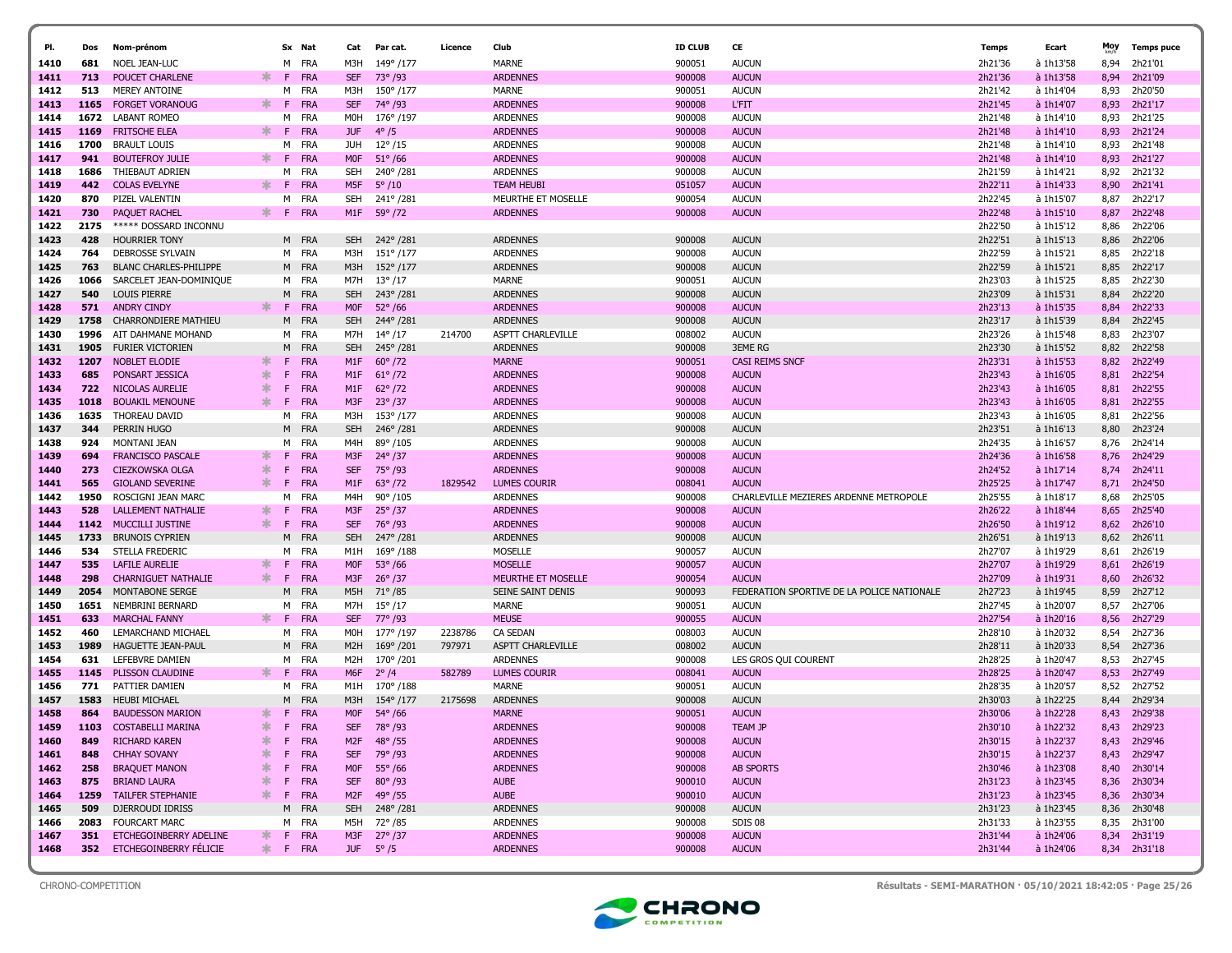| Pl. | Dos | Nom-prénom | | Sx | Nat | Cat | Par cat. | Licence | Club | ID CLUB | CE | Temps | Ecart | Moy km/h | Temps puce |
|---|---|---|---|---|---|---|---|---|---|---|---|---|---|---|---|
| 1410 | 681 | NOEL JEAN-LUC | | M | FRA | M3H | 149° /177 | | MARNE | 900051 | AUCUN | 2h21'36 | à 1h13'58 | 8,94 | 2h21'01 |
| 1411 | 713 | POUCET CHARLENE | * | F | FRA | SEF | 73° /93 | | ARDENNES | 900008 | AUCUN | 2h21'36 | à 1h13'58 | 8,94 | 2h21'09 |
| 1412 | 513 | MEREY ANTOINE | | M | FRA | M3H | 150° /177 | | MARNE | 900051 | AUCUN | 2h21'42 | à 1h14'04 | 8,93 | 2h20'50 |
| 1413 | 1165 | FORGET VORANOUG | * | F | FRA | SEF | 74° /93 | | ARDENNES | 900008 | L'FIT | 2h21'45 | à 1h14'07 | 8,93 | 2h21'17 |
| 1414 | 1672 | LABANT ROMEO | | M | FRA | M0H | 176° /197 | | ARDENNES | 900008 | AUCUN | 2h21'48 | à 1h14'10 | 8,93 | 2h21'25 |
| 1415 | 1169 | FRITSCHE ELEA | * | F | FRA | JUF | 4° /5 | | ARDENNES | 900008 | AUCUN | 2h21'48 | à 1h14'10 | 8,93 | 2h21'24 |
| 1416 | 1700 | BRAULT LOUIS | | M | FRA | JUH | 12° /15 | | ARDENNES | 900008 | AUCUN | 2h21'48 | à 1h14'10 | 8,93 | 2h21'48 |
| 1417 | 941 | BOUTEFROY JULIE | * | F | FRA | M0F | 51° /66 | | ARDENNES | 900008 | AUCUN | 2h21'48 | à 1h14'10 | 8,93 | 2h21'27 |
| 1418 | 1686 | THIEBAUT ADRIEN | | M | FRA | SEH | 240° /281 | | ARDENNES | 900008 | AUCUN | 2h21'59 | à 1h14'21 | 8,92 | 2h21'32 |
| 1419 | 442 | COLAS EVELYNE | * | F | FRA | M5F | 5° /10 | | TEAM HEUBI | 051057 | AUCUN | 2h22'11 | à 1h14'33 | 8,90 | 2h21'41 |
| 1420 | 870 | PIZEL VALENTIN | | M | FRA | SEH | 241° /281 | | MEURTHE ET MOSELLE | 900054 | AUCUN | 2h22'45 | à 1h15'07 | 8,87 | 2h22'17 |
| 1421 | 730 | PAQUET RACHEL | * | F | FRA | M1F | 59° /72 | | ARDENNES | 900008 | AUCUN | 2h22'48 | à 1h15'10 | 8,87 | 2h22'48 |
| 1422 | 2175 | ***** DOSSARD INCONNU | | | | | | | | | | 2h22'50 | à 1h15'12 | 8,86 | 2h22'06 |
| 1423 | 428 | HOURRIER TONY | | M | FRA | SEH | 242° /281 | | ARDENNES | 900008 | AUCUN | 2h22'51 | à 1h15'13 | 8,86 | 2h22'06 |
| 1424 | 764 | DEBROSSE SYLVAIN | | M | FRA | M3H | 151° /177 | | ARDENNES | 900008 | AUCUN | 2h22'59 | à 1h15'21 | 8,85 | 2h22'18 |
| 1425 | 763 | BLANC CHARLES-PHILIPPE | | M | FRA | M3H | 152° /177 | | ARDENNES | 900008 | AUCUN | 2h22'59 | à 1h15'21 | 8,85 | 2h22'17 |
| 1426 | 1066 | SARCELET JEAN-DOMINIQUE | | M | FRA | M7H | 13° /17 | | MARNE | 900051 | AUCUN | 2h23'03 | à 1h15'25 | 8,85 | 2h22'30 |
| 1427 | 540 | LOUIS PIERRE | | M | FRA | SEH | 243° /281 | | ARDENNES | 900008 | AUCUN | 2h23'09 | à 1h15'31 | 8,84 | 2h22'20 |
| 1428 | 571 | ANDRY CINDY | * | F | FRA | M0F | 52° /66 | | ARDENNES | 900008 | AUCUN | 2h23'13 | à 1h15'35 | 8,84 | 2h22'33 |
| 1429 | 1758 | CHARRONDIERE MATHIEU | | M | FRA | SEH | 244° /281 | | ARDENNES | 900008 | AUCUN | 2h23'17 | à 1h15'39 | 8,84 | 2h22'45 |
| 1430 | 1996 | AIT DAHMANE MOHAND | | M | FRA | M7H | 14° /17 | 214700 | ASPTT CHARLEVILLE | 008002 | AUCUN | 2h23'26 | à 1h15'48 | 8,83 | 2h23'07 |
| 1431 | 1905 | FURIER VICTORIEN | | M | FRA | SEH | 245° /281 | | ARDENNES | 900008 | 3EME RG | 2h23'30 | à 1h15'52 | 8,82 | 2h22'58 |
| 1432 | 1207 | NOBLET ELODIE | * | F | FRA | M1F | 60° /72 | | MARNE | 900051 | CASI REIMS SNCF | 2h23'31 | à 1h15'53 | 8,82 | 2h22'49 |
| 1433 | 685 | PONSART JESSICA | * | F | FRA | M1F | 61° /72 | | ARDENNES | 900008 | AUCUN | 2h23'43 | à 1h16'05 | 8,81 | 2h22'54 |
| 1434 | 722 | NICOLAS AURELIE | * | F | FRA | M1F | 62° /72 | | ARDENNES | 900008 | AUCUN | 2h23'43 | à 1h16'05 | 8,81 | 2h22'55 |
| 1435 | 1018 | BOUAKIL MENOUNE | * | F | FRA | M3F | 23° /37 | | ARDENNES | 900008 | AUCUN | 2h23'43 | à 1h16'05 | 8,81 | 2h22'55 |
| 1436 | 1635 | THOREAU DAVID | | M | FRA | M3H | 153° /177 | | ARDENNES | 900008 | AUCUN | 2h23'43 | à 1h16'05 | 8,81 | 2h22'56 |
| 1437 | 344 | PERRIN HUGO | | M | FRA | SEH | 246° /281 | | ARDENNES | 900008 | AUCUN | 2h23'51 | à 1h16'13 | 8,80 | 2h23'24 |
| 1438 | 924 | MONTANI JEAN | | M | FRA | M4H | 89° /105 | | ARDENNES | 900008 | AUCUN | 2h24'35 | à 1h16'57 | 8,76 | 2h24'14 |
| 1439 | 694 | FRANCISCO PASCALE | * | F | FRA | M3F | 24° /37 | | ARDENNES | 900008 | AUCUN | 2h24'36 | à 1h16'58 | 8,76 | 2h24'29 |
| 1440 | 273 | CIEZKOWSKA OLGA | * | F | FRA | SEF | 75° /93 | | ARDENNES | 900008 | AUCUN | 2h24'52 | à 1h17'14 | 8,74 | 2h24'11 |
| 1441 | 565 | GIOLAND SEVERINE | * | F | FRA | M1F | 63° /72 | 1829542 | LUMES COURIR | 008041 | AUCUN | 2h25'25 | à 1h17'47 | 8,71 | 2h24'50 |
| 1442 | 1950 | ROSCIGNI JEAN MARC | | M | FRA | M4H | 90° /105 | | ARDENNES | 900008 | CHARLEVILLE MEZIERES ARDENNE METROPOLE | 2h25'55 | à 1h18'17 | 8,68 | 2h25'05 |
| 1443 | 528 | LALLEMENT NATHALIE | * | F | FRA | M3F | 25° /37 | | ARDENNES | 900008 | AUCUN | 2h26'22 | à 1h18'44 | 8,65 | 2h25'40 |
| 1444 | 1142 | MUCCILLI JUSTINE | * | F | FRA | SEF | 76° /93 | | ARDENNES | 900008 | AUCUN | 2h26'50 | à 1h19'12 | 8,62 | 2h26'10 |
| 1445 | 1733 | BRUNOIS CYPRIEN | | M | FRA | SEH | 247° /281 | | ARDENNES | 900008 | AUCUN | 2h26'51 | à 1h19'13 | 8,62 | 2h26'11 |
| 1446 | 534 | STELLA FREDERIC | | M | FRA | M1H | 169° /188 | | MOSELLE | 900057 | AUCUN | 2h27'07 | à 1h19'29 | 8,61 | 2h26'19 |
| 1447 | 535 | LAFILE AURELIE | * | F | FRA | M0F | 53° /66 | | MOSELLE | 900057 | AUCUN | 2h27'07 | à 1h19'29 | 8,61 | 2h26'19 |
| 1448 | 298 | CHARNIGUET NATHALIE | * | F | FRA | M3F | 26° /37 | | MEURTHE ET MOSELLE | 900054 | AUCUN | 2h27'09 | à 1h19'31 | 8,60 | 2h26'32 |
| 1449 | 2054 | MONTABONE SERGE | | M | FRA | M5H | 71° /85 | | SEINE SAINT DENIS | 900093 | FEDERATION SPORTIVE DE LA POLICE NATIONALE | 2h27'23 | à 1h19'45 | 8,59 | 2h27'12 |
| 1450 | 1651 | NEMBRINI BERNARD | | M | FRA | M7H | 15° /17 | | MARNE | 900051 | AUCUN | 2h27'45 | à 1h20'07 | 8,57 | 2h27'06 |
| 1451 | 633 | MARCHAL FANNY | * | F | FRA | SEF | 77° /93 | | MEUSE | 900055 | AUCUN | 2h27'54 | à 1h20'16 | 8,56 | 2h27'29 |
| 1452 | 460 | LEMARCHAND MICHAEL | | M | FRA | M0H | 177° /197 | 2238786 | CA SEDAN | 008003 | AUCUN | 2h28'10 | à 1h20'32 | 8,54 | 2h27'36 |
| 1453 | 1989 | HAGUETTE JEAN-PAUL | | M | FRA | M2H | 169° /201 | 797971 | ASPTT CHARLEVILLE | 008002 | AUCUN | 2h28'11 | à 1h20'33 | 8,54 | 2h27'36 |
| 1454 | 631 | LEFEBVRE DAMIEN | | M | FRA | M2H | 170° /201 | | ARDENNES | 900008 | LES GROS QUI COURENT | 2h28'25 | à 1h20'47 | 8,53 | 2h27'45 |
| 1455 | 1145 | PLISSON CLAUDINE | * | F | FRA | M6F | 2° /4 | 582789 | LUMES COURIR | 008041 | AUCUN | 2h28'25 | à 1h20'47 | 8,53 | 2h27'49 |
| 1456 | 771 | PATTIER DAMIEN | | M | FRA | M1H | 170° /188 | | MARNE | 900051 | AUCUN | 2h28'35 | à 1h20'57 | 8,52 | 2h27'52 |
| 1457 | 1583 | HEUBI MICHAEL | | M | FRA | M3H | 154° /177 | 2175698 | ARDENNES | 900008 | AUCUN | 2h30'03 | à 1h22'25 | 8,44 | 2h29'34 |
| 1458 | 864 | BAUDESSON MARION | * | F | FRA | M0F | 54° /66 | | MARNE | 900051 | AUCUN | 2h30'06 | à 1h22'28 | 8,43 | 2h29'38 |
| 1459 | 1103 | COSTABELLI MARINA | * | F | FRA | SEF | 78° /93 | | ARDENNES | 900008 | TEAM JP | 2h30'10 | à 1h22'32 | 8,43 | 2h29'23 |
| 1460 | 849 | RICHARD KAREN | * | F | FRA | M2F | 48° /55 | | ARDENNES | 900008 | AUCUN | 2h30'15 | à 1h22'37 | 8,43 | 2h29'46 |
| 1461 | 848 | CHHAY SOVANY | * | F | FRA | SEF | 79° /93 | | ARDENNES | 900008 | AUCUN | 2h30'15 | à 1h22'37 | 8,43 | 2h29'47 |
| 1462 | 258 | BRAQUET MANON | * | F | FRA | M0F | 55° /66 | | ARDENNES | 900008 | AB SPORTS | 2h30'46 | à 1h23'08 | 8,40 | 2h30'14 |
| 1463 | 875 | BRIAND LAURA | * | F | FRA | SEF | 80° /93 | | AUBE | 900010 | AUCUN | 2h31'23 | à 1h23'45 | 8,36 | 2h30'34 |
| 1464 | 1259 | TAILFER STEPHANIE | * | F | FRA | M2F | 49° /55 | | AUBE | 900010 | AUCUN | 2h31'23 | à 1h23'45 | 8,36 | 2h30'34 |
| 1465 | 509 | DJERROUDI IDRISS | | M | FRA | SEH | 248° /281 | | ARDENNES | 900008 | AUCUN | 2h31'23 | à 1h23'45 | 8,36 | 2h30'48 |
| 1466 | 2083 | FOURCART MARC | | M | FRA | M5H | 72° /85 | | ARDENNES | 900008 | SDIS 08 | 2h31'33 | à 1h23'55 | 8,35 | 2h31'00 |
| 1467 | 351 | ETCHEGOINBERRY ADELINE | * | F | FRA | M3F | 27° /37 | | ARDENNES | 900008 | AUCUN | 2h31'44 | à 1h24'06 | 8,34 | 2h31'19 |
| 1468 | 352 | ETCHEGOINBERRY FÉLICIE | * | F | FRA | JUF | 5° /5 | | ARDENNES | 900008 | AUCUN | 2h31'44 | à 1h24'06 | 8,34 | 2h31'18 |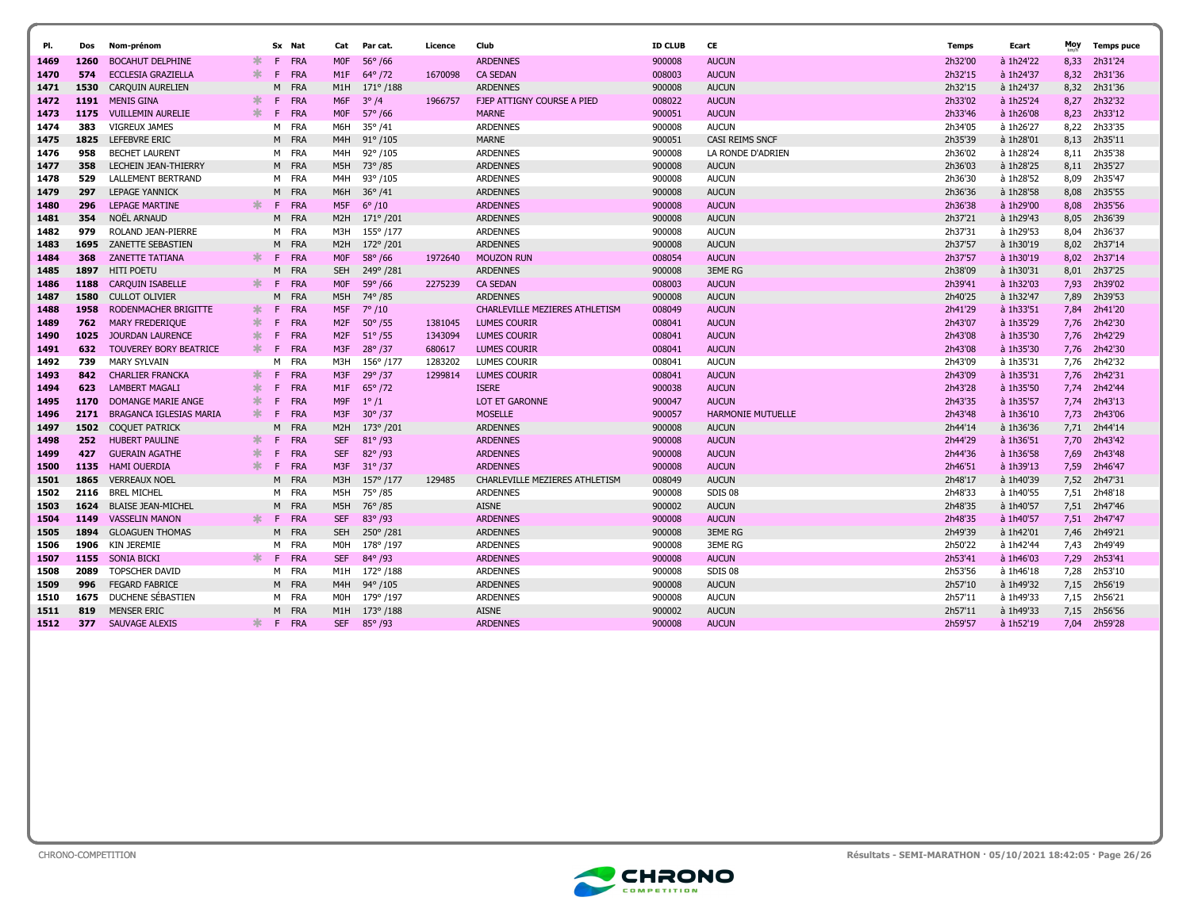| Pl. | Dos | Nom-prénom | | Sx | Nat | Cat | Par cat. | Licence | Club | ID CLUB | CE | Temps | Ecart | Moy km/h | Temps puce |
|---|---|---|---|---|---|---|---|---|---|---|---|---|---|---|---|
| 1469 | 1260 | BOCAHUT DELPHINE | * | F | FRA | M0F | 56° /66 | | ARDENNES | 900008 | AUCUN | 2h32'00 | à 1h24'22 | 8,33 | 2h31'24 |
| 1470 | 574 | ECCLESIA GRAZIELLA | * | F | FRA | M1F | 64° /72 | 1670098 | CA SEDAN | 008003 | AUCUN | 2h32'15 | à 1h24'37 | 8,32 | 2h31'36 |
| 1471 | 1530 | CARQUIN AURELIEN | | M | FRA | M1H | 171° /188 | | ARDENNES | 900008 | AUCUN | 2h32'15 | à 1h24'37 | 8,32 | 2h31'36 |
| 1472 | 1191 | MENIS GINA | * | F | FRA | M6F | 3° /4 | 1966757 | FJEP ATTIGNY COURSE A PIED | 008022 | AUCUN | 2h33'02 | à 1h25'24 | 8,27 | 2h32'32 |
| 1473 | 1175 | VUILLEMIN AURELIE | * | F | FRA | M0F | 57° /66 | | MARNE | 900051 | AUCUN | 2h33'46 | à 1h26'08 | 8,23 | 2h33'12 |
| 1474 | 383 | VIGREUX JAMES | | M | FRA | M6H | 35° /41 | | ARDENNES | 900008 | AUCUN | 2h34'05 | à 1h26'27 | 8,22 | 2h33'35 |
| 1475 | 1825 | LEFEBVRE ERIC | | M | FRA | M4H | 91° /105 | | MARNE | 900051 | CASI REIMS SNCF | 2h35'39 | à 1h28'01 | 8,13 | 2h35'11 |
| 1476 | 958 | BECHET LAURENT | | M | FRA | M4H | 92° /105 | | ARDENNES | 900008 | LA RONDE D'ADRIEN | 2h36'02 | à 1h28'24 | 8,11 | 2h35'38 |
| 1477 | 358 | LECHEIN JEAN-THIERRY | | M | FRA | M5H | 73° /85 | | ARDENNES | 900008 | AUCUN | 2h36'03 | à 1h28'25 | 8,11 | 2h35'27 |
| 1478 | 529 | LALLEMENT BERTRAND | | M | FRA | M4H | 93° /105 | | ARDENNES | 900008 | AUCUN | 2h36'30 | à 1h28'52 | 8,09 | 2h35'47 |
| 1479 | 297 | LEPAGE YANNICK | | M | FRA | M6H | 36° /41 | | ARDENNES | 900008 | AUCUN | 2h36'36 | à 1h28'58 | 8,08 | 2h35'55 |
| 1480 | 296 | LEPAGE MARTINE | * | F | FRA | M5F | 6° /10 | | ARDENNES | 900008 | AUCUN | 2h36'38 | à 1h29'00 | 8,08 | 2h35'56 |
| 1481 | 354 | NOËL ARNAUD | | M | FRA | M2H | 171° /201 | | ARDENNES | 900008 | AUCUN | 2h37'21 | à 1h29'43 | 8,05 | 2h36'39 |
| 1482 | 979 | ROLAND JEAN-PIERRE | | M | FRA | M3H | 155° /177 | | ARDENNES | 900008 | AUCUN | 2h37'31 | à 1h29'53 | 8,04 | 2h36'37 |
| 1483 | 1695 | ZANETTE SEBASTIEN | | M | FRA | M2H | 172° /201 | | ARDENNES | 900008 | AUCUN | 2h37'57 | à 1h30'19 | 8,02 | 2h37'14 |
| 1484 | 368 | ZANETTE TATIANA | * | F | FRA | M0F | 58° /66 | 1972640 | MOUZON RUN | 008054 | AUCUN | 2h37'57 | à 1h30'19 | 8,02 | 2h37'14 |
| 1485 | 1897 | HITI POETU | | M | FRA | SEH | 249° /281 | | ARDENNES | 900008 | 3EME RG | 2h38'09 | à 1h30'31 | 8,01 | 2h37'25 |
| 1486 | 1188 | CARQUIN ISABELLE | * | F | FRA | M0F | 59° /66 | 2275239 | CA SEDAN | 008003 | AUCUN | 2h39'41 | à 1h32'03 | 7,93 | 2h39'02 |
| 1487 | 1580 | CULLOT OLIVIER | | M | FRA | M5H | 74° /85 | | ARDENNES | 900008 | AUCUN | 2h40'25 | à 1h32'47 | 7,89 | 2h39'53 |
| 1488 | 1958 | RODENMACHER BRIGITTE | * | F | FRA | M5F | 7° /10 | | CHARLEVILLE MEZIERES ATHLETISM | 008049 | AUCUN | 2h41'29 | à 1h33'51 | 7,84 | 2h41'20 |
| 1489 | 762 | MARY FREDERIQUE | * | F | FRA | M2F | 50° /55 | 1381045 | LUMES COURIR | 008041 | AUCUN | 2h43'07 | à 1h35'29 | 7,76 | 2h42'30 |
| 1490 | 1025 | JOURDAN LAURENCE | * | F | FRA | M2F | 51° /55 | 1343094 | LUMES COURIR | 008041 | AUCUN | 2h43'08 | à 1h35'30 | 7,76 | 2h42'29 |
| 1491 | 632 | TOUVEREY BORY BEATRICE | * | F | FRA | M3F | 28° /37 | 680617 | LUMES COURIR | 008041 | AUCUN | 2h43'08 | à 1h35'30 | 7,76 | 2h42'30 |
| 1492 | 739 | MARY SYLVAIN | | M | FRA | M3H | 156° /177 | 1283202 | LUMES COURIR | 008041 | AUCUN | 2h43'09 | à 1h35'31 | 7,76 | 2h42'32 |
| 1493 | 842 | CHARLIER FRANCKA | * | F | FRA | M3F | 29° /37 | 1299814 | LUMES COURIR | 008041 | AUCUN | 2h43'09 | à 1h35'31 | 7,76 | 2h42'31 |
| 1494 | 623 | LAMBERT MAGALI | * | F | FRA | M1F | 65° /72 | | ISERE | 900038 | AUCUN | 2h43'28 | à 1h35'50 | 7,74 | 2h42'44 |
| 1495 | 1170 | DOMANGE MARIE ANGE | * | F | FRA | M9F | 1° /1 | | LOT ET GARONNE | 900047 | AUCUN | 2h43'35 | à 1h35'57 | 7,74 | 2h43'13 |
| 1496 | 2171 | BRAGANCA IGLESIAS MARIA | * | F | FRA | M3F | 30° /37 | | MOSELLE | 900057 | HARMONIE MUTUELLE | 2h43'48 | à 1h36'10 | 7,73 | 2h43'06 |
| 1497 | 1502 | COQUET PATRICK | | M | FRA | M2H | 173° /201 | | ARDENNES | 900008 | AUCUN | 2h44'14 | à 1h36'36 | 7,71 | 2h44'14 |
| 1498 | 252 | HUBERT PAULINE | * | F | FRA | SEF | 81° /93 | | ARDENNES | 900008 | AUCUN | 2h44'29 | à 1h36'51 | 7,70 | 2h43'42 |
| 1499 | 427 | GUERAIN AGATHE | * | F | FRA | SEF | 82° /93 | | ARDENNES | 900008 | AUCUN | 2h44'36 | à 1h36'58 | 7,69 | 2h43'48 |
| 1500 | 1135 | HAMI OUERDIA | * | F | FRA | M3F | 31° /37 | | ARDENNES | 900008 | AUCUN | 2h46'51 | à 1h39'13 | 7,59 | 2h46'47 |
| 1501 | 1865 | VERREAUX NOEL | | M | FRA | M3H | 157° /177 | 129485 | CHARLEVILLE MEZIERES ATHLETISM | 008049 | AUCUN | 2h48'17 | à 1h40'39 | 7,52 | 2h47'31 |
| 1502 | 2116 | BREL MICHEL | | M | FRA | M5H | 75° /85 | | ARDENNES | 900008 | SDIS 08 | 2h48'33 | à 1h40'55 | 7,51 | 2h48'18 |
| 1503 | 1624 | BLAISE JEAN-MICHEL | | M | FRA | M5H | 76° /85 | | AISNE | 900002 | AUCUN | 2h48'35 | à 1h40'57 | 7,51 | 2h47'46 |
| 1504 | 1149 | VASSELIN MANON | * | F | FRA | SEF | 83° /93 | | ARDENNES | 900008 | AUCUN | 2h48'35 | à 1h40'57 | 7,51 | 2h47'47 |
| 1505 | 1894 | GLOAGUEN THOMAS | | M | FRA | SEH | 250° /281 | | ARDENNES | 900008 | 3EME RG | 2h49'39 | à 1h42'01 | 7,46 | 2h49'21 |
| 1506 | 1906 | KIN JEREMIE | | M | FRA | M0H | 178° /197 | | ARDENNES | 900008 | 3EME RG | 2h50'22 | à 1h42'44 | 7,43 | 2h49'49 |
| 1507 | 1155 | SONIA BICKI | * | F | FRA | SEF | 84° /93 | | ARDENNES | 900008 | AUCUN | 2h53'41 | à 1h46'03 | 7,29 | 2h53'41 |
| 1508 | 2089 | TOPSCHER DAVID | | M | FRA | M1H | 172° /188 | | ARDENNES | 900008 | SDIS 08 | 2h53'56 | à 1h46'18 | 7,28 | 2h53'10 |
| 1509 | 996 | FEGARD FABRICE | | M | FRA | M4H | 94° /105 | | ARDENNES | 900008 | AUCUN | 2h57'10 | à 1h49'32 | 7,15 | 2h56'19 |
| 1510 | 1675 | DUCHENE SÉBASTIEN | | M | FRA | M0H | 179° /197 | | ARDENNES | 900008 | AUCUN | 2h57'11 | à 1h49'33 | 7,15 | 2h56'21 |
| 1511 | 819 | MENSER ERIC | | M | FRA | M1H | 173° /188 | | AISNE | 900002 | AUCUN | 2h57'11 | à 1h49'33 | 7,15 | 2h56'56 |
| 1512 | 377 | SAUVAGE ALEXIS | * | F | FRA | SEF | 85° /93 | | ARDENNES | 900008 | AUCUN | 2h59'57 | à 1h52'19 | 7,04 | 2h59'28 |

CHRONO-COMPETITION

Résultats - SEMI-MARATHON · 05/10/2021 18:42:05